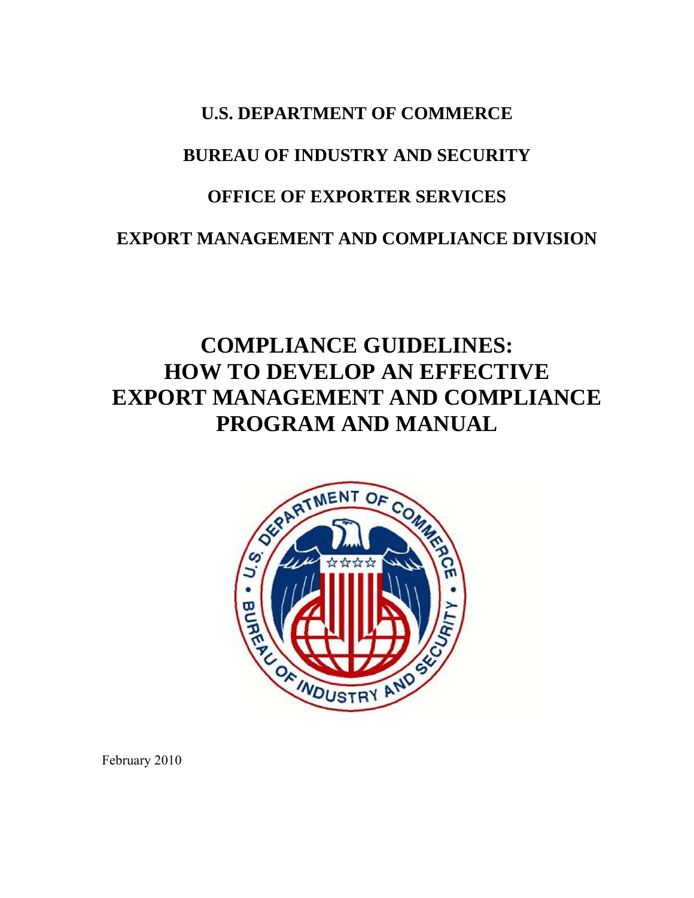**U.S. DEPARTMENT OF COMMERCE**

**BUREAU OF INDUSTRY AND SECURITY**

**OFFICE OF EXPORTER SERVICES**

**EXPORT MANAGEMENT AND COMPLIANCE DIVISION**

# COMPLIANCE GUIDELINES: HOW TO DEVELOP AN EFFECTIVE EXPORT MANAGEMENT AND COMPLIANCE PROGRAM AND MANUAL

February 2010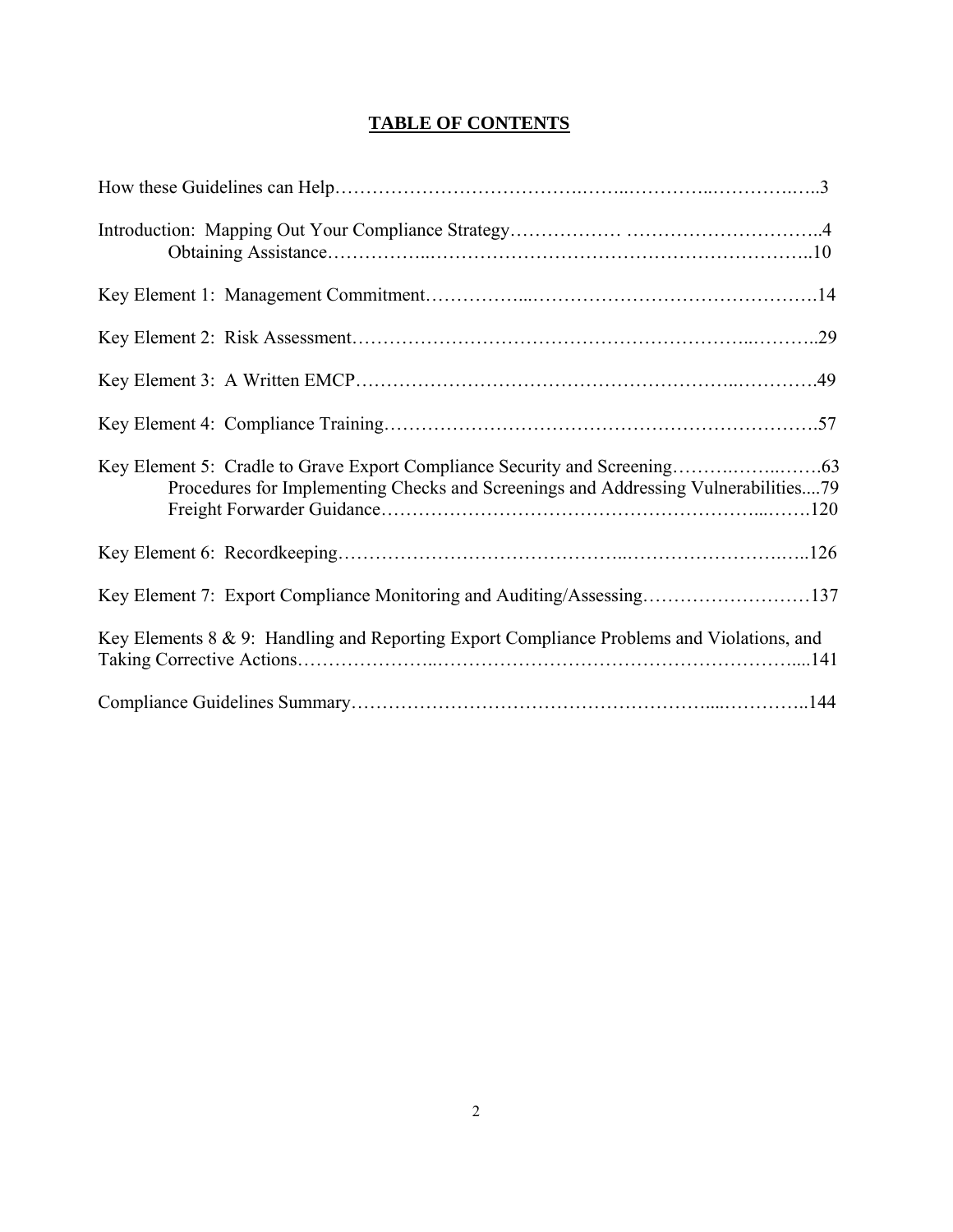# TABLE OF CONTENTS

How these Guidelines can Help……………………………………………………………………3

Introduction: Mapping Out Your Compliance Strategy……………… …………………………..4
    Obtaining Assistance……………………………………………………………………..10

Key Element 1: Management Commitment…………………………………………………….14

Key Element 2: Risk Assessment………………………………………………………………..29

Key Element 3: A Written EMCP………………………………………………………………..49

Key Element 4: Compliance Training…………………………………………………………….57

Key Element 5: Cradle to Grave Export Compliance Security and Screening…………………63
    Procedures for Implementing Checks and Screenings and Addressing Vulnerabilities....79
    Freight Forwarder Guidance………………………………………………………………120

Key Element 6: Recordkeeping…………………………………………………………………..126

Key Element 7: Export Compliance Monitoring and Auditing/Assessing………………………137

Key Elements 8 & 9: Handling and Reporting Export Compliance Problems and Violations, and Taking Corrective Actions………………………………………………………………………....141

Compliance Guidelines Summary……………………………………………………………..144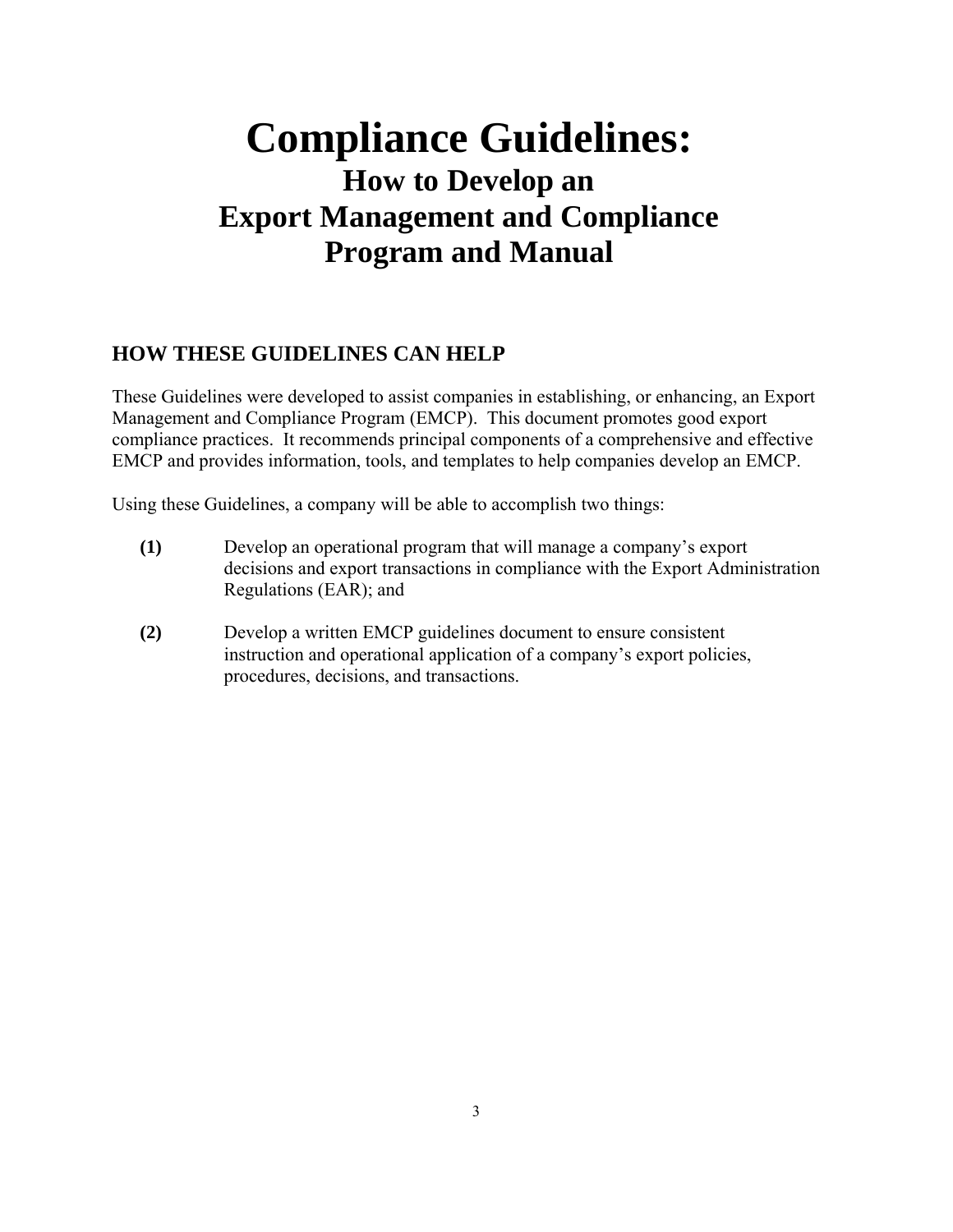# Compliance Guidelines:

## How to Develop an Export Management and Compliance Program and Manual

### HOW THESE GUIDELINES CAN HELP

These Guidelines were developed to assist companies in establishing, or enhancing, an Export Management and Compliance Program (EMCP). This document promotes good export compliance practices. It recommends principal components of a comprehensive and effective EMCP and provides information, tools, and templates to help companies develop an EMCP.

Using these Guidelines, a company will be able to accomplish two things:

**(1)** Develop an operational program that will manage a company's export decisions and export transactions in compliance with the Export Administration Regulations (EAR); and

**(2)** Develop a written EMCP guidelines document to ensure consistent instruction and operational application of a company's export policies, procedures, decisions, and transactions.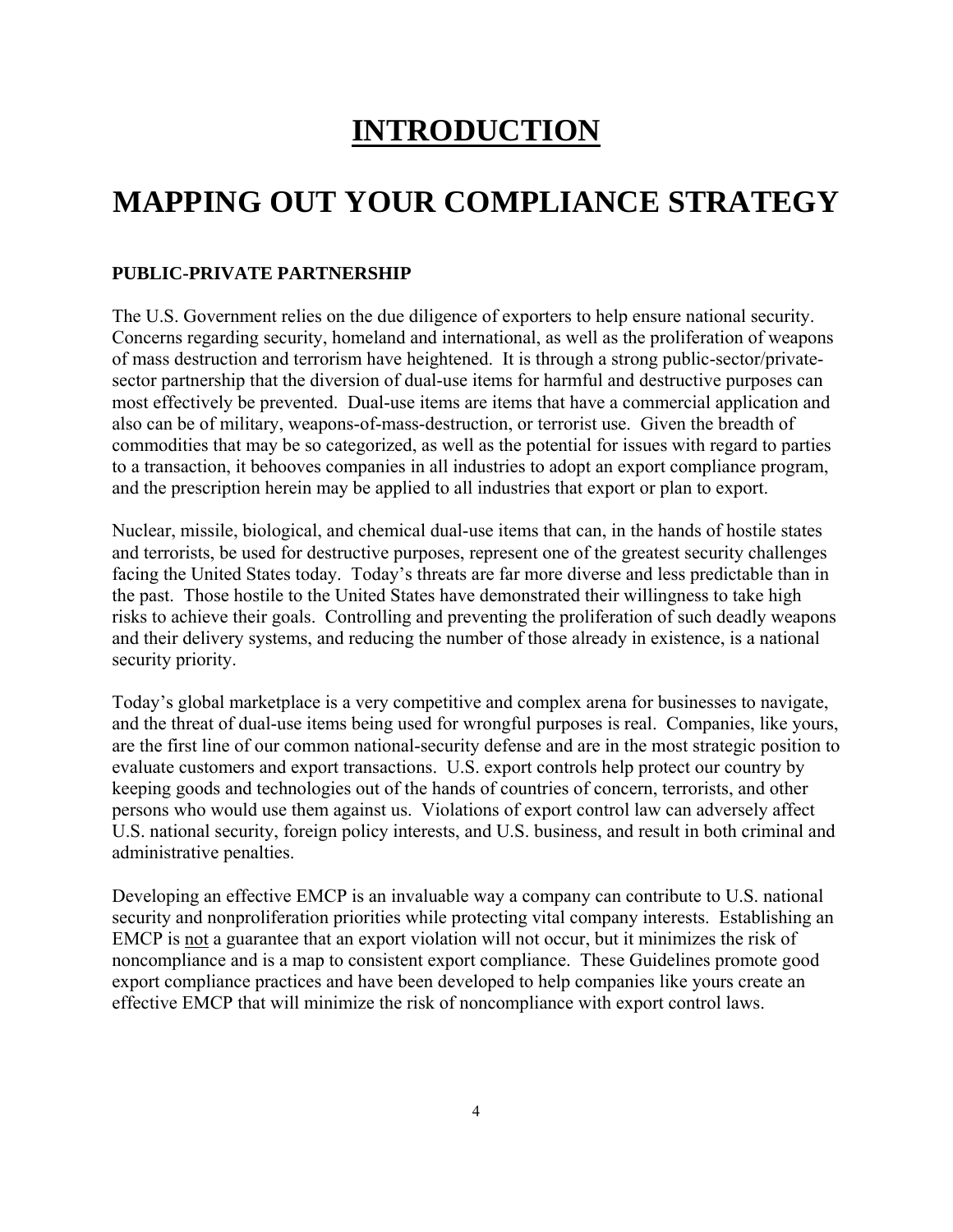# INTRODUCTION

# MAPPING OUT YOUR COMPLIANCE STRATEGY

### PUBLIC-PRIVATE PARTNERSHIP

The U.S. Government relies on the due diligence of exporters to help ensure national security. Concerns regarding security, homeland and international, as well as the proliferation of weapons of mass destruction and terrorism have heightened. It is through a strong public-sector/private-sector partnership that the diversion of dual-use items for harmful and destructive purposes can most effectively be prevented. Dual-use items are items that have a commercial application and also can be of military, weapons-of-mass-destruction, or terrorist use. Given the breadth of commodities that may be so categorized, as well as the potential for issues with regard to parties to a transaction, it behooves companies in all industries to adopt an export compliance program, and the prescription herein may be applied to all industries that export or plan to export.

Nuclear, missile, biological, and chemical dual-use items that can, in the hands of hostile states and terrorists, be used for destructive purposes, represent one of the greatest security challenges facing the United States today. Today's threats are far more diverse and less predictable than in the past. Those hostile to the United States have demonstrated their willingness to take high risks to achieve their goals. Controlling and preventing the proliferation of such deadly weapons and their delivery systems, and reducing the number of those already in existence, is a national security priority.

Today's global marketplace is a very competitive and complex arena for businesses to navigate, and the threat of dual-use items being used for wrongful purposes is real. Companies, like yours, are the first line of our common national-security defense and are in the most strategic position to evaluate customers and export transactions. U.S. export controls help protect our country by keeping goods and technologies out of the hands of countries of concern, terrorists, and other persons who would use them against us. Violations of export control law can adversely affect U.S. national security, foreign policy interests, and U.S. business, and result in both criminal and administrative penalties.

Developing an effective EMCP is an invaluable way a company can contribute to U.S. national security and nonproliferation priorities while protecting vital company interests. Establishing an EMCP is <u>not</u> a guarantee that an export violation will not occur, but it minimizes the risk of noncompliance and is a map to consistent export compliance. These Guidelines promote good export compliance practices and have been developed to help companies like yours create an effective EMCP that will minimize the risk of noncompliance with export control laws.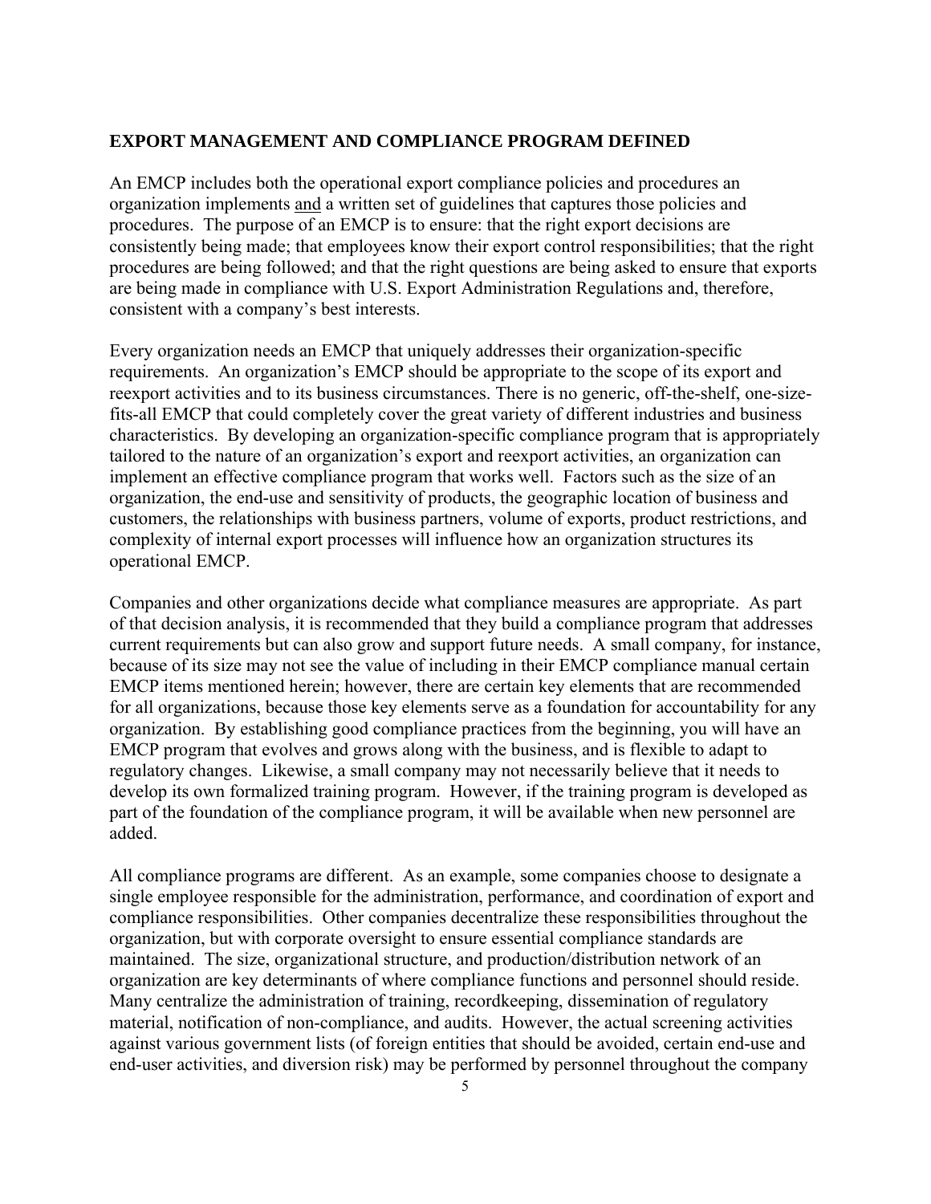## EXPORT MANAGEMENT AND COMPLIANCE PROGRAM DEFINED

An EMCP includes both the operational export compliance policies and procedures an organization implements <u>and</u> a written set of guidelines that captures those policies and procedures. The purpose of an EMCP is to ensure: that the right export decisions are consistently being made; that employees know their export control responsibilities; that the right procedures are being followed; and that the right questions are being asked to ensure that exports are being made in compliance with U.S. Export Administration Regulations and, therefore, consistent with a company's best interests.

Every organization needs an EMCP that uniquely addresses their organization-specific requirements. An organization's EMCP should be appropriate to the scope of its export and reexport activities and to its business circumstances. There is no generic, off-the-shelf, one-size-fits-all EMCP that could completely cover the great variety of different industries and business characteristics. By developing an organization-specific compliance program that is appropriately tailored to the nature of an organization's export and reexport activities, an organization can implement an effective compliance program that works well. Factors such as the size of an organization, the end-use and sensitivity of products, the geographic location of business and customers, the relationships with business partners, volume of exports, product restrictions, and complexity of internal export processes will influence how an organization structures its operational EMCP.

Companies and other organizations decide what compliance measures are appropriate. As part of that decision analysis, it is recommended that they build a compliance program that addresses current requirements but can also grow and support future needs. A small company, for instance, because of its size may not see the value of including in their EMCP compliance manual certain EMCP items mentioned herein; however, there are certain key elements that are recommended for all organizations, because those key elements serve as a foundation for accountability for any organization. By establishing good compliance practices from the beginning, you will have an EMCP program that evolves and grows along with the business, and is flexible to adapt to regulatory changes. Likewise, a small company may not necessarily believe that it needs to develop its own formalized training program. However, if the training program is developed as part of the foundation of the compliance program, it will be available when new personnel are added.

All compliance programs are different. As an example, some companies choose to designate a single employee responsible for the administration, performance, and coordination of export and compliance responsibilities. Other companies decentralize these responsibilities throughout the organization, but with corporate oversight to ensure essential compliance standards are maintained. The size, organizational structure, and production/distribution network of an organization are key determinants of where compliance functions and personnel should reside. Many centralize the administration of training, recordkeeping, dissemination of regulatory material, notification of non-compliance, and audits. However, the actual screening activities against various government lists (of foreign entities that should be avoided, certain end-use and end-user activities, and diversion risk) may be performed by personnel throughout the company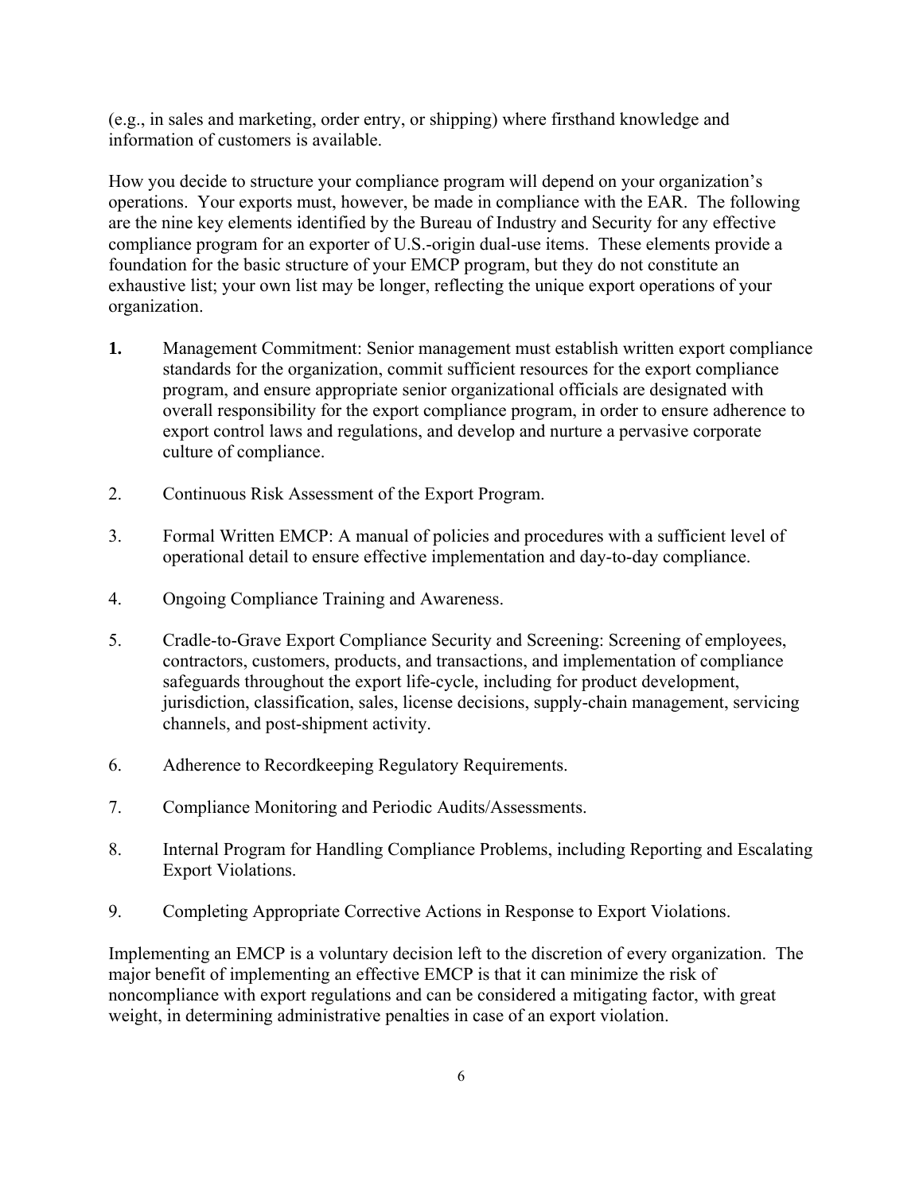(e.g., in sales and marketing, order entry, or shipping) where firsthand knowledge and information of customers is available.

How you decide to structure your compliance program will depend on your organization's operations. Your exports must, however, be made in compliance with the EAR. The following are the nine key elements identified by the Bureau of Industry and Security for any effective compliance program for an exporter of U.S.-origin dual-use items. These elements provide a foundation for the basic structure of your EMCP program, but they do not constitute an exhaustive list; your own list may be longer, reflecting the unique export operations of your organization.

1. Management Commitment: Senior management must establish written export compliance standards for the organization, commit sufficient resources for the export compliance program, and ensure appropriate senior organizational officials are designated with overall responsibility for the export compliance program, in order to ensure adherence to export control laws and regulations, and develop and nurture a pervasive corporate culture of compliance.

2. Continuous Risk Assessment of the Export Program.

3. Formal Written EMCP: A manual of policies and procedures with a sufficient level of operational detail to ensure effective implementation and day-to-day compliance.

4. Ongoing Compliance Training and Awareness.

5. Cradle-to-Grave Export Compliance Security and Screening: Screening of employees, contractors, customers, products, and transactions, and implementation of compliance safeguards throughout the export life-cycle, including for product development, jurisdiction, classification, sales, license decisions, supply-chain management, servicing channels, and post-shipment activity.

6. Adherence to Recordkeeping Regulatory Requirements.

7. Compliance Monitoring and Periodic Audits/Assessments.

8. Internal Program for Handling Compliance Problems, including Reporting and Escalating Export Violations.

9. Completing Appropriate Corrective Actions in Response to Export Violations.

Implementing an EMCP is a voluntary decision left to the discretion of every organization. The major benefit of implementing an effective EMCP is that it can minimize the risk of noncompliance with export regulations and can be considered a mitigating factor, with great weight, in determining administrative penalties in case of an export violation.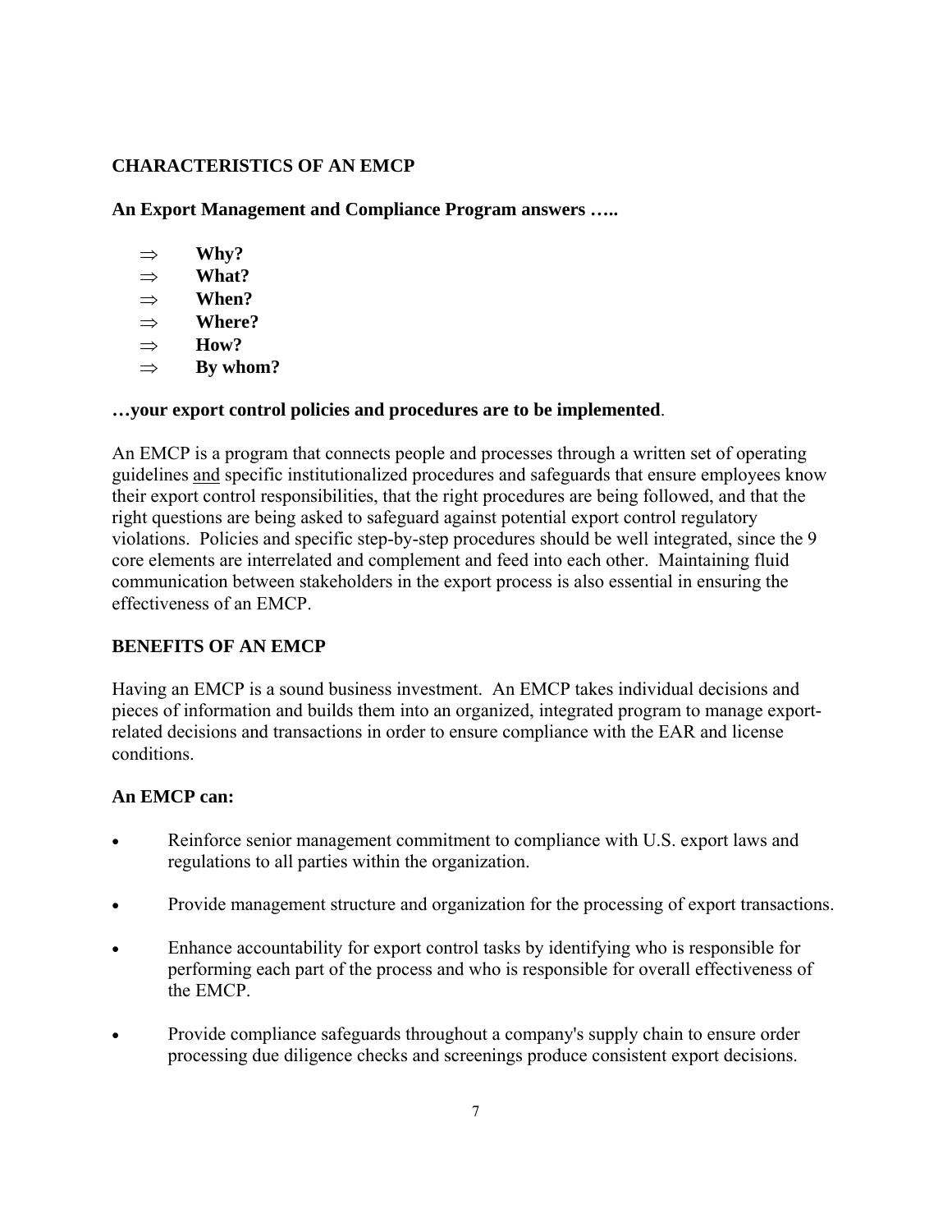## CHARACTERISTICS OF AN EMCP

**An Export Management and Compliance Program answers …..**

- ⇒ **Why?**
- ⇒ **What?**
- ⇒ **When?**
- ⇒ **Where?**
- ⇒ **How?**
- ⇒ **By whom?**

**…your export control policies and procedures are to be implemented**.

An EMCP is a program that connects people and processes through a written set of operating guidelines <u>and</u> specific institutionalized procedures and safeguards that ensure employees know their export control responsibilities, that the right procedures are being followed, and that the right questions are being asked to safeguard against potential export control regulatory violations. Policies and specific step-by-step procedures should be well integrated, since the 9 core elements are interrelated and complement and feed into each other. Maintaining fluid communication between stakeholders in the export process is also essential in ensuring the effectiveness of an EMCP.

## BENEFITS OF AN EMCP

Having an EMCP is a sound business investment. An EMCP takes individual decisions and pieces of information and builds them into an organized, integrated program to manage export-related decisions and transactions in order to ensure compliance with the EAR and license conditions.

**An EMCP can:**

- Reinforce senior management commitment to compliance with U.S. export laws and regulations to all parties within the organization.
- Provide management structure and organization for the processing of export transactions.
- Enhance accountability for export control tasks by identifying who is responsible for performing each part of the process and who is responsible for overall effectiveness of the EMCP.
- Provide compliance safeguards throughout a company's supply chain to ensure order processing due diligence checks and screenings produce consistent export decisions.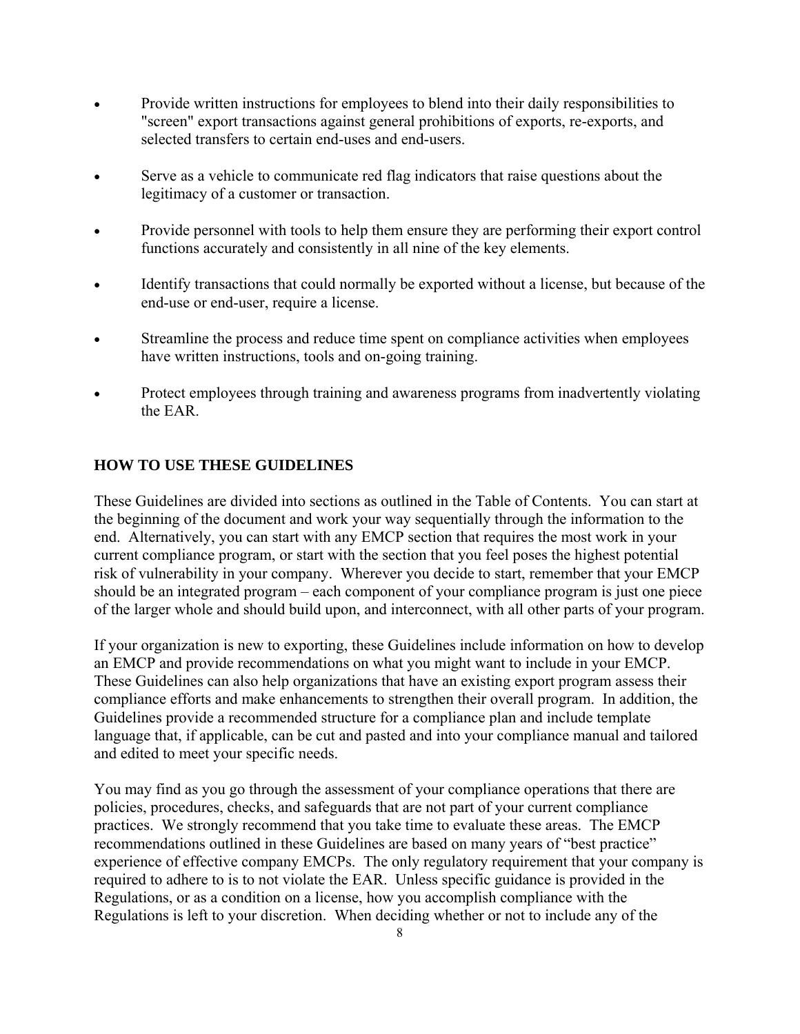- Provide written instructions for employees to blend into their daily responsibilities to "screen" export transactions against general prohibitions of exports, re-exports, and selected transfers to certain end-uses and end-users.
- Serve as a vehicle to communicate red flag indicators that raise questions about the legitimacy of a customer or transaction.
- Provide personnel with tools to help them ensure they are performing their export control functions accurately and consistently in all nine of the key elements.
- Identify transactions that could normally be exported without a license, but because of the end-use or end-user, require a license.
- Streamline the process and reduce time spent on compliance activities when employees have written instructions, tools and on-going training.
- Protect employees through training and awareness programs from inadvertently violating the EAR.

## HOW TO USE THESE GUIDELINES

These Guidelines are divided into sections as outlined in the Table of Contents. You can start at the beginning of the document and work your way sequentially through the information to the end. Alternatively, you can start with any EMCP section that requires the most work in your current compliance program, or start with the section that you feel poses the highest potential risk of vulnerability in your company. Wherever you decide to start, remember that your EMCP should be an integrated program – each component of your compliance program is just one piece of the larger whole and should build upon, and interconnect, with all other parts of your program.

If your organization is new to exporting, these Guidelines include information on how to develop an EMCP and provide recommendations on what you might want to include in your EMCP. These Guidelines can also help organizations that have an existing export program assess their compliance efforts and make enhancements to strengthen their overall program. In addition, the Guidelines provide a recommended structure for a compliance plan and include template language that, if applicable, can be cut and pasted and into your compliance manual and tailored and edited to meet your specific needs.

You may find as you go through the assessment of your compliance operations that there are policies, procedures, checks, and safeguards that are not part of your current compliance practices. We strongly recommend that you take time to evaluate these areas. The EMCP recommendations outlined in these Guidelines are based on many years of "best practice" experience of effective company EMCPs. The only regulatory requirement that your company is required to adhere to is to not violate the EAR. Unless specific guidance is provided in the Regulations, or as a condition on a license, how you accomplish compliance with the Regulations is left to your discretion. When deciding whether or not to include any of the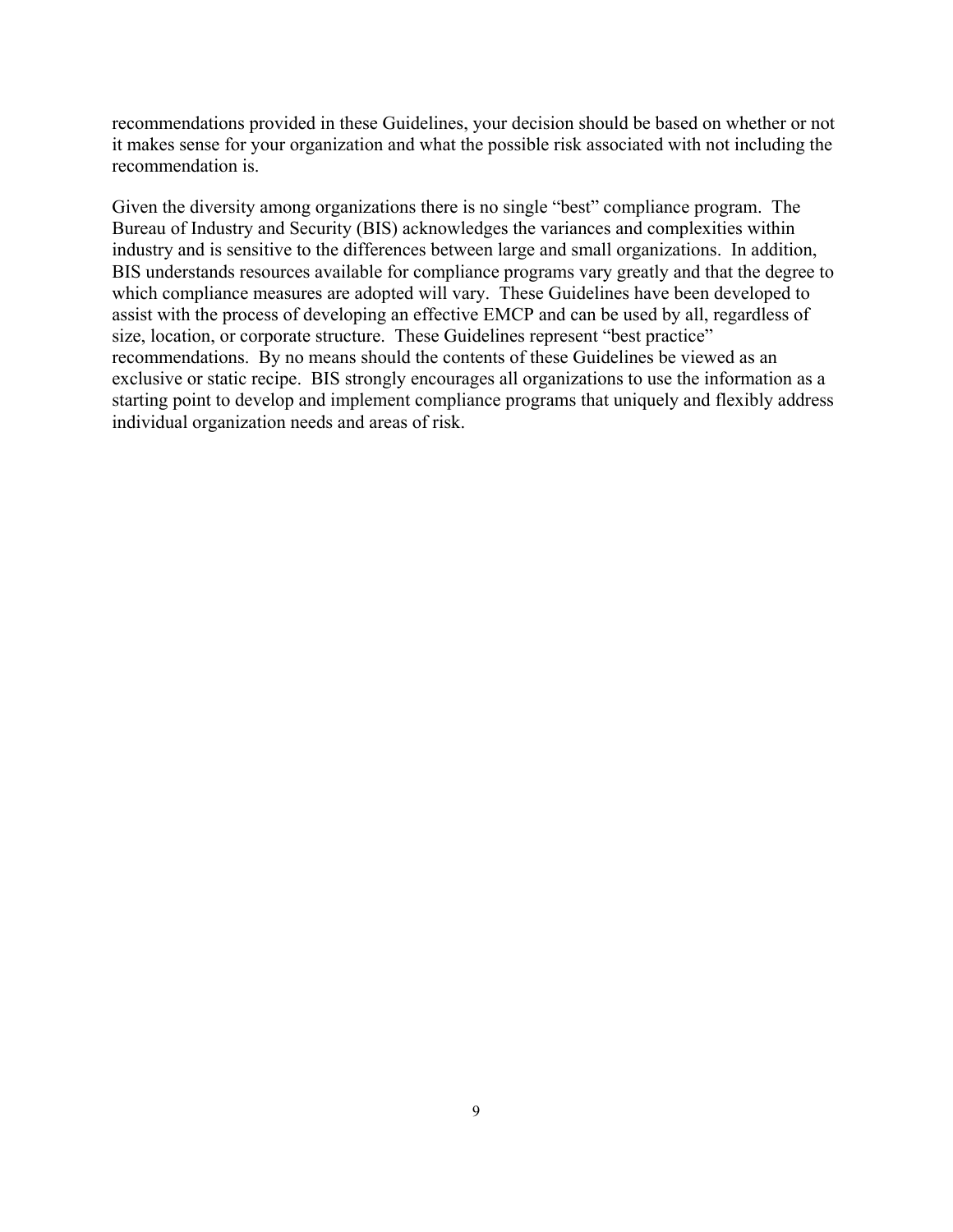recommendations provided in these Guidelines, your decision should be based on whether or not it makes sense for your organization and what the possible risk associated with not including the recommendation is.

Given the diversity among organizations there is no single "best" compliance program. The Bureau of Industry and Security (BIS) acknowledges the variances and complexities within industry and is sensitive to the differences between large and small organizations. In addition, BIS understands resources available for compliance programs vary greatly and that the degree to which compliance measures are adopted will vary. These Guidelines have been developed to assist with the process of developing an effective EMCP and can be used by all, regardless of size, location, or corporate structure. These Guidelines represent "best practice" recommendations. By no means should the contents of these Guidelines be viewed as an exclusive or static recipe. BIS strongly encourages all organizations to use the information as a starting point to develop and implement compliance programs that uniquely and flexibly address individual organization needs and areas of risk.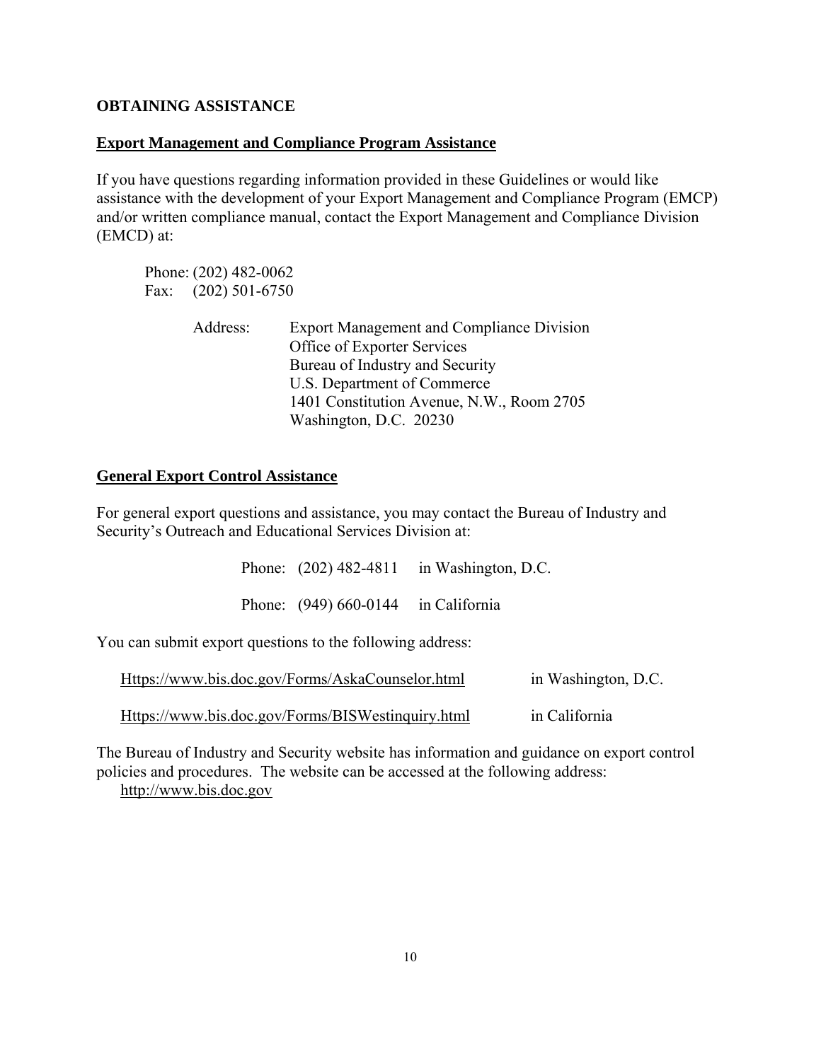## OBTAINING ASSISTANCE

### Export Management and Compliance Program Assistance

If you have questions regarding information provided in these Guidelines or would like assistance with the development of your Export Management and Compliance Program (EMCP) and/or written compliance manual, contact the Export Management and Compliance Division (EMCD) at:

Phone: (202) 482-0062
Fax: (202) 501-6750

Address:
Export Management and Compliance Division
Office of Exporter Services
Bureau of Industry and Security
U.S. Department of Commerce
1401 Constitution Avenue, N.W., Room 2705
Washington, D.C. 20230

### General Export Control Assistance

For general export questions and assistance, you may contact the Bureau of Industry and Security's Outreach and Educational Services Division at:

Phone: (202) 482-4811 in Washington, D.C.

Phone: (949) 660-0144 in California

You can submit export questions to the following address:

Https://www.bis.doc.gov/Forms/AskaCounselor.html in Washington, D.C.

Https://www.bis.doc.gov/Forms/BISWestinquiry.html in California

The Bureau of Industry and Security website has information and guidance on export control policies and procedures. The website can be accessed at the following address:
http://www.bis.doc.gov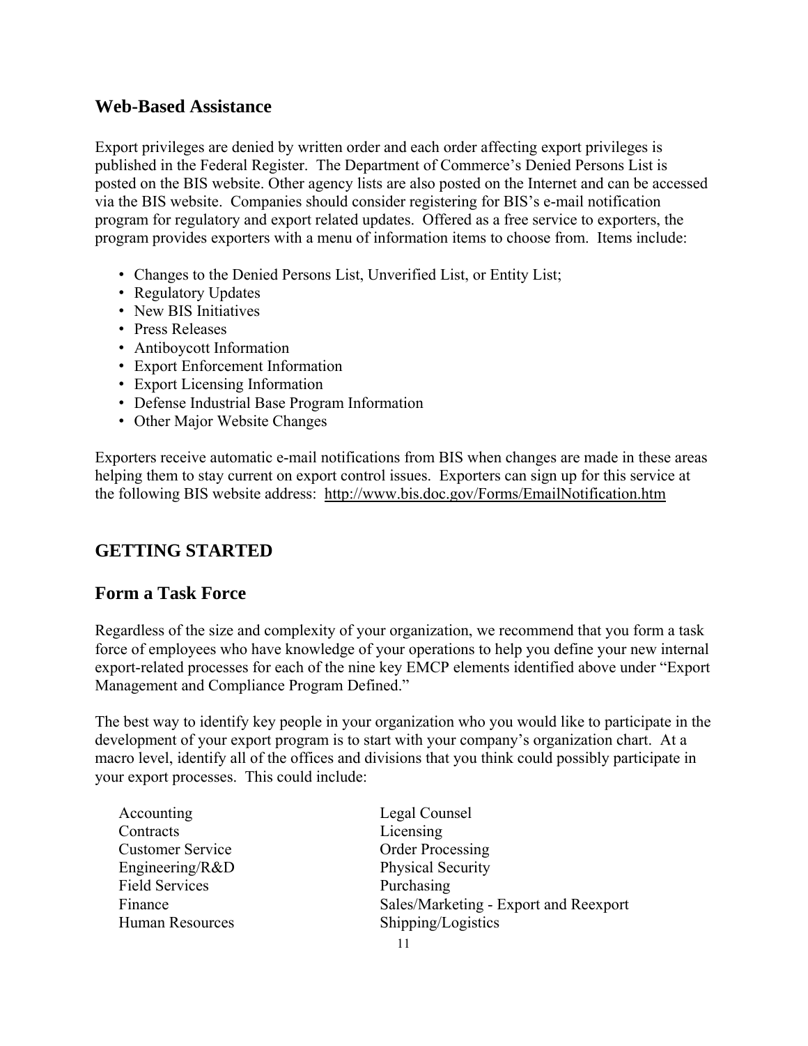## Web-Based Assistance

Export privileges are denied by written order and each order affecting export privileges is published in the Federal Register. The Department of Commerce's Denied Persons List is posted on the BIS website. Other agency lists are also posted on the Internet and can be accessed via the BIS website. Companies should consider registering for BIS's e-mail notification program for regulatory and export related updates. Offered as a free service to exporters, the program provides exporters with a menu of information items to choose from. Items include:

- Changes to the Denied Persons List, Unverified List, or Entity List;
- Regulatory Updates
- New BIS Initiatives
- Press Releases
- Antiboycott Information
- Export Enforcement Information
- Export Licensing Information
- Defense Industrial Base Program Information
- Other Major Website Changes

Exporters receive automatic e-mail notifications from BIS when changes are made in these areas helping them to stay current on export control issues. Exporters can sign up for this service at the following BIS website address: http://www.bis.doc.gov/Forms/EmailNotification.htm

## GETTING STARTED

## Form a Task Force

Regardless of the size and complexity of your organization, we recommend that you form a task force of employees who have knowledge of your operations to help you define your new internal export-related processes for each of the nine key EMCP elements identified above under "Export Management and Compliance Program Defined."

The best way to identify key people in your organization who you would like to participate in the development of your export program is to start with your company's organization chart. At a macro level, identify all of the offices and divisions that you think could possibly participate in your export processes. This could include:

- Accounting
- Contracts
- Customer Service
- Engineering/R&D
- Field Services
- Finance
- Human Resources
- Legal Counsel
- Licensing
- Order Processing
- Physical Security
- Purchasing
- Sales/Marketing - Export and Reexport
- Shipping/Logistics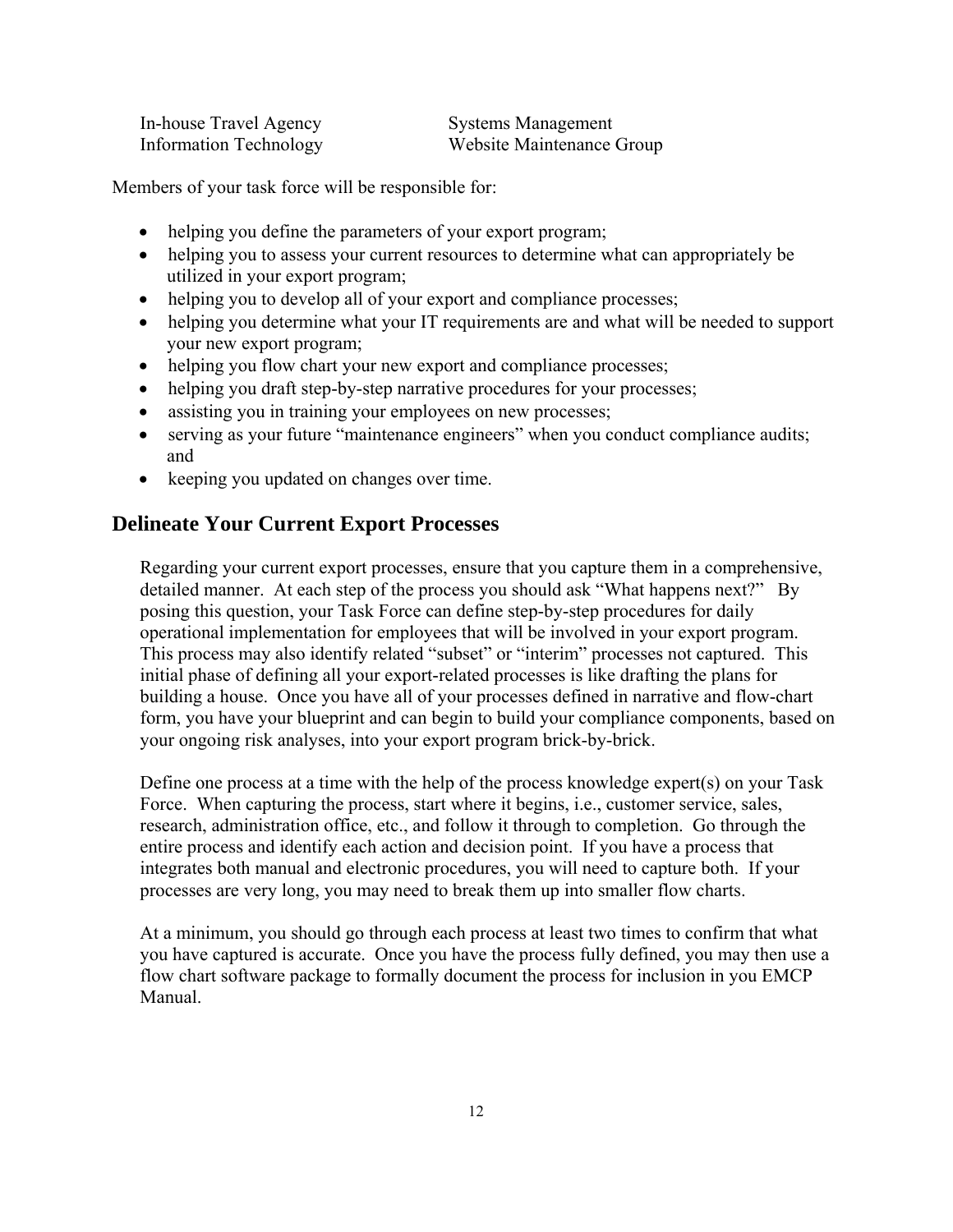In-house Travel Agency | Systems Management
Information Technology | Website Maintenance Group

Members of your task force will be responsible for:

- helping you define the parameters of your export program;
- helping you to assess your current resources to determine what can appropriately be utilized in your export program;
- helping you to develop all of your export and compliance processes;
- helping you determine what your IT requirements are and what will be needed to support your new export program;
- helping you flow chart your new export and compliance processes;
- helping you draft step-by-step narrative procedures for your processes;
- assisting you in training your employees on new processes;
- serving as your future "maintenance engineers" when you conduct compliance audits; and
- keeping you updated on changes over time.

## Delineate Your Current Export Processes

Regarding your current export processes, ensure that you capture them in a comprehensive, detailed manner. At each step of the process you should ask "What happens next?" By posing this question, your Task Force can define step-by-step procedures for daily operational implementation for employees that will be involved in your export program. This process may also identify related "subset" or "interim" processes not captured. This initial phase of defining all your export-related processes is like drafting the plans for building a house. Once you have all of your processes defined in narrative and flow-chart form, you have your blueprint and can begin to build your compliance components, based on your ongoing risk analyses, into your export program brick-by-brick.

Define one process at a time with the help of the process knowledge expert(s) on your Task Force. When capturing the process, start where it begins, i.e., customer service, sales, research, administration office, etc., and follow it through to completion. Go through the entire process and identify each action and decision point. If you have a process that integrates both manual and electronic procedures, you will need to capture both. If your processes are very long, you may need to break them up into smaller flow charts.

At a minimum, you should go through each process at least two times to confirm that what you have captured is accurate. Once you have the process fully defined, you may then use a flow chart software package to formally document the process for inclusion in you EMCP Manual.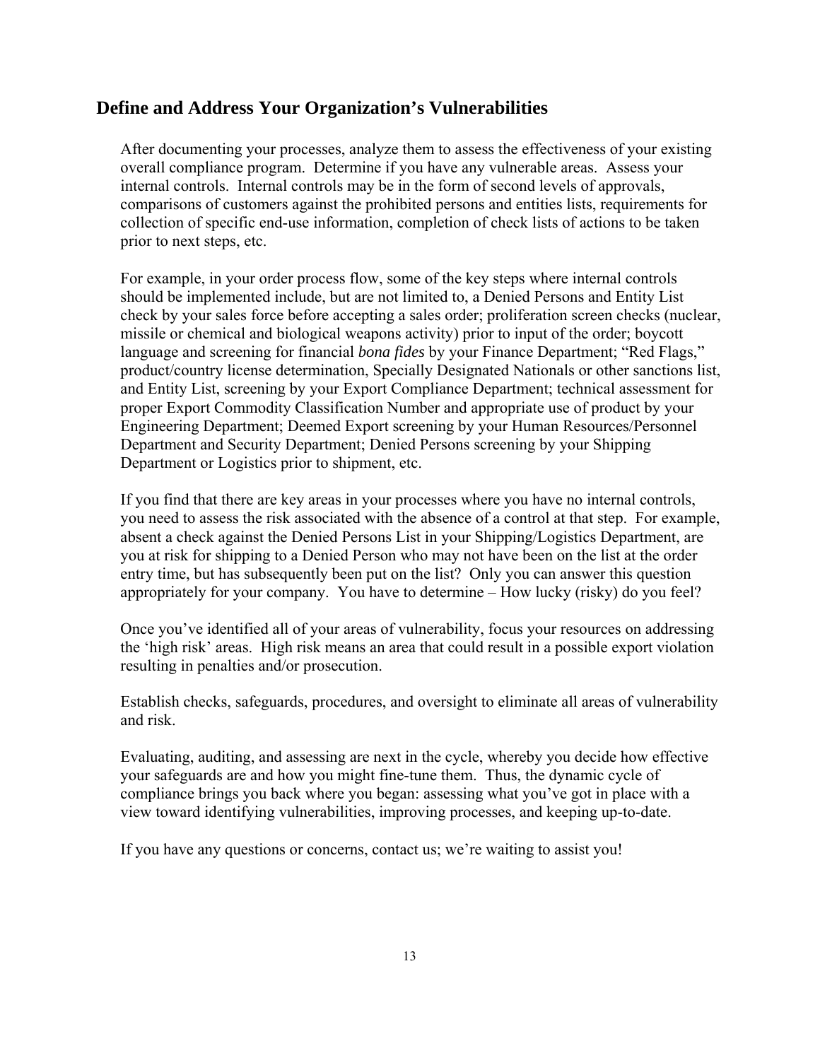## Define and Address Your Organization's Vulnerabilities

After documenting your processes, analyze them to assess the effectiveness of your existing overall compliance program. Determine if you have any vulnerable areas. Assess your internal controls. Internal controls may be in the form of second levels of approvals, comparisons of customers against the prohibited persons and entities lists, requirements for collection of specific end-use information, completion of check lists of actions to be taken prior to next steps, etc.

For example, in your order process flow, some of the key steps where internal controls should be implemented include, but are not limited to, a Denied Persons and Entity List check by your sales force before accepting a sales order; proliferation screen checks (nuclear, missile or chemical and biological weapons activity) prior to input of the order; boycott language and screening for financial *bona fides* by your Finance Department; "Red Flags," product/country license determination, Specially Designated Nationals or other sanctions list, and Entity List, screening by your Export Compliance Department; technical assessment for proper Export Commodity Classification Number and appropriate use of product by your Engineering Department; Deemed Export screening by your Human Resources/Personnel Department and Security Department; Denied Persons screening by your Shipping Department or Logistics prior to shipment, etc.

If you find that there are key areas in your processes where you have no internal controls, you need to assess the risk associated with the absence of a control at that step. For example, absent a check against the Denied Persons List in your Shipping/Logistics Department, are you at risk for shipping to a Denied Person who may not have been on the list at the order entry time, but has subsequently been put on the list? Only you can answer this question appropriately for your company. You have to determine – How lucky (risky) do you feel?

Once you've identified all of your areas of vulnerability, focus your resources on addressing the 'high risk' areas. High risk means an area that could result in a possible export violation resulting in penalties and/or prosecution.

Establish checks, safeguards, procedures, and oversight to eliminate all areas of vulnerability and risk.

Evaluating, auditing, and assessing are next in the cycle, whereby you decide how effective your safeguards are and how you might fine-tune them. Thus, the dynamic cycle of compliance brings you back where you began: assessing what you've got in place with a view toward identifying vulnerabilities, improving processes, and keeping up-to-date.

If you have any questions or concerns, contact us; we're waiting to assist you!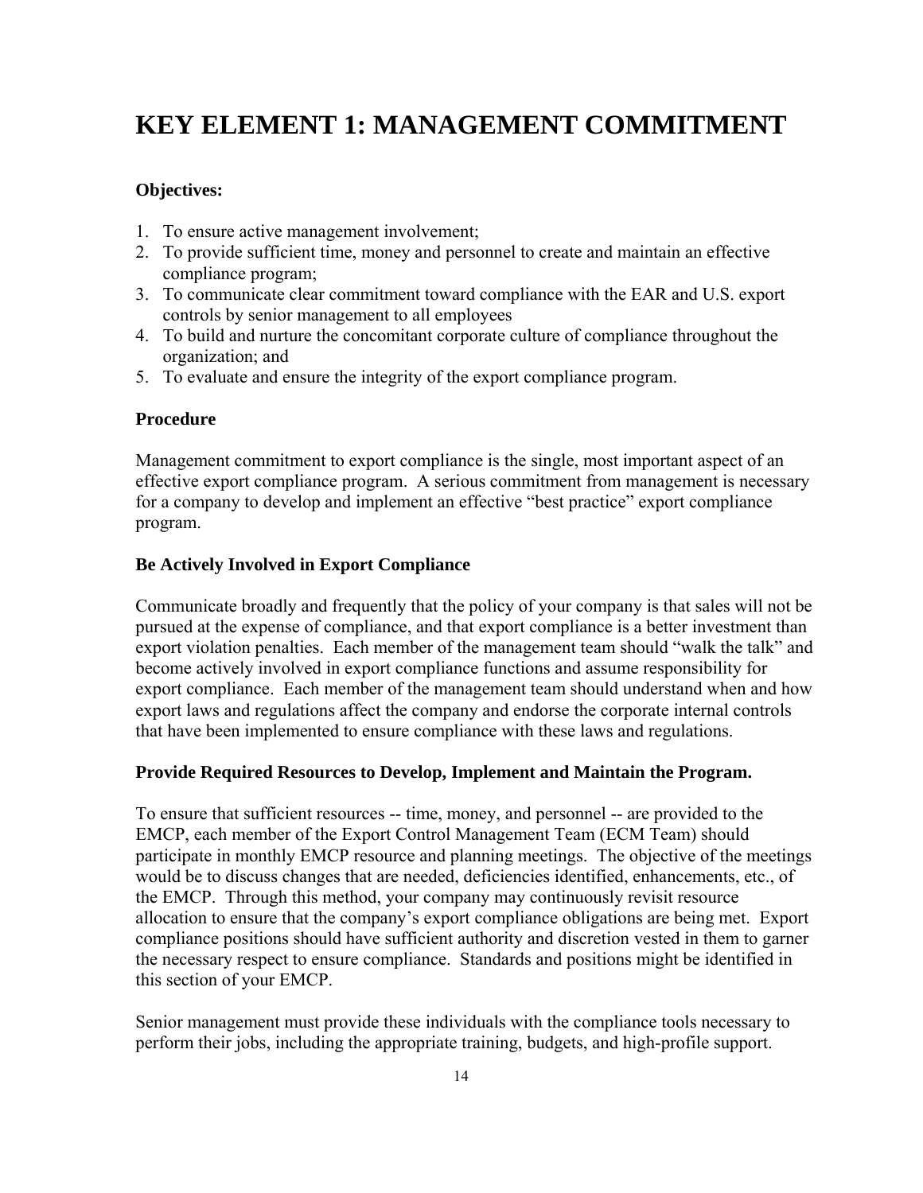# KEY ELEMENT 1: MANAGEMENT COMMITMENT

**Objectives:**

1. To ensure active management involvement;
2. To provide sufficient time, money and personnel to create and maintain an effective compliance program;
3. To communicate clear commitment toward compliance with the EAR and U.S. export controls by senior management to all employees
4. To build and nurture the concomitant corporate culture of compliance throughout the organization; and
5. To evaluate and ensure the integrity of the export compliance program.

**Procedure**

Management commitment to export compliance is the single, most important aspect of an effective export compliance program. A serious commitment from management is necessary for a company to develop and implement an effective "best practice" export compliance program.

**Be Actively Involved in Export Compliance**

Communicate broadly and frequently that the policy of your company is that sales will not be pursued at the expense of compliance, and that export compliance is a better investment than export violation penalties. Each member of the management team should "walk the talk" and become actively involved in export compliance functions and assume responsibility for export compliance. Each member of the management team should understand when and how export laws and regulations affect the company and endorse the corporate internal controls that have been implemented to ensure compliance with these laws and regulations.

**Provide Required Resources to Develop, Implement and Maintain the Program.**

To ensure that sufficient resources -- time, money, and personnel -- are provided to the EMCP, each member of the Export Control Management Team (ECM Team) should participate in monthly EMCP resource and planning meetings. The objective of the meetings would be to discuss changes that are needed, deficiencies identified, enhancements, etc., of the EMCP. Through this method, your company may continuously revisit resource allocation to ensure that the company's export compliance obligations are being met. Export compliance positions should have sufficient authority and discretion vested in them to garner the necessary respect to ensure compliance. Standards and positions might be identified in this section of your EMCP.

Senior management must provide these individuals with the compliance tools necessary to perform their jobs, including the appropriate training, budgets, and high-profile support.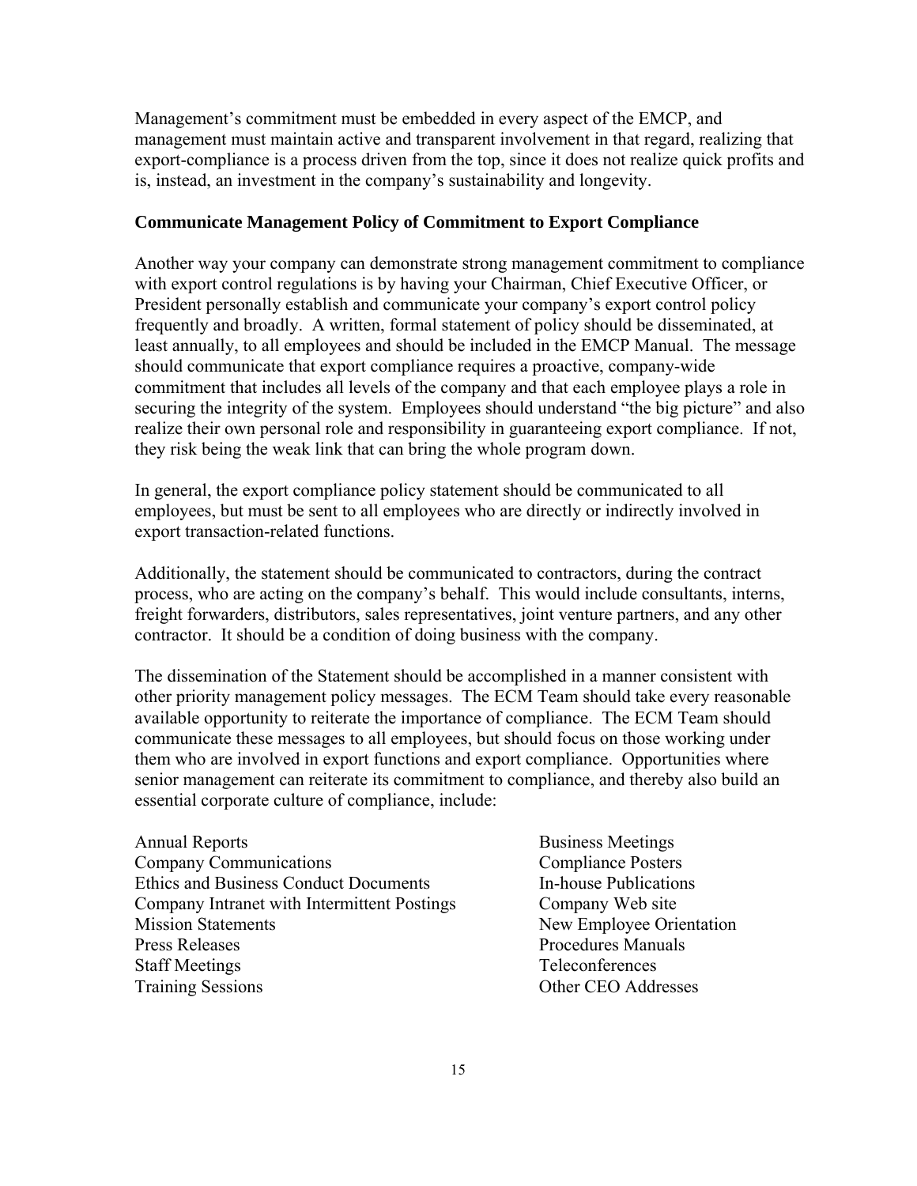Management's commitment must be embedded in every aspect of the EMCP, and management must maintain active and transparent involvement in that regard, realizing that export-compliance is a process driven from the top, since it does not realize quick profits and is, instead, an investment in the company's sustainability and longevity.

**Communicate Management Policy of Commitment to Export Compliance**

Another way your company can demonstrate strong management commitment to compliance with export control regulations is by having your Chairman, Chief Executive Officer, or President personally establish and communicate your company's export control policy frequently and broadly. A written, formal statement of policy should be disseminated, at least annually, to all employees and should be included in the EMCP Manual. The message should communicate that export compliance requires a proactive, company-wide commitment that includes all levels of the company and that each employee plays a role in securing the integrity of the system. Employees should understand "the big picture" and also realize their own personal role and responsibility in guaranteeing export compliance. If not, they risk being the weak link that can bring the whole program down.

In general, the export compliance policy statement should be communicated to all employees, but must be sent to all employees who are directly or indirectly involved in export transaction-related functions.

Additionally, the statement should be communicated to contractors, during the contract process, who are acting on the company's behalf. This would include consultants, interns, freight forwarders, distributors, sales representatives, joint venture partners, and any other contractor. It should be a condition of doing business with the company.

The dissemination of the Statement should be accomplished in a manner consistent with other priority management policy messages. The ECM Team should take every reasonable available opportunity to reiterate the importance of compliance. The ECM Team should communicate these messages to all employees, but should focus on those working under them who are involved in export functions and export compliance. Opportunities where senior management can reiterate its commitment to compliance, and thereby also build an essential corporate culture of compliance, include:

- Annual Reports
- Business Meetings
- Company Communications
- Compliance Posters
- Ethics and Business Conduct Documents
- In-house Publications
- Company Intranet with Intermittent Postings
- Company Web site
- Mission Statements
- New Employee Orientation
- Press Releases
- Procedures Manuals
- Staff Meetings
- Teleconferences
- Training Sessions
- Other CEO Addresses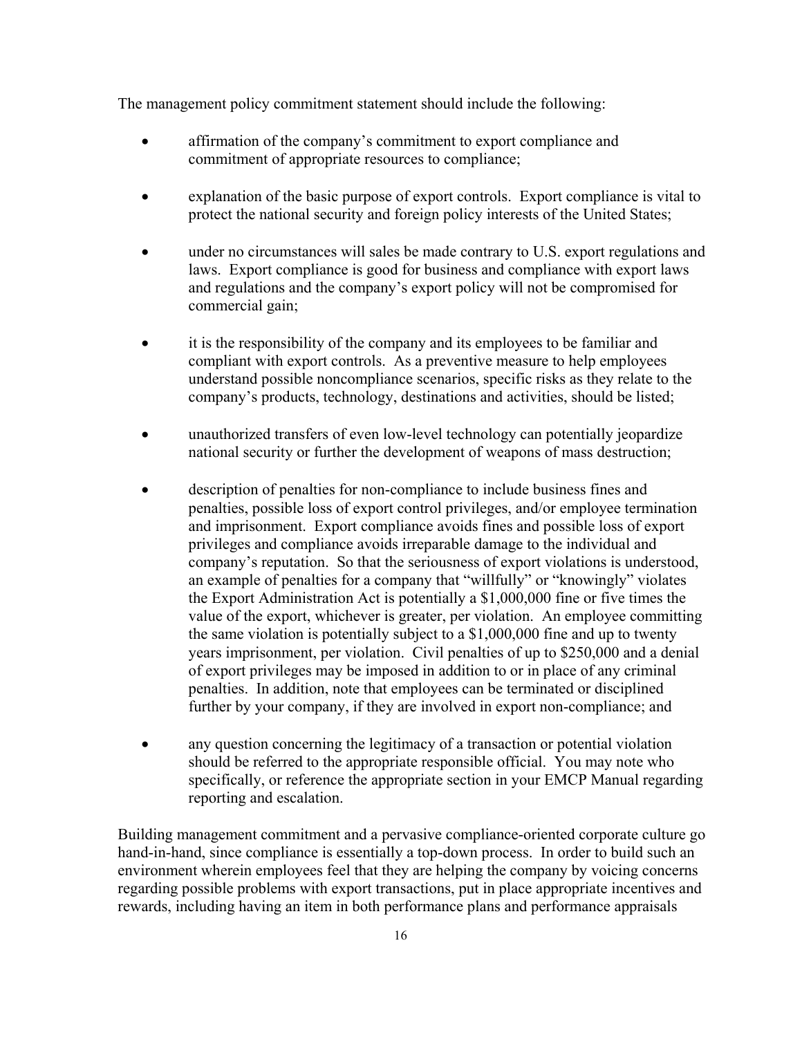The management policy commitment statement should include the following:

- affirmation of the company's commitment to export compliance and commitment of appropriate resources to compliance;

- explanation of the basic purpose of export controls. Export compliance is vital to protect the national security and foreign policy interests of the United States;

- under no circumstances will sales be made contrary to U.S. export regulations and laws. Export compliance is good for business and compliance with export laws and regulations and the company's export policy will not be compromised for commercial gain;

- it is the responsibility of the company and its employees to be familiar and compliant with export controls. As a preventive measure to help employees understand possible noncompliance scenarios, specific risks as they relate to the company's products, technology, destinations and activities, should be listed;

- unauthorized transfers of even low-level technology can potentially jeopardize national security or further the development of weapons of mass destruction;

- description of penalties for non-compliance to include business fines and penalties, possible loss of export control privileges, and/or employee termination and imprisonment. Export compliance avoids fines and possible loss of export privileges and compliance avoids irreparable damage to the individual and company's reputation. So that the seriousness of export violations is understood, an example of penalties for a company that "willfully" or "knowingly" violates the Export Administration Act is potentially a $1,000,000 fine or five times the value of the export, whichever is greater, per violation. An employee committing the same violation is potentially subject to a $1,000,000 fine and up to twenty years imprisonment, per violation. Civil penalties of up to $250,000 and a denial of export privileges may be imposed in addition to or in place of any criminal penalties. In addition, note that employees can be terminated or disciplined further by your company, if they are involved in export non-compliance; and

- any question concerning the legitimacy of a transaction or potential violation should be referred to the appropriate responsible official. You may note who specifically, or reference the appropriate section in your EMCP Manual regarding reporting and escalation.

Building management commitment and a pervasive compliance-oriented corporate culture go hand-in-hand, since compliance is essentially a top-down process. In order to build such an environment wherein employees feel that they are helping the company by voicing concerns regarding possible problems with export transactions, put in place appropriate incentives and rewards, including having an item in both performance plans and performance appraisals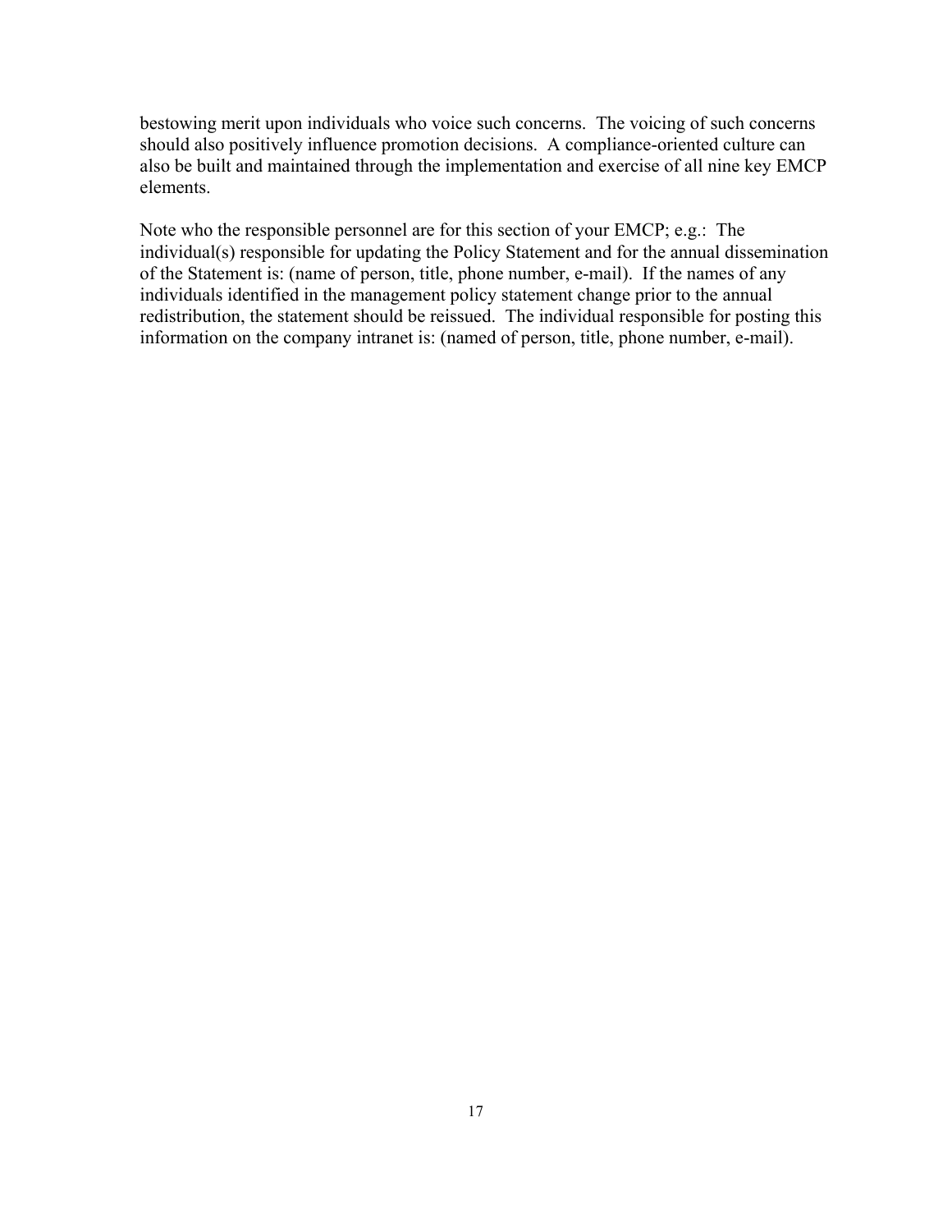bestowing merit upon individuals who voice such concerns. The voicing of such concerns should also positively influence promotion decisions. A compliance-oriented culture can also be built and maintained through the implementation and exercise of all nine key EMCP elements.

Note who the responsible personnel are for this section of your EMCP; e.g.: The individual(s) responsible for updating the Policy Statement and for the annual dissemination of the Statement is: (name of person, title, phone number, e-mail). If the names of any individuals identified in the management policy statement change prior to the annual redistribution, the statement should be reissued. The individual responsible for posting this information on the company intranet is: (named of person, title, phone number, e-mail).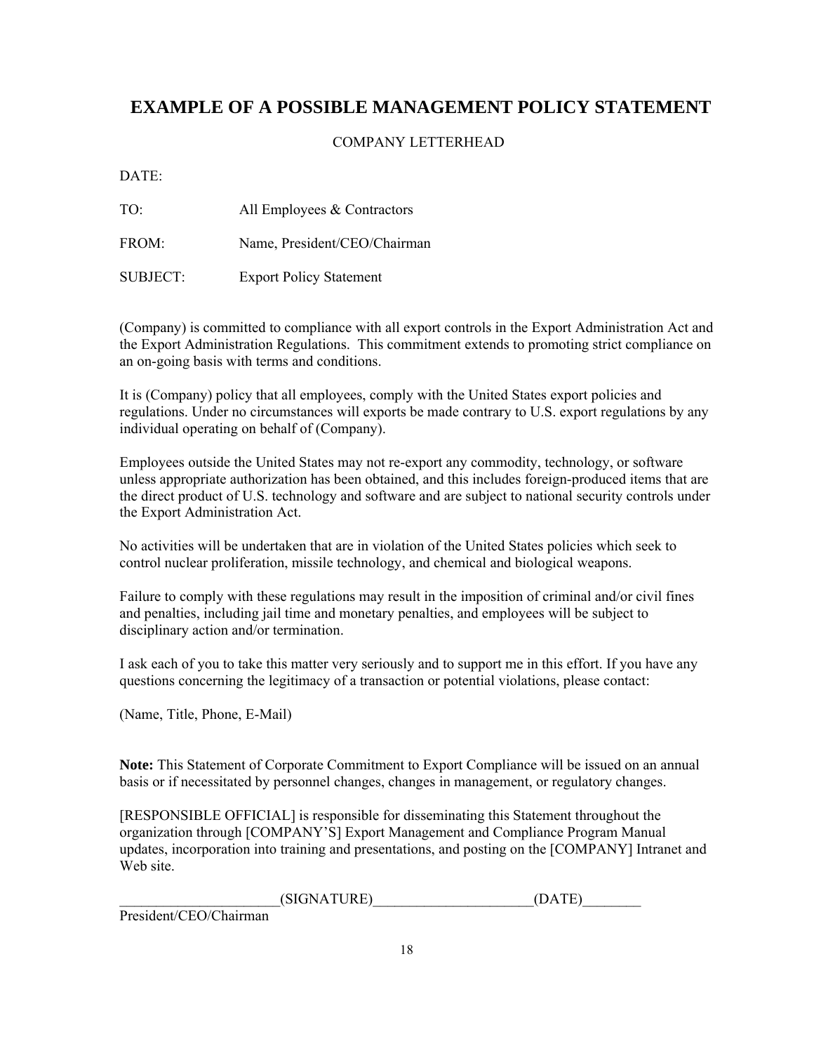# EXAMPLE OF A POSSIBLE MANAGEMENT POLICY STATEMENT

COMPANY LETTERHEAD

DATE:

TO: All Employees & Contractors

FROM: Name, President/CEO/Chairman

SUBJECT: Export Policy Statement

(Company) is committed to compliance with all export controls in the Export Administration Act and the Export Administration Regulations. This commitment extends to promoting strict compliance on an on-going basis with terms and conditions.

It is (Company) policy that all employees, comply with the United States export policies and regulations. Under no circumstances will exports be made contrary to U.S. export regulations by any individual operating on behalf of (Company).

Employees outside the United States may not re-export any commodity, technology, or software unless appropriate authorization has been obtained, and this includes foreign-produced items that are the direct product of U.S. technology and software and are subject to national security controls under the Export Administration Act.

No activities will be undertaken that are in violation of the United States policies which seek to control nuclear proliferation, missile technology, and chemical and biological weapons.

Failure to comply with these regulations may result in the imposition of criminal and/or civil fines and penalties, including jail time and monetary penalties, and employees will be subject to disciplinary action and/or termination.

I ask each of you to take this matter very seriously and to support me in this effort. If you have any questions concerning the legitimacy of a transaction or potential violations, please contact:

(Name, Title, Phone, E-Mail)

**Note:** This Statement of Corporate Commitment to Export Compliance will be issued on an annual basis or if necessitated by personnel changes, changes in management, or regulatory changes.

[RESPONSIBLE OFFICIAL] is responsible for disseminating this Statement throughout the organization through [COMPANY'S] Export Management and Compliance Program Manual updates, incorporation into training and presentations, and posting on the [COMPANY] Intranet and Web site.

______________________(SIGNATURE)______________________(DATE)________
President/CEO/Chairman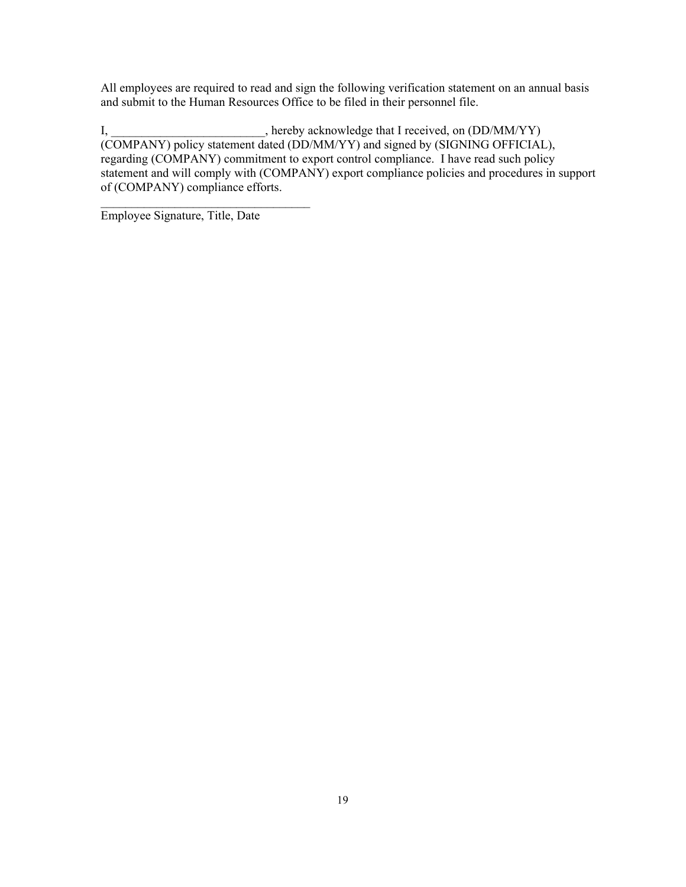All employees are required to read and sign the following verification statement on an annual basis and submit to the Human Resources Office to be filed in their personnel file.

I, _________________________, hereby acknowledge that I received, on (DD/MM/YY) (COMPANY) policy statement dated (DD/MM/YY) and signed by (SIGNING OFFICIAL), regarding (COMPANY) commitment to export control compliance. I have read such policy statement and will comply with (COMPANY) export compliance policies and procedures in support of (COMPANY) compliance efforts.

___________________________________
Employee Signature, Title, Date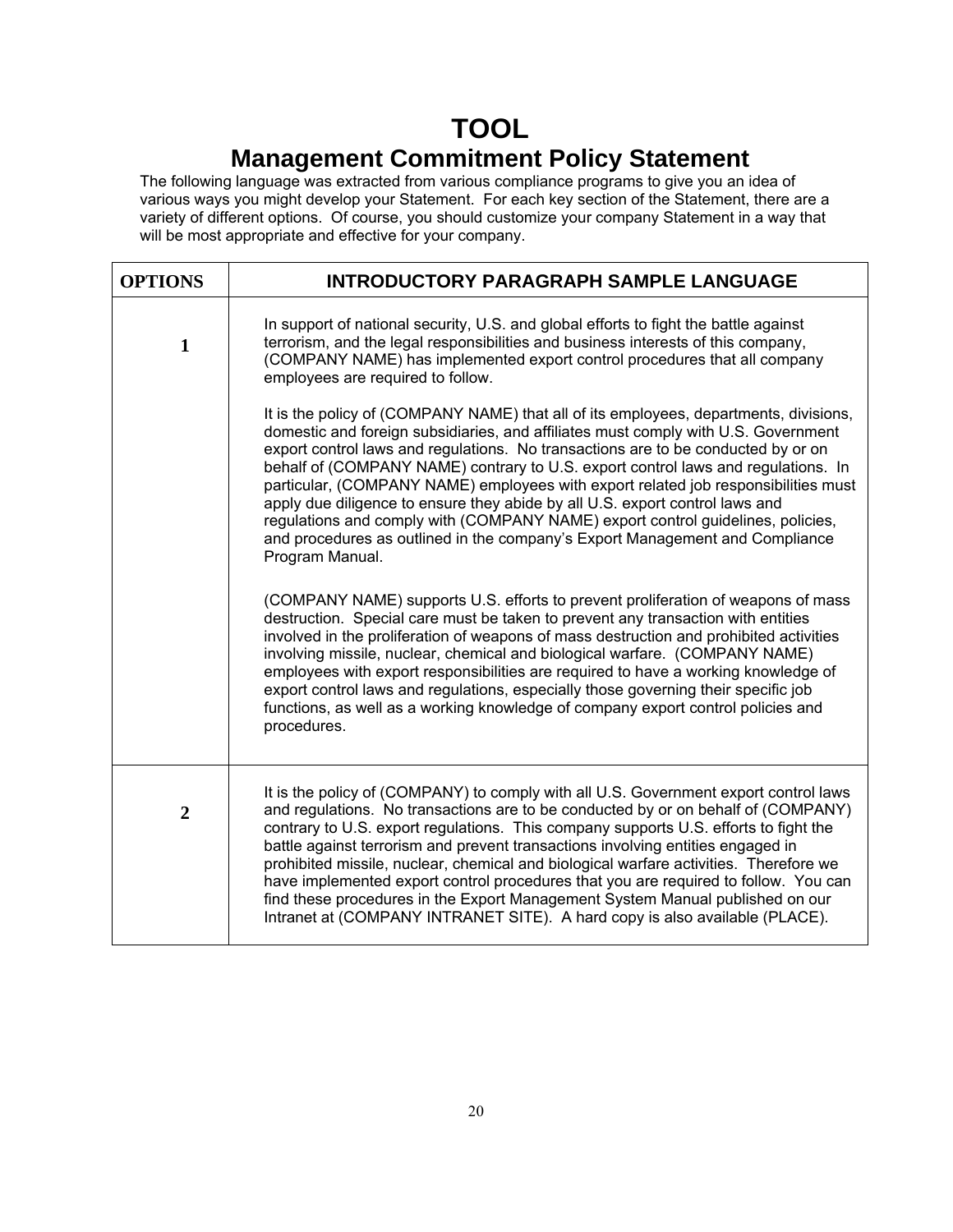# TOOL

## Management Commitment Policy Statement

The following language was extracted from various compliance programs to give you an idea of various ways you might develop your Statement. For each key section of the Statement, there are a variety of different options. Of course, you should customize your company Statement in a way that will be most appropriate and effective for your company.

| OPTIONS | INTRODUCTORY PARAGRAPH SAMPLE LANGUAGE |
|---|---|
| 1 | In support of national security, U.S. and global efforts to fight the battle against terrorism, and the legal responsibilities and business interests of this company, (COMPANY NAME) has implemented export control procedures that all company employees are required to follow.<br><br>It is the policy of (COMPANY NAME) that all of its employees, departments, divisions, domestic and foreign subsidiaries, and affiliates must comply with U.S. Government export control laws and regulations. No transactions are to be conducted by or on behalf of (COMPANY NAME) contrary to U.S. export control laws and regulations. In particular, (COMPANY NAME) employees with export related job responsibilities must apply due diligence to ensure they abide by all U.S. export control laws and regulations and comply with (COMPANY NAME) export control guidelines, policies, and procedures as outlined in the company's Export Management and Compliance Program Manual.<br><br>(COMPANY NAME) supports U.S. efforts to prevent proliferation of weapons of mass destruction. Special care must be taken to prevent any transaction with entities involved in the proliferation of weapons of mass destruction and prohibited activities involving missile, nuclear, chemical and biological warfare. (COMPANY NAME) employees with export responsibilities are required to have a working knowledge of export control laws and regulations, especially those governing their specific job functions, as well as a working knowledge of company export control policies and procedures. |
| 2 | It is the policy of (COMPANY) to comply with all U.S. Government export control laws and regulations. No transactions are to be conducted by or on behalf of (COMPANY) contrary to U.S. export regulations. This company supports U.S. efforts to fight the battle against terrorism and prevent transactions involving entities engaged in prohibited missile, nuclear, chemical and biological warfare activities. Therefore we have implemented export control procedures that you are required to follow. You can find these procedures in the Export Management System Manual published on our Intranet at (COMPANY INTRANET SITE). A hard copy is also available (PLACE). |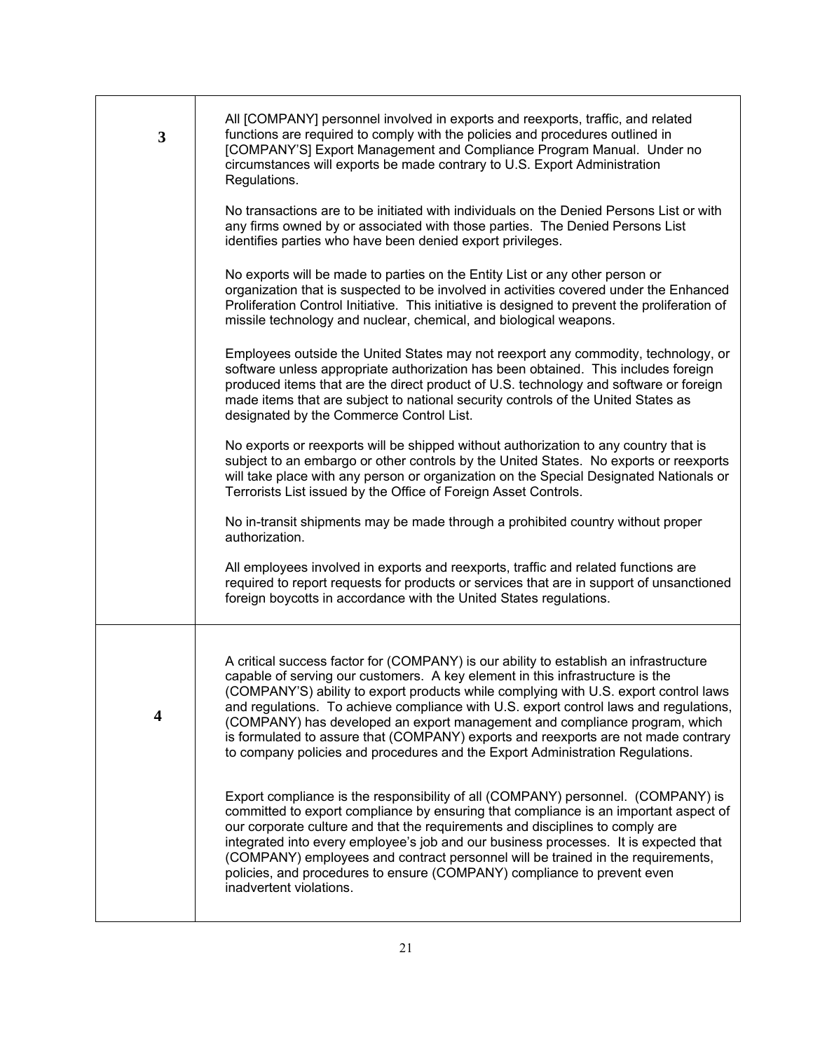| | |
|---|---|
| **3** | All [COMPANY] personnel involved in exports and reexports, traffic, and related functions are required to comply with the policies and procedures outlined in [COMPANY'S] Export Management and Compliance Program Manual. Under no circumstances will exports be made contrary to U.S. Export Administration Regulations.<br><br>No transactions are to be initiated with individuals on the Denied Persons List or with any firms owned by or associated with those parties. The Denied Persons List identifies parties who have been denied export privileges.<br><br>No exports will be made to parties on the Entity List or any other person or organization that is suspected to be involved in activities covered under the Enhanced Proliferation Control Initiative. This initiative is designed to prevent the proliferation of missile technology and nuclear, chemical, and biological weapons.<br><br>Employees outside the United States may not reexport any commodity, technology, or software unless appropriate authorization has been obtained. This includes foreign produced items that are the direct product of U.S. technology and software or foreign made items that are subject to national security controls of the United States as designated by the Commerce Control List.<br><br>No exports or reexports will be shipped without authorization to any country that is subject to an embargo or other controls by the United States. No exports or reexports will take place with any person or organization on the Special Designated Nationals or Terrorists List issued by the Office of Foreign Asset Controls.<br><br>No in-transit shipments may be made through a prohibited country without proper authorization.<br><br>All employees involved in exports and reexports, traffic and related functions are required to report requests for products or services that are in support of unsanctioned foreign boycotts in accordance with the United States regulations. |
| **4** | A critical success factor for (COMPANY) is our ability to establish an infrastructure capable of serving our customers. A key element in this infrastructure is the (COMPANY'S) ability to export products while complying with U.S. export control laws and regulations. To achieve compliance with U.S. export control laws and regulations, (COMPANY) has developed an export management and compliance program, which is formulated to assure that (COMPANY) exports and reexports are not made contrary to company policies and procedures and the Export Administration Regulations.<br><br>Export compliance is the responsibility of all (COMPANY) personnel. (COMPANY) is committed to export compliance by ensuring that compliance is an important aspect of our corporate culture and that the requirements and disciplines to comply are integrated into every employee's job and our business processes. It is expected that (COMPANY) employees and contract personnel will be trained in the requirements, policies, and procedures to ensure (COMPANY) compliance to prevent even inadvertent violations. |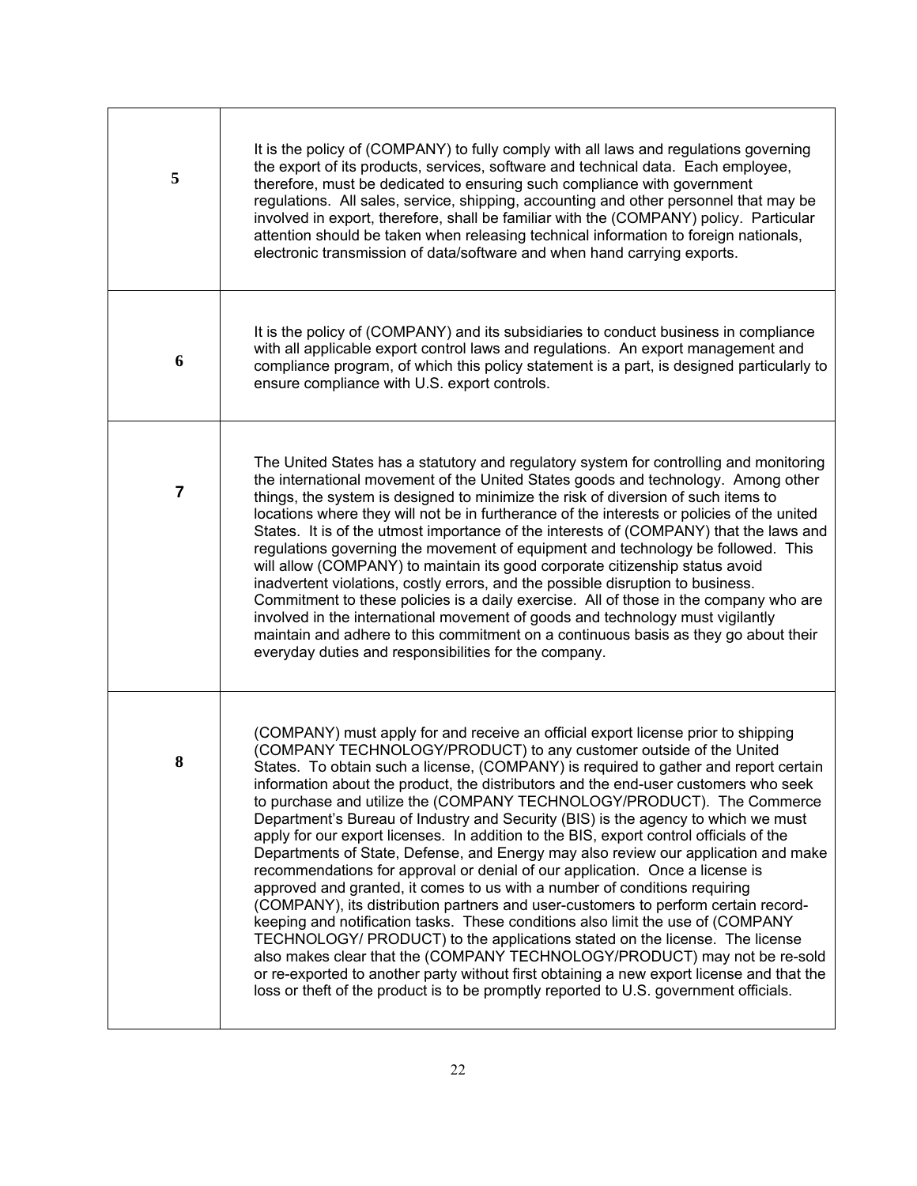| | |
|---|---|
| **5** | It is the policy of (COMPANY) to fully comply with all laws and regulations governing the export of its products, services, software and technical data. Each employee, therefore, must be dedicated to ensuring such compliance with government regulations. All sales, service, shipping, accounting and other personnel that may be involved in export, therefore, shall be familiar with the (COMPANY) policy. Particular attention should be taken when releasing technical information to foreign nationals, electronic transmission of data/software and when hand carrying exports. |
| **6** | It is the policy of (COMPANY) and its subsidiaries to conduct business in compliance with all applicable export control laws and regulations. An export management and compliance program, of which this policy statement is a part, is designed particularly to ensure compliance with U.S. export controls. |
| **7** | The United States has a statutory and regulatory system for controlling and monitoring the international movement of the United States goods and technology. Among other things, the system is designed to minimize the risk of diversion of such items to locations where they will not be in furtherance of the interests or policies of the united States. It is of the utmost importance of the interests of (COMPANY) that the laws and regulations governing the movement of equipment and technology be followed. This will allow (COMPANY) to maintain its good corporate citizenship status avoid inadvertent violations, costly errors, and the possible disruption to business. Commitment to these policies is a daily exercise. All of those in the company who are involved in the international movement of goods and technology must vigilantly maintain and adhere to this commitment on a continuous basis as they go about their everyday duties and responsibilities for the company. |
| **8** | (COMPANY) must apply for and receive an official export license prior to shipping (COMPANY TECHNOLOGY/PRODUCT) to any customer outside of the United States. To obtain such a license, (COMPANY) is required to gather and report certain information about the product, the distributors and the end-user customers who seek to purchase and utilize the (COMPANY TECHNOLOGY/PRODUCT). The Commerce Department's Bureau of Industry and Security (BIS) is the agency to which we must apply for our export licenses. In addition to the BIS, export control officials of the Departments of State, Defense, and Energy may also review our application and make recommendations for approval or denial of our application. Once a license is approved and granted, it comes to us with a number of conditions requiring (COMPANY), its distribution partners and user-customers to perform certain record-keeping and notification tasks. These conditions also limit the use of (COMPANY TECHNOLOGY/ PRODUCT) to the applications stated on the license. The license also makes clear that the (COMPANY TECHNOLOGY/PRODUCT) may not be re-sold or re-exported to another party without first obtaining a new export license and that the loss or theft of the product is to be promptly reported to U.S. government officials. |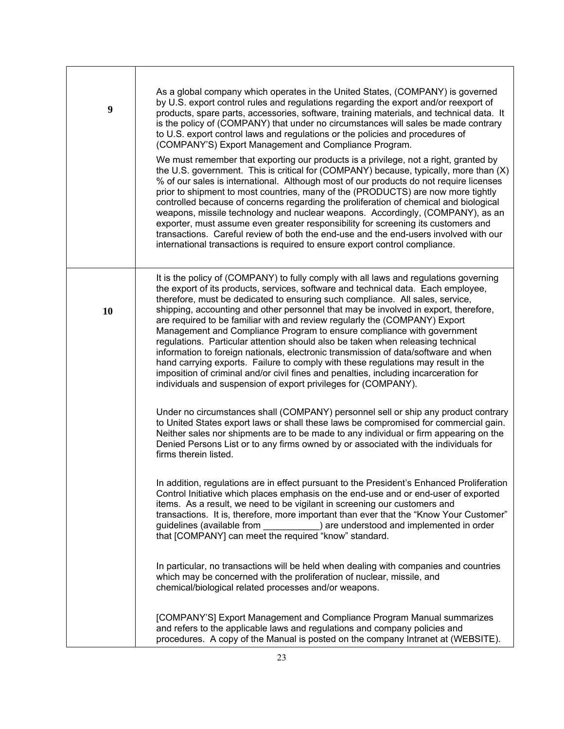| | |
|---|---|
| **9** | As a global company which operates in the United States, (COMPANY) is governed by U.S. export control rules and regulations regarding the export and/or reexport of products, spare parts, accessories, software, training materials, and technical data. It is the policy of (COMPANY) that under no circumstances will sales be made contrary to U.S. export control laws and regulations or the policies and procedures of (COMPANY'S) Export Management and Compliance Program.<br><br>We must remember that exporting our products is a privilege, not a right, granted by the U.S. government. This is critical for (COMPANY) because, typically, more than (X) % of our sales is international. Although most of our products do not require licenses prior to shipment to most countries, many of the (PRODUCTS) are now more tightly controlled because of concerns regarding the proliferation of chemical and biological weapons, missile technology and nuclear weapons. Accordingly, (COMPANY), as an exporter, must assume even greater responsibility for screening its customers and transactions. Careful review of both the end-use and the end-users involved with our international transactions is required to ensure export control compliance. |
| **10** | It is the policy of (COMPANY) to fully comply with all laws and regulations governing the export of its products, services, software and technical data. Each employee, therefore, must be dedicated to ensuring such compliance. All sales, service, shipping, accounting and other personnel that may be involved in export, therefore, are required to be familiar with and review regularly the (COMPANY) Export Management and Compliance Program to ensure compliance with government regulations. Particular attention should also be taken when releasing technical information to foreign nationals, electronic transmission of data/software and when hand carrying exports. Failure to comply with these regulations may result in the imposition of criminal and/or civil fines and penalties, including incarceration for individuals and suspension of export privileges for (COMPANY).<br><br>Under no circumstances shall (COMPANY) personnel sell or ship any product contrary to United States export laws or shall these laws be compromised for commercial gain. Neither sales nor shipments are to be made to any individual or firm appearing on the Denied Persons List or to any firms owned by or associated with the individuals for firms therein listed.<br><br>In addition, regulations are in effect pursuant to the President's Enhanced Proliferation Control Initiative which places emphasis on the end-use and or end-user of exported items. As a result, we need to be vigilant in screening our customers and transactions. It is, therefore, more important than ever that the "Know Your Customer" guidelines (available from ___________) are understood and implemented in order that [COMPANY] can meet the required "know" standard.<br><br>In particular, no transactions will be held when dealing with companies and countries which may be concerned with the proliferation of nuclear, missile, and chemical/biological related processes and/or weapons.<br><br>[COMPANY'S] Export Management and Compliance Program Manual summarizes and refers to the applicable laws and regulations and company policies and procedures. A copy of the Manual is posted on the company Intranet at (WEBSITE). |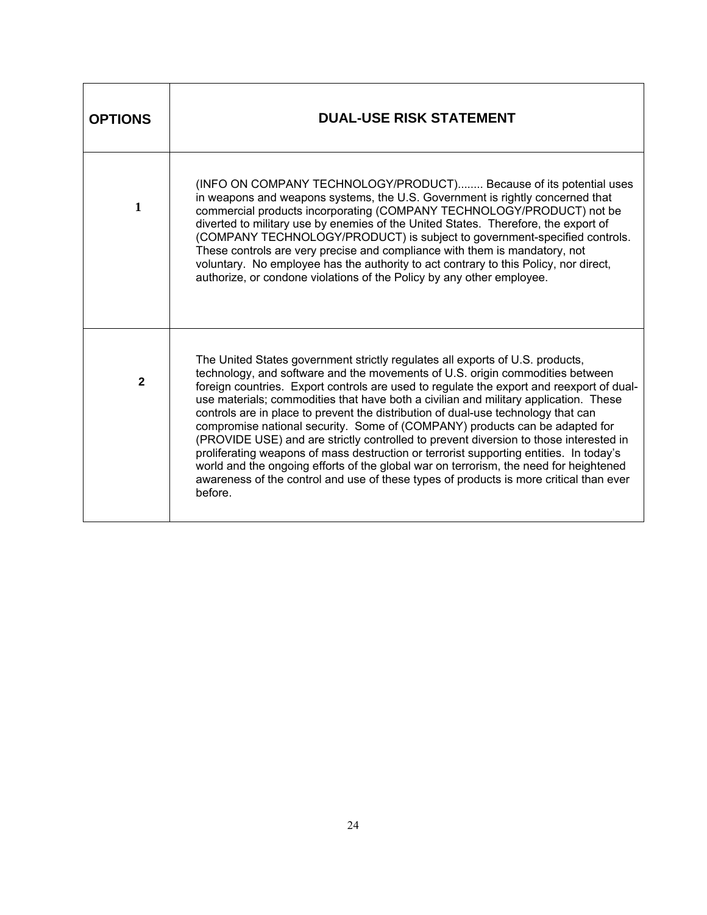| OPTIONS | DUAL-USE RISK STATEMENT |
| --- | --- |
| 1 | (INFO ON COMPANY TECHNOLOGY/PRODUCT)........ Because of its potential uses in weapons and weapons systems, the U.S. Government is rightly concerned that commercial products incorporating (COMPANY TECHNOLOGY/PRODUCT) not be diverted to military use by enemies of the United States. Therefore, the export of (COMPANY TECHNOLOGY/PRODUCT) is subject to government-specified controls. These controls are very precise and compliance with them is mandatory, not voluntary. No employee has the authority to act contrary to this Policy, nor direct, authorize, or condone violations of the Policy by any other employee. |
| 2 | The United States government strictly regulates all exports of U.S. products, technology, and software and the movements of U.S. origin commodities between foreign countries. Export controls are used to regulate the export and reexport of dual-use materials; commodities that have both a civilian and military application. These controls are in place to prevent the distribution of dual-use technology that can compromise national security. Some of (COMPANY) products can be adapted for (PROVIDE USE) and are strictly controlled to prevent diversion to those interested in proliferating weapons of mass destruction or terrorist supporting entities. In today's world and the ongoing efforts of the global war on terrorism, the need for heightened awareness of the control and use of these types of products is more critical than ever before. |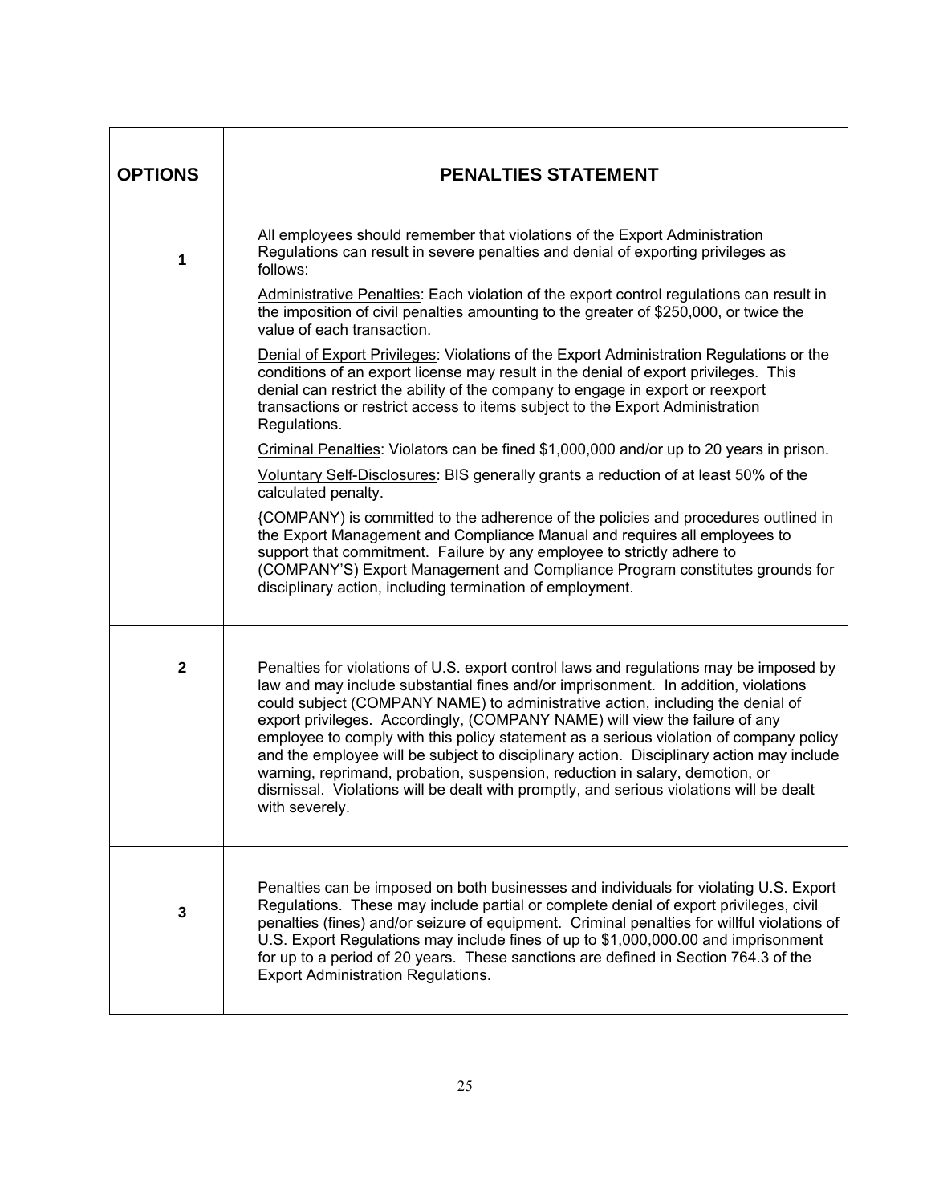| OPTIONS | PENALTIES STATEMENT |
|---|---|
| 1 | All employees should remember that violations of the Export Administration Regulations can result in severe penalties and denial of exporting privileges as follows:<br><br><u>Administrative Penalties</u>: Each violation of the export control regulations can result in the imposition of civil penalties amounting to the greater of $250,000, or twice the value of each transaction.<br><br><u>Denial of Export Privileges</u>: Violations of the Export Administration Regulations or the conditions of an export license may result in the denial of export privileges. This denial can restrict the ability of the company to engage in export or reexport transactions or restrict access to items subject to the Export Administration Regulations.<br><br><u>Criminal Penalties</u>: Violators can be fined $1,000,000 and/or up to 20 years in prison.<br><br><u>Voluntary Self-Disclosures</u>: BIS generally grants a reduction of at least 50% of the calculated penalty.<br><br>{COMPANY) is committed to the adherence of the policies and procedures outlined in the Export Management and Compliance Manual and requires all employees to support that commitment. Failure by any employee to strictly adhere to (COMPANY'S) Export Management and Compliance Program constitutes grounds for disciplinary action, including termination of employment. |
| 2 | Penalties for violations of U.S. export control laws and regulations may be imposed by law and may include substantial fines and/or imprisonment. In addition, violations could subject (COMPANY NAME) to administrative action, including the denial of export privileges. Accordingly, (COMPANY NAME) will view the failure of any employee to comply with this policy statement as a serious violation of company policy and the employee will be subject to disciplinary action. Disciplinary action may include warning, reprimand, probation, suspension, reduction in salary, demotion, or dismissal. Violations will be dealt with promptly, and serious violations will be dealt with severely. |
| 3 | Penalties can be imposed on both businesses and individuals for violating U.S. Export Regulations. These may include partial or complete denial of export privileges, civil penalties (fines) and/or seizure of equipment. Criminal penalties for willful violations of U.S. Export Regulations may include fines of up to $1,000,000.00 and imprisonment for up to a period of 20 years. These sanctions are defined in Section 764.3 of the Export Administration Regulations. |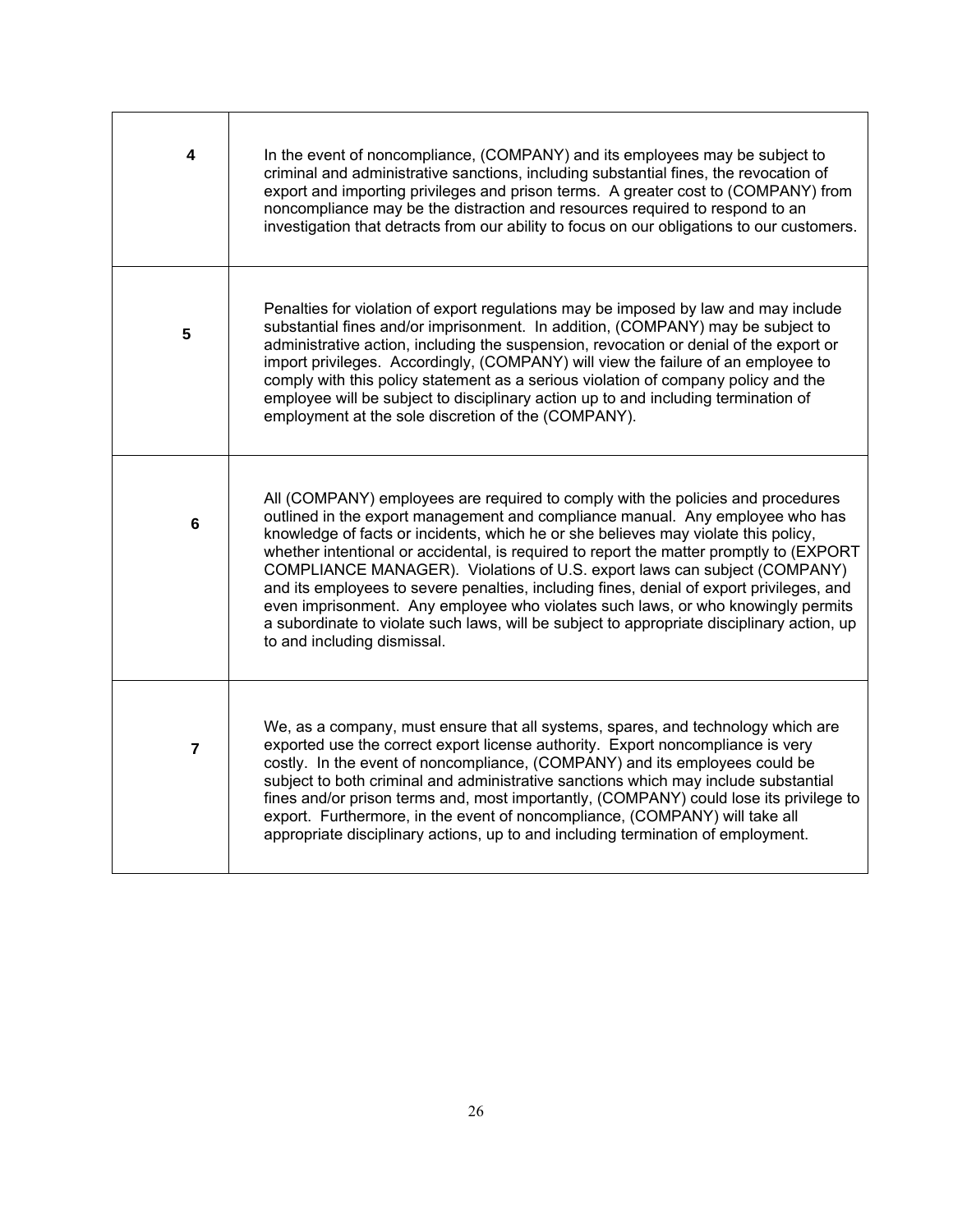| | |
|---|---|
| **4** | In the event of noncompliance, (COMPANY) and its employees may be subject to criminal and administrative sanctions, including substantial fines, the revocation of export and importing privileges and prison terms. A greater cost to (COMPANY) from noncompliance may be the distraction and resources required to respond to an investigation that detracts from our ability to focus on our obligations to our customers. |
| **5** | Penalties for violation of export regulations may be imposed by law and may include substantial fines and/or imprisonment. In addition, (COMPANY) may be subject to administrative action, including the suspension, revocation or denial of the export or import privileges. Accordingly, (COMPANY) will view the failure of an employee to comply with this policy statement as a serious violation of company policy and the employee will be subject to disciplinary action up to and including termination of employment at the sole discretion of the (COMPANY). |
| **6** | All (COMPANY) employees are required to comply with the policies and procedures outlined in the export management and compliance manual. Any employee who has knowledge of facts or incidents, which he or she believes may violate this policy, whether intentional or accidental, is required to report the matter promptly to (EXPORT COMPLIANCE MANAGER). Violations of U.S. export laws can subject (COMPANY) and its employees to severe penalties, including fines, denial of export privileges, and even imprisonment. Any employee who violates such laws, or who knowingly permits a subordinate to violate such laws, will be subject to appropriate disciplinary action, up to and including dismissal. |
| **7** | We, as a company, must ensure that all systems, spares, and technology which are exported use the correct export license authority. Export noncompliance is very costly. In the event of noncompliance, (COMPANY) and its employees could be subject to both criminal and administrative sanctions which may include substantial fines and/or prison terms and, most importantly, (COMPANY) could lose its privilege to export. Furthermore, in the event of noncompliance, (COMPANY) will take all appropriate disciplinary actions, up to and including termination of employment. |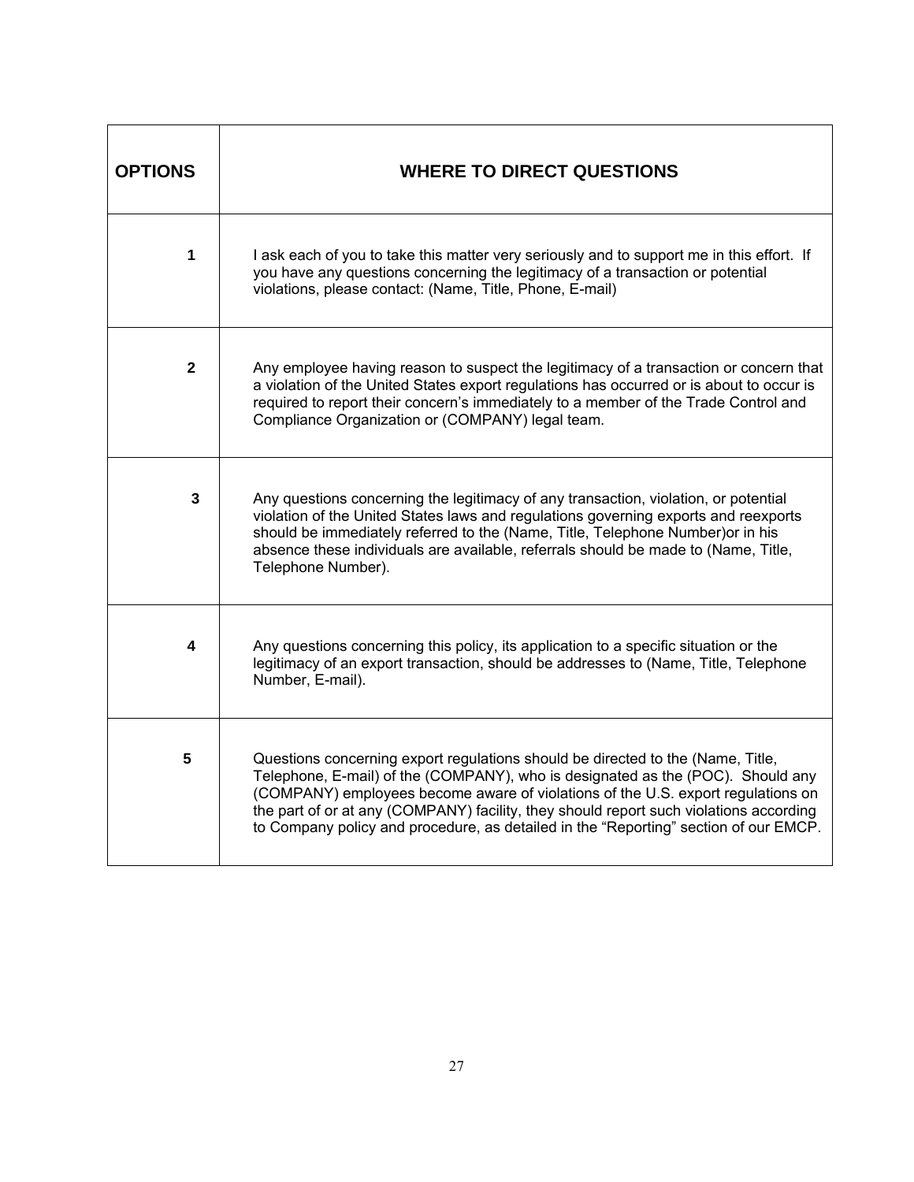| OPTIONS | WHERE TO DIRECT QUESTIONS |
|---|---|
| 1 | I ask each of you to take this matter very seriously and to support me in this effort. If you have any questions concerning the legitimacy of a transaction or potential violations, please contact: (Name, Title, Phone, E-mail) |
| 2 | Any employee having reason to suspect the legitimacy of a transaction or concern that a violation of the United States export regulations has occurred or is about to occur is required to report their concern's immediately to a member of the Trade Control and Compliance Organization or (COMPANY) legal team. |
| 3 | Any questions concerning the legitimacy of any transaction, violation, or potential violation of the United States laws and regulations governing exports and reexports should be immediately referred to the (Name, Title, Telephone Number)or in his absence these individuals are available, referrals should be made to (Name, Title, Telephone Number). |
| 4 | Any questions concerning this policy, its application to a specific situation or the legitimacy of an export transaction, should be addresses to (Name, Title, Telephone Number, E-mail). |
| 5 | Questions concerning export regulations should be directed to the (Name, Title, Telephone, E-mail) of the (COMPANY), who is designated as the (POC). Should any (COMPANY) employees become aware of violations of the U.S. export regulations on the part of or at any (COMPANY) facility, they should report such violations according to Company policy and procedure, as detailed in the "Reporting" section of our EMCP. |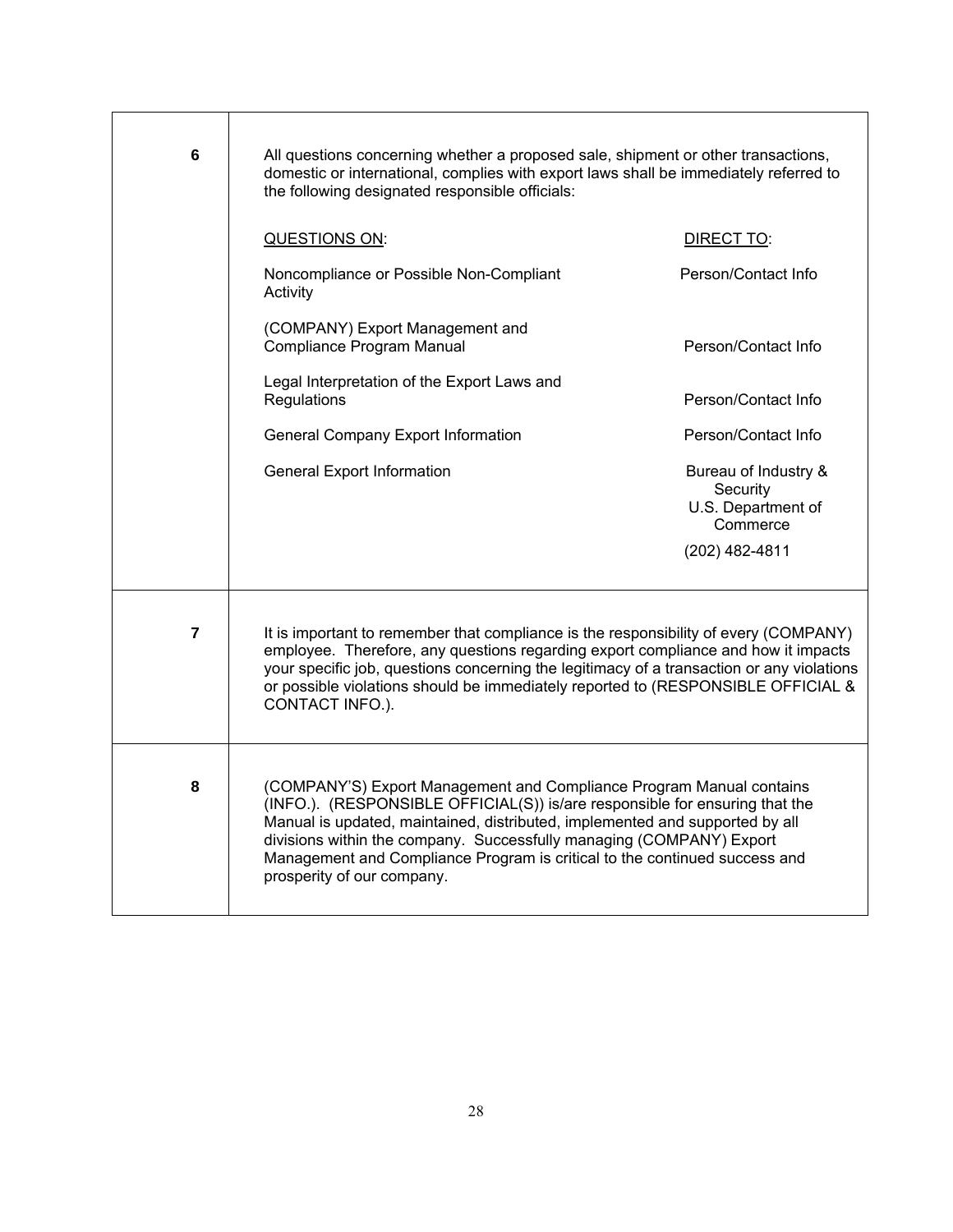| | |
|---|---|
| **6** | All questions concerning whether a proposed sale, shipment or other transactions, domestic or international, complies with export laws shall be immediately referred to the following designated responsible officials:<br><br>QUESTIONS ON: — DIRECT TO:<br><br>Noncompliance or Possible Non-Compliant Activity — Person/Contact Info<br><br>(COMPANY) Export Management and Compliance Program Manual — Person/Contact Info<br><br>Legal Interpretation of the Export Laws and Regulations — Person/Contact Info<br><br>General Company Export Information — Person/Contact Info<br><br>General Export Information — Bureau of Industry & Security U.S. Department of Commerce (202) 482-4811 |
| **7** | It is important to remember that compliance is the responsibility of every (COMPANY) employee. Therefore, any questions regarding export compliance and how it impacts your specific job, questions concerning the legitimacy of a transaction or any violations or possible violations should be immediately reported to (RESPONSIBLE OFFICIAL & CONTACT INFO.). |
| **8** | (COMPANY'S) Export Management and Compliance Program Manual contains (INFO.). (RESPONSIBLE OFFICIAL(S)) is/are responsible for ensuring that the Manual is updated, maintained, distributed, implemented and supported by all divisions within the company. Successfully managing (COMPANY) Export Management and Compliance Program is critical to the continued success and prosperity of our company. |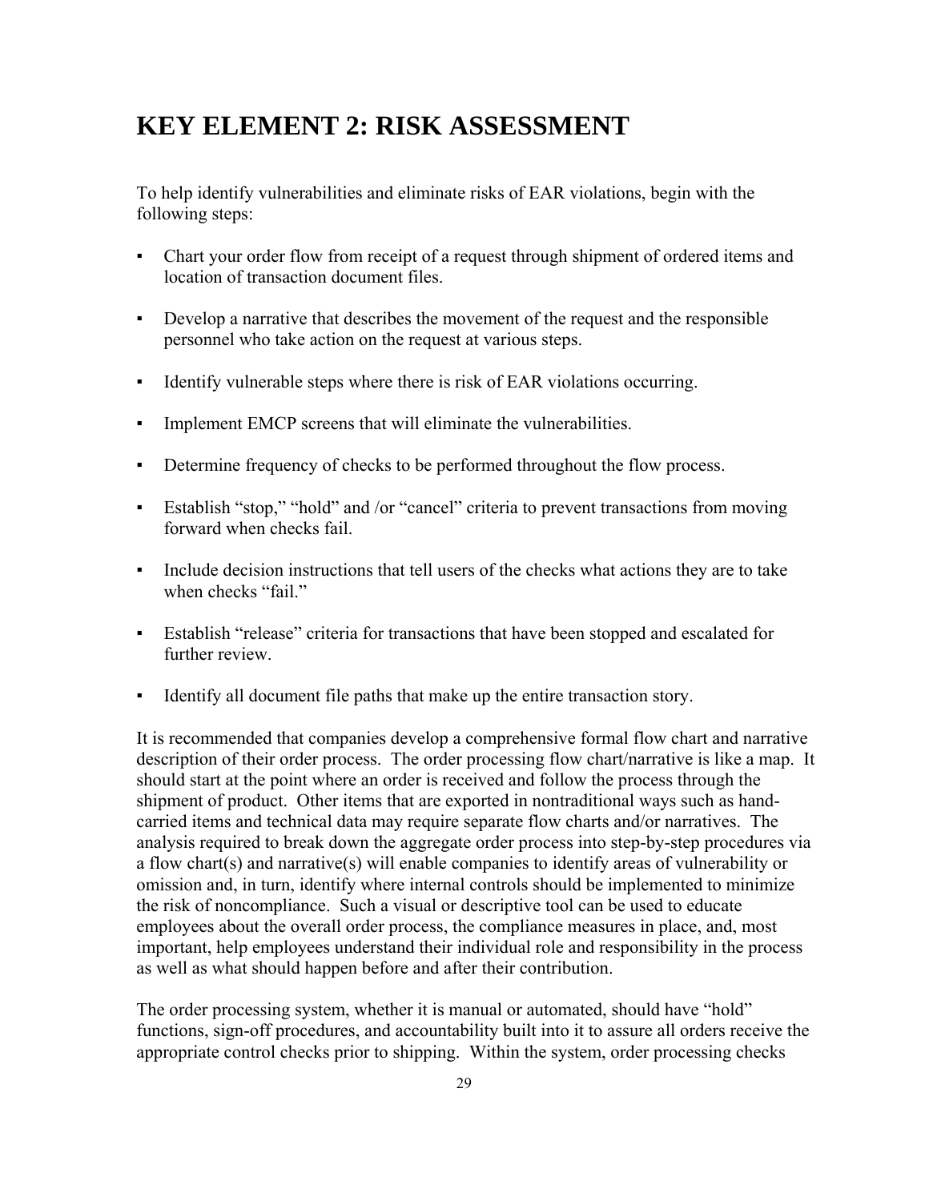# KEY ELEMENT 2: RISK ASSESSMENT

To help identify vulnerabilities and eliminate risks of EAR violations, begin with the following steps:

- Chart your order flow from receipt of a request through shipment of ordered items and location of transaction document files.
- Develop a narrative that describes the movement of the request and the responsible personnel who take action on the request at various steps.
- Identify vulnerable steps where there is risk of EAR violations occurring.
- Implement EMCP screens that will eliminate the vulnerabilities.
- Determine frequency of checks to be performed throughout the flow process.
- Establish "stop," "hold" and /or "cancel" criteria to prevent transactions from moving forward when checks fail.
- Include decision instructions that tell users of the checks what actions they are to take when checks "fail."
- Establish "release" criteria for transactions that have been stopped and escalated for further review.
- Identify all document file paths that make up the entire transaction story.

It is recommended that companies develop a comprehensive formal flow chart and narrative description of their order process. The order processing flow chart/narrative is like a map. It should start at the point where an order is received and follow the process through the shipment of product. Other items that are exported in nontraditional ways such as hand-carried items and technical data may require separate flow charts and/or narratives. The analysis required to break down the aggregate order process into step-by-step procedures via a flow chart(s) and narrative(s) will enable companies to identify areas of vulnerability or omission and, in turn, identify where internal controls should be implemented to minimize the risk of noncompliance. Such a visual or descriptive tool can be used to educate employees about the overall order process, the compliance measures in place, and, most important, help employees understand their individual role and responsibility in the process as well as what should happen before and after their contribution.

The order processing system, whether it is manual or automated, should have "hold" functions, sign-off procedures, and accountability built into it to assure all orders receive the appropriate control checks prior to shipping. Within the system, order processing checks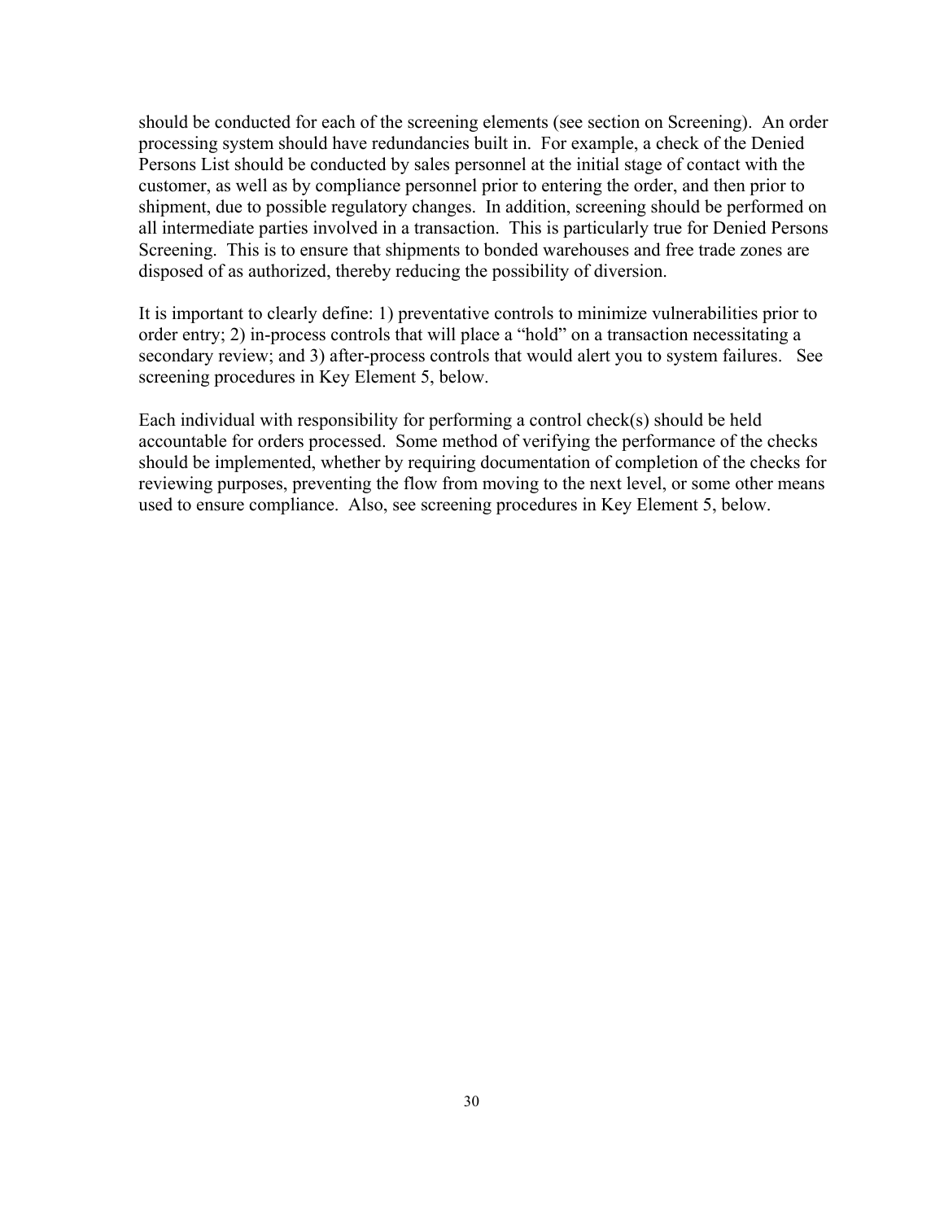should be conducted for each of the screening elements (see section on Screening). An order processing system should have redundancies built in. For example, a check of the Denied Persons List should be conducted by sales personnel at the initial stage of contact with the customer, as well as by compliance personnel prior to entering the order, and then prior to shipment, due to possible regulatory changes. In addition, screening should be performed on all intermediate parties involved in a transaction. This is particularly true for Denied Persons Screening. This is to ensure that shipments to bonded warehouses and free trade zones are disposed of as authorized, thereby reducing the possibility of diversion.

It is important to clearly define: 1) preventative controls to minimize vulnerabilities prior to order entry; 2) in-process controls that will place a "hold" on a transaction necessitating a secondary review; and 3) after-process controls that would alert you to system failures. See screening procedures in Key Element 5, below.

Each individual with responsibility for performing a control check(s) should be held accountable for orders processed. Some method of verifying the performance of the checks should be implemented, whether by requiring documentation of completion of the checks for reviewing purposes, preventing the flow from moving to the next level, or some other means used to ensure compliance. Also, see screening procedures in Key Element 5, below.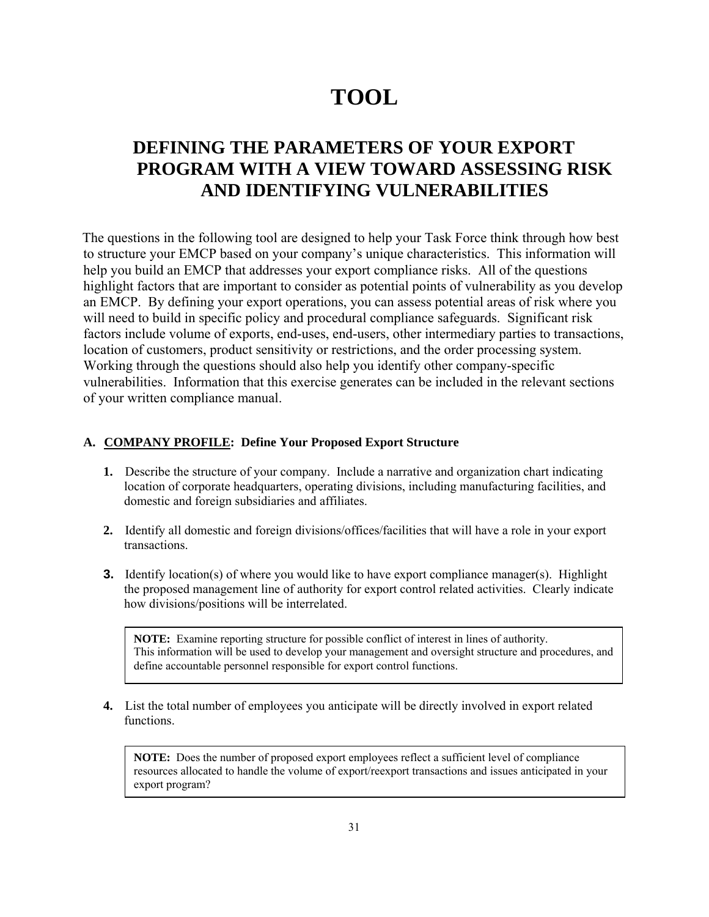# TOOL

## DEFINING THE PARAMETERS OF YOUR EXPORT PROGRAM WITH A VIEW TOWARD ASSESSING RISK AND IDENTIFYING VULNERABILITIES

The questions in the following tool are designed to help your Task Force think through how best to structure your EMCP based on your company's unique characteristics. This information will help you build an EMCP that addresses your export compliance risks. All of the questions highlight factors that are important to consider as potential points of vulnerability as you develop an EMCP. By defining your export operations, you can assess potential areas of risk where you will need to build in specific policy and procedural compliance safeguards. Significant risk factors include volume of exports, end-uses, end-users, other intermediary parties to transactions, location of customers, product sensitivity or restrictions, and the order processing system. Working through the questions should also help you identify other company-specific vulnerabilities. Information that this exercise generates can be included in the relevant sections of your written compliance manual.

### A. COMPANY PROFILE: Define Your Proposed Export Structure

1. Describe the structure of your company. Include a narrative and organization chart indicating location of corporate headquarters, operating divisions, including manufacturing facilities, and domestic and foreign subsidiaries and affiliates.

2. Identify all domestic and foreign divisions/offices/facilities that will have a role in your export transactions.

3. Identify location(s) of where you would like to have export compliance manager(s). Highlight the proposed management line of authority for export control related activities. Clearly indicate how divisions/positions will be interrelated.

> **NOTE:** Examine reporting structure for possible conflict of interest in lines of authority. This information will be used to develop your management and oversight structure and procedures, and define accountable personnel responsible for export control functions.

4. List the total number of employees you anticipate will be directly involved in export related functions.

> **NOTE:** Does the number of proposed export employees reflect a sufficient level of compliance resources allocated to handle the volume of export/reexport transactions and issues anticipated in your export program?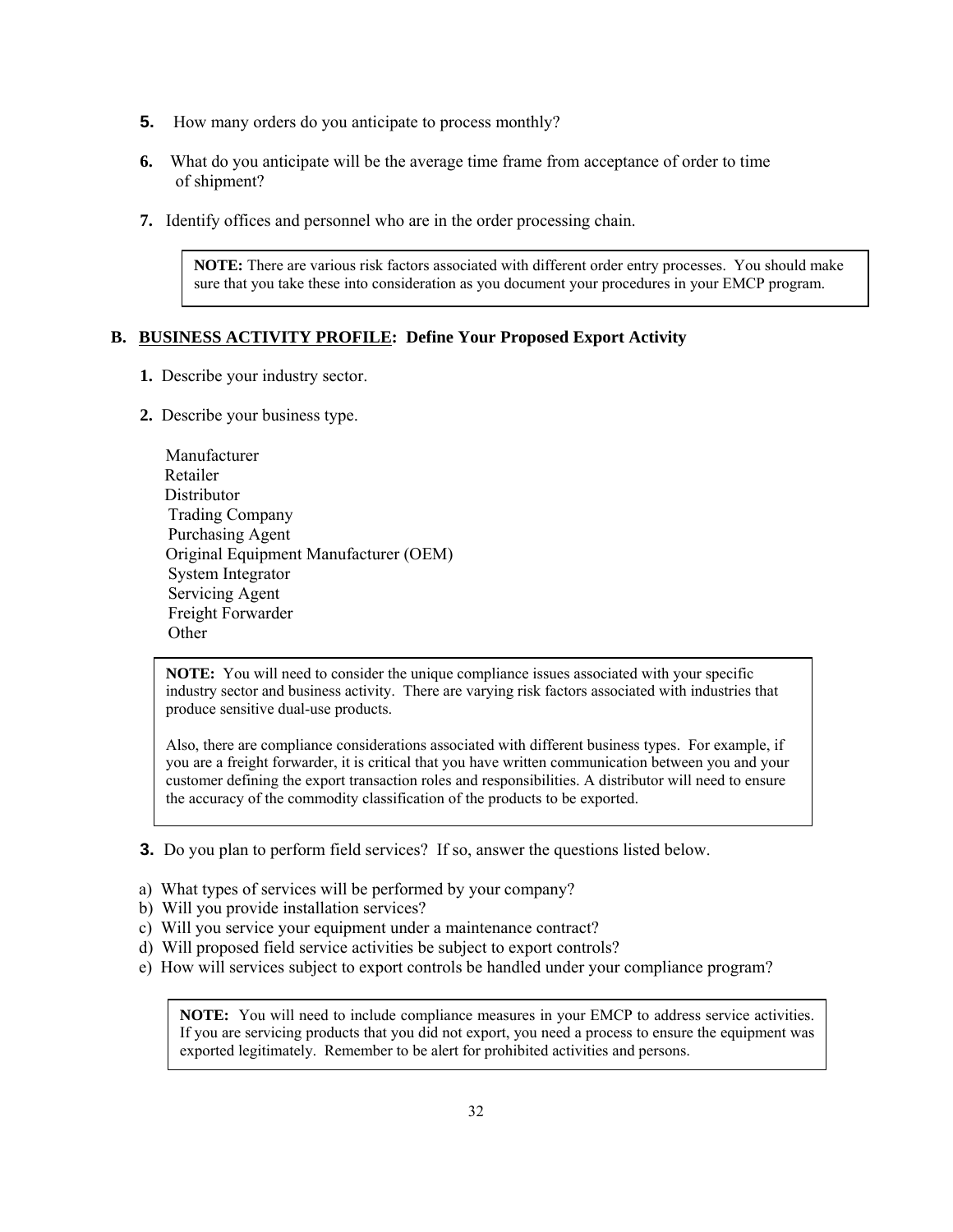**5.** How many orders do you anticipate to process monthly?

**6.** What do you anticipate will be the average time frame from acceptance of order to time of shipment?

**7.** Identify offices and personnel who are in the order processing chain.

> **NOTE:** There are various risk factors associated with different order entry processes. You should make sure that you take these into consideration as you document your procedures in your EMCP program.

### B. <u>BUSINESS ACTIVITY PROFILE</u>: Define Your Proposed Export Activity

**1.** Describe your industry sector.

**2.** Describe your business type.

Manufacturer
Retailer
Distributor
Trading Company
Purchasing Agent
Original Equipment Manufacturer (OEM)
System Integrator
Servicing Agent
Freight Forwarder
Other

> **NOTE:** You will need to consider the unique compliance issues associated with your specific industry sector and business activity. There are varying risk factors associated with industries that produce sensitive dual-use products.
>
> Also, there are compliance considerations associated with different business types. For example, if you are a freight forwarder, it is critical that you have written communication between you and your customer defining the export transaction roles and responsibilities. A distributor will need to ensure the accuracy of the commodity classification of the products to be exported.

**3.** Do you plan to perform field services? If so, answer the questions listed below.

a) What types of services will be performed by your company?
b) Will you provide installation services?
c) Will you service your equipment under a maintenance contract?
d) Will proposed field service activities be subject to export controls?
e) How will services subject to export controls be handled under your compliance program?

> **NOTE:** You will need to include compliance measures in your EMCP to address service activities. If you are servicing products that you did not export, you need a process to ensure the equipment was exported legitimately. Remember to be alert for prohibited activities and persons.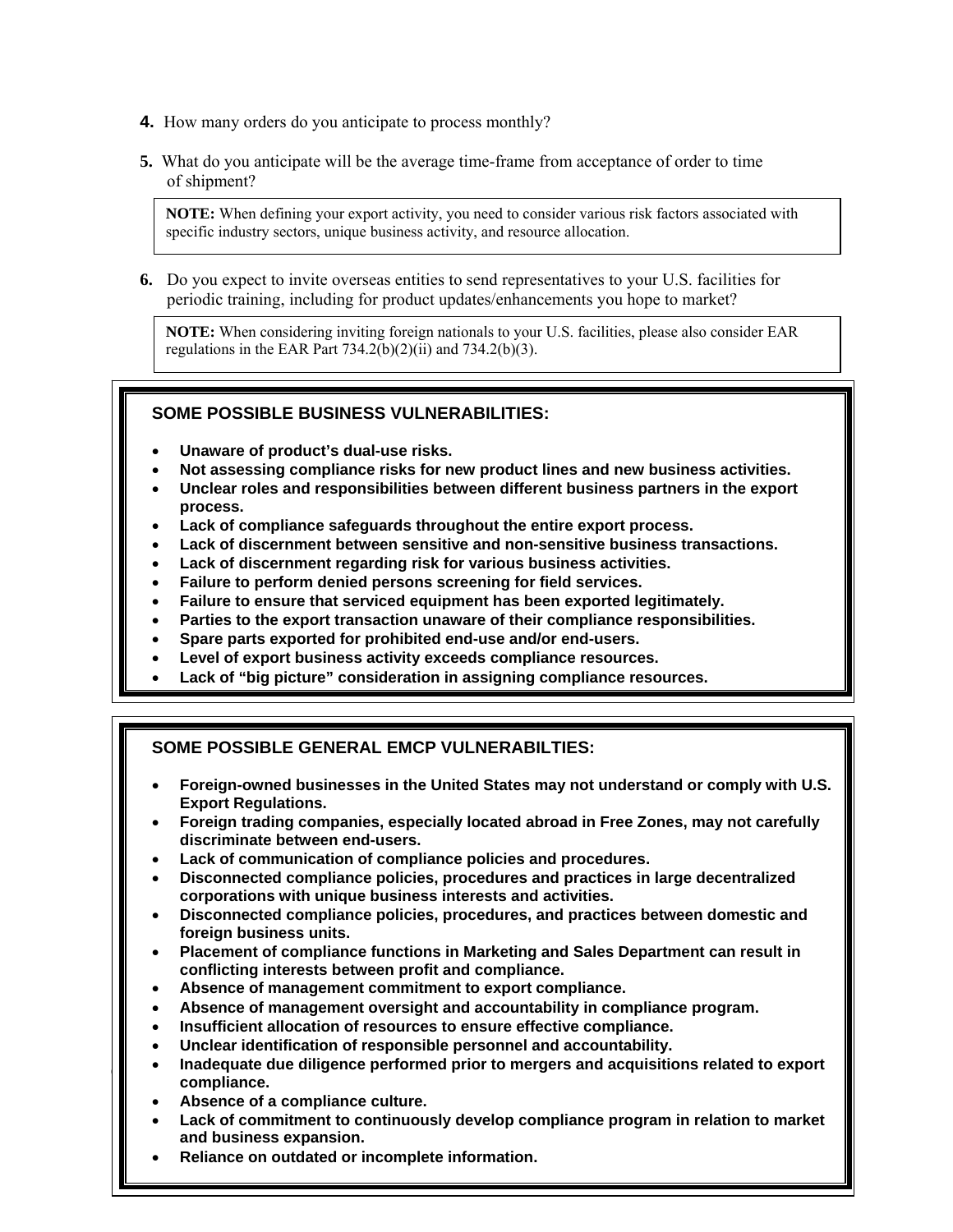**4.** How many orders do you anticipate to process monthly?

**5.** What do you anticipate will be the average time-frame from acceptance of order to time of shipment?

> **NOTE:** When defining your export activity, you need to consider various risk factors associated with specific industry sectors, unique business activity, and resource allocation.

**6.** Do you expect to invite overseas entities to send representatives to your U.S. facilities for periodic training, including for product updates/enhancements you hope to market?

> **NOTE:** When considering inviting foreign nationals to your U.S. facilities, please also consider EAR regulations in the EAR Part 734.2(b)(2)(ii) and 734.2(b)(3).

### SOME POSSIBLE BUSINESS VULNERABILITIES:

- **Unaware of product's dual-use risks.**
- **Not assessing compliance risks for new product lines and new business activities.**
- **Unclear roles and responsibilities between different business partners in the export process.**
- **Lack of compliance safeguards throughout the entire export process.**
- **Lack of discernment between sensitive and non-sensitive business transactions.**
- **Lack of discernment regarding risk for various business activities.**
- **Failure to perform denied persons screening for field services.**
- **Failure to ensure that serviced equipment has been exported legitimately.**
- **Parties to the export transaction unaware of their compliance responsibilities.**
- **Spare parts exported for prohibited end-use and/or end-users.**
- **Level of export business activity exceeds compliance resources.**
- **Lack of "big picture" consideration in assigning compliance resources.**

### SOME POSSIBLE GENERAL EMCP VULNERABILTIES:

- **Foreign-owned businesses in the United States may not understand or comply with U.S. Export Regulations.**
- **Foreign trading companies, especially located abroad in Free Zones, may not carefully discriminate between end-users.**
- **Lack of communication of compliance policies and procedures.**
- **Disconnected compliance policies, procedures and practices in large decentralized corporations with unique business interests and activities.**
- **Disconnected compliance policies, procedures, and practices between domestic and foreign business units.**
- **Placement of compliance functions in Marketing and Sales Department can result in conflicting interests between profit and compliance.**
- **Absence of management commitment to export compliance.**
- **Absence of management oversight and accountability in compliance program.**
- **Insufficient allocation of resources to ensure effective compliance.**
- **Unclear identification of responsible personnel and accountability.**
- **Inadequate due diligence performed prior to mergers and acquisitions related to export compliance.**
- **Absence of a compliance culture.**
- **Lack of commitment to continuously develop compliance program in relation to market and business expansion.**
- **Reliance on outdated or incomplete information.**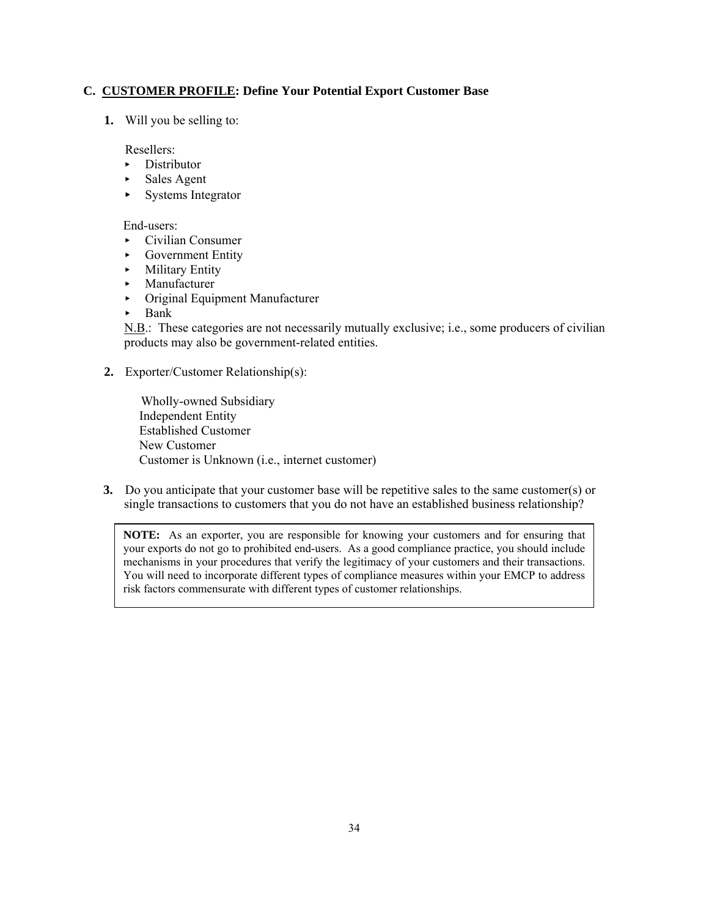## C. <u>CUSTOMER PROFILE</u>: Define Your Potential Export Customer Base

**1.** Will you be selling to:

Resellers:

- Distributor
- Sales Agent
- Systems Integrator

End-users:

- Civilian Consumer
- Government Entity
- Military Entity
- Manufacturer
- Original Equipment Manufacturer
- Bank

<u>N.B.</u>: These categories are not necessarily mutually exclusive; i.e., some producers of civilian products may also be government-related entities.

**2.** Exporter/Customer Relationship(s):

Wholly-owned Subsidiary
Independent Entity
Established Customer
New Customer
Customer is Unknown (i.e., internet customer)

**3.** Do you anticipate that your customer base will be repetitive sales to the same customer(s) or single transactions to customers that you do not have an established business relationship?

> **NOTE:** As an exporter, you are responsible for knowing your customers and for ensuring that your exports do not go to prohibited end-users. As a good compliance practice, you should include mechanisms in your procedures that verify the legitimacy of your customers and their transactions. You will need to incorporate different types of compliance measures within your EMCP to address risk factors commensurate with different types of customer relationships.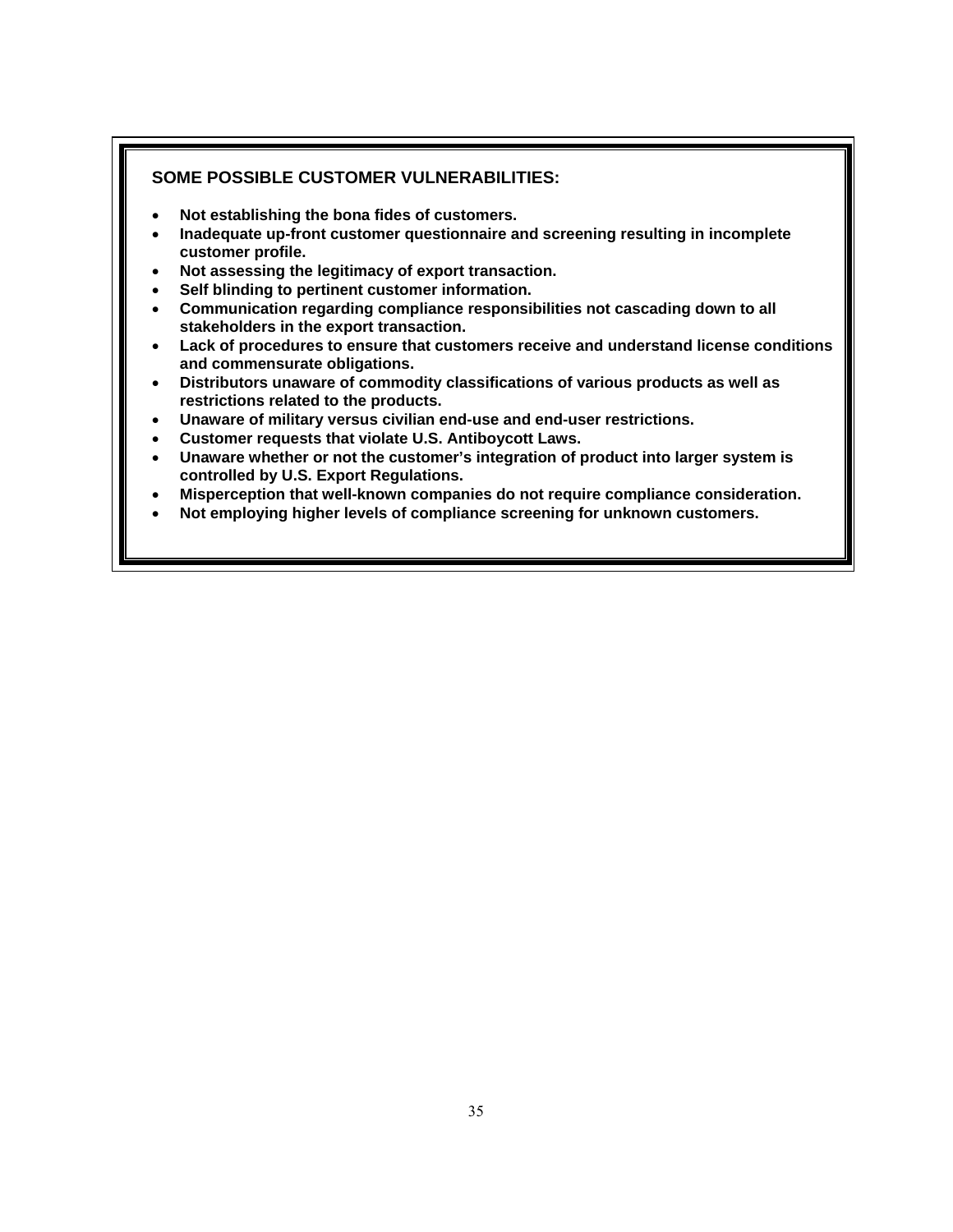**SOME POSSIBLE CUSTOMER VULNERABILITIES:**

- **Not establishing the bona fides of customers.**
- **Inadequate up-front customer questionnaire and screening resulting in incomplete customer profile.**
- **Not assessing the legitimacy of export transaction.**
- **Self blinding to pertinent customer information.**
- **Communication regarding compliance responsibilities not cascading down to all stakeholders in the export transaction.**
- **Lack of procedures to ensure that customers receive and understand license conditions and commensurate obligations.**
- **Distributors unaware of commodity classifications of various products as well as restrictions related to the products.**
- **Unaware of military versus civilian end-use and end-user restrictions.**
- **Customer requests that violate U.S. Antiboycott Laws.**
- **Unaware whether or not the customer's integration of product into larger system is controlled by U.S. Export Regulations.**
- **Misperception that well-known companies do not require compliance consideration.**
- **Not employing higher levels of compliance screening for unknown customers.**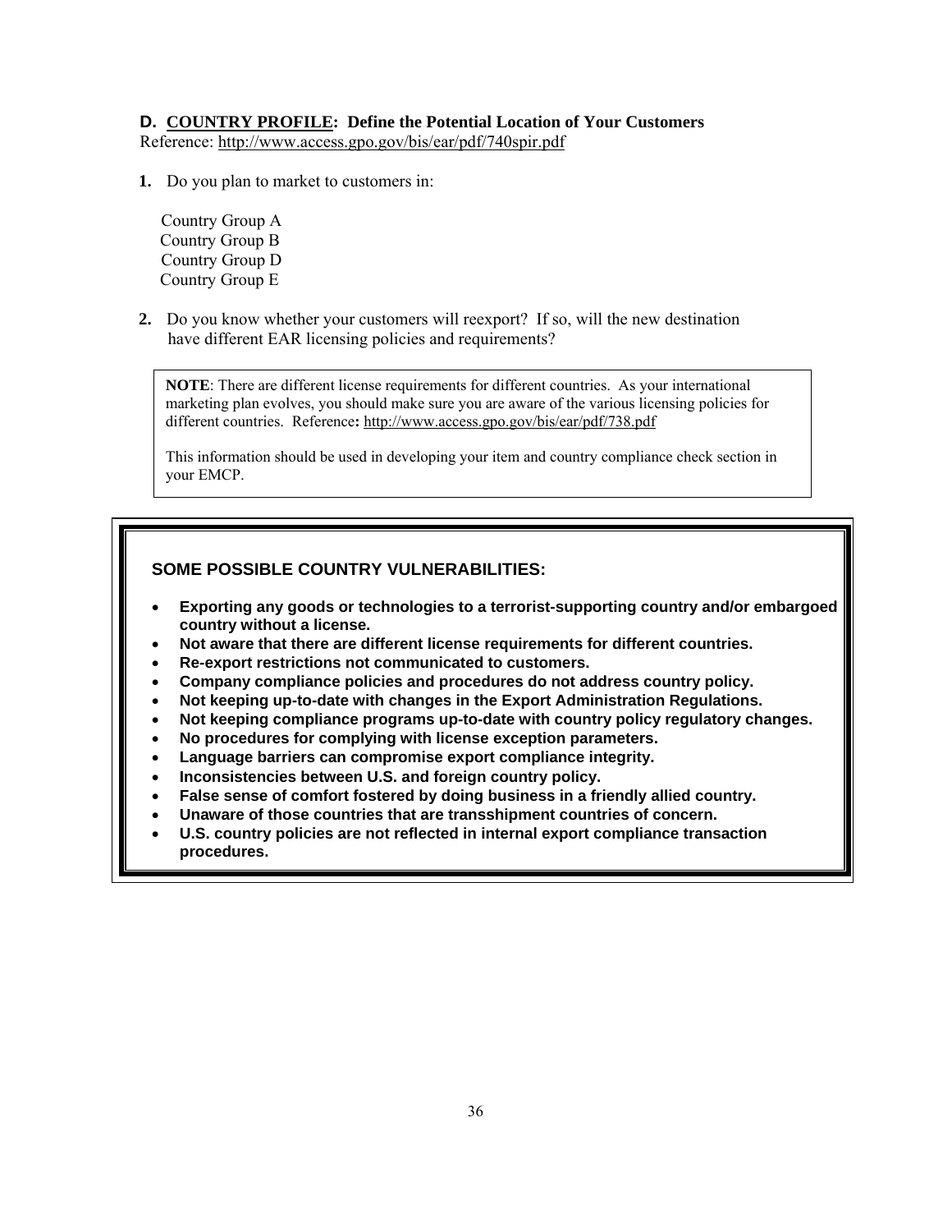## D. COUNTRY PROFILE: Define the Potential Location of Your Customers

Reference: http://www.access.gpo.gov/bis/ear/pdf/740spir.pdf

**1.** Do you plan to market to customers in:

Country Group A
Country Group B
Country Group D
Country Group E

**2.** Do you know whether your customers will reexport? If so, will the new destination have different EAR licensing policies and requirements?

> **NOTE**: There are different license requirements for different countries. As your international marketing plan evolves, you should make sure you are aware of the various licensing policies for different countries. Reference**:** http://www.access.gpo.gov/bis/ear/pdf/738.pdf
>
> This information should be used in developing your item and country compliance check section in your EMCP.

### SOME POSSIBLE COUNTRY VULNERABILITIES:

- **Exporting any goods or technologies to a terrorist-supporting country and/or embargoed country without a license.**
- **Not aware that there are different license requirements for different countries.**
- **Re-export restrictions not communicated to customers.**
- **Company compliance policies and procedures do not address country policy.**
- **Not keeping up-to-date with changes in the Export Administration Regulations.**
- **Not keeping compliance programs up-to-date with country policy regulatory changes.**
- **No procedures for complying with license exception parameters.**
- **Language barriers can compromise export compliance integrity.**
- **Inconsistencies between U.S. and foreign country policy.**
- **False sense of comfort fostered by doing business in a friendly allied country.**
- **Unaware of those countries that are transshipment countries of concern.**
- **U.S. country policies are not reflected in internal export compliance transaction procedures.**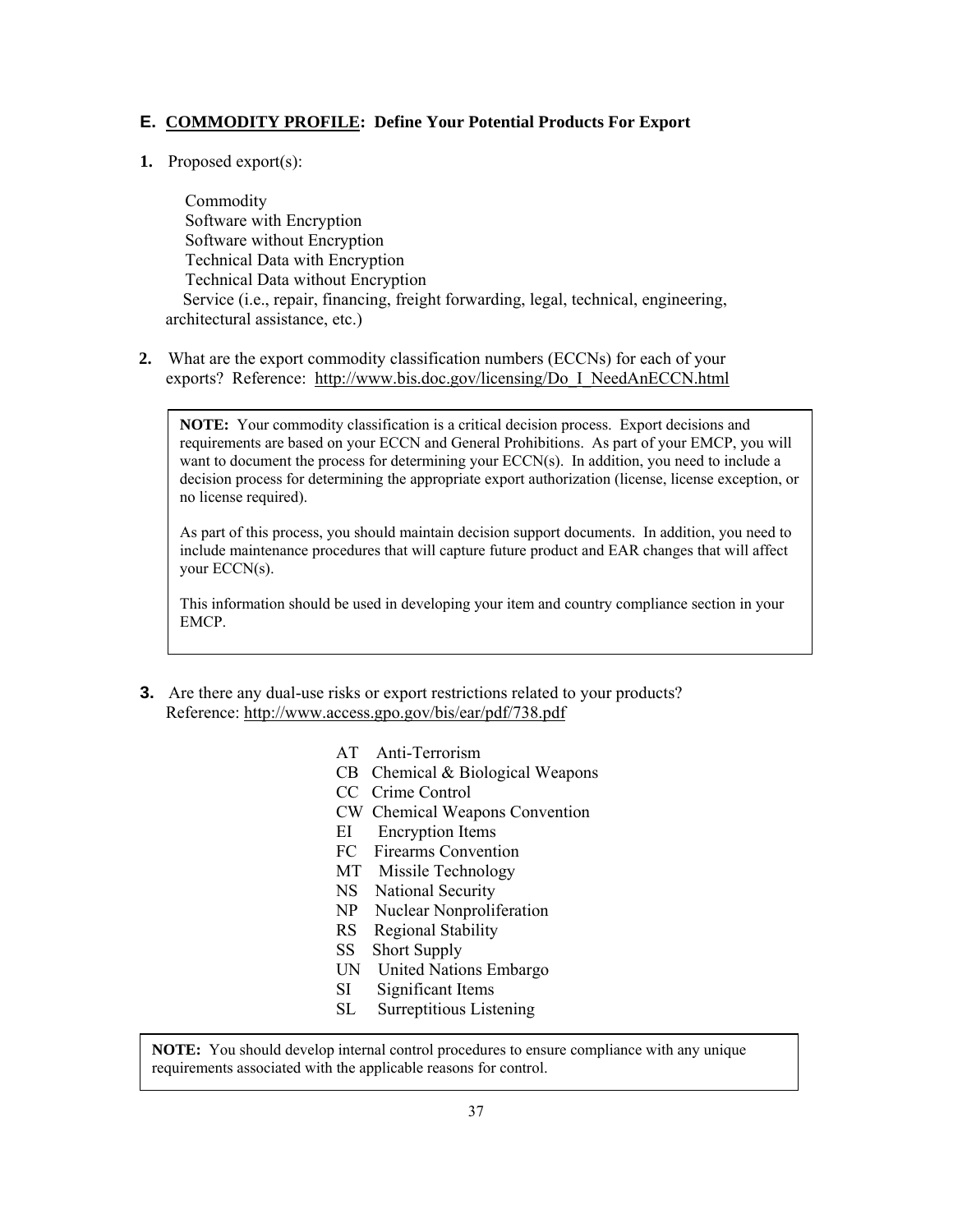### E. **COMMODITY PROFILE: Define Your Potential Products For Export**

**1.** Proposed export(s):

- Commodity
- Software with Encryption
- Software without Encryption
- Technical Data with Encryption
- Technical Data without Encryption
- Service (i.e., repair, financing, freight forwarding, legal, technical, engineering, architectural assistance, etc.)

**2.** What are the export commodity classification numbers (ECCNs) for each of your exports? Reference: http://www.bis.doc.gov/licensing/Do_I_NeedAnECCN.html

> **NOTE:** Your commodity classification is a critical decision process. Export decisions and requirements are based on your ECCN and General Prohibitions. As part of your EMCP, you will want to document the process for determining your ECCN(s). In addition, you need to include a decision process for determining the appropriate export authorization (license, license exception, or no license required).
>
> As part of this process, you should maintain decision support documents. In addition, you need to include maintenance procedures that will capture future product and EAR changes that will affect your ECCN(s).
>
> This information should be used in developing your item and country compliance section in your EMCP.

**3.** Are there any dual-use risks or export restrictions related to your products? Reference: http://www.access.gpo.gov/bis/ear/pdf/738.pdf

- AT Anti-Terrorism
- CB Chemical & Biological Weapons
- CC Crime Control
- CW Chemical Weapons Convention
- EI Encryption Items
- FC Firearms Convention
- MT Missile Technology
- NS National Security
- NP Nuclear Nonproliferation
- RS Regional Stability
- SS Short Supply
- UN United Nations Embargo
- SI Significant Items
- SL Surreptitious Listening

> **NOTE:** You should develop internal control procedures to ensure compliance with any unique requirements associated with the applicable reasons for control.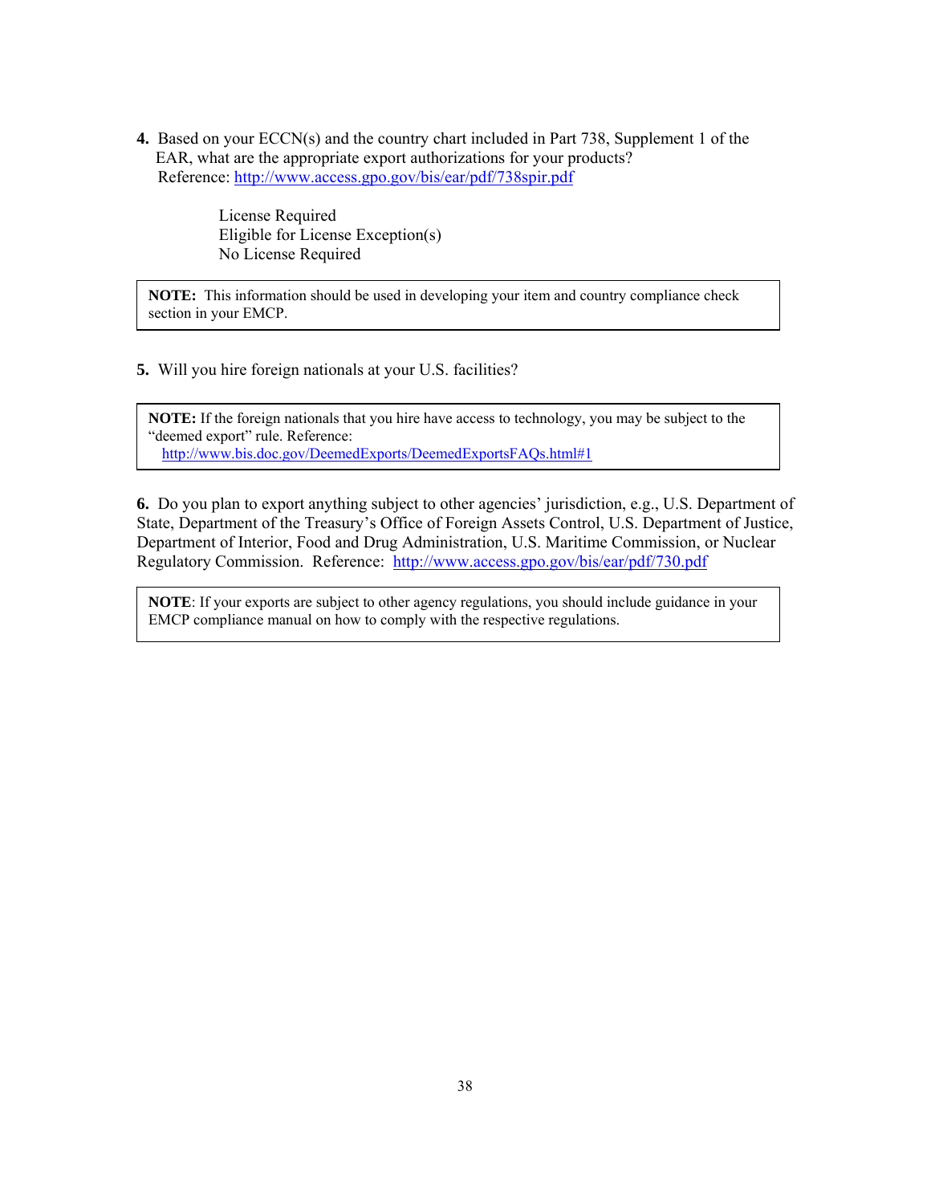**4.** Based on your ECCN(s) and the country chart included in Part 738, Supplement 1 of the EAR, what are the appropriate export authorizations for your products?
Reference: http://www.access.gpo.gov/bis/ear/pdf/738spir.pdf

License Required
Eligible for License Exception(s)
No License Required

> **NOTE:** This information should be used in developing your item and country compliance check section in your EMCP.

**5.** Will you hire foreign nationals at your U.S. facilities?

> **NOTE:** If the foreign nationals that you hire have access to technology, you may be subject to the "deemed export" rule. Reference:
> http://www.bis.doc.gov/DeemedExports/DeemedExportsFAQs.html#1

**6.** Do you plan to export anything subject to other agencies' jurisdiction, e.g., U.S. Department of State, Department of the Treasury's Office of Foreign Assets Control, U.S. Department of Justice, Department of Interior, Food and Drug Administration, U.S. Maritime Commission, or Nuclear Regulatory Commission. Reference: http://www.access.gpo.gov/bis/ear/pdf/730.pdf

> **NOTE**: If your exports are subject to other agency regulations, you should include guidance in your EMCP compliance manual on how to comply with the respective regulations.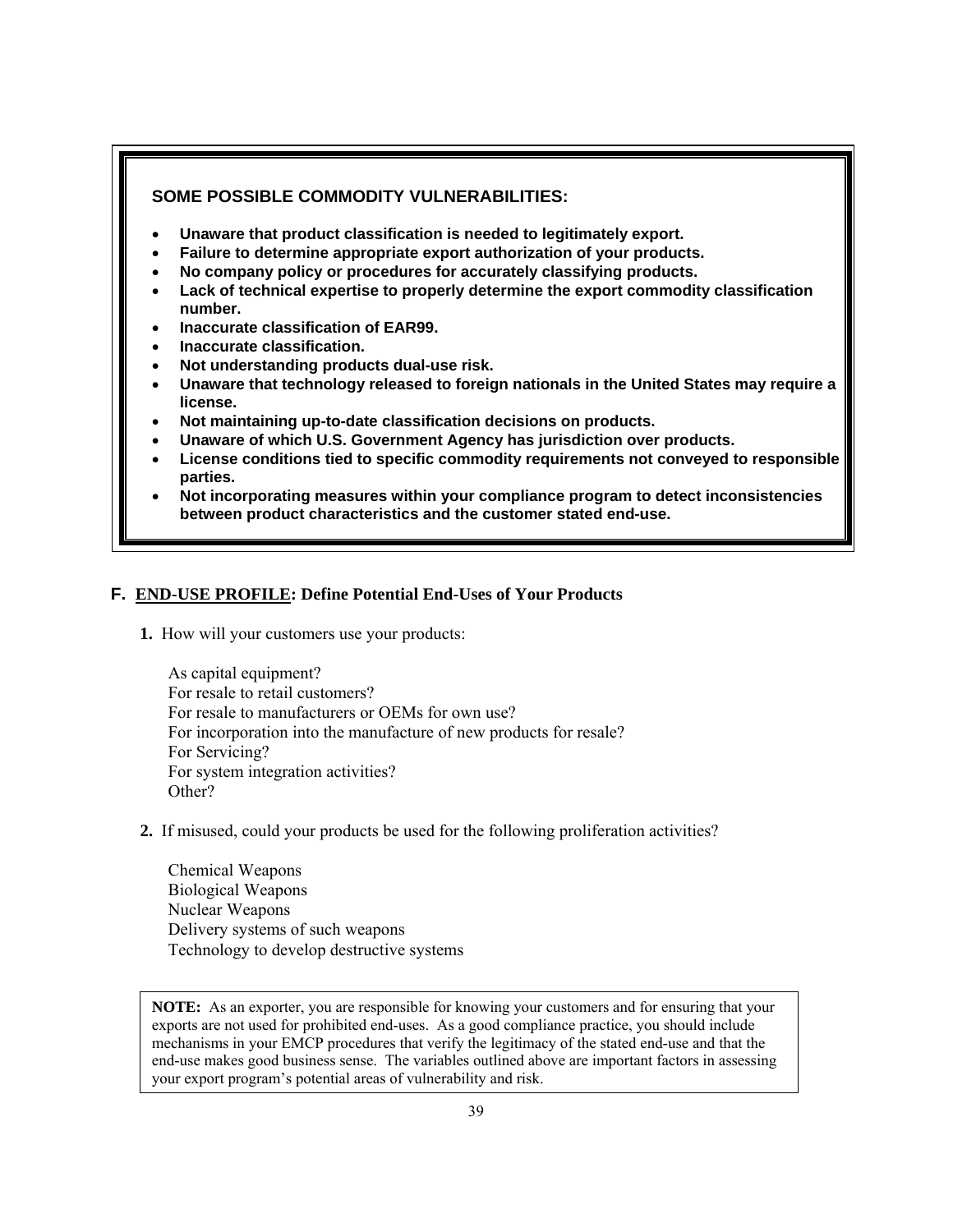**SOME POSSIBLE COMMODITY VULNERABILITIES:**

- **Unaware that product classification is needed to legitimately export.**
- **Failure to determine appropriate export authorization of your products.**
- **No company policy or procedures for accurately classifying products.**
- **Lack of technical expertise to properly determine the export commodity classification number.**
- **Inaccurate classification of EAR99.**
- **Inaccurate classification.**
- **Not understanding products dual-use risk.**
- **Unaware that technology released to foreign nationals in the United States may require a license.**
- **Not maintaining up-to-date classification decisions on products.**
- **Unaware of which U.S. Government Agency has jurisdiction over products.**
- **License conditions tied to specific commodity requirements not conveyed to responsible parties.**
- **Not incorporating measures within your compliance program to detect inconsistencies between product characteristics and the customer stated end-use.**

## F. <u>END-USE PROFILE</u>: Define Potential End-Uses of Your Products

**1.** How will your customers use your products:

As capital equipment?
For resale to retail customers?
For resale to manufacturers or OEMs for own use?
For incorporation into the manufacture of new products for resale?
For Servicing?
For system integration activities?
Other?

**2.** If misused, could your products be used for the following proliferation activities?

Chemical Weapons
Biological Weapons
Nuclear Weapons
Delivery systems of such weapons
Technology to develop destructive systems

**NOTE:** As an exporter, you are responsible for knowing your customers and for ensuring that your exports are not used for prohibited end-uses. As a good compliance practice, you should include mechanisms in your EMCP procedures that verify the legitimacy of the stated end-use and that the end-use makes good business sense. The variables outlined above are important factors in assessing your export program's potential areas of vulnerability and risk.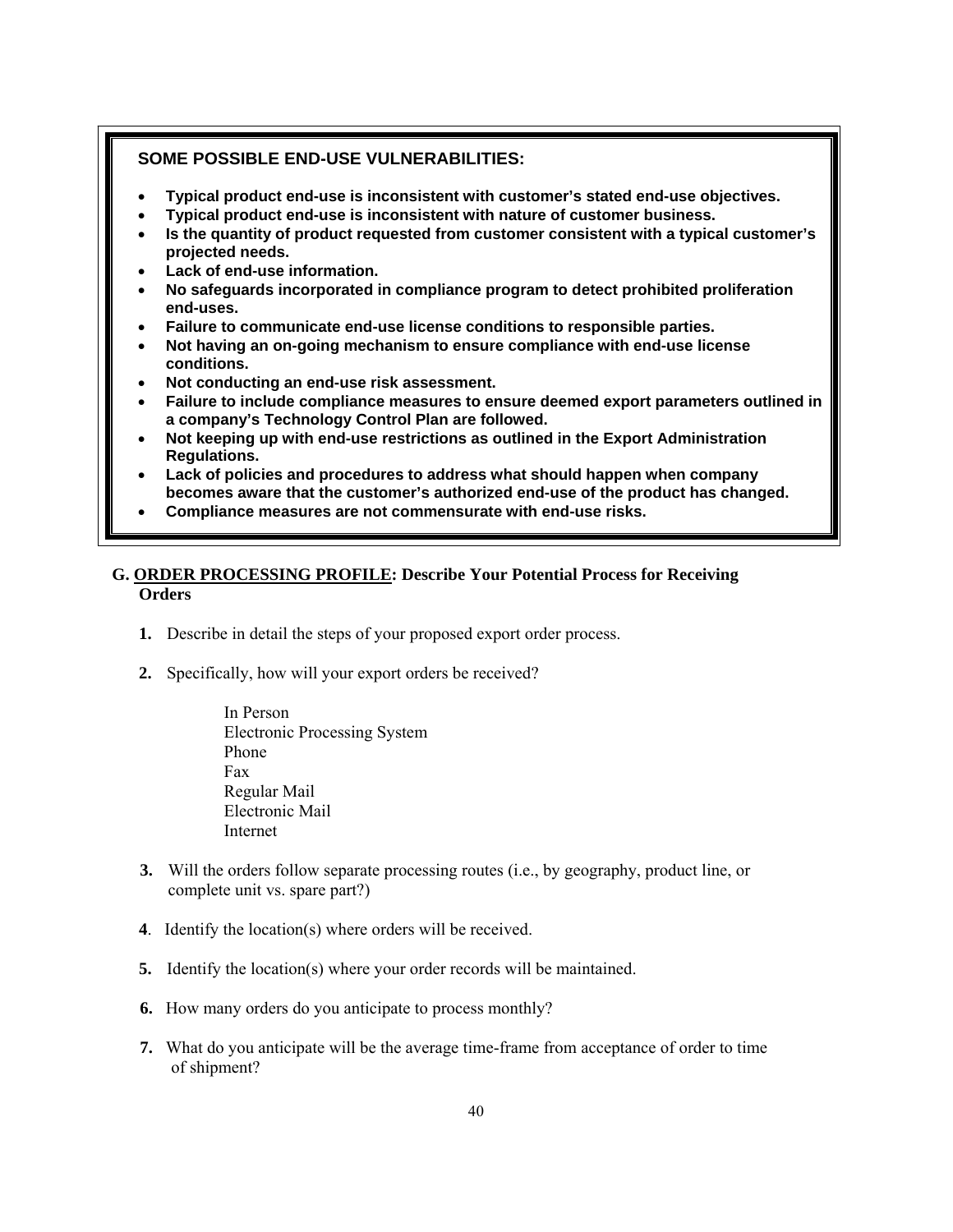**SOME POSSIBLE END-USE VULNERABILITIES:**

- **Typical product end-use is inconsistent with customer's stated end-use objectives.**
- **Typical product end-use is inconsistent with nature of customer business.**
- **Is the quantity of product requested from customer consistent with a typical customer's projected needs.**
- **Lack of end-use information.**
- **No safeguards incorporated in compliance program to detect prohibited proliferation end-uses.**
- **Failure to communicate end-use license conditions to responsible parties.**
- **Not having an on-going mechanism to ensure compliance with end-use license conditions.**
- **Not conducting an end-use risk assessment.**
- **Failure to include compliance measures to ensure deemed export parameters outlined in a company's Technology Control Plan are followed.**
- **Not keeping up with end-use restrictions as outlined in the Export Administration Regulations.**
- **Lack of policies and procedures to address what should happen when company becomes aware that the customer's authorized end-use of the product has changed.**
- **Compliance measures are not commensurate with end-use risks.**

## G. ORDER PROCESSING PROFILE: Describe Your Potential Process for Receiving Orders

**1.** Describe in detail the steps of your proposed export order process.

**2.** Specifically, how will your export orders be received?

In Person
Electronic Processing System
Phone
Fax
Regular Mail
Electronic Mail
Internet

**3.** Will the orders follow separate processing routes (i.e., by geography, product line, or complete unit vs. spare part?)

**4**. Identify the location(s) where orders will be received.

**5.** Identify the location(s) where your order records will be maintained.

**6.** How many orders do you anticipate to process monthly?

**7.** What do you anticipate will be the average time-frame from acceptance of order to time of shipment?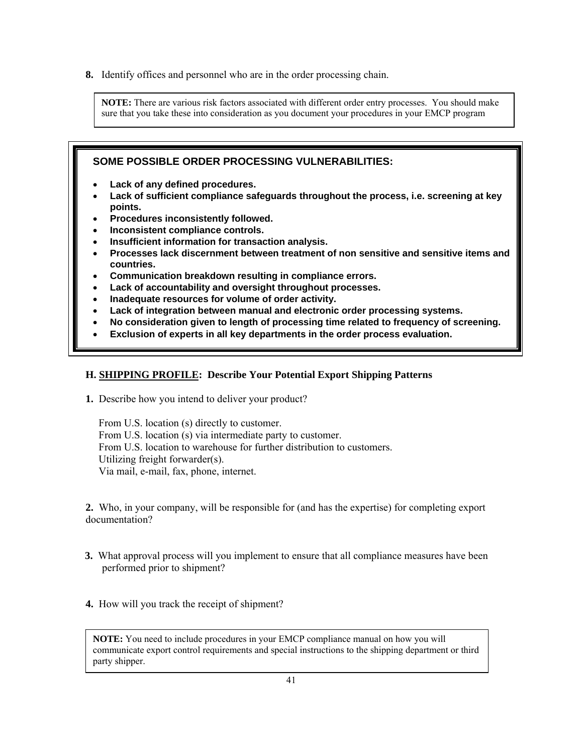**8.** Identify offices and personnel who are in the order processing chain.

> **NOTE:** There are various risk factors associated with different order entry processes. You should make sure that you take these into consideration as you document your procedures in your EMCP program

**SOME POSSIBLE ORDER PROCESSING VULNERABILITIES:**

- **Lack of any defined procedures.**
- **Lack of sufficient compliance safeguards throughout the process, i.e. screening at key points.**
- **Procedures inconsistently followed.**
- **Inconsistent compliance controls.**
- **Insufficient information for transaction analysis.**
- **Processes lack discernment between treatment of non sensitive and sensitive items and countries.**
- **Communication breakdown resulting in compliance errors.**
- **Lack of accountability and oversight throughout processes.**
- **Inadequate resources for volume of order activity.**
- **Lack of integration between manual and electronic order processing systems.**
- **No consideration given to length of processing time related to frequency of screening.**
- **Exclusion of experts in all key departments in the order process evaluation.**

## H. SHIPPING PROFILE: Describe Your Potential Export Shipping Patterns

**1.** Describe how you intend to deliver your product?

From U.S. location (s) directly to customer.  
From U.S. location (s) via intermediate party to customer.  
From U.S. location to warehouse for further distribution to customers.  
Utilizing freight forwarder(s).  
Via mail, e-mail, fax, phone, internet.

**2.** Who, in your company, will be responsible for (and has the expertise) for completing export documentation?

**3.** What approval process will you implement to ensure that all compliance measures have been performed prior to shipment?

**4.** How will you track the receipt of shipment?

> **NOTE:** You need to include procedures in your EMCP compliance manual on how you will communicate export control requirements and special instructions to the shipping department or third party shipper.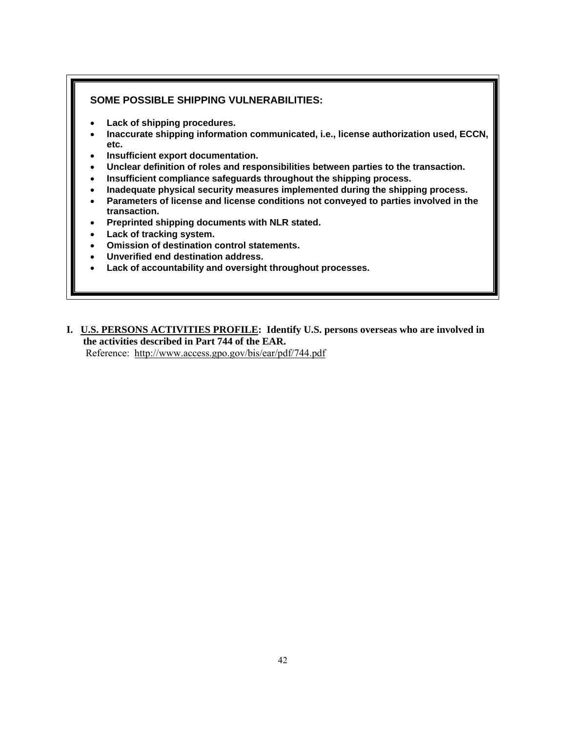**SOME POSSIBLE SHIPPING VULNERABILITIES:**

- **Lack of shipping procedures.**
- **Inaccurate shipping information communicated, i.e., license authorization used, ECCN, etc.**
- **Insufficient export documentation.**
- **Unclear definition of roles and responsibilities between parties to the transaction.**
- **Insufficient compliance safeguards throughout the shipping process.**
- **Inadequate physical security measures implemented during the shipping process.**
- **Parameters of license and license conditions not conveyed to parties involved in the transaction.**
- **Preprinted shipping documents with NLR stated.**
- **Lack of tracking system.**
- **Omission of destination control statements.**
- **Unverified end destination address.**
- **Lack of accountability and oversight throughout processes.**

**I. U.S. PERSONS ACTIVITIES PROFILE: Identify U.S. persons overseas who are involved in the activities described in Part 744 of the EAR.**

Reference: http://www.access.gpo.gov/bis/ear/pdf/744.pdf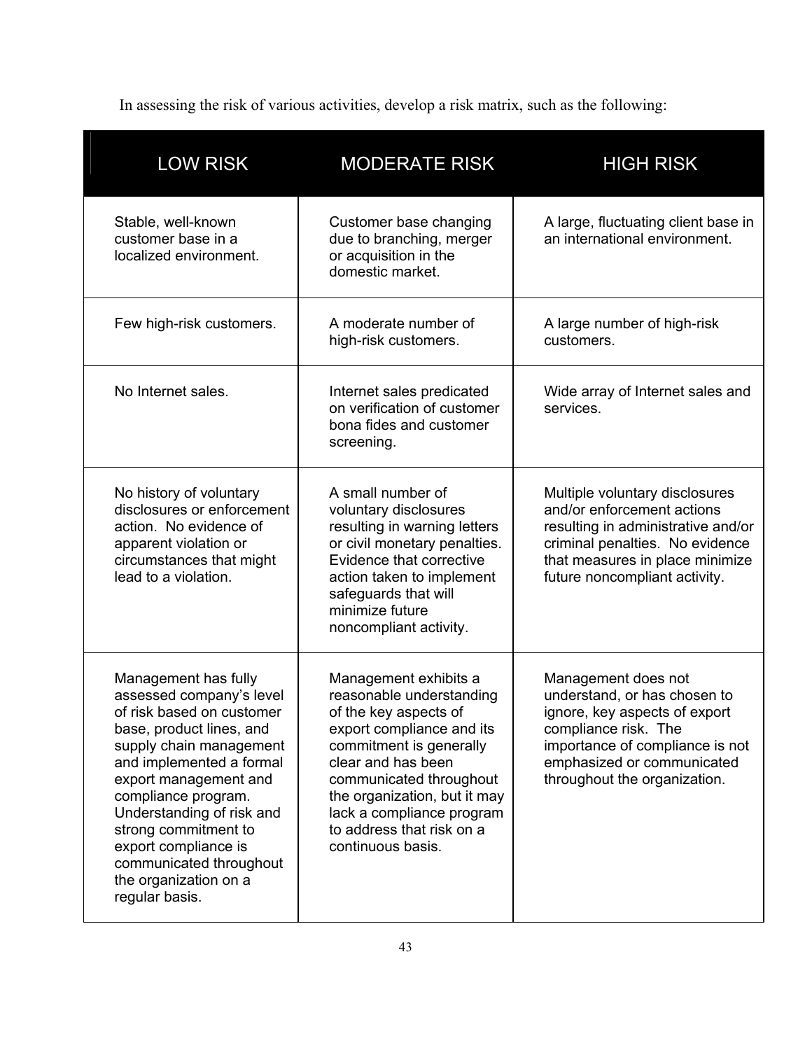In assessing the risk of various activities, develop a risk matrix, such as the following:

| LOW RISK | MODERATE RISK | HIGH RISK |
|---|---|---|
| Stable, well-known customer base in a localized environment. | Customer base changing due to branching, merger or acquisition in the domestic market. | A large, fluctuating client base in an international environment. |
| Few high-risk customers. | A moderate number of high-risk customers. | A large number of high-risk customers. |
| No Internet sales. | Internet sales predicated on verification of customer bona fides and customer screening. | Wide array of Internet sales and services. |
| No history of voluntary disclosures or enforcement action. No evidence of apparent violation or circumstances that might lead to a violation. | A small number of voluntary disclosures resulting in warning letters or civil monetary penalties. Evidence that corrective action taken to implement safeguards that will minimize future noncompliant activity. | Multiple voluntary disclosures and/or enforcement actions resulting in administrative and/or criminal penalties. No evidence that measures in place minimize future noncompliant activity. |
| Management has fully assessed company's level of risk based on customer base, product lines, and supply chain management and implemented a formal export management and compliance program. Understanding of risk and strong commitment to export compliance is communicated throughout the organization on a regular basis. | Management exhibits a reasonable understanding of the key aspects of export compliance and its commitment is generally clear and has been communicated throughout the organization, but it may lack a compliance program to address that risk on a continuous basis. | Management does not understand, or has chosen to ignore, key aspects of export compliance risk. The importance of compliance is not emphasized or communicated throughout the organization. |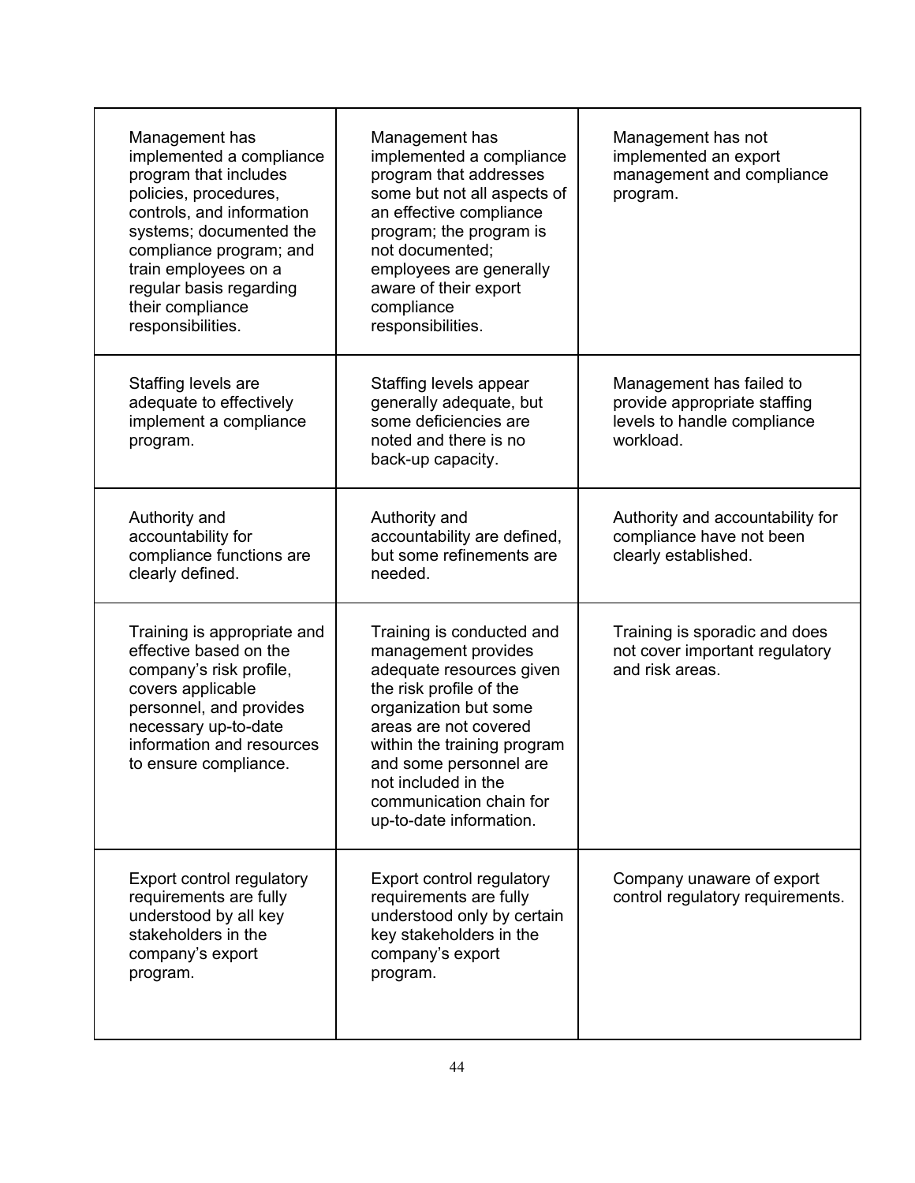| | | |
|---|---|---|
| Management has implemented a compliance program that includes policies, procedures, controls, and information systems; documented the compliance program; and train employees on a regular basis regarding their compliance responsibilities. | Management has implemented a compliance program that addresses some but not all aspects of an effective compliance program; the program is not documented; employees are generally aware of their export compliance responsibilities. | Management has not implemented an export management and compliance program. |
| Staffing levels are adequate to effectively implement a compliance program. | Staffing levels appear generally adequate, but some deficiencies are noted and there is no back-up capacity. | Management has failed to provide appropriate staffing levels to handle compliance workload. |
| Authority and accountability for compliance functions are clearly defined. | Authority and accountability are defined, but some refinements are needed. | Authority and accountability for compliance have not been clearly established. |
| Training is appropriate and effective based on the company's risk profile, covers applicable personnel, and provides necessary up-to-date information and resources to ensure compliance. | Training is conducted and management provides adequate resources given the risk profile of the organization but some areas are not covered within the training program and some personnel are not included in the communication chain for up-to-date information. | Training is sporadic and does not cover important regulatory and risk areas. |
| Export control regulatory requirements are fully understood by all key stakeholders in the company's export program. | Export control regulatory requirements are fully understood only by certain key stakeholders in the company's export program. | Company unaware of export control regulatory requirements. |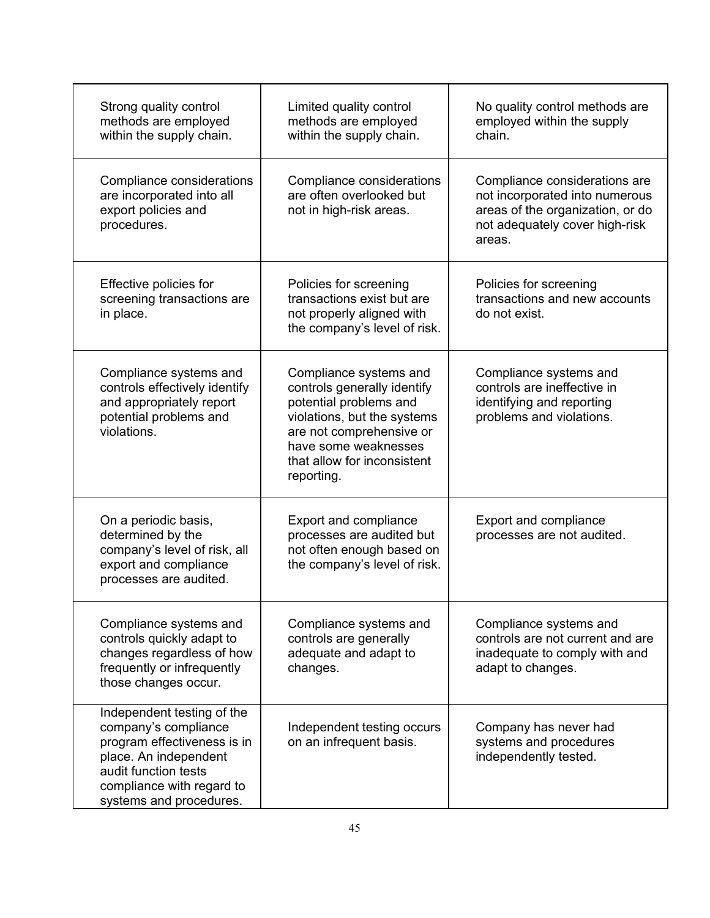| | | |
|---|---|---|
| Strong quality control methods are employed within the supply chain. | Limited quality control methods are employed within the supply chain. | No quality control methods are employed within the supply chain. |
| Compliance considerations are incorporated into all export policies and procedures. | Compliance considerations are often overlooked but not in high-risk areas. | Compliance considerations are not incorporated into numerous areas of the organization, or do not adequately cover high-risk areas. |
| Effective policies for screening transactions are in place. | Policies for screening transactions exist but are not properly aligned with the company's level of risk. | Policies for screening transactions and new accounts do not exist. |
| Compliance systems and controls effectively identify and appropriately report potential problems and violations. | Compliance systems and controls generally identify potential problems and violations, but the systems are not comprehensive or have some weaknesses that allow for inconsistent reporting. | Compliance systems and controls are ineffective in identifying and reporting problems and violations. |
| On a periodic basis, determined by the company's level of risk, all export and compliance processes are audited. | Export and compliance processes are audited but not often enough based on the company's level of risk. | Export and compliance processes are not audited. |
| Compliance systems and controls quickly adapt to changes regardless of how frequently or infrequently those changes occur. | Compliance systems and controls are generally adequate and adapt to changes. | Compliance systems and controls are not current and are inadequate to comply with and adapt to changes. |
| Independent testing of the company's compliance program effectiveness is in place. An independent audit function tests compliance with regard to systems and procedures. | Independent testing occurs on an infrequent basis. | Company has never had systems and procedures independently tested. |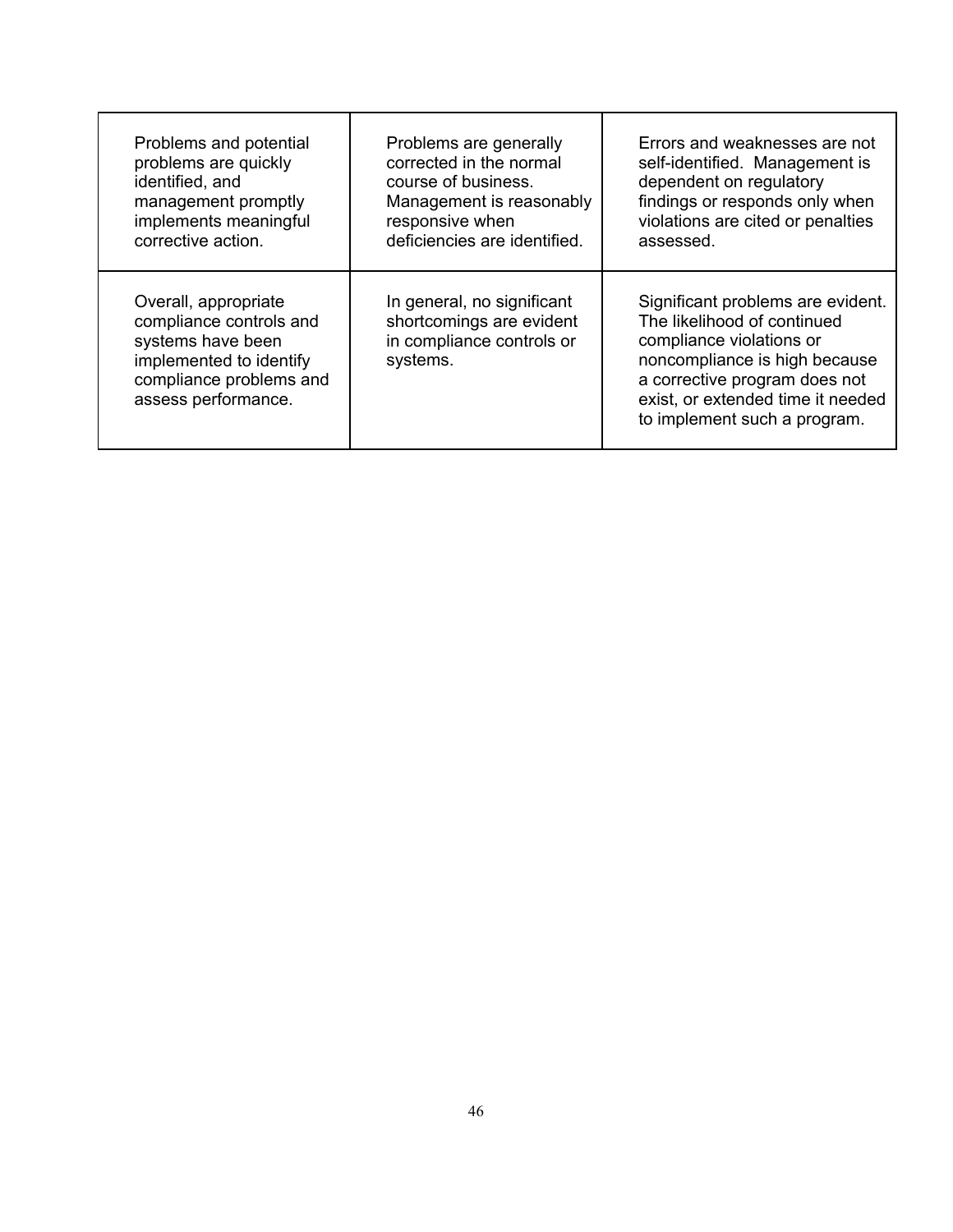| | | |
|---|---|---|
| Problems and potential problems are quickly identified, and management promptly implements meaningful corrective action. | Problems are generally corrected in the normal course of business. Management is reasonably responsive when deficiencies are identified. | Errors and weaknesses are not self-identified. Management is dependent on regulatory findings or responds only when violations are cited or penalties assessed. |
| Overall, appropriate compliance controls and systems have been implemented to identify compliance problems and assess performance. | In general, no significant shortcomings are evident in compliance controls or systems. | Significant problems are evident. The likelihood of continued compliance violations or noncompliance is high because a corrective program does not exist, or extended time it needed to implement such a program. |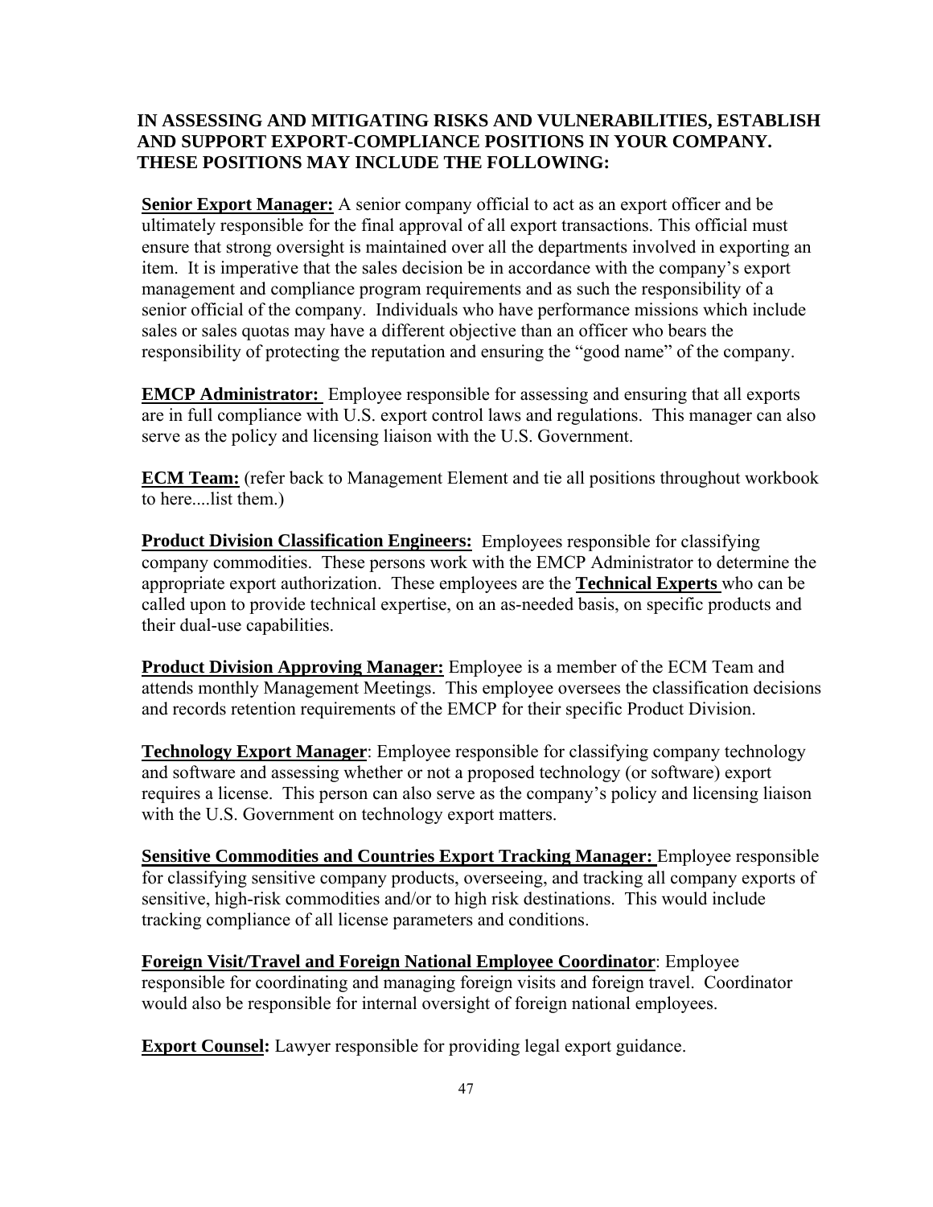**IN ASSESSING AND MITIGATING RISKS AND VULNERABILITIES, ESTABLISH AND SUPPORT EXPORT-COMPLIANCE POSITIONS IN YOUR COMPANY. THESE POSITIONS MAY INCLUDE THE FOLLOWING:**

**Senior Export Manager:** A senior company official to act as an export officer and be ultimately responsible for the final approval of all export transactions. This official must ensure that strong oversight is maintained over all the departments involved in exporting an item. It is imperative that the sales decision be in accordance with the company's export management and compliance program requirements and as such the responsibility of a senior official of the company. Individuals who have performance missions which include sales or sales quotas may have a different objective than an officer who bears the responsibility of protecting the reputation and ensuring the "good name" of the company.

**EMCP Administrator:** Employee responsible for assessing and ensuring that all exports are in full compliance with U.S. export control laws and regulations. This manager can also serve as the policy and licensing liaison with the U.S. Government.

**ECM Team:** (refer back to Management Element and tie all positions throughout workbook to here....list them.)

**Product Division Classification Engineers:** Employees responsible for classifying company commodities. These persons work with the EMCP Administrator to determine the appropriate export authorization. These employees are the **Technical Experts** who can be called upon to provide technical expertise, on an as-needed basis, on specific products and their dual-use capabilities.

**Product Division Approving Manager:** Employee is a member of the ECM Team and attends monthly Management Meetings. This employee oversees the classification decisions and records retention requirements of the EMCP for their specific Product Division.

**Technology Export Manager**: Employee responsible for classifying company technology and software and assessing whether or not a proposed technology (or software) export requires a license. This person can also serve as the company's policy and licensing liaison with the U.S. Government on technology export matters.

**Sensitive Commodities and Countries Export Tracking Manager:** Employee responsible for classifying sensitive company products, overseeing, and tracking all company exports of sensitive, high-risk commodities and/or to high risk destinations. This would include tracking compliance of all license parameters and conditions.

**Foreign Visit/Travel and Foreign National Employee Coordinator**: Employee responsible for coordinating and managing foreign visits and foreign travel. Coordinator would also be responsible for internal oversight of foreign national employees.

**Export Counsel:** Lawyer responsible for providing legal export guidance.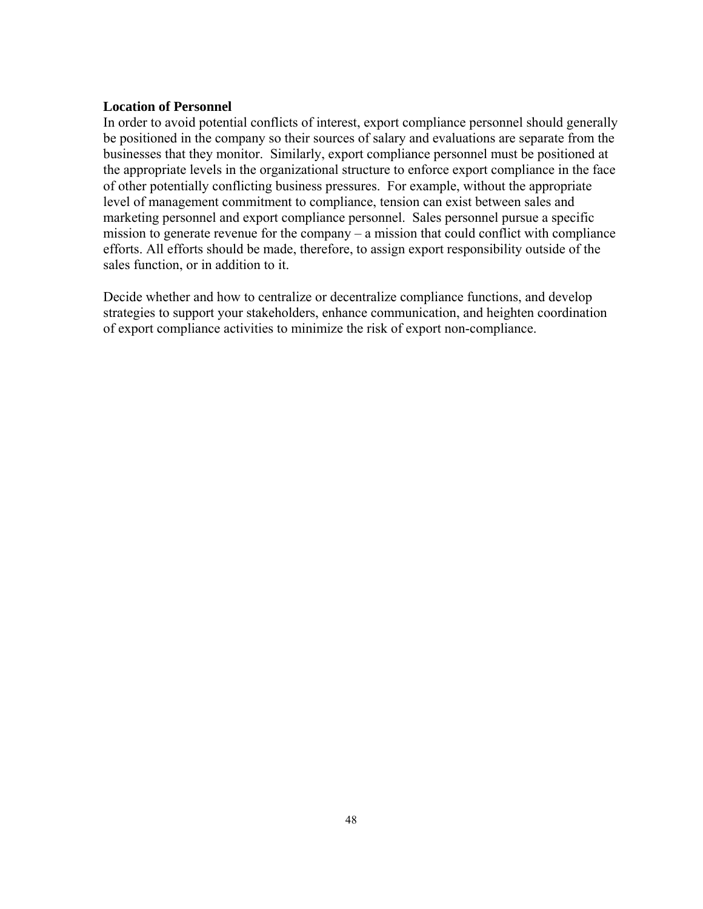**Location of Personnel**

In order to avoid potential conflicts of interest, export compliance personnel should generally be positioned in the company so their sources of salary and evaluations are separate from the businesses that they monitor. Similarly, export compliance personnel must be positioned at the appropriate levels in the organizational structure to enforce export compliance in the face of other potentially conflicting business pressures. For example, without the appropriate level of management commitment to compliance, tension can exist between sales and marketing personnel and export compliance personnel. Sales personnel pursue a specific mission to generate revenue for the company – a mission that could conflict with compliance efforts. All efforts should be made, therefore, to assign export responsibility outside of the sales function, or in addition to it.

Decide whether and how to centralize or decentralize compliance functions, and develop strategies to support your stakeholders, enhance communication, and heighten coordination of export compliance activities to minimize the risk of export non-compliance.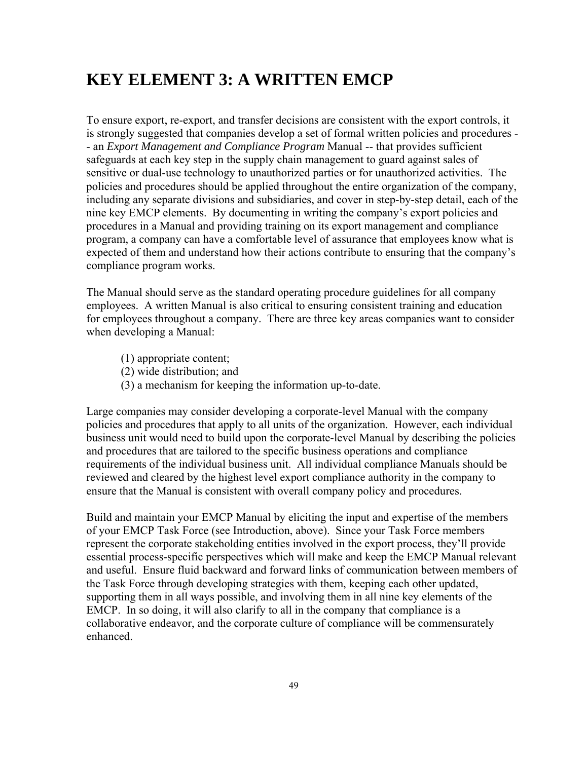# KEY ELEMENT 3: A WRITTEN EMCP

To ensure export, re-export, and transfer decisions are consistent with the export controls, it is strongly suggested that companies develop a set of formal written policies and procedures -- an *Export Management and Compliance Program* Manual -- that provides sufficient safeguards at each key step in the supply chain management to guard against sales of sensitive or dual-use technology to unauthorized parties or for unauthorized activities. The policies and procedures should be applied throughout the entire organization of the company, including any separate divisions and subsidiaries, and cover in step-by-step detail, each of the nine key EMCP elements. By documenting in writing the company's export policies and procedures in a Manual and providing training on its export management and compliance program, a company can have a comfortable level of assurance that employees know what is expected of them and understand how their actions contribute to ensuring that the company's compliance program works.

The Manual should serve as the standard operating procedure guidelines for all company employees. A written Manual is also critical to ensuring consistent training and education for employees throughout a company. There are three key areas companies want to consider when developing a Manual:

(1) appropriate content;
(2) wide distribution; and
(3) a mechanism for keeping the information up-to-date.

Large companies may consider developing a corporate-level Manual with the company policies and procedures that apply to all units of the organization. However, each individual business unit would need to build upon the corporate-level Manual by describing the policies and procedures that are tailored to the specific business operations and compliance requirements of the individual business unit. All individual compliance Manuals should be reviewed and cleared by the highest level export compliance authority in the company to ensure that the Manual is consistent with overall company policy and procedures.

Build and maintain your EMCP Manual by eliciting the input and expertise of the members of your EMCP Task Force (see Introduction, above). Since your Task Force members represent the corporate stakeholding entities involved in the export process, they'll provide essential process-specific perspectives which will make and keep the EMCP Manual relevant and useful. Ensure fluid backward and forward links of communication between members of the Task Force through developing strategies with them, keeping each other updated, supporting them in all ways possible, and involving them in all nine key elements of the EMCP. In so doing, it will also clarify to all in the company that compliance is a collaborative endeavor, and the corporate culture of compliance will be commensurately enhanced.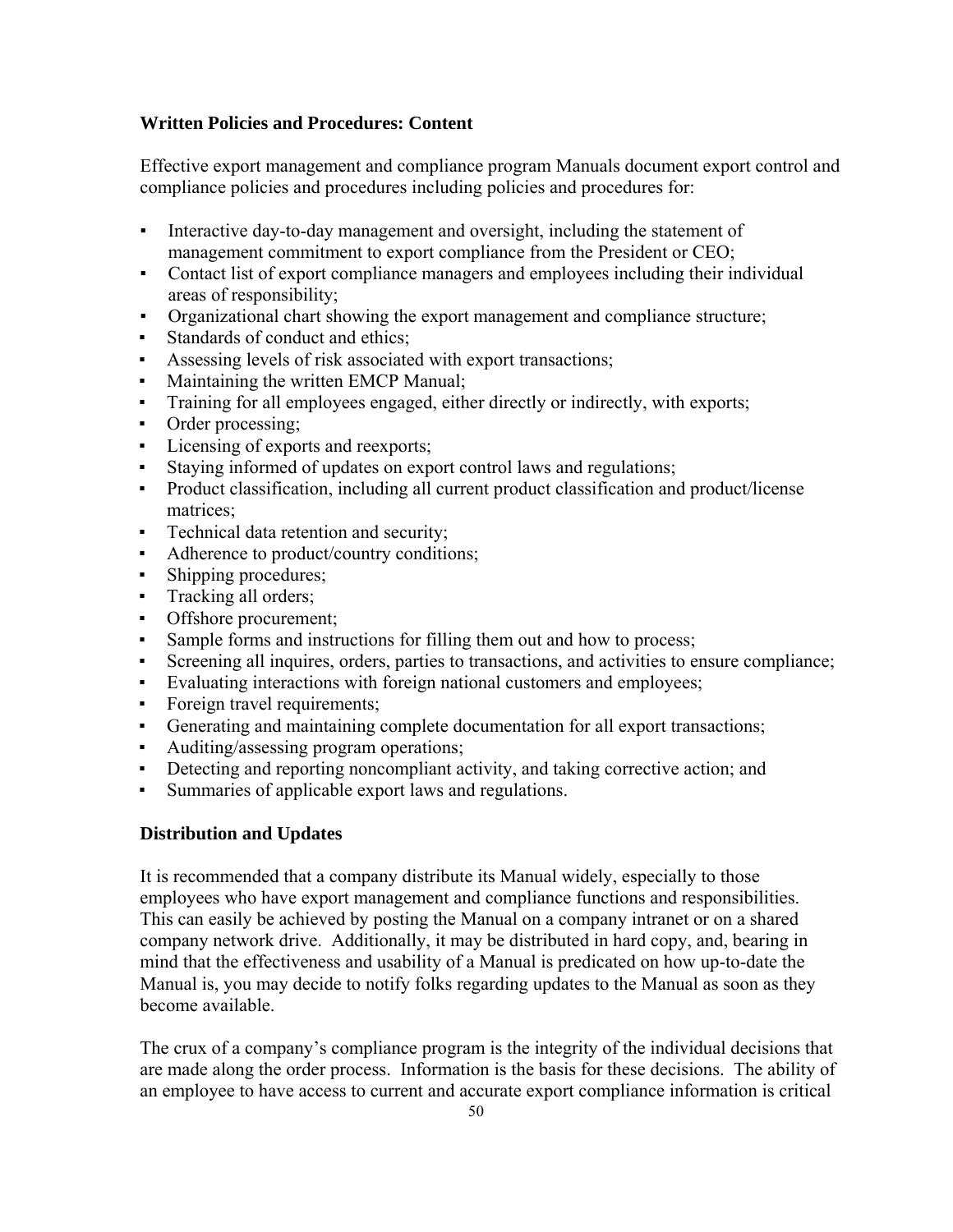## Written Policies and Procedures: Content

Effective export management and compliance program Manuals document export control and compliance policies and procedures including policies and procedures for:

- Interactive day-to-day management and oversight, including the statement of management commitment to export compliance from the President or CEO;
- Contact list of export compliance managers and employees including their individual areas of responsibility;
- Organizational chart showing the export management and compliance structure;
- Standards of conduct and ethics;
- Assessing levels of risk associated with export transactions;
- Maintaining the written EMCP Manual;
- Training for all employees engaged, either directly or indirectly, with exports;
- Order processing;
- Licensing of exports and reexports;
- Staying informed of updates on export control laws and regulations;
- Product classification, including all current product classification and product/license matrices;
- Technical data retention and security;
- Adherence to product/country conditions;
- Shipping procedures;
- Tracking all orders;
- Offshore procurement;
- Sample forms and instructions for filling them out and how to process;
- Screening all inquires, orders, parties to transactions, and activities to ensure compliance;
- Evaluating interactions with foreign national customers and employees;
- Foreign travel requirements;
- Generating and maintaining complete documentation for all export transactions;
- Auditing/assessing program operations;
- Detecting and reporting noncompliant activity, and taking corrective action; and
- Summaries of applicable export laws and regulations.

## Distribution and Updates

It is recommended that a company distribute its Manual widely, especially to those employees who have export management and compliance functions and responsibilities. This can easily be achieved by posting the Manual on a company intranet or on a shared company network drive. Additionally, it may be distributed in hard copy, and, bearing in mind that the effectiveness and usability of a Manual is predicated on how up-to-date the Manual is, you may decide to notify folks regarding updates to the Manual as soon as they become available.

The crux of a company's compliance program is the integrity of the individual decisions that are made along the order process. Information is the basis for these decisions. The ability of an employee to have access to current and accurate export compliance information is critical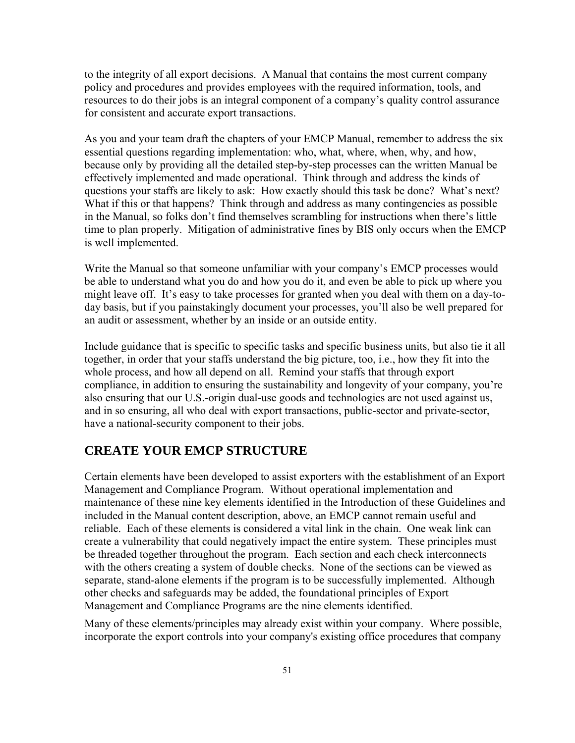to the integrity of all export decisions. A Manual that contains the most current company policy and procedures and provides employees with the required information, tools, and resources to do their jobs is an integral component of a company's quality control assurance for consistent and accurate export transactions.

As you and your team draft the chapters of your EMCP Manual, remember to address the six essential questions regarding implementation: who, what, where, when, why, and how, because only by providing all the detailed step-by-step processes can the written Manual be effectively implemented and made operational. Think through and address the kinds of questions your staffs are likely to ask: How exactly should this task be done? What's next? What if this or that happens? Think through and address as many contingencies as possible in the Manual, so folks don't find themselves scrambling for instructions when there's little time to plan properly. Mitigation of administrative fines by BIS only occurs when the EMCP is well implemented.

Write the Manual so that someone unfamiliar with your company's EMCP processes would be able to understand what you do and how you do it, and even be able to pick up where you might leave off. It's easy to take processes for granted when you deal with them on a day-to-day basis, but if you painstakingly document your processes, you'll also be well prepared for an audit or assessment, whether by an inside or an outside entity.

Include guidance that is specific to specific tasks and specific business units, but also tie it all together, in order that your staffs understand the big picture, too, i.e., how they fit into the whole process, and how all depend on all. Remind your staffs that through export compliance, in addition to ensuring the sustainability and longevity of your company, you're also ensuring that our U.S.-origin dual-use goods and technologies are not used against us, and in so ensuring, all who deal with export transactions, public-sector and private-sector, have a national-security component to their jobs.

## CREATE YOUR EMCP STRUCTURE

Certain elements have been developed to assist exporters with the establishment of an Export Management and Compliance Program. Without operational implementation and maintenance of these nine key elements identified in the Introduction of these Guidelines and included in the Manual content description, above, an EMCP cannot remain useful and reliable. Each of these elements is considered a vital link in the chain. One weak link can create a vulnerability that could negatively impact the entire system. These principles must be threaded together throughout the program. Each section and each check interconnects with the others creating a system of double checks. None of the sections can be viewed as separate, stand-alone elements if the program is to be successfully implemented. Although other checks and safeguards may be added, the foundational principles of Export Management and Compliance Programs are the nine elements identified.

Many of these elements/principles may already exist within your company. Where possible, incorporate the export controls into your company's existing office procedures that company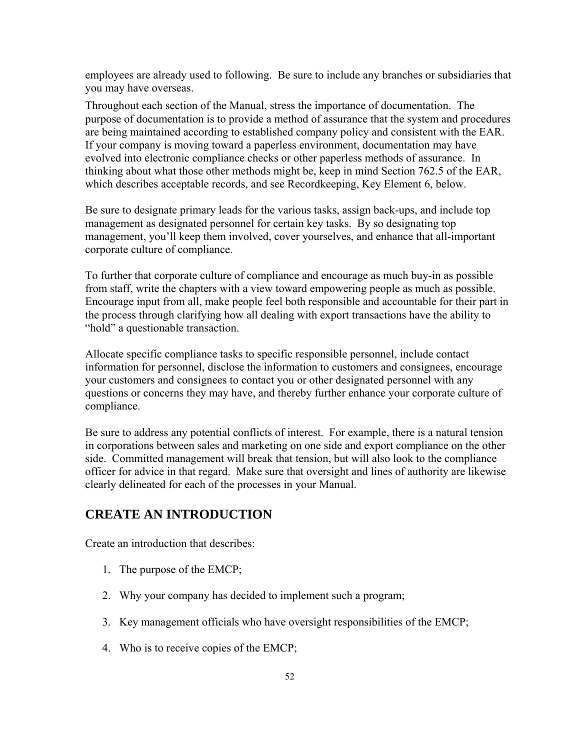employees are already used to following. Be sure to include any branches or subsidiaries that you may have overseas.

Throughout each section of the Manual, stress the importance of documentation. The purpose of documentation is to provide a method of assurance that the system and procedures are being maintained according to established company policy and consistent with the EAR. If your company is moving toward a paperless environment, documentation may have evolved into electronic compliance checks or other paperless methods of assurance. In thinking about what those other methods might be, keep in mind Section 762.5 of the EAR, which describes acceptable records, and see Recordkeeping, Key Element 6, below.

Be sure to designate primary leads for the various tasks, assign back-ups, and include top management as designated personnel for certain key tasks. By so designating top management, you'll keep them involved, cover yourselves, and enhance that all-important corporate culture of compliance.

To further that corporate culture of compliance and encourage as much buy-in as possible from staff, write the chapters with a view toward empowering people as much as possible. Encourage input from all, make people feel both responsible and accountable for their part in the process through clarifying how all dealing with export transactions have the ability to "hold" a questionable transaction.

Allocate specific compliance tasks to specific responsible personnel, include contact information for personnel, disclose the information to customers and consignees, encourage your customers and consignees to contact you or other designated personnel with any questions or concerns they may have, and thereby further enhance your corporate culture of compliance.

Be sure to address any potential conflicts of interest. For example, there is a natural tension in corporations between sales and marketing on one side and export compliance on the other side. Committed management will break that tension, but will also look to the compliance officer for advice in that regard. Make sure that oversight and lines of authority are likewise clearly delineated for each of the processes in your Manual.

## CREATE AN INTRODUCTION

Create an introduction that describes:

1. The purpose of the EMCP;
2. Why your company has decided to implement such a program;
3. Key management officials who have oversight responsibilities of the EMCP;
4. Who is to receive copies of the EMCP;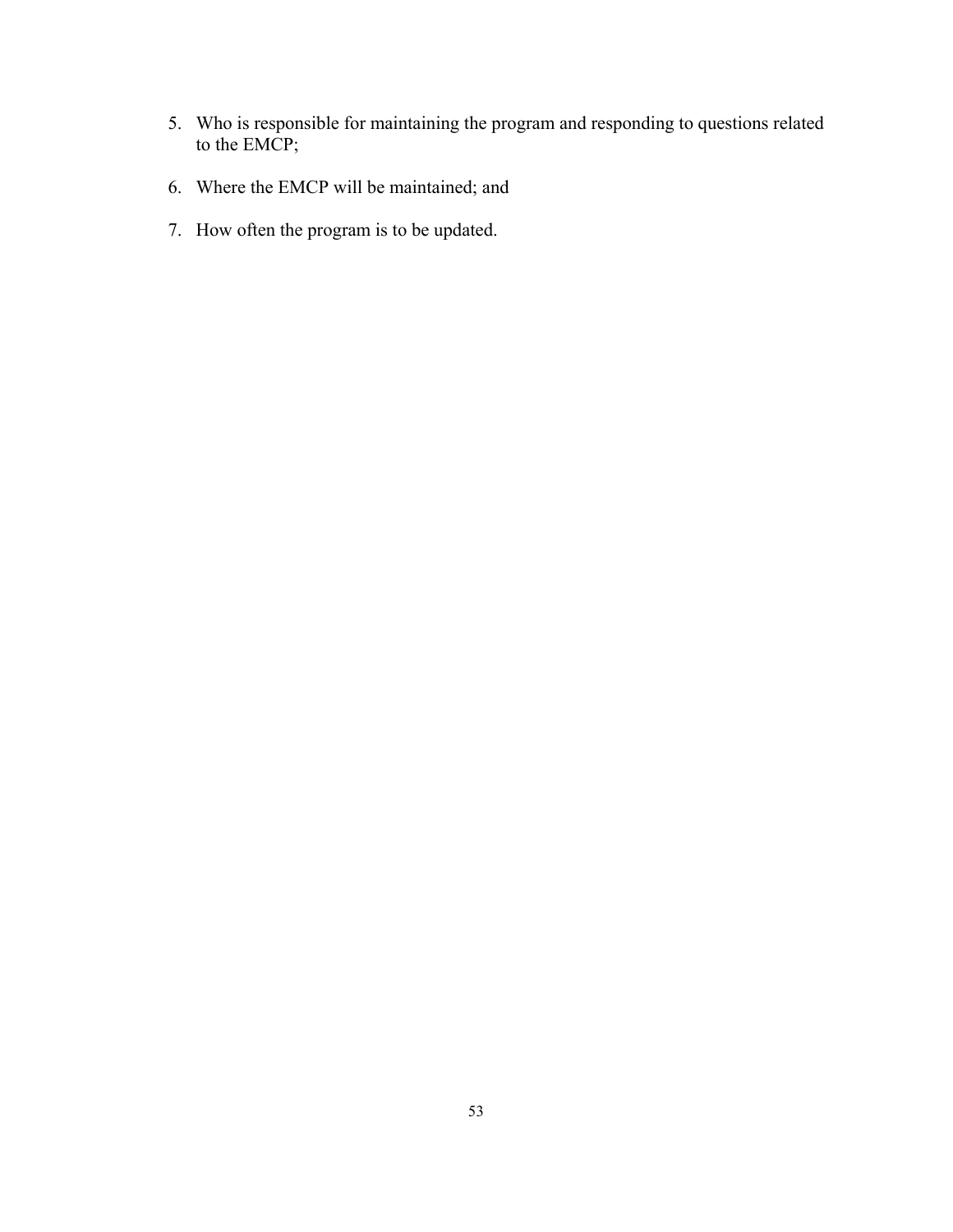5. Who is responsible for maintaining the program and responding to questions related to the EMCP;
6. Where the EMCP will be maintained; and
7. How often the program is to be updated.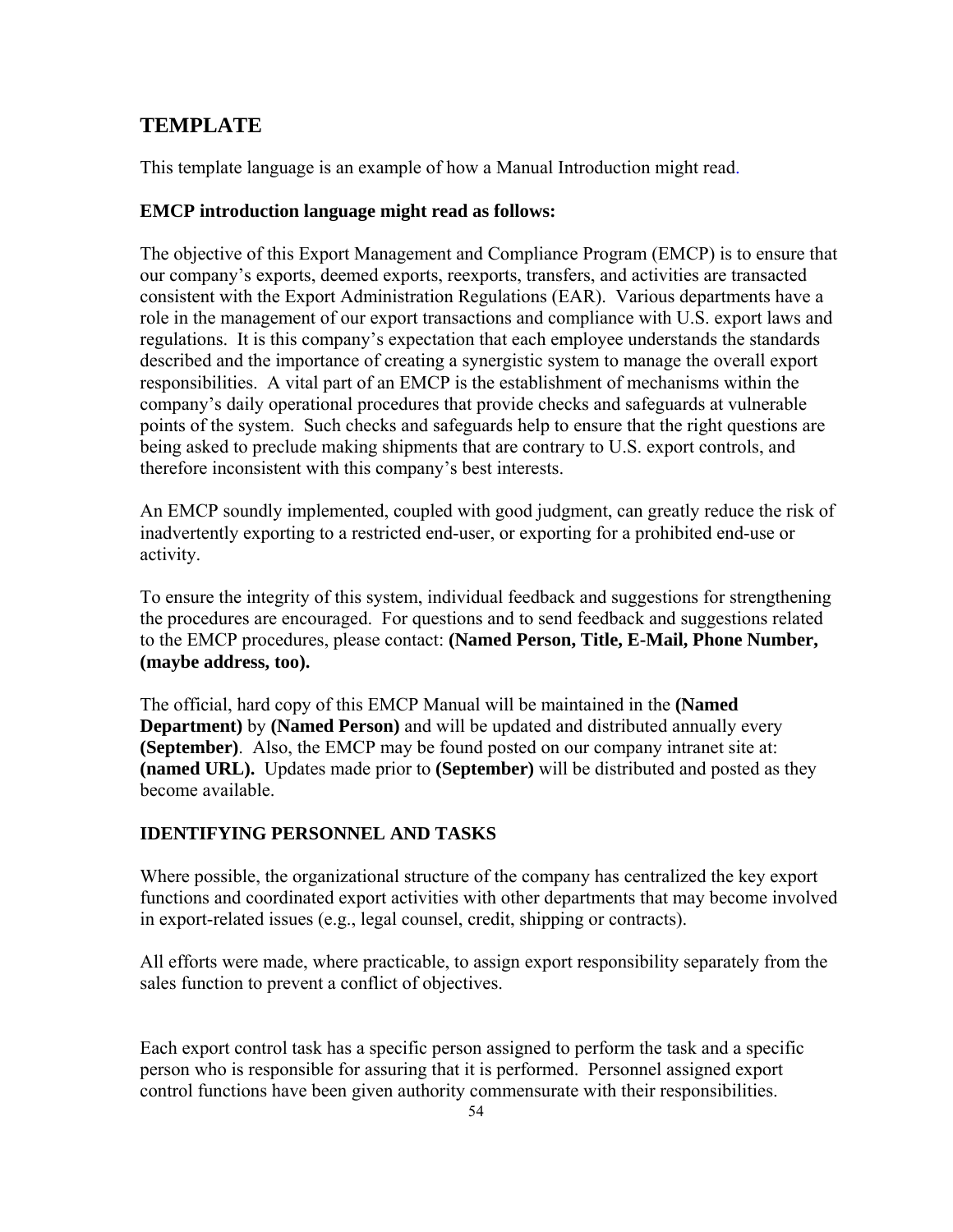## TEMPLATE

This template language is an example of how a Manual Introduction might read.

**EMCP introduction language might read as follows:**

The objective of this Export Management and Compliance Program (EMCP) is to ensure that our company's exports, deemed exports, reexports, transfers, and activities are transacted consistent with the Export Administration Regulations (EAR). Various departments have a role in the management of our export transactions and compliance with U.S. export laws and regulations. It is this company's expectation that each employee understands the standards described and the importance of creating a synergistic system to manage the overall export responsibilities. A vital part of an EMCP is the establishment of mechanisms within the company's daily operational procedures that provide checks and safeguards at vulnerable points of the system. Such checks and safeguards help to ensure that the right questions are being asked to preclude making shipments that are contrary to U.S. export controls, and therefore inconsistent with this company's best interests.

An EMCP soundly implemented, coupled with good judgment, can greatly reduce the risk of inadvertently exporting to a restricted end-user, or exporting for a prohibited end-use or activity.

To ensure the integrity of this system, individual feedback and suggestions for strengthening the procedures are encouraged. For questions and to send feedback and suggestions related to the EMCP procedures, please contact: **(Named Person, Title, E-Mail, Phone Number, (maybe address, too).**

The official, hard copy of this EMCP Manual will be maintained in the **(Named Department)** by **(Named Person)** and will be updated and distributed annually every **(September)**. Also, the EMCP may be found posted on our company intranet site at: **(named URL).** Updates made prior to **(September)** will be distributed and posted as they become available.

**IDENTIFYING PERSONNEL AND TASKS**

Where possible, the organizational structure of the company has centralized the key export functions and coordinated export activities with other departments that may become involved in export-related issues (e.g., legal counsel, credit, shipping or contracts).

All efforts were made, where practicable, to assign export responsibility separately from the sales function to prevent a conflict of objectives.

Each export control task has a specific person assigned to perform the task and a specific person who is responsible for assuring that it is performed. Personnel assigned export control functions have been given authority commensurate with their responsibilities.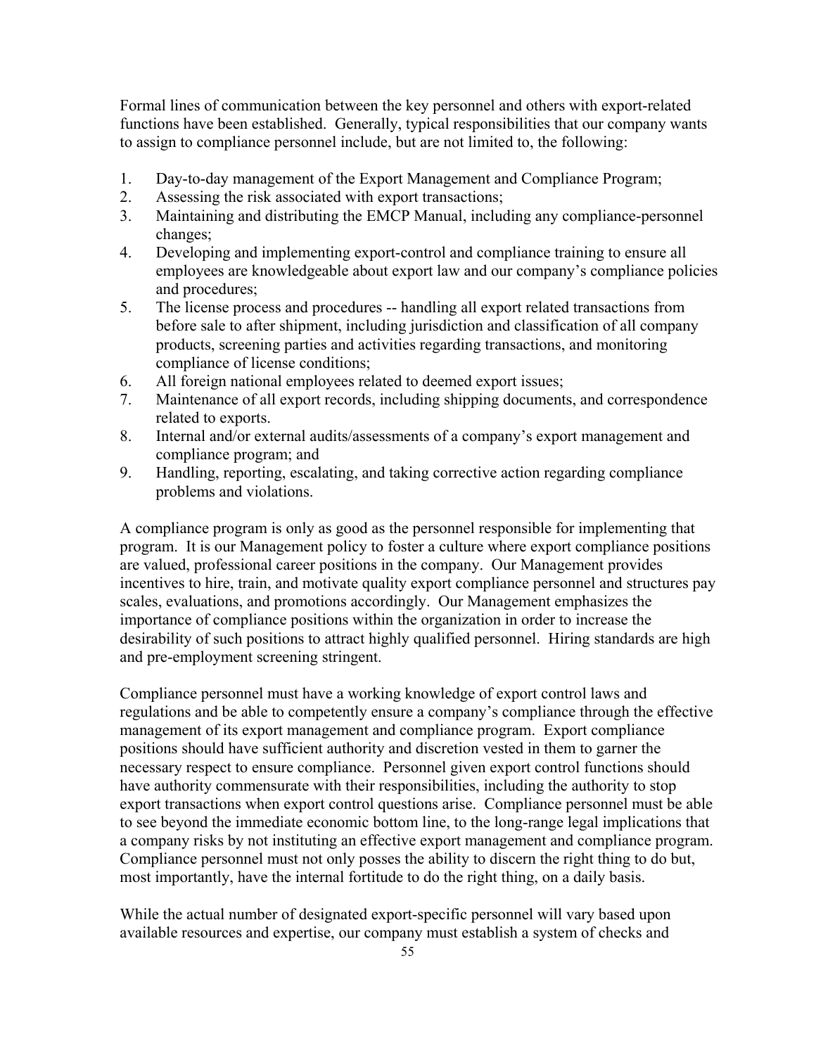Formal lines of communication between the key personnel and others with export-related functions have been established. Generally, typical responsibilities that our company wants to assign to compliance personnel include, but are not limited to, the following:

1. Day-to-day management of the Export Management and Compliance Program;
2. Assessing the risk associated with export transactions;
3. Maintaining and distributing the EMCP Manual, including any compliance-personnel changes;
4. Developing and implementing export-control and compliance training to ensure all employees are knowledgeable about export law and our company's compliance policies and procedures;
5. The license process and procedures -- handling all export related transactions from before sale to after shipment, including jurisdiction and classification of all company products, screening parties and activities regarding transactions, and monitoring compliance of license conditions;
6. All foreign national employees related to deemed export issues;
7. Maintenance of all export records, including shipping documents, and correspondence related to exports.
8. Internal and/or external audits/assessments of a company's export management and compliance program; and
9. Handling, reporting, escalating, and taking corrective action regarding compliance problems and violations.

A compliance program is only as good as the personnel responsible for implementing that program. It is our Management policy to foster a culture where export compliance positions are valued, professional career positions in the company. Our Management provides incentives to hire, train, and motivate quality export compliance personnel and structures pay scales, evaluations, and promotions accordingly. Our Management emphasizes the importance of compliance positions within the organization in order to increase the desirability of such positions to attract highly qualified personnel. Hiring standards are high and pre-employment screening stringent.

Compliance personnel must have a working knowledge of export control laws and regulations and be able to competently ensure a company's compliance through the effective management of its export management and compliance program. Export compliance positions should have sufficient authority and discretion vested in them to garner the necessary respect to ensure compliance. Personnel given export control functions should have authority commensurate with their responsibilities, including the authority to stop export transactions when export control questions arise. Compliance personnel must be able to see beyond the immediate economic bottom line, to the long-range legal implications that a company risks by not instituting an effective export management and compliance program. Compliance personnel must not only posses the ability to discern the right thing to do but, most importantly, have the internal fortitude to do the right thing, on a daily basis.

While the actual number of designated export-specific personnel will vary based upon available resources and expertise, our company must establish a system of checks and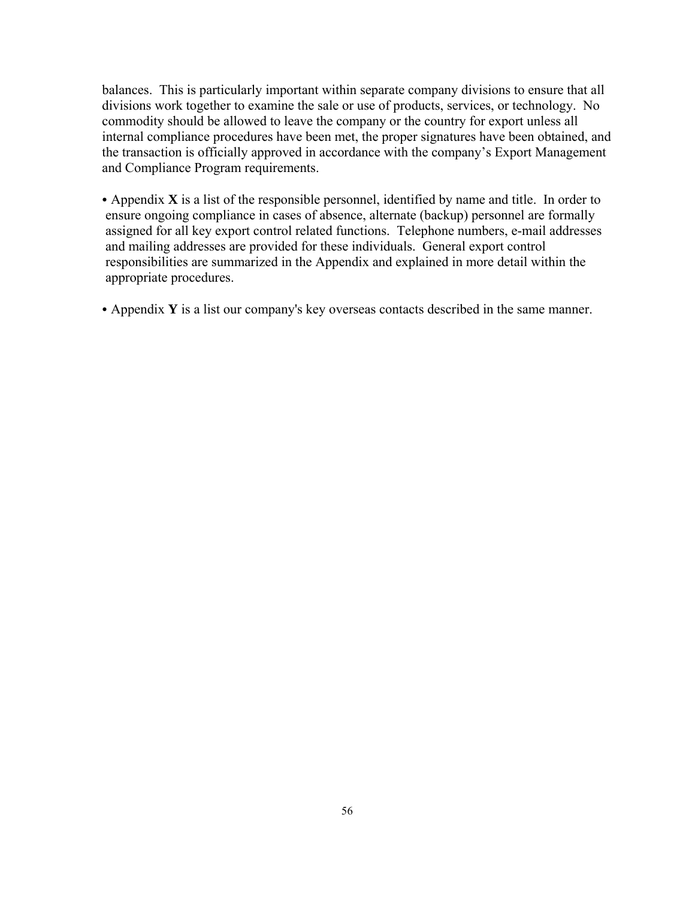balances. This is particularly important within separate company divisions to ensure that all divisions work together to examine the sale or use of products, services, or technology. No commodity should be allowed to leave the company or the country for export unless all internal compliance procedures have been met, the proper signatures have been obtained, and the transaction is officially approved in accordance with the company's Export Management and Compliance Program requirements.

- Appendix **X** is a list of the responsible personnel, identified by name and title. In order to ensure ongoing compliance in cases of absence, alternate (backup) personnel are formally assigned for all key export control related functions. Telephone numbers, e-mail addresses and mailing addresses are provided for these individuals. General export control responsibilities are summarized in the Appendix and explained in more detail within the appropriate procedures.

- Appendix **Y** is a list our company's key overseas contacts described in the same manner.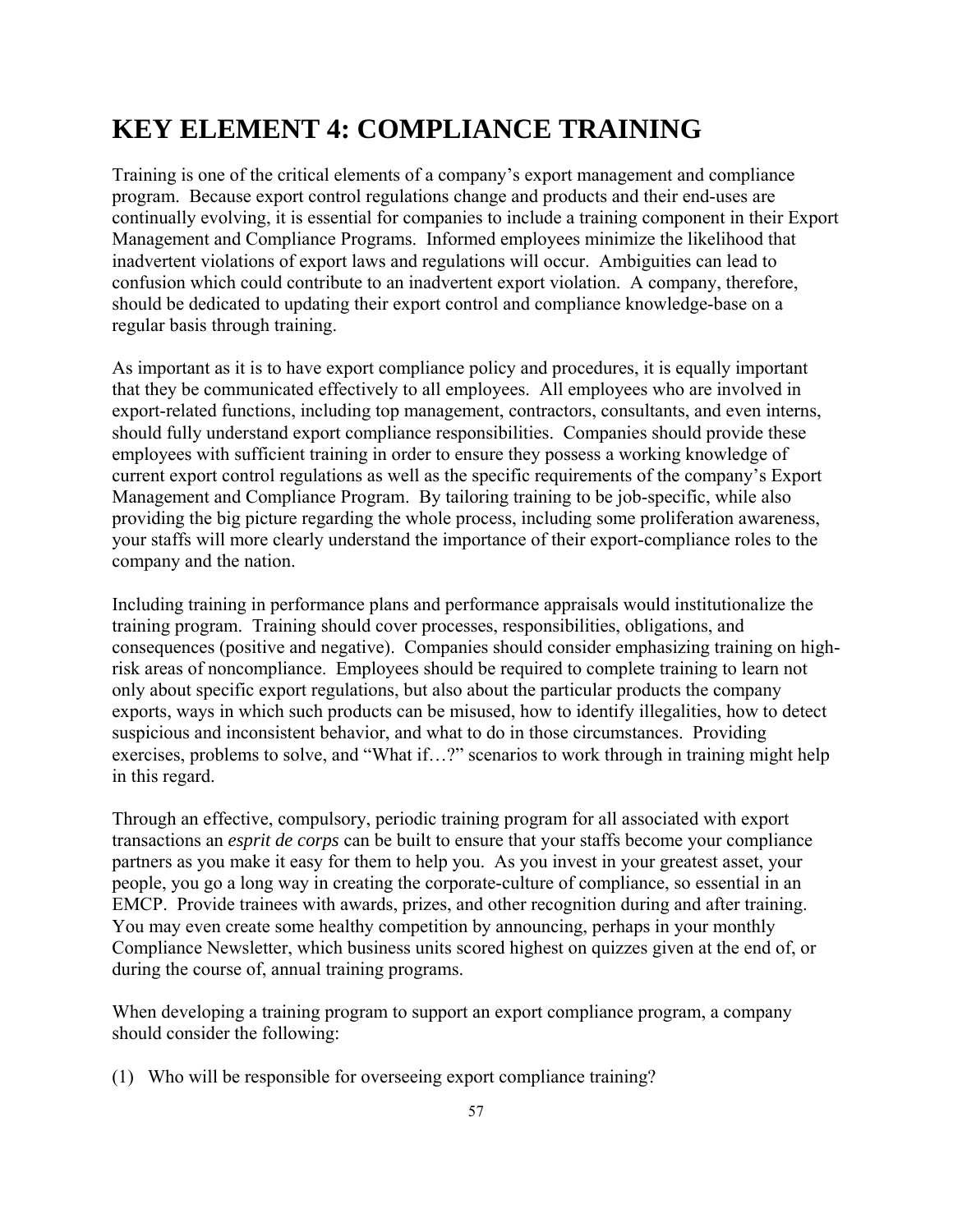# KEY ELEMENT 4: COMPLIANCE TRAINING

Training is one of the critical elements of a company's export management and compliance program. Because export control regulations change and products and their end-uses are continually evolving, it is essential for companies to include a training component in their Export Management and Compliance Programs. Informed employees minimize the likelihood that inadvertent violations of export laws and regulations will occur. Ambiguities can lead to confusion which could contribute to an inadvertent export violation. A company, therefore, should be dedicated to updating their export control and compliance knowledge-base on a regular basis through training.

As important as it is to have export compliance policy and procedures, it is equally important that they be communicated effectively to all employees. All employees who are involved in export-related functions, including top management, contractors, consultants, and even interns, should fully understand export compliance responsibilities. Companies should provide these employees with sufficient training in order to ensure they possess a working knowledge of current export control regulations as well as the specific requirements of the company's Export Management and Compliance Program. By tailoring training to be job-specific, while also providing the big picture regarding the whole process, including some proliferation awareness, your staffs will more clearly understand the importance of their export-compliance roles to the company and the nation.

Including training in performance plans and performance appraisals would institutionalize the training program. Training should cover processes, responsibilities, obligations, and consequences (positive and negative). Companies should consider emphasizing training on high-risk areas of noncompliance. Employees should be required to complete training to learn not only about specific export regulations, but also about the particular products the company exports, ways in which such products can be misused, how to identify illegalities, how to detect suspicious and inconsistent behavior, and what to do in those circumstances. Providing exercises, problems to solve, and "What if…?" scenarios to work through in training might help in this regard.

Through an effective, compulsory, periodic training program for all associated with export transactions an *esprit de corps* can be built to ensure that your staffs become your compliance partners as you make it easy for them to help you. As you invest in your greatest asset, your people, you go a long way in creating the corporate-culture of compliance, so essential in an EMCP. Provide trainees with awards, prizes, and other recognition during and after training. You may even create some healthy competition by announcing, perhaps in your monthly Compliance Newsletter, which business units scored highest on quizzes given at the end of, or during the course of, annual training programs.

When developing a training program to support an export compliance program, a company should consider the following:

(1) Who will be responsible for overseeing export compliance training?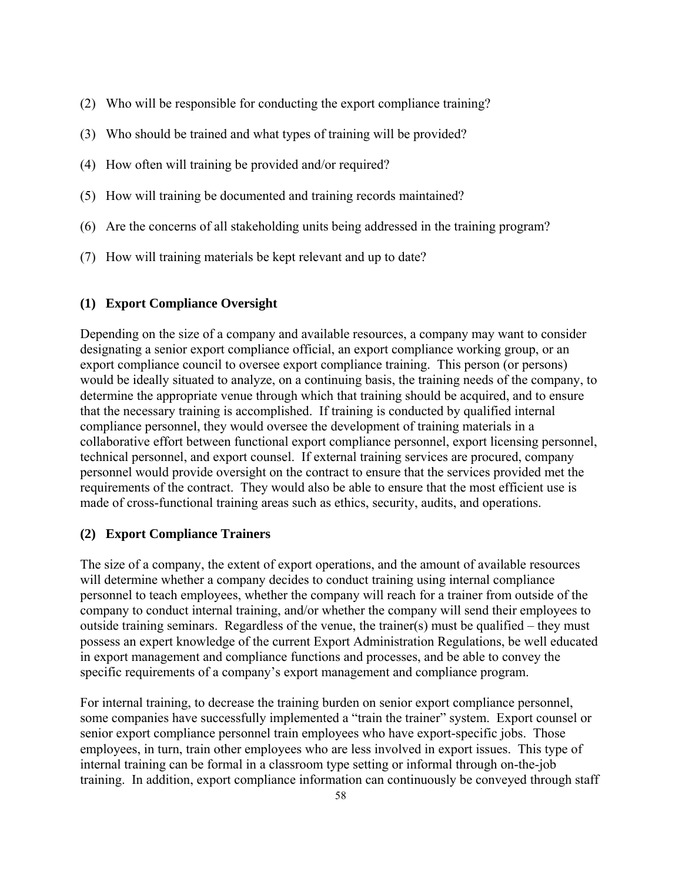(2) Who will be responsible for conducting the export compliance training?

(3) Who should be trained and what types of training will be provided?

(4) How often will training be provided and/or required?

(5) How will training be documented and training records maintained?

(6) Are the concerns of all stakeholding units being addressed in the training program?

(7) How will training materials be kept relevant and up to date?

### (1) Export Compliance Oversight

Depending on the size of a company and available resources, a company may want to consider designating a senior export compliance official, an export compliance working group, or an export compliance council to oversee export compliance training. This person (or persons) would be ideally situated to analyze, on a continuing basis, the training needs of the company, to determine the appropriate venue through which that training should be acquired, and to ensure that the necessary training is accomplished. If training is conducted by qualified internal compliance personnel, they would oversee the development of training materials in a collaborative effort between functional export compliance personnel, export licensing personnel, technical personnel, and export counsel. If external training services are procured, company personnel would provide oversight on the contract to ensure that the services provided met the requirements of the contract. They would also be able to ensure that the most efficient use is made of cross-functional training areas such as ethics, security, audits, and operations.

### (2) Export Compliance Trainers

The size of a company, the extent of export operations, and the amount of available resources will determine whether a company decides to conduct training using internal compliance personnel to teach employees, whether the company will reach for a trainer from outside of the company to conduct internal training, and/or whether the company will send their employees to outside training seminars. Regardless of the venue, the trainer(s) must be qualified – they must possess an expert knowledge of the current Export Administration Regulations, be well educated in export management and compliance functions and processes, and be able to convey the specific requirements of a company's export management and compliance program.

For internal training, to decrease the training burden on senior export compliance personnel, some companies have successfully implemented a "train the trainer" system. Export counsel or senior export compliance personnel train employees who have export-specific jobs. Those employees, in turn, train other employees who are less involved in export issues. This type of internal training can be formal in a classroom type setting or informal through on-the-job training. In addition, export compliance information can continuously be conveyed through staff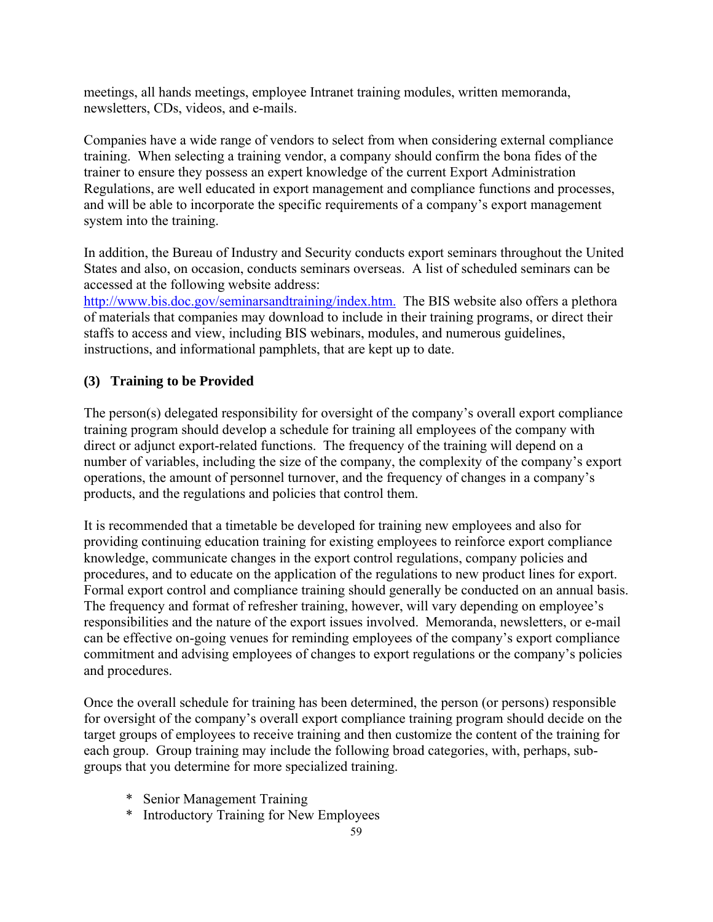meetings, all hands meetings, employee Intranet training modules, written memoranda, newsletters, CDs, videos, and e-mails.

Companies have a wide range of vendors to select from when considering external compliance training. When selecting a training vendor, a company should confirm the bona fides of the trainer to ensure they possess an expert knowledge of the current Export Administration Regulations, are well educated in export management and compliance functions and processes, and will be able to incorporate the specific requirements of a company's export management system into the training.

In addition, the Bureau of Industry and Security conducts export seminars throughout the United States and also, on occasion, conducts seminars overseas. A list of scheduled seminars can be accessed at the following website address: [http://www.bis.doc.gov/seminarsandtraining/index.htm.](http://www.bis.doc.gov/seminarsandtraining/index.htm) The BIS website also offers a plethora of materials that companies may download to include in their training programs, or direct their staffs to access and view, including BIS webinars, modules, and numerous guidelines, instructions, and informational pamphlets, that are kept up to date.

**(3) Training to be Provided**

The person(s) delegated responsibility for oversight of the company's overall export compliance training program should develop a schedule for training all employees of the company with direct or adjunct export-related functions. The frequency of the training will depend on a number of variables, including the size of the company, the complexity of the company's export operations, the amount of personnel turnover, and the frequency of changes in a company's products, and the regulations and policies that control them.

It is recommended that a timetable be developed for training new employees and also for providing continuing education training for existing employees to reinforce export compliance knowledge, communicate changes in the export control regulations, company policies and procedures, and to educate on the application of the regulations to new product lines for export. Formal export control and compliance training should generally be conducted on an annual basis. The frequency and format of refresher training, however, will vary depending on employee's responsibilities and the nature of the export issues involved. Memoranda, newsletters, or e-mail can be effective on-going venues for reminding employees of the company's export compliance commitment and advising employees of changes to export regulations or the company's policies and procedures.

Once the overall schedule for training has been determined, the person (or persons) responsible for oversight of the company's overall export compliance training program should decide on the target groups of employees to receive training and then customize the content of the training for each group. Group training may include the following broad categories, with, perhaps, sub-groups that you determine for more specialized training.

* Senior Management Training
* Introductory Training for New Employees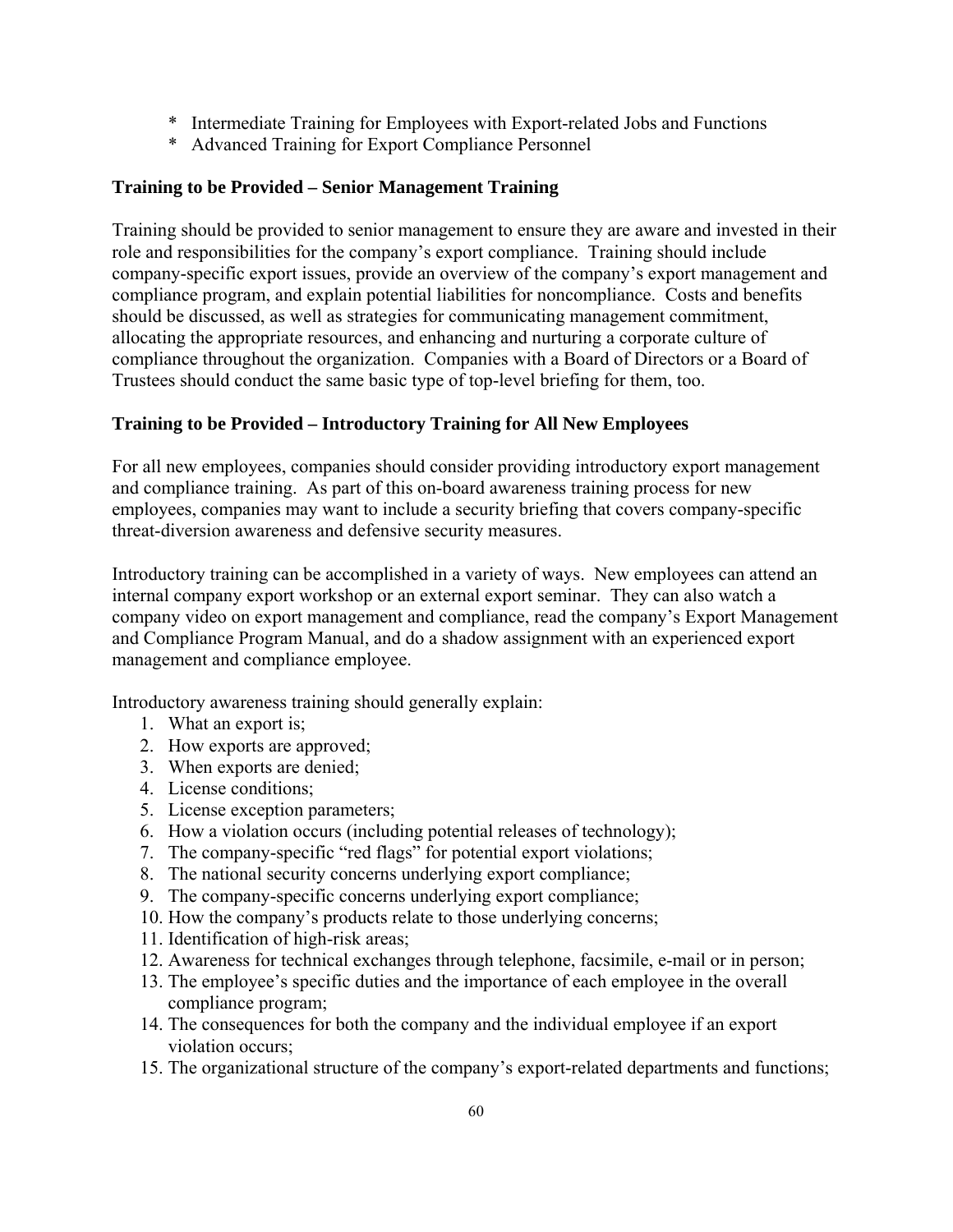* Intermediate Training for Employees with Export-related Jobs and Functions
* Advanced Training for Export Compliance Personnel

**Training to be Provided – Senior Management Training**

Training should be provided to senior management to ensure they are aware and invested in their role and responsibilities for the company's export compliance. Training should include company-specific export issues, provide an overview of the company's export management and compliance program, and explain potential liabilities for noncompliance. Costs and benefits should be discussed, as well as strategies for communicating management commitment, allocating the appropriate resources, and enhancing and nurturing a corporate culture of compliance throughout the organization. Companies with a Board of Directors or a Board of Trustees should conduct the same basic type of top-level briefing for them, too.

**Training to be Provided – Introductory Training for All New Employees**

For all new employees, companies should consider providing introductory export management and compliance training. As part of this on-board awareness training process for new employees, companies may want to include a security briefing that covers company-specific threat-diversion awareness and defensive security measures.

Introductory training can be accomplished in a variety of ways. New employees can attend an internal company export workshop or an external export seminar. They can also watch a company video on export management and compliance, read the company's Export Management and Compliance Program Manual, and do a shadow assignment with an experienced export management and compliance employee.

Introductory awareness training should generally explain:

1. What an export is;
2. How exports are approved;
3. When exports are denied;
4. License conditions;
5. License exception parameters;
6. How a violation occurs (including potential releases of technology);
7. The company-specific "red flags" for potential export violations;
8. The national security concerns underlying export compliance;
9. The company-specific concerns underlying export compliance;
10. How the company's products relate to those underlying concerns;
11. Identification of high-risk areas;
12. Awareness for technical exchanges through telephone, facsimile, e-mail or in person;
13. The employee's specific duties and the importance of each employee in the overall compliance program;
14. The consequences for both the company and the individual employee if an export violation occurs;
15. The organizational structure of the company's export-related departments and functions;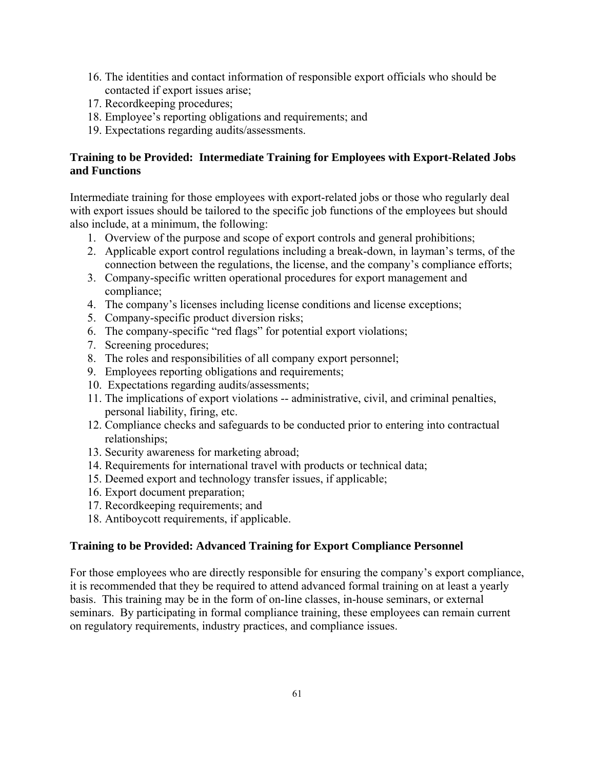16. The identities and contact information of responsible export officials who should be contacted if export issues arise;
17. Recordkeeping procedures;
18. Employee's reporting obligations and requirements; and
19. Expectations regarding audits/assessments.

**Training to be Provided: Intermediate Training for Employees with Export-Related Jobs and Functions**

Intermediate training for those employees with export-related jobs or those who regularly deal with export issues should be tailored to the specific job functions of the employees but should also include, at a minimum, the following:

1. Overview of the purpose and scope of export controls and general prohibitions;
2. Applicable export control regulations including a break-down, in layman's terms, of the connection between the regulations, the license, and the company's compliance efforts;
3. Company-specific written operational procedures for export management and compliance;
4. The company's licenses including license conditions and license exceptions;
5. Company-specific product diversion risks;
6. The company-specific "red flags" for potential export violations;
7. Screening procedures;
8. The roles and responsibilities of all company export personnel;
9. Employees reporting obligations and requirements;
10. Expectations regarding audits/assessments;
11. The implications of export violations -- administrative, civil, and criminal penalties, personal liability, firing, etc.
12. Compliance checks and safeguards to be conducted prior to entering into contractual relationships;
13. Security awareness for marketing abroad;
14. Requirements for international travel with products or technical data;
15. Deemed export and technology transfer issues, if applicable;
16. Export document preparation;
17. Recordkeeping requirements; and
18. Antiboycott requirements, if applicable.

**Training to be Provided: Advanced Training for Export Compliance Personnel**

For those employees who are directly responsible for ensuring the company's export compliance, it is recommended that they be required to attend advanced formal training on at least a yearly basis. This training may be in the form of on-line classes, in-house seminars, or external seminars. By participating in formal compliance training, these employees can remain current on regulatory requirements, industry practices, and compliance issues.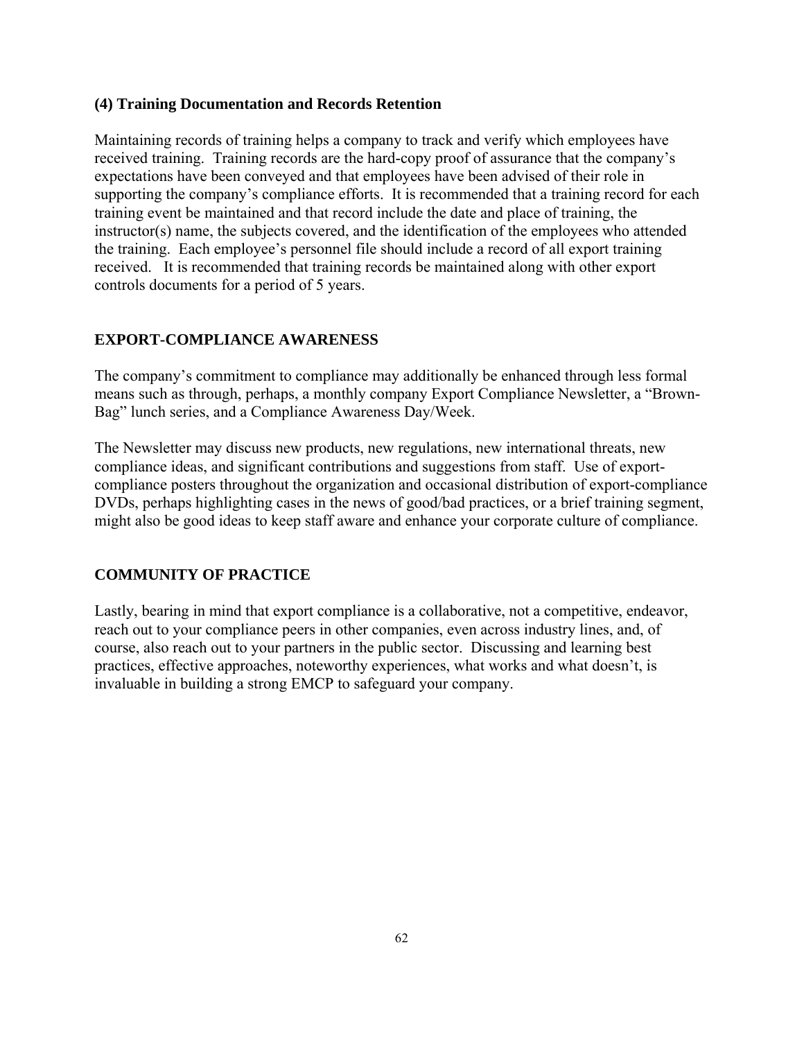### (4) Training Documentation and Records Retention

Maintaining records of training helps a company to track and verify which employees have received training. Training records are the hard-copy proof of assurance that the company's expectations have been conveyed and that employees have been advised of their role in supporting the company's compliance efforts. It is recommended that a training record for each training event be maintained and that record include the date and place of training, the instructor(s) name, the subjects covered, and the identification of the employees who attended the training. Each employee's personnel file should include a record of all export training received. It is recommended that training records be maintained along with other export controls documents for a period of 5 years.

## EXPORT-COMPLIANCE AWARENESS

The company's commitment to compliance may additionally be enhanced through less formal means such as through, perhaps, a monthly company Export Compliance Newsletter, a "Brown-Bag" lunch series, and a Compliance Awareness Day/Week.

The Newsletter may discuss new products, new regulations, new international threats, new compliance ideas, and significant contributions and suggestions from staff. Use of export-compliance posters throughout the organization and occasional distribution of export-compliance DVDs, perhaps highlighting cases in the news of good/bad practices, or a brief training segment, might also be good ideas to keep staff aware and enhance your corporate culture of compliance.

## COMMUNITY OF PRACTICE

Lastly, bearing in mind that export compliance is a collaborative, not a competitive, endeavor, reach out to your compliance peers in other companies, even across industry lines, and, of course, also reach out to your partners in the public sector. Discussing and learning best practices, effective approaches, noteworthy experiences, what works and what doesn't, is invaluable in building a strong EMCP to safeguard your company.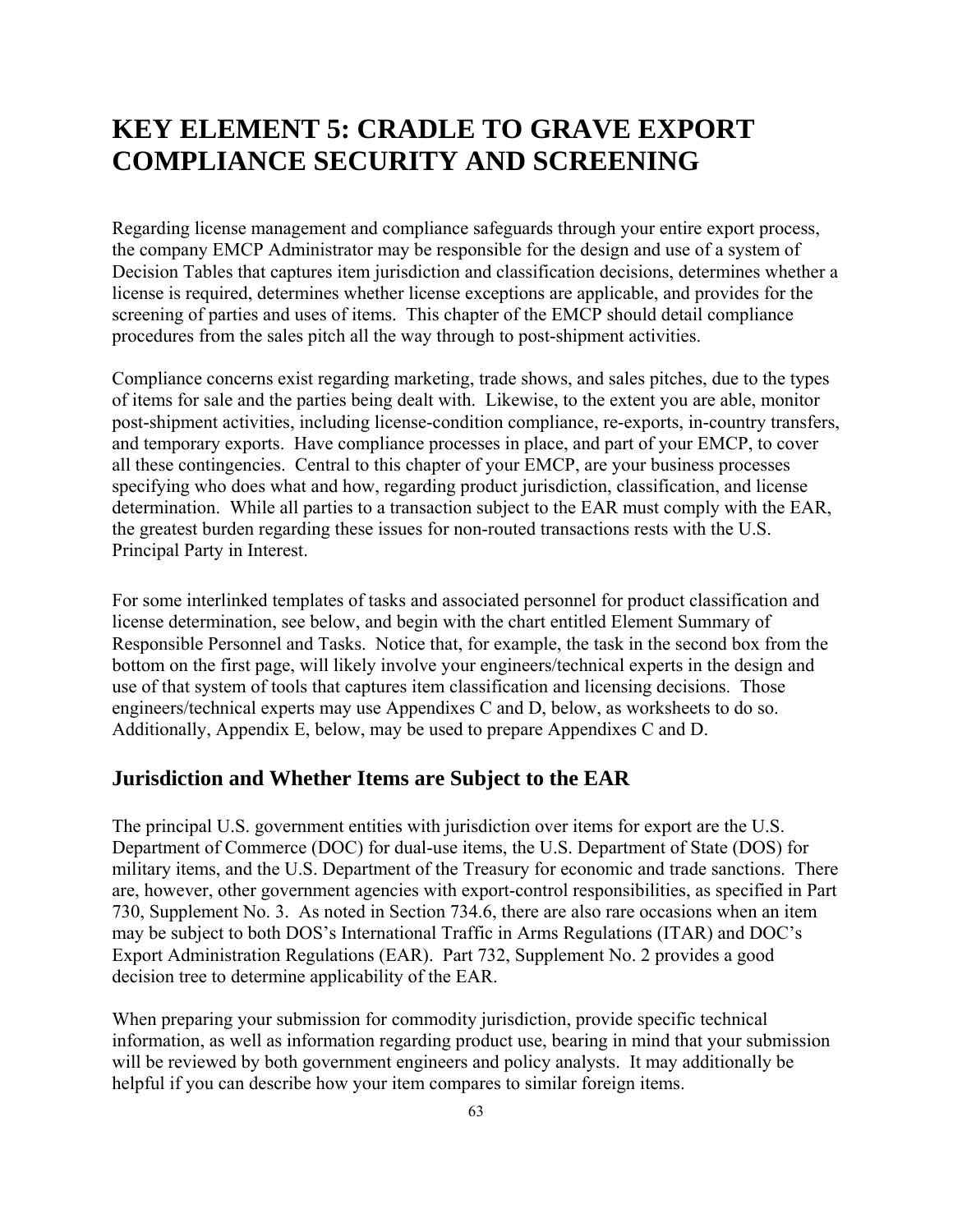# KEY ELEMENT 5: CRADLE TO GRAVE EXPORT COMPLIANCE SECURITY AND SCREENING

Regarding license management and compliance safeguards through your entire export process, the company EMCP Administrator may be responsible for the design and use of a system of Decision Tables that captures item jurisdiction and classification decisions, determines whether a license is required, determines whether license exceptions are applicable, and provides for the screening of parties and uses of items. This chapter of the EMCP should detail compliance procedures from the sales pitch all the way through to post-shipment activities.

Compliance concerns exist regarding marketing, trade shows, and sales pitches, due to the types of items for sale and the parties being dealt with. Likewise, to the extent you are able, monitor post-shipment activities, including license-condition compliance, re-exports, in-country transfers, and temporary exports. Have compliance processes in place, and part of your EMCP, to cover all these contingencies. Central to this chapter of your EMCP, are your business processes specifying who does what and how, regarding product jurisdiction, classification, and license determination. While all parties to a transaction subject to the EAR must comply with the EAR, the greatest burden regarding these issues for non-routed transactions rests with the U.S. Principal Party in Interest.

For some interlinked templates of tasks and associated personnel for product classification and license determination, see below, and begin with the chart entitled Element Summary of Responsible Personnel and Tasks. Notice that, for example, the task in the second box from the bottom on the first page, will likely involve your engineers/technical experts in the design and use of that system of tools that captures item classification and licensing decisions. Those engineers/technical experts may use Appendixes C and D, below, as worksheets to do so. Additionally, Appendix E, below, may be used to prepare Appendixes C and D.

## Jurisdiction and Whether Items are Subject to the EAR

The principal U.S. government entities with jurisdiction over items for export are the U.S. Department of Commerce (DOC) for dual-use items, the U.S. Department of State (DOS) for military items, and the U.S. Department of the Treasury for economic and trade sanctions. There are, however, other government agencies with export-control responsibilities, as specified in Part 730, Supplement No. 3. As noted in Section 734.6, there are also rare occasions when an item may be subject to both DOS's International Traffic in Arms Regulations (ITAR) and DOC's Export Administration Regulations (EAR). Part 732, Supplement No. 2 provides a good decision tree to determine applicability of the EAR.

When preparing your submission for commodity jurisdiction, provide specific technical information, as well as information regarding product use, bearing in mind that your submission will be reviewed by both government engineers and policy analysts. It may additionally be helpful if you can describe how your item compares to similar foreign items.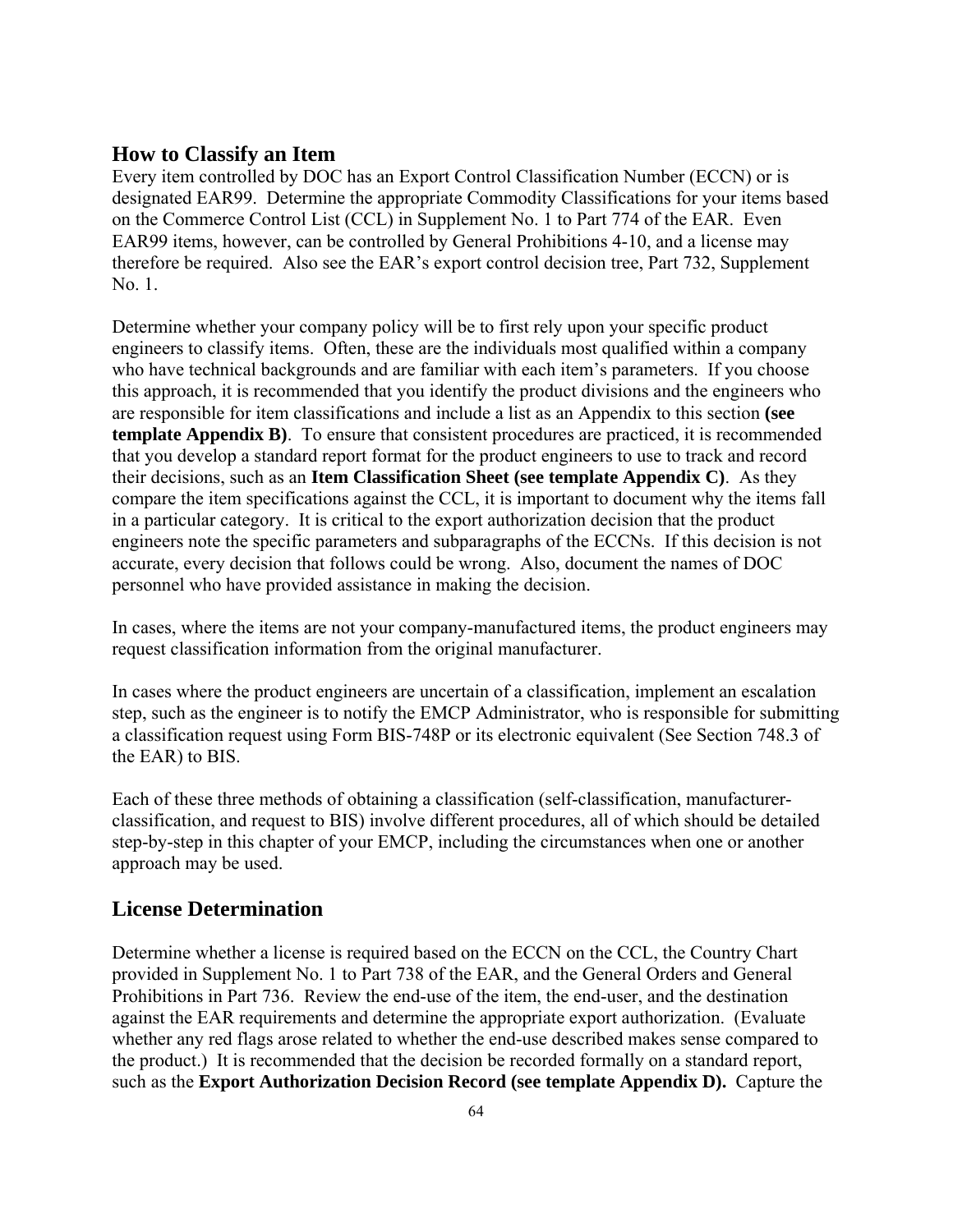## How to Classify an Item

Every item controlled by DOC has an Export Control Classification Number (ECCN) or is designated EAR99. Determine the appropriate Commodity Classifications for your items based on the Commerce Control List (CCL) in Supplement No. 1 to Part 774 of the EAR. Even EAR99 items, however, can be controlled by General Prohibitions 4-10, and a license may therefore be required. Also see the EAR's export control decision tree, Part 732, Supplement No. 1.

Determine whether your company policy will be to first rely upon your specific product engineers to classify items. Often, these are the individuals most qualified within a company who have technical backgrounds and are familiar with each item's parameters. If you choose this approach, it is recommended that you identify the product divisions and the engineers who are responsible for item classifications and include a list as an Appendix to this section **(see template Appendix B)**. To ensure that consistent procedures are practiced, it is recommended that you develop a standard report format for the product engineers to use to track and record their decisions, such as an **Item Classification Sheet (see template Appendix C)**. As they compare the item specifications against the CCL, it is important to document why the items fall in a particular category. It is critical to the export authorization decision that the product engineers note the specific parameters and subparagraphs of the ECCNs. If this decision is not accurate, every decision that follows could be wrong. Also, document the names of DOC personnel who have provided assistance in making the decision.

In cases, where the items are not your company-manufactured items, the product engineers may request classification information from the original manufacturer.

In cases where the product engineers are uncertain of a classification, implement an escalation step, such as the engineer is to notify the EMCP Administrator, who is responsible for submitting a classification request using Form BIS-748P or its electronic equivalent (See Section 748.3 of the EAR) to BIS.

Each of these three methods of obtaining a classification (self-classification, manufacturer-classification, and request to BIS) involve different procedures, all of which should be detailed step-by-step in this chapter of your EMCP, including the circumstances when one or another approach may be used.

## License Determination

Determine whether a license is required based on the ECCN on the CCL, the Country Chart provided in Supplement No. 1 to Part 738 of the EAR, and the General Orders and General Prohibitions in Part 736. Review the end-use of the item, the end-user, and the destination against the EAR requirements and determine the appropriate export authorization. (Evaluate whether any red flags arose related to whether the end-use described makes sense compared to the product.) It is recommended that the decision be recorded formally on a standard report, such as the **Export Authorization Decision Record (see template Appendix D).** Capture the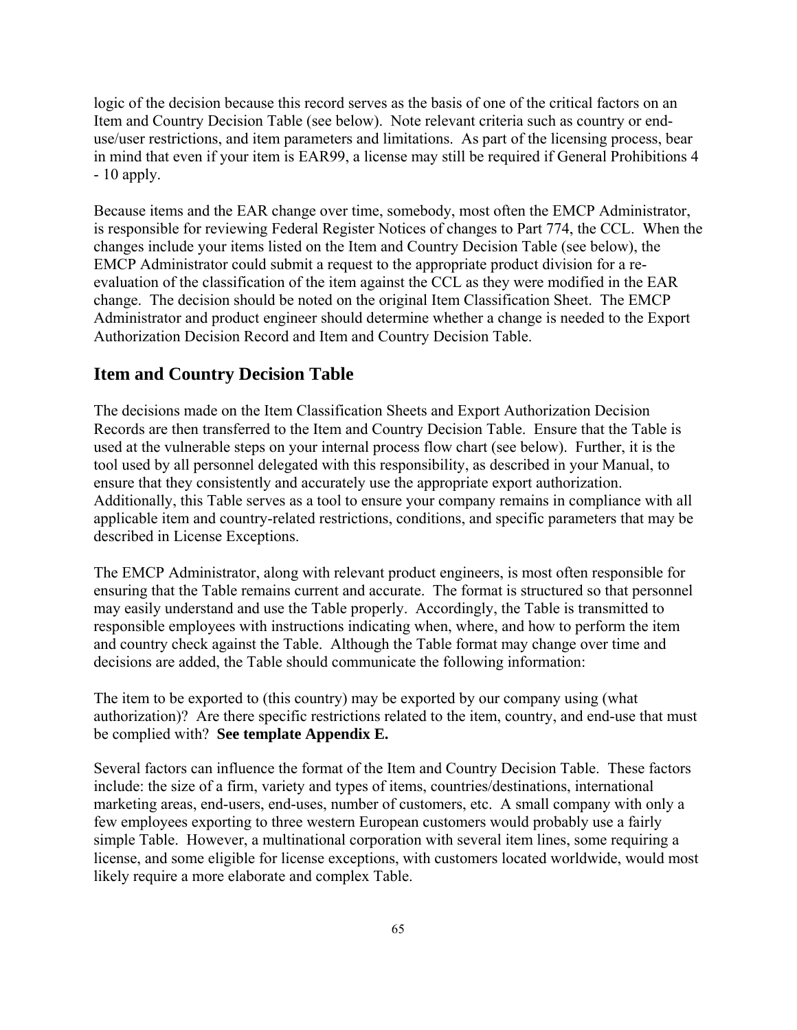logic of the decision because this record serves as the basis of one of the critical factors on an Item and Country Decision Table (see below). Note relevant criteria such as country or end-use/user restrictions, and item parameters and limitations. As part of the licensing process, bear in mind that even if your item is EAR99, a license may still be required if General Prohibitions 4 - 10 apply.

Because items and the EAR change over time, somebody, most often the EMCP Administrator, is responsible for reviewing Federal Register Notices of changes to Part 774, the CCL. When the changes include your items listed on the Item and Country Decision Table (see below), the EMCP Administrator could submit a request to the appropriate product division for a re-evaluation of the classification of the item against the CCL as they were modified in the EAR change. The decision should be noted on the original Item Classification Sheet. The EMCP Administrator and product engineer should determine whether a change is needed to the Export Authorization Decision Record and Item and Country Decision Table.

## Item and Country Decision Table

The decisions made on the Item Classification Sheets and Export Authorization Decision Records are then transferred to the Item and Country Decision Table. Ensure that the Table is used at the vulnerable steps on your internal process flow chart (see below). Further, it is the tool used by all personnel delegated with this responsibility, as described in your Manual, to ensure that they consistently and accurately use the appropriate export authorization. Additionally, this Table serves as a tool to ensure your company remains in compliance with all applicable item and country-related restrictions, conditions, and specific parameters that may be described in License Exceptions.

The EMCP Administrator, along with relevant product engineers, is most often responsible for ensuring that the Table remains current and accurate. The format is structured so that personnel may easily understand and use the Table properly. Accordingly, the Table is transmitted to responsible employees with instructions indicating when, where, and how to perform the item and country check against the Table. Although the Table format may change over time and decisions are added, the Table should communicate the following information:

The item to be exported to (this country) may be exported by our company using (what authorization)? Are there specific restrictions related to the item, country, and end-use that must be complied with? **See template Appendix E.**

Several factors can influence the format of the Item and Country Decision Table. These factors include: the size of a firm, variety and types of items, countries/destinations, international marketing areas, end-users, end-uses, number of customers, etc. A small company with only a few employees exporting to three western European customers would probably use a fairly simple Table. However, a multinational corporation with several item lines, some requiring a license, and some eligible for license exceptions, with customers located worldwide, would most likely require a more elaborate and complex Table.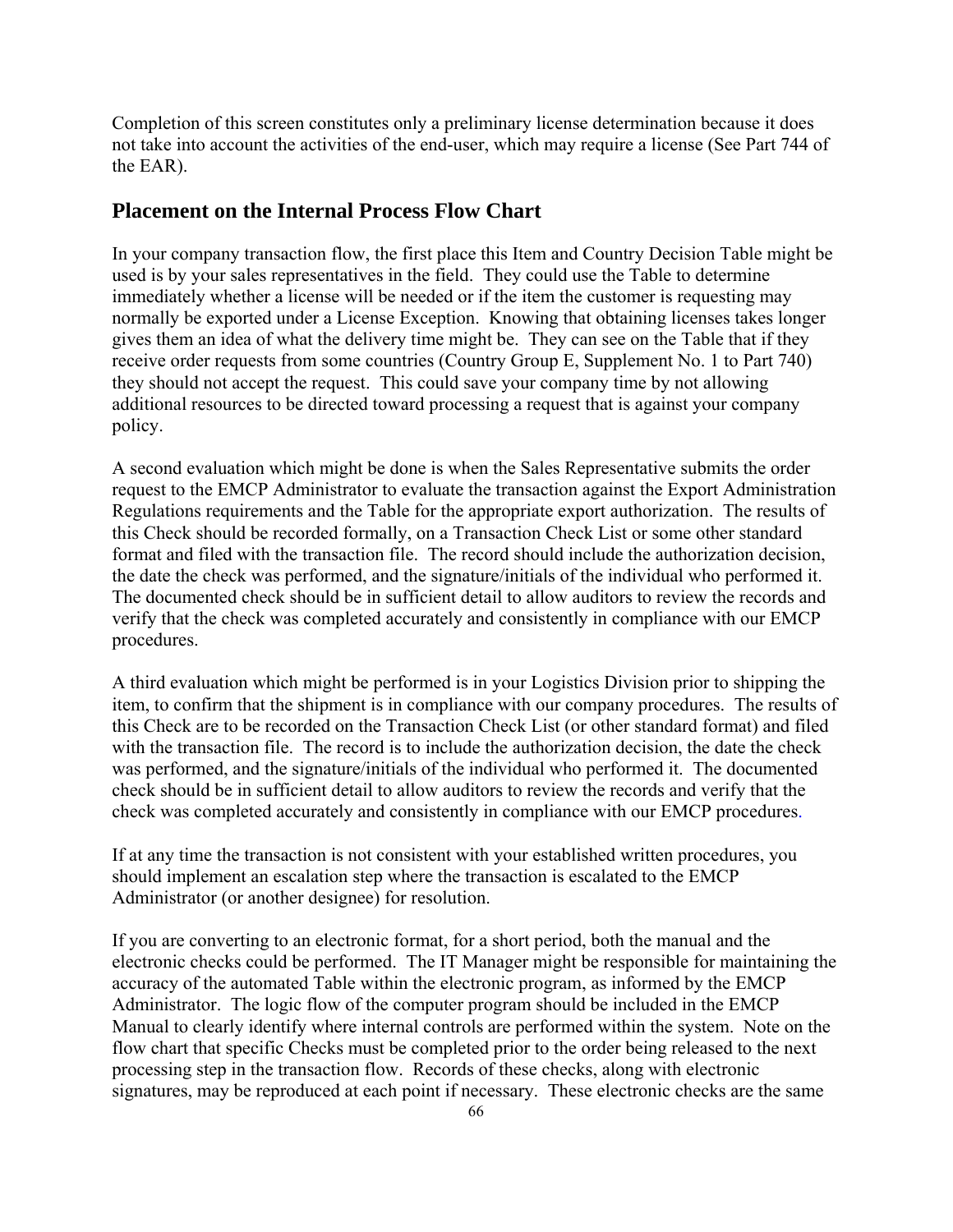Completion of this screen constitutes only a preliminary license determination because it does not take into account the activities of the end-user, which may require a license (See Part 744 of the EAR).

## Placement on the Internal Process Flow Chart

In your company transaction flow, the first place this Item and Country Decision Table might be used is by your sales representatives in the field. They could use the Table to determine immediately whether a license will be needed or if the item the customer is requesting may normally be exported under a License Exception. Knowing that obtaining licenses takes longer gives them an idea of what the delivery time might be. They can see on the Table that if they receive order requests from some countries (Country Group E, Supplement No. 1 to Part 740) they should not accept the request. This could save your company time by not allowing additional resources to be directed toward processing a request that is against your company policy.

A second evaluation which might be done is when the Sales Representative submits the order request to the EMCP Administrator to evaluate the transaction against the Export Administration Regulations requirements and the Table for the appropriate export authorization. The results of this Check should be recorded formally, on a Transaction Check List or some other standard format and filed with the transaction file. The record should include the authorization decision, the date the check was performed, and the signature/initials of the individual who performed it. The documented check should be in sufficient detail to allow auditors to review the records and verify that the check was completed accurately and consistently in compliance with our EMCP procedures.

A third evaluation which might be performed is in your Logistics Division prior to shipping the item, to confirm that the shipment is in compliance with our company procedures. The results of this Check are to be recorded on the Transaction Check List (or other standard format) and filed with the transaction file. The record is to include the authorization decision, the date the check was performed, and the signature/initials of the individual who performed it. The documented check should be in sufficient detail to allow auditors to review the records and verify that the check was completed accurately and consistently in compliance with our EMCP procedures.

If at any time the transaction is not consistent with your established written procedures, you should implement an escalation step where the transaction is escalated to the EMCP Administrator (or another designee) for resolution.

If you are converting to an electronic format, for a short period, both the manual and the electronic checks could be performed. The IT Manager might be responsible for maintaining the accuracy of the automated Table within the electronic program, as informed by the EMCP Administrator. The logic flow of the computer program should be included in the EMCP Manual to clearly identify where internal controls are performed within the system. Note on the flow chart that specific Checks must be completed prior to the order being released to the next processing step in the transaction flow. Records of these checks, along with electronic signatures, may be reproduced at each point if necessary. These electronic checks are the same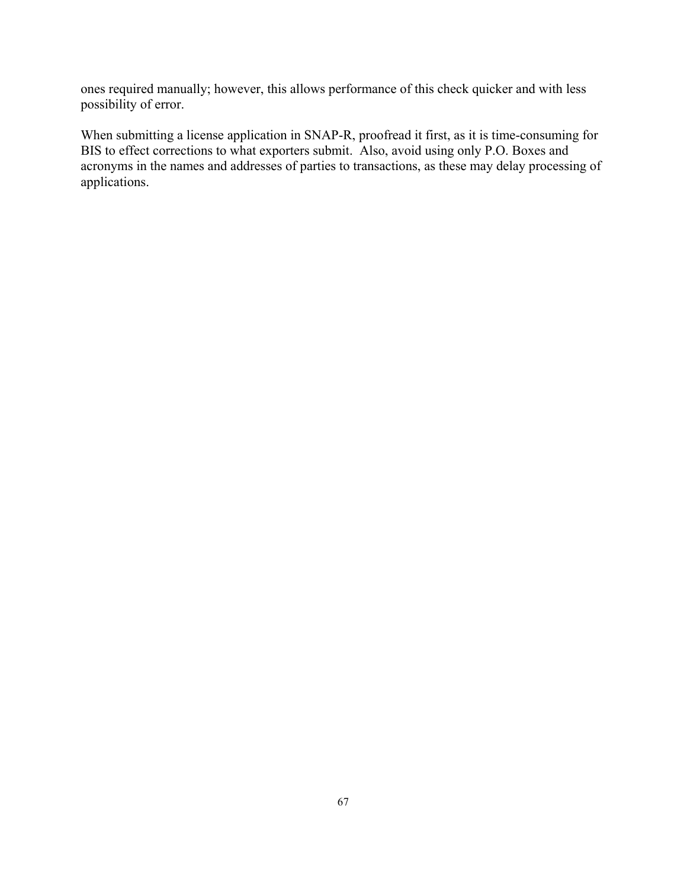ones required manually; however, this allows performance of this check quicker and with less possibility of error.

When submitting a license application in SNAP-R, proofread it first, as it is time-consuming for BIS to effect corrections to what exporters submit. Also, avoid using only P.O. Boxes and acronyms in the names and addresses of parties to transactions, as these may delay processing of applications.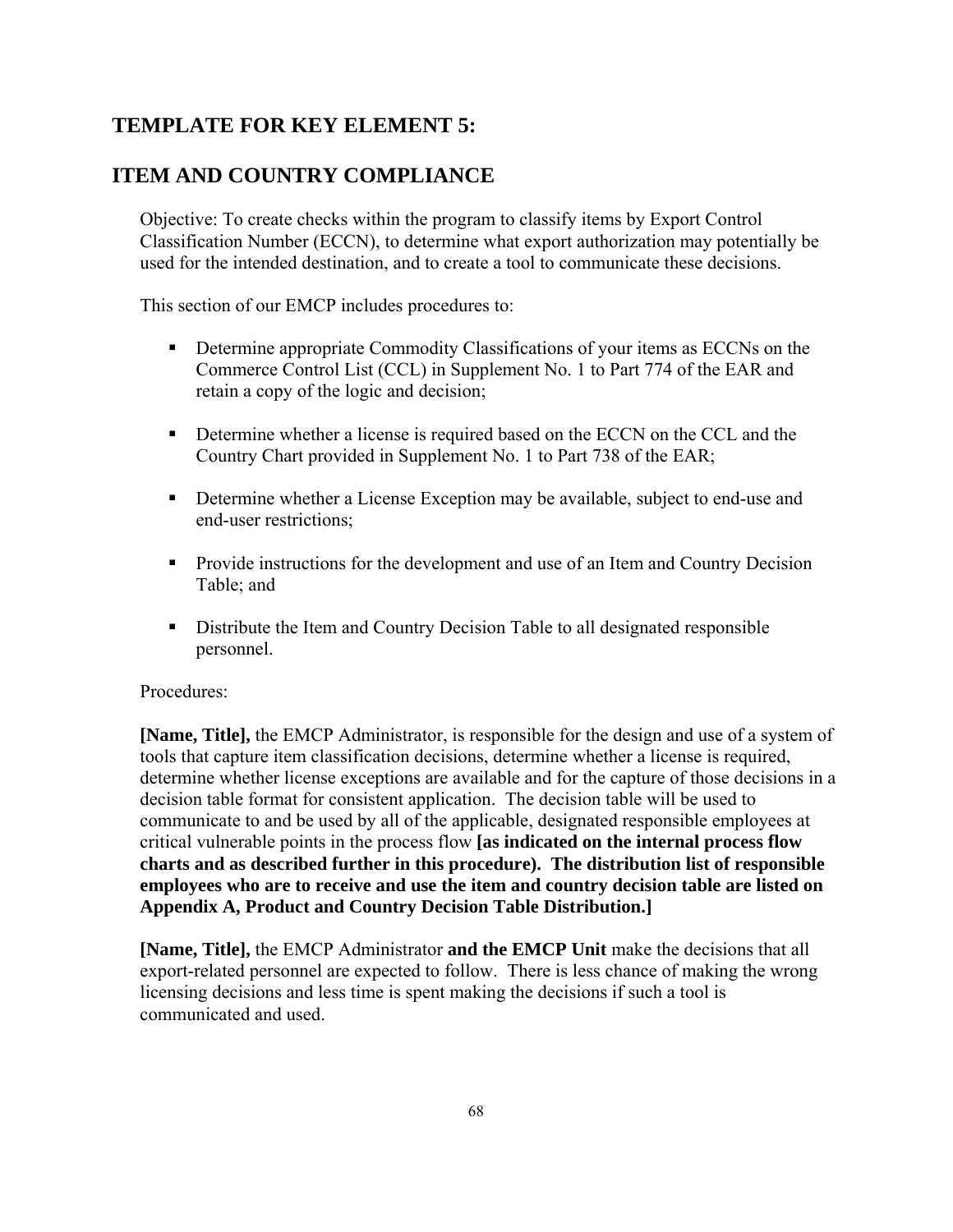## TEMPLATE FOR KEY ELEMENT 5:

## ITEM AND COUNTRY COMPLIANCE

Objective: To create checks within the program to classify items by Export Control Classification Number (ECCN), to determine what export authorization may potentially be used for the intended destination, and to create a tool to communicate these decisions.

This section of our EMCP includes procedures to:

- Determine appropriate Commodity Classifications of your items as ECCNs on the Commerce Control List (CCL) in Supplement No. 1 to Part 774 of the EAR and retain a copy of the logic and decision;
- Determine whether a license is required based on the ECCN on the CCL and the Country Chart provided in Supplement No. 1 to Part 738 of the EAR;
- Determine whether a License Exception may be available, subject to end-use and end-user restrictions;
- Provide instructions for the development and use of an Item and Country Decision Table; and
- Distribute the Item and Country Decision Table to all designated responsible personnel.

Procedures:

**[Name, Title],** the EMCP Administrator, is responsible for the design and use of a system of tools that capture item classification decisions, determine whether a license is required, determine whether license exceptions are available and for the capture of those decisions in a decision table format for consistent application. The decision table will be used to communicate to and be used by all of the applicable, designated responsible employees at critical vulnerable points in the process flow **[as indicated on the internal process flow charts and as described further in this procedure). The distribution list of responsible employees who are to receive and use the item and country decision table are listed on Appendix A, Product and Country Decision Table Distribution.]**

**[Name, Title],** the EMCP Administrator **and the EMCP Unit** make the decisions that all export-related personnel are expected to follow. There is less chance of making the wrong licensing decisions and less time is spent making the decisions if such a tool is communicated and used.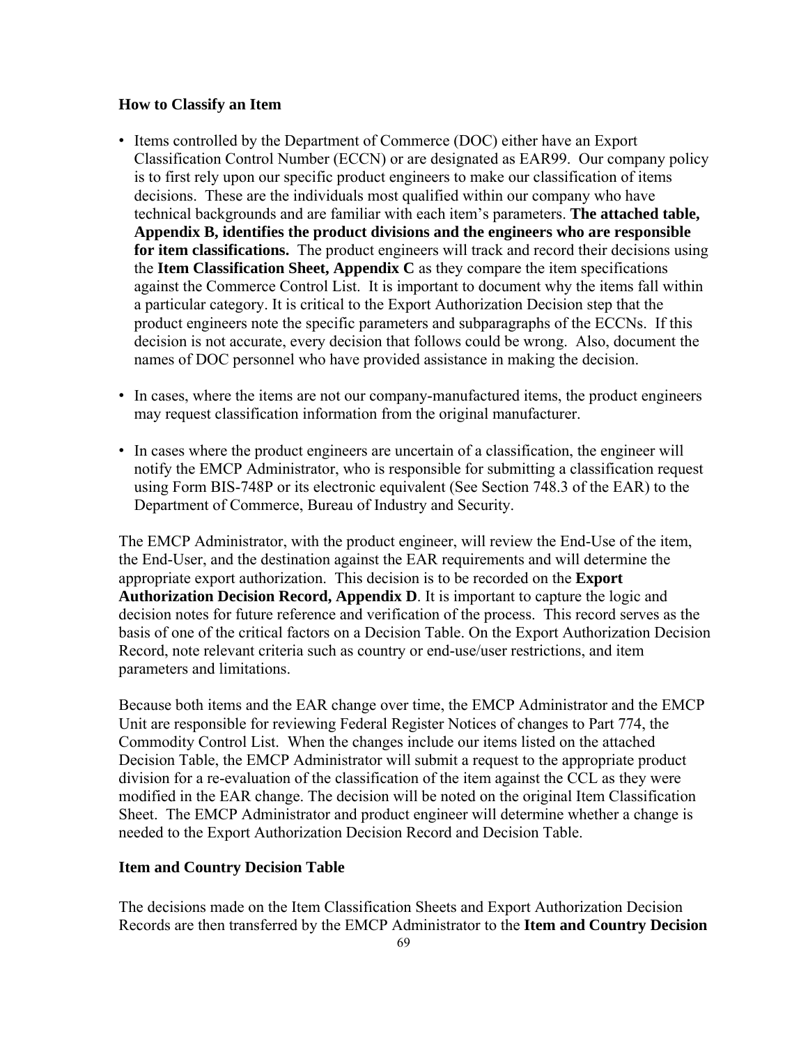## How to Classify an Item

- Items controlled by the Department of Commerce (DOC) either have an Export Classification Control Number (ECCN) or are designated as EAR99. Our company policy is to first rely upon our specific product engineers to make our classification of items decisions. These are the individuals most qualified within our company who have technical backgrounds and are familiar with each item's parameters. **The attached table, Appendix B, identifies the product divisions and the engineers who are responsible for item classifications.** The product engineers will track and record their decisions using the **Item Classification Sheet, Appendix C** as they compare the item specifications against the Commerce Control List. It is important to document why the items fall within a particular category. It is critical to the Export Authorization Decision step that the product engineers note the specific parameters and subparagraphs of the ECCNs. If this decision is not accurate, every decision that follows could be wrong. Also, document the names of DOC personnel who have provided assistance in making the decision.

- In cases, where the items are not our company-manufactured items, the product engineers may request classification information from the original manufacturer.

- In cases where the product engineers are uncertain of a classification, the engineer will notify the EMCP Administrator, who is responsible for submitting a classification request using Form BIS-748P or its electronic equivalent (See Section 748.3 of the EAR) to the Department of Commerce, Bureau of Industry and Security.

The EMCP Administrator, with the product engineer, will review the End-Use of the item, the End-User, and the destination against the EAR requirements and will determine the appropriate export authorization. This decision is to be recorded on the **Export Authorization Decision Record, Appendix D**. It is important to capture the logic and decision notes for future reference and verification of the process. This record serves as the basis of one of the critical factors on a Decision Table. On the Export Authorization Decision Record, note relevant criteria such as country or end-use/user restrictions, and item parameters and limitations.

Because both items and the EAR change over time, the EMCP Administrator and the EMCP Unit are responsible for reviewing Federal Register Notices of changes to Part 774, the Commodity Control List. When the changes include our items listed on the attached Decision Table, the EMCP Administrator will submit a request to the appropriate product division for a re-evaluation of the classification of the item against the CCL as they were modified in the EAR change. The decision will be noted on the original Item Classification Sheet. The EMCP Administrator and product engineer will determine whether a change is needed to the Export Authorization Decision Record and Decision Table.

## Item and Country Decision Table

The decisions made on the Item Classification Sheets and Export Authorization Decision Records are then transferred by the EMCP Administrator to the **Item and Country Decision**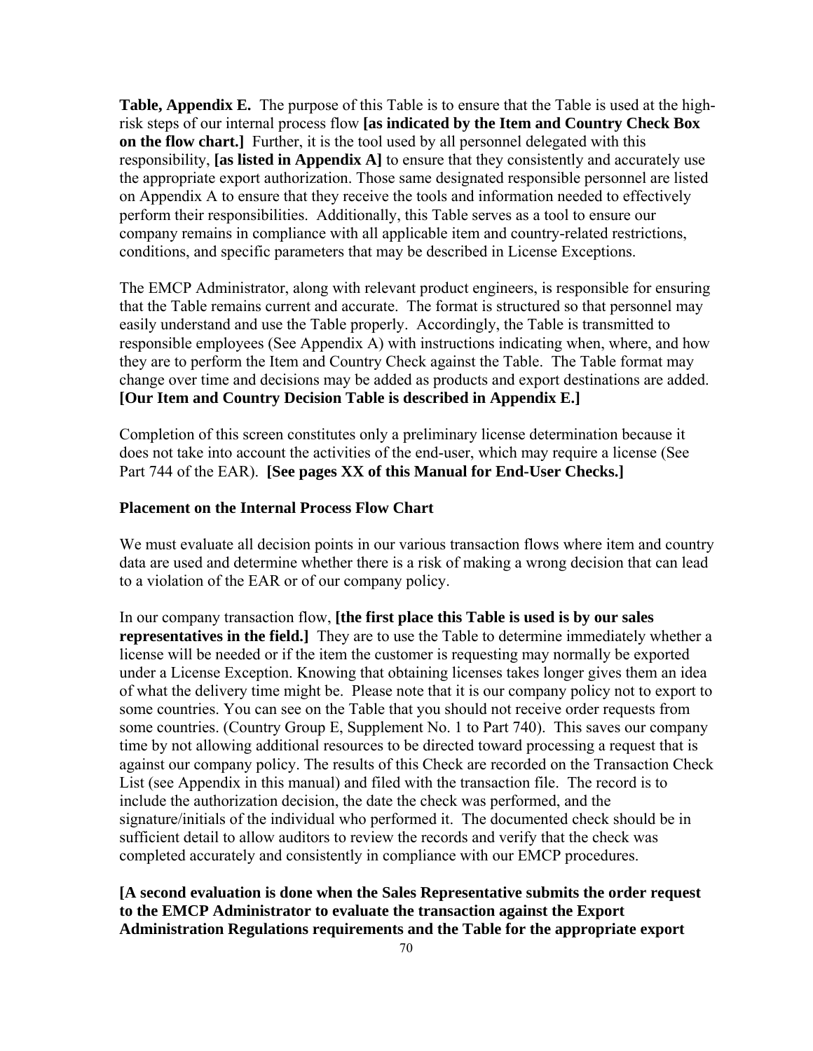**Table, Appendix E.** The purpose of this Table is to ensure that the Table is used at the high-risk steps of our internal process flow **[as indicated by the Item and Country Check Box on the flow chart.]** Further, it is the tool used by all personnel delegated with this responsibility, **[as listed in Appendix A]** to ensure that they consistently and accurately use the appropriate export authorization. Those same designated responsible personnel are listed on Appendix A to ensure that they receive the tools and information needed to effectively perform their responsibilities. Additionally, this Table serves as a tool to ensure our company remains in compliance with all applicable item and country-related restrictions, conditions, and specific parameters that may be described in License Exceptions.

The EMCP Administrator, along with relevant product engineers, is responsible for ensuring that the Table remains current and accurate. The format is structured so that personnel may easily understand and use the Table properly. Accordingly, the Table is transmitted to responsible employees (See Appendix A) with instructions indicating when, where, and how they are to perform the Item and Country Check against the Table. The Table format may change over time and decisions may be added as products and export destinations are added. **[Our Item and Country Decision Table is described in Appendix E.]**

Completion of this screen constitutes only a preliminary license determination because it does not take into account the activities of the end-user, which may require a license (See Part 744 of the EAR). **[See pages XX of this Manual for End-User Checks.]**

**Placement on the Internal Process Flow Chart**

We must evaluate all decision points in our various transaction flows where item and country data are used and determine whether there is a risk of making a wrong decision that can lead to a violation of the EAR or of our company policy.

In our company transaction flow, **[the first place this Table is used is by our sales representatives in the field.]** They are to use the Table to determine immediately whether a license will be needed or if the item the customer is requesting may normally be exported under a License Exception. Knowing that obtaining licenses takes longer gives them an idea of what the delivery time might be. Please note that it is our company policy not to export to some countries. You can see on the Table that you should not receive order requests from some countries. (Country Group E, Supplement No. 1 to Part 740). This saves our company time by not allowing additional resources to be directed toward processing a request that is against our company policy. The results of this Check are recorded on the Transaction Check List (see Appendix in this manual) and filed with the transaction file. The record is to include the authorization decision, the date the check was performed, and the signature/initials of the individual who performed it. The documented check should be in sufficient detail to allow auditors to review the records and verify that the check was completed accurately and consistently in compliance with our EMCP procedures.

**[A second evaluation is done when the Sales Representative submits the order request to the EMCP Administrator to evaluate the transaction against the Export Administration Regulations requirements and the Table for the appropriate export**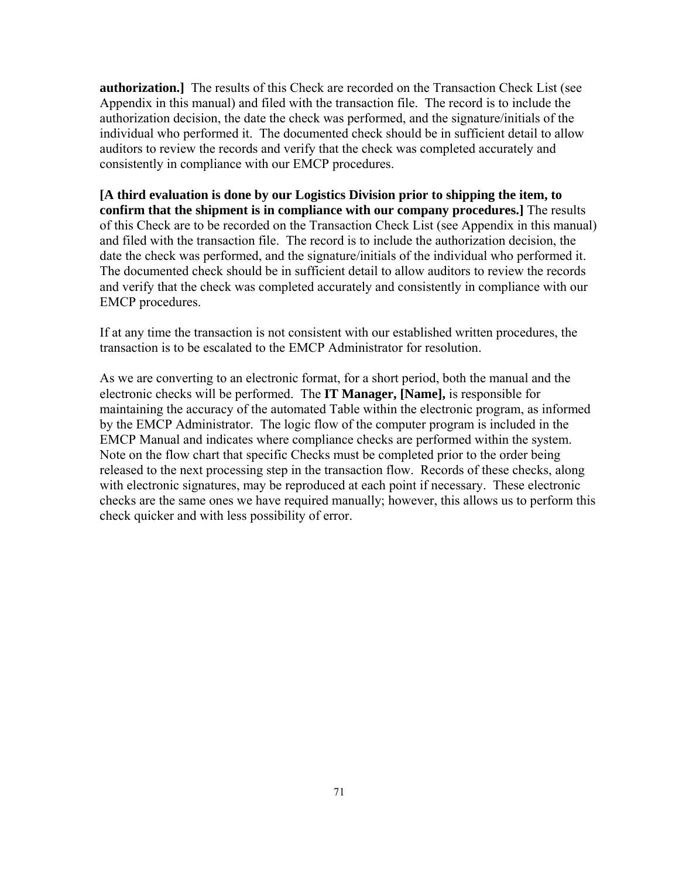**authorization.]** The results of this Check are recorded on the Transaction Check List (see Appendix in this manual) and filed with the transaction file. The record is to include the authorization decision, the date the check was performed, and the signature/initials of the individual who performed it. The documented check should be in sufficient detail to allow auditors to review the records and verify that the check was completed accurately and consistently in compliance with our EMCP procedures.

**[A third evaluation is done by our Logistics Division prior to shipping the item, to confirm that the shipment is in compliance with our company procedures.]** The results of this Check are to be recorded on the Transaction Check List (see Appendix in this manual) and filed with the transaction file. The record is to include the authorization decision, the date the check was performed, and the signature/initials of the individual who performed it. The documented check should be in sufficient detail to allow auditors to review the records and verify that the check was completed accurately and consistently in compliance with our EMCP procedures.

If at any time the transaction is not consistent with our established written procedures, the transaction is to be escalated to the EMCP Administrator for resolution.

As we are converting to an electronic format, for a short period, both the manual and the electronic checks will be performed. The **IT Manager, [Name],** is responsible for maintaining the accuracy of the automated Table within the electronic program, as informed by the EMCP Administrator. The logic flow of the computer program is included in the EMCP Manual and indicates where compliance checks are performed within the system. Note on the flow chart that specific Checks must be completed prior to the order being released to the next processing step in the transaction flow. Records of these checks, along with electronic signatures, may be reproduced at each point if necessary. These electronic checks are the same ones we have required manually; however, this allows us to perform this check quicker and with less possibility of error.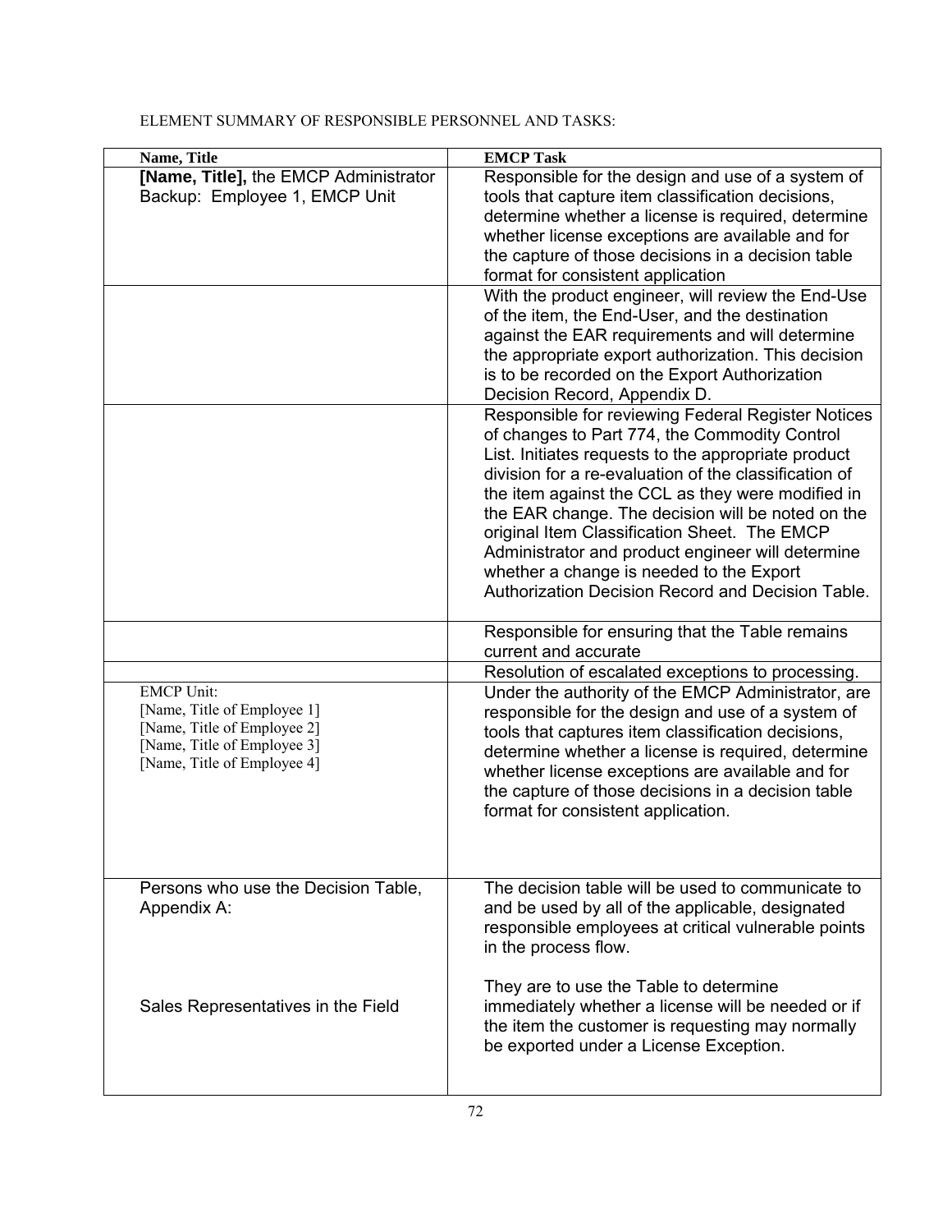ELEMENT SUMMARY OF RESPONSIBLE PERSONNEL AND TASKS:

| Name, Title | EMCP Task |
|---|---|
| **[Name, Title],** the EMCP Administrator<br>Backup: Employee 1, EMCP Unit | Responsible for the design and use of a system of tools that capture item classification decisions, determine whether a license is required, determine whether license exceptions are available and for the capture of those decisions in a decision table format for consistent application |
| | With the product engineer, will review the End-Use of the item, the End-User, and the destination against the EAR requirements and will determine the appropriate export authorization. This decision is to be recorded on the Export Authorization Decision Record, Appendix D. |
| | Responsible for reviewing Federal Register Notices of changes to Part 774, the Commodity Control List. Initiates requests to the appropriate product division for a re-evaluation of the classification of the item against the CCL as they were modified in the EAR change. The decision will be noted on the original Item Classification Sheet. The EMCP Administrator and product engineer will determine whether a change is needed to the Export Authorization Decision Record and Decision Table. |
| | Responsible for ensuring that the Table remains current and accurate |
| | Resolution of escalated exceptions to processing. |
| EMCP Unit:<br>[Name, Title of Employee 1]<br>[Name, Title of Employee 2]<br>[Name, Title of Employee 3]<br>[Name, Title of Employee 4] | Under the authority of the EMCP Administrator, are responsible for the design and use of a system of tools that captures item classification decisions, determine whether a license is required, determine whether license exceptions are available and for the capture of those decisions in a decision table format for consistent application. |
| Persons who use the Decision Table, Appendix A:<br><br>Sales Representatives in the Field | The decision table will be used to communicate to and be used by all of the applicable, designated responsible employees at critical vulnerable points in the process flow.<br><br>They are to use the Table to determine immediately whether a license will be needed or if the item the customer is requesting may normally be exported under a License Exception. |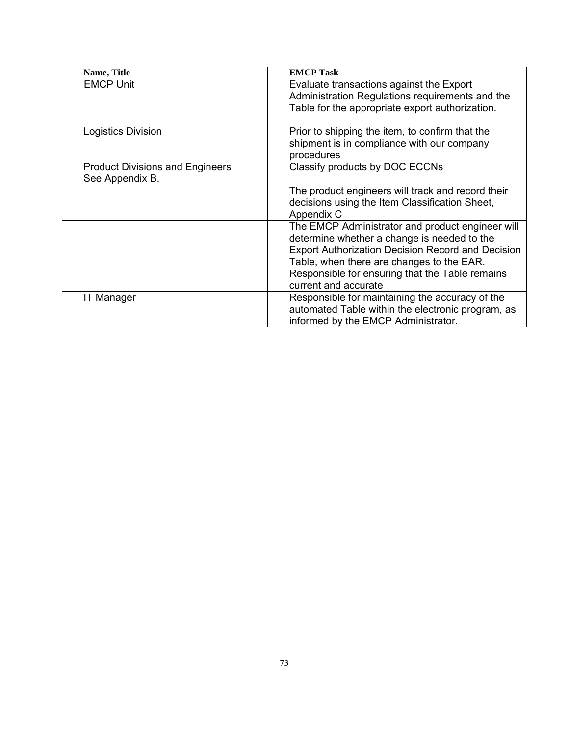| Name, Title | EMCP Task |
|---|---|
| EMCP Unit<br><br><br>Logistics Division | Evaluate transactions against the Export Administration Regulations requirements and the Table for the appropriate export authorization.<br><br>Prior to shipping the item, to confirm that the shipment is in compliance with our company procedures |
| Product Divisions and Engineers See Appendix B. | Classify products by DOC ECCNs |
| | The product engineers will track and record their decisions using the Item Classification Sheet, Appendix C |
| | The EMCP Administrator and product engineer will determine whether a change is needed to the Export Authorization Decision Record and Decision Table, when there are changes to the EAR. Responsible for ensuring that the Table remains current and accurate |
| IT Manager | Responsible for maintaining the accuracy of the automated Table within the electronic program, as informed by the EMCP Administrator. |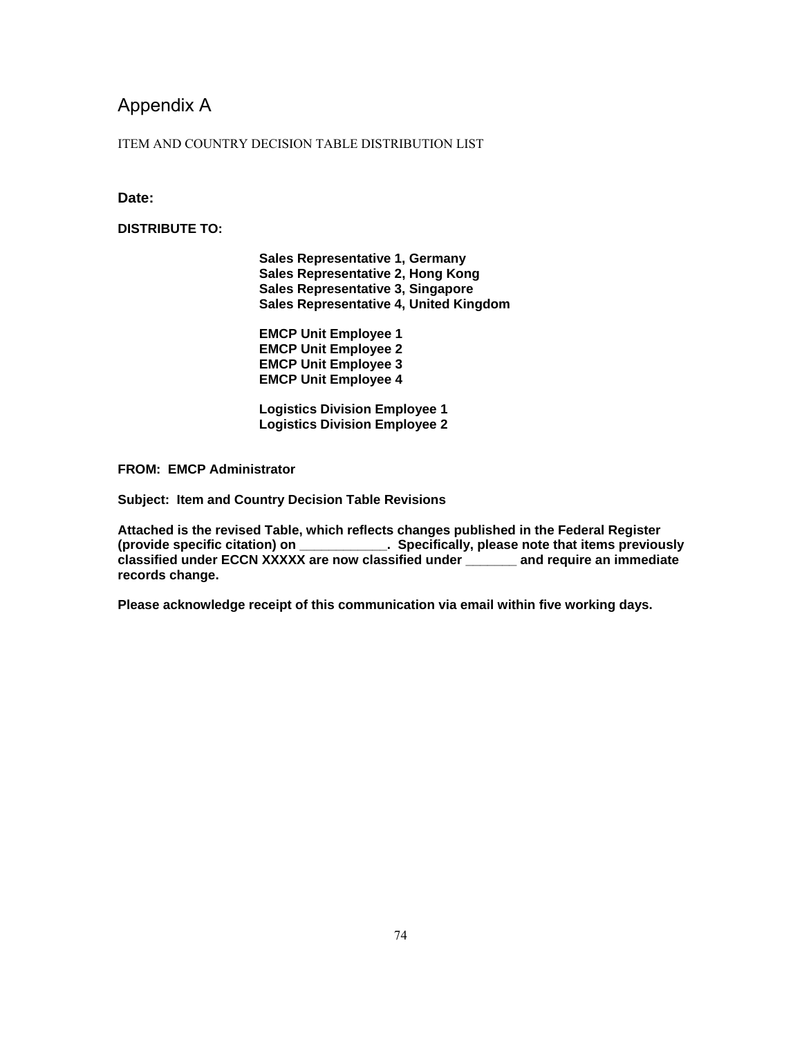# Appendix A

ITEM AND COUNTRY DECISION TABLE DISTRIBUTION LIST

**Date:**

**DISTRIBUTE TO:**

**Sales Representative 1, Germany**
**Sales Representative 2, Hong Kong**
**Sales Representative 3, Singapore**
**Sales Representative 4, United Kingdom**

**EMCP Unit Employee 1**
**EMCP Unit Employee 2**
**EMCP Unit Employee 3**
**EMCP Unit Employee 4**

**Logistics Division Employee 1**
**Logistics Division Employee 2**

**FROM: EMCP Administrator**

**Subject: Item and Country Decision Table Revisions**

**Attached is the revised Table, which reflects changes published in the Federal Register (provide specific citation) on ___________. Specifically, please note that items previously classified under ECCN XXXXX are now classified under _______ and require an immediate records change.**

**Please acknowledge receipt of this communication via email within five working days.**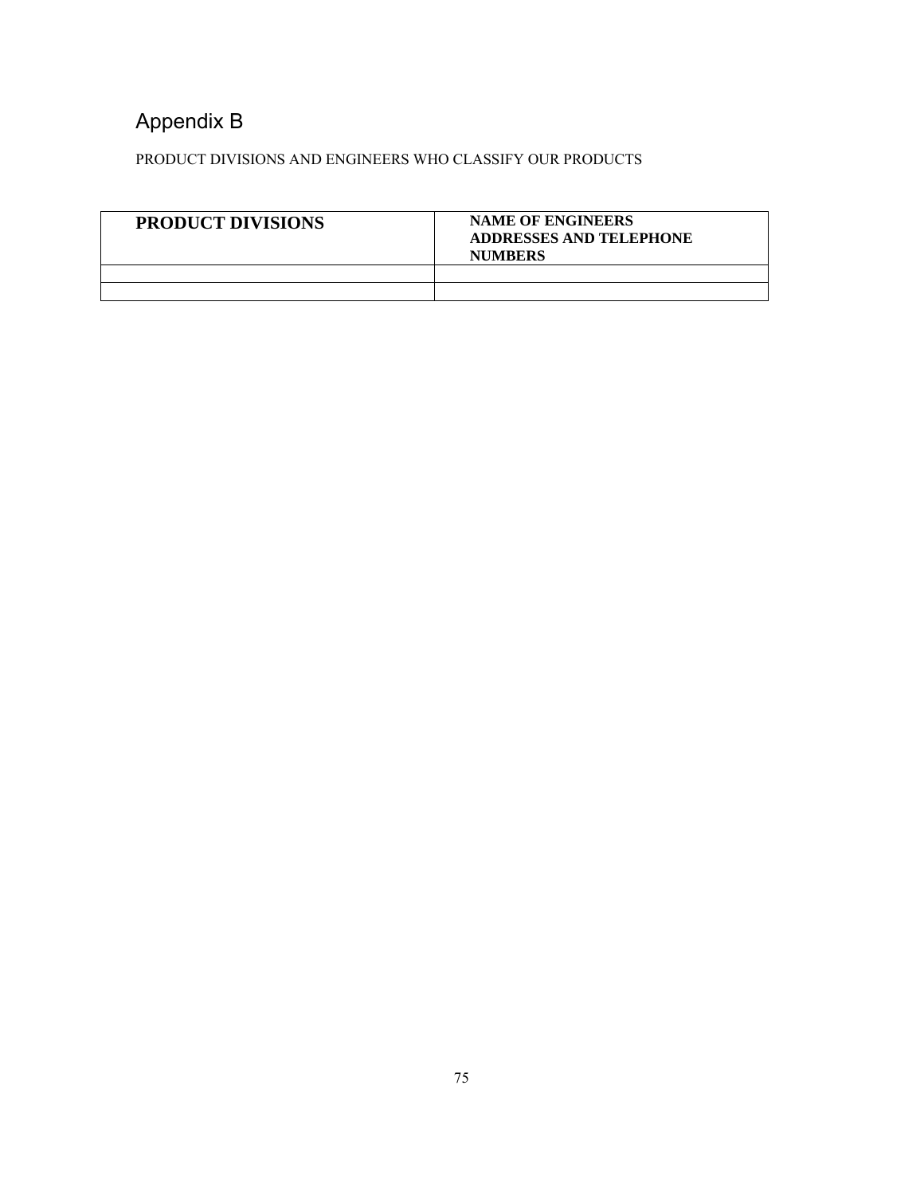# Appendix B

PRODUCT DIVISIONS AND ENGINEERS WHO CLASSIFY OUR PRODUCTS

| **PRODUCT DIVISIONS** | **NAME OF ENGINEERS ADDRESSES AND TELEPHONE NUMBERS** |
|---|---|
| | |
| | |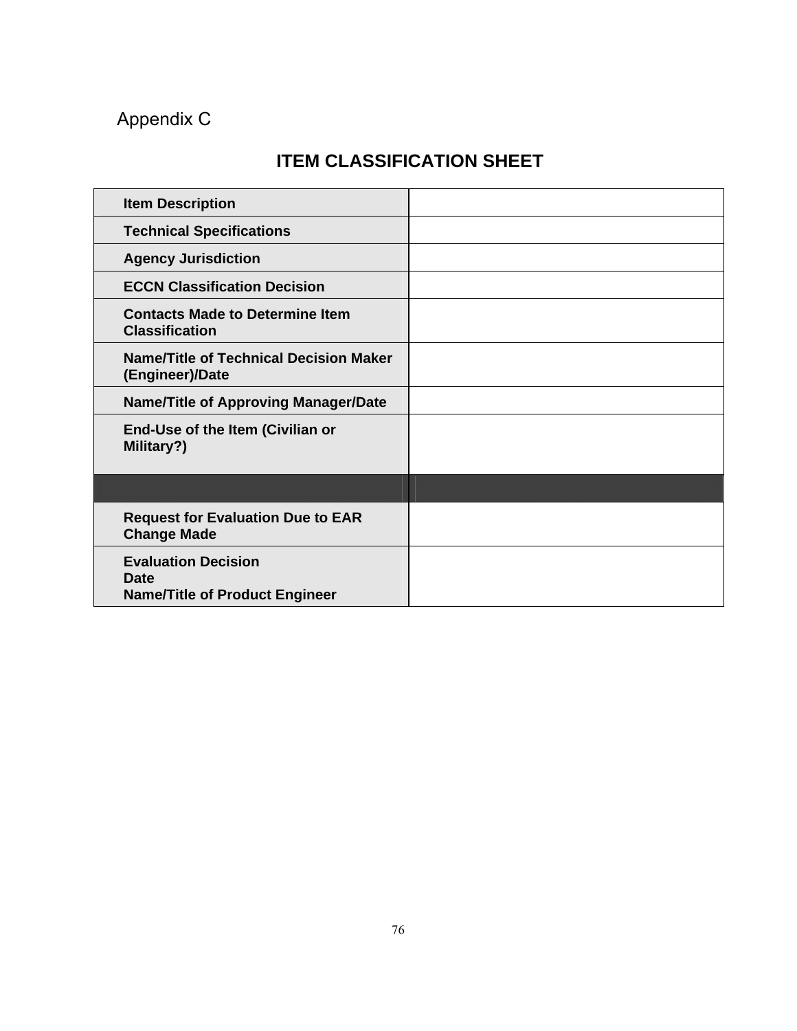Appendix C

## ITEM CLASSIFICATION SHEET

| | |
|---|---|
| **Item Description** | |
| **Technical Specifications** | |
| **Agency Jurisdiction** | |
| **ECCN Classification Decision** | |
| **Contacts Made to Determine Item Classification** | |
| **Name/Title of Technical Decision Maker (Engineer)/Date** | |
| **Name/Title of Approving Manager/Date** | |
| **End-Use of the Item (Civilian or Military?)** | |
| | |
| **Request for Evaluation Due to EAR Change Made** | |
| **Evaluation Decision**<br>**Date**<br>**Name/Title of Product Engineer** | |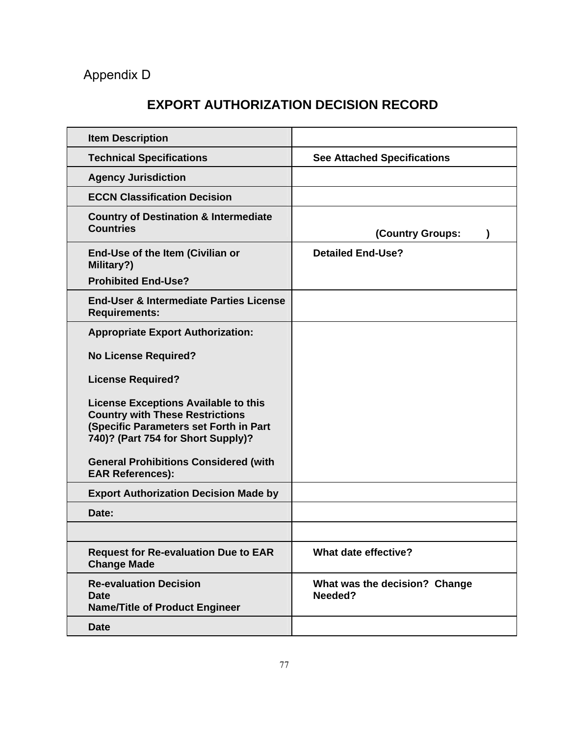Appendix D

# EXPORT AUTHORIZATION DECISION RECORD

| **Item Description** | |
|---|---|
| **Technical Specifications** | **See Attached Specifications** |
| **Agency Jurisdiction** | |
| **ECCN Classification Decision** | |
| **Country of Destination & Intermediate Countries** | **(Country Groups: )** |
| **End-Use of the Item (Civilian or Military?)** <br> **Prohibited End-Use?** | **Detailed End-Use?** |
| **End-User & Intermediate Parties License Requirements:** | |
| **Appropriate Export Authorization:** <br><br> **No License Required?** <br><br> **License Required?** <br><br> **License Exceptions Available to this Country with These Restrictions (Specific Parameters set Forth in Part 740)? (Part 754 for Short Supply)?** <br><br> **General Prohibitions Considered (with EAR References):** | |
| **Export Authorization Decision Made by** | |
| **Date:** | |
| | |
| **Request for Re-evaluation Due to EAR Change Made** | **What date effective?** |
| **Re-evaluation Decision** <br> **Date** <br> **Name/Title of Product Engineer** | **What was the decision? Change Needed?** |
| **Date** | |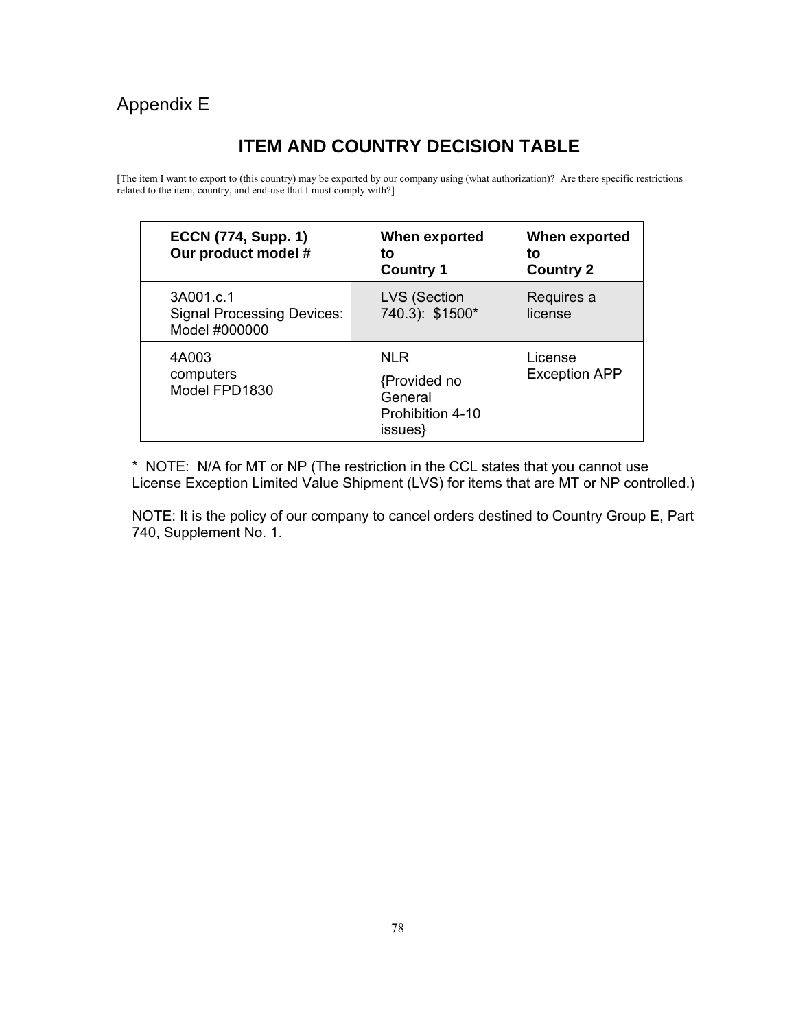Appendix E

# ITEM AND COUNTRY DECISION TABLE

[The item I want to export to (this country) may be exported by our company using (what authorization)? Are there specific restrictions related to the item, country, and end-use that I must comply with?]

| ECCN (774, Supp. 1) Our product model # | When exported to Country 1 | When exported to Country 2 |
|---|---|---|
| 3A001.c.1 Signal Processing Devices: Model #000000 | LVS (Section 740.3): $1500* | Requires a license |
| 4A003 computers Model FPD1830 | NLR {Provided no General Prohibition 4-10 issues} | License Exception APP |

* NOTE: N/A for MT or NP (The restriction in the CCL states that you cannot use License Exception Limited Value Shipment (LVS) for items that are MT or NP controlled.)

NOTE: It is the policy of our company to cancel orders destined to Country Group E, Part 740, Supplement No. 1.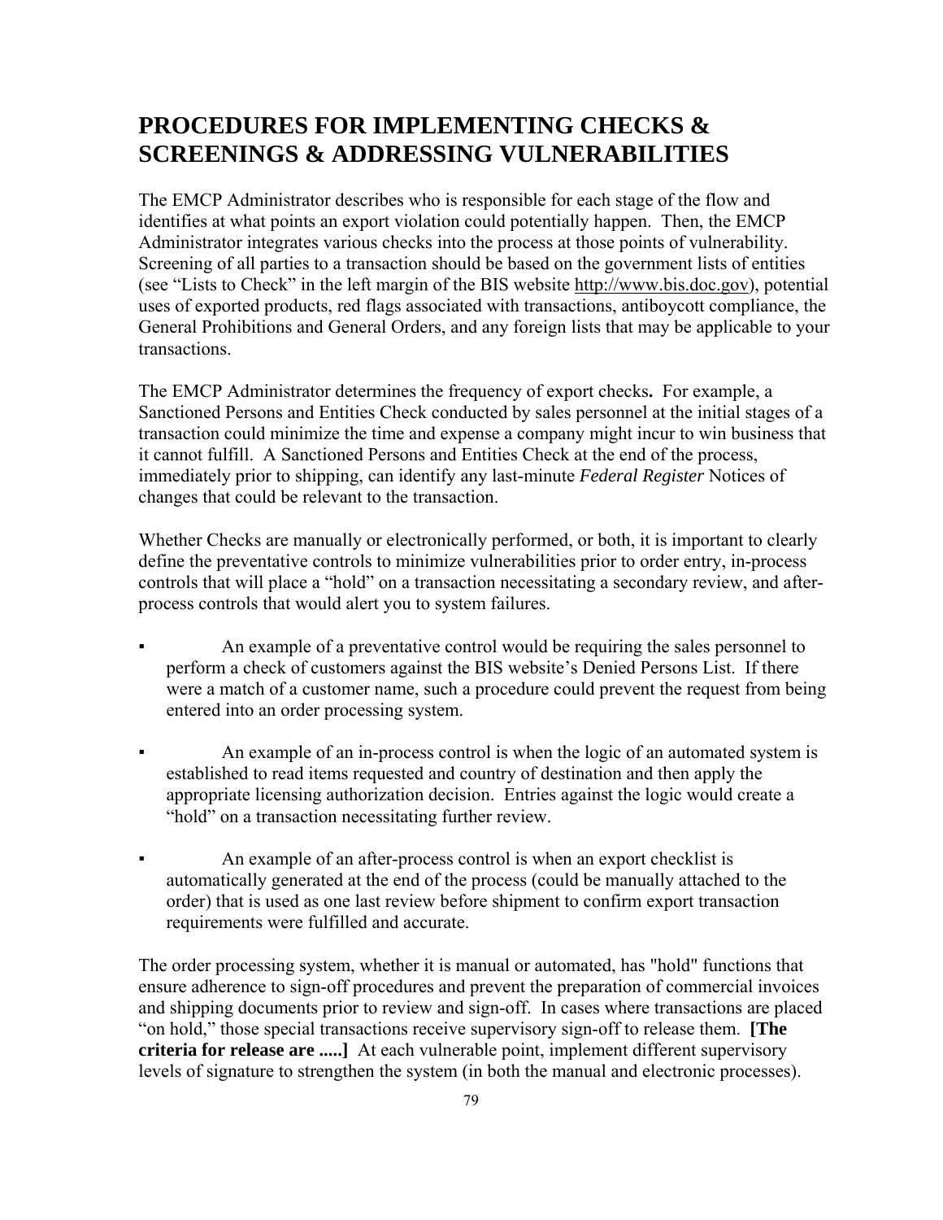# PROCEDURES FOR IMPLEMENTING CHECKS & SCREENINGS & ADDRESSING VULNERABILITIES

The EMCP Administrator describes who is responsible for each stage of the flow and identifies at what points an export violation could potentially happen. Then, the EMCP Administrator integrates various checks into the process at those points of vulnerability. Screening of all parties to a transaction should be based on the government lists of entities (see "Lists to Check" in the left margin of the BIS website http://www.bis.doc.gov), potential uses of exported products, red flags associated with transactions, antiboycott compliance, the General Prohibitions and General Orders, and any foreign lists that may be applicable to your transactions.

The EMCP Administrator determines the frequency of export checks**.** For example, a Sanctioned Persons and Entities Check conducted by sales personnel at the initial stages of a transaction could minimize the time and expense a company might incur to win business that it cannot fulfill. A Sanctioned Persons and Entities Check at the end of the process, immediately prior to shipping, can identify any last-minute *Federal Register* Notices of changes that could be relevant to the transaction.

Whether Checks are manually or electronically performed, or both, it is important to clearly define the preventative controls to minimize vulnerabilities prior to order entry, in-process controls that will place a "hold" on a transaction necessitating a secondary review, and after-process controls that would alert you to system failures.

- An example of a preventative control would be requiring the sales personnel to perform a check of customers against the BIS website's Denied Persons List. If there were a match of a customer name, such a procedure could prevent the request from being entered into an order processing system.
- An example of an in-process control is when the logic of an automated system is established to read items requested and country of destination and then apply the appropriate licensing authorization decision. Entries against the logic would create a "hold" on a transaction necessitating further review.
- An example of an after-process control is when an export checklist is automatically generated at the end of the process (could be manually attached to the order) that is used as one last review before shipment to confirm export transaction requirements were fulfilled and accurate.

The order processing system, whether it is manual or automated, has "hold" functions that ensure adherence to sign-off procedures and prevent the preparation of commercial invoices and shipping documents prior to review and sign-off. In cases where transactions are placed "on hold," those special transactions receive supervisory sign-off to release them. **[The criteria for release are .....]** At each vulnerable point, implement different supervisory levels of signature to strengthen the system (in both the manual and electronic processes).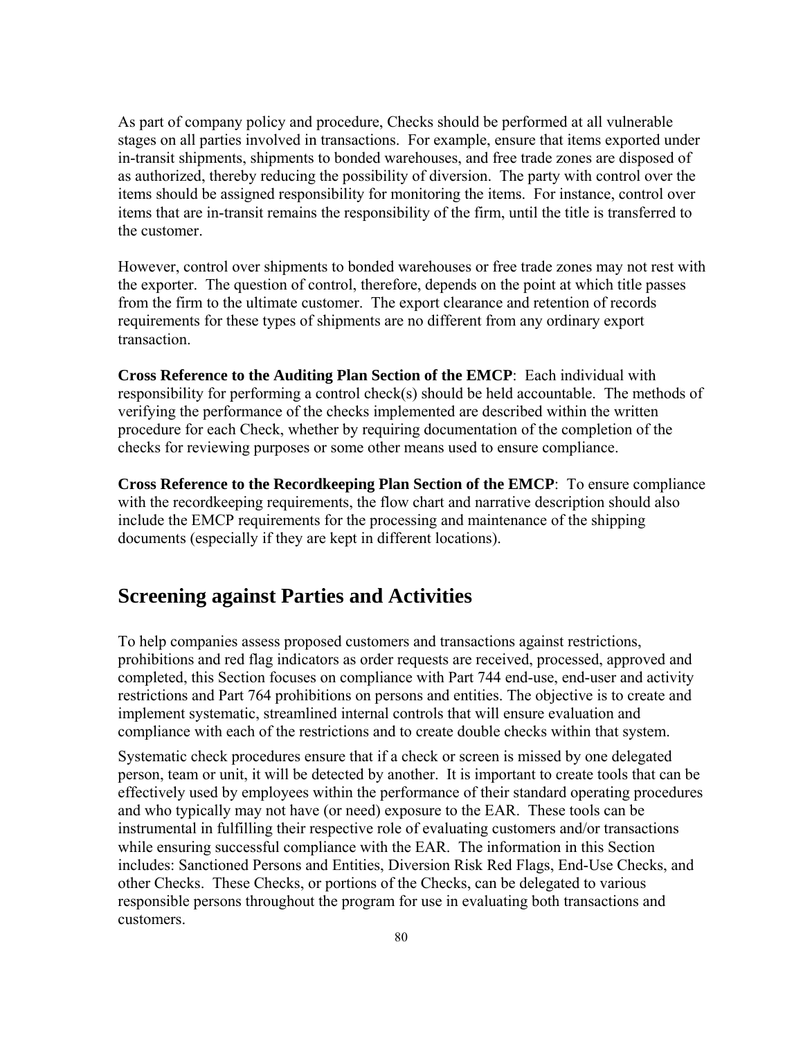As part of company policy and procedure, Checks should be performed at all vulnerable stages on all parties involved in transactions. For example, ensure that items exported under in-transit shipments, shipments to bonded warehouses, and free trade zones are disposed of as authorized, thereby reducing the possibility of diversion. The party with control over the items should be assigned responsibility for monitoring the items. For instance, control over items that are in-transit remains the responsibility of the firm, until the title is transferred to the customer.

However, control over shipments to bonded warehouses or free trade zones may not rest with the exporter. The question of control, therefore, depends on the point at which title passes from the firm to the ultimate customer. The export clearance and retention of records requirements for these types of shipments are no different from any ordinary export transaction.

**Cross Reference to the Auditing Plan Section of the EMCP**: Each individual with responsibility for performing a control check(s) should be held accountable. The methods of verifying the performance of the checks implemented are described within the written procedure for each Check, whether by requiring documentation of the completion of the checks for reviewing purposes or some other means used to ensure compliance.

**Cross Reference to the Recordkeeping Plan Section of the EMCP**: To ensure compliance with the recordkeeping requirements, the flow chart and narrative description should also include the EMCP requirements for the processing and maintenance of the shipping documents (especially if they are kept in different locations).

## Screening against Parties and Activities

To help companies assess proposed customers and transactions against restrictions, prohibitions and red flag indicators as order requests are received, processed, approved and completed, this Section focuses on compliance with Part 744 end-use, end-user and activity restrictions and Part 764 prohibitions on persons and entities. The objective is to create and implement systematic, streamlined internal controls that will ensure evaluation and compliance with each of the restrictions and to create double checks within that system.

Systematic check procedures ensure that if a check or screen is missed by one delegated person, team or unit, it will be detected by another. It is important to create tools that can be effectively used by employees within the performance of their standard operating procedures and who typically may not have (or need) exposure to the EAR. These tools can be instrumental in fulfilling their respective role of evaluating customers and/or transactions while ensuring successful compliance with the EAR. The information in this Section includes: Sanctioned Persons and Entities, Diversion Risk Red Flags, End-Use Checks, and other Checks. These Checks, or portions of the Checks, can be delegated to various responsible persons throughout the program for use in evaluating both transactions and customers.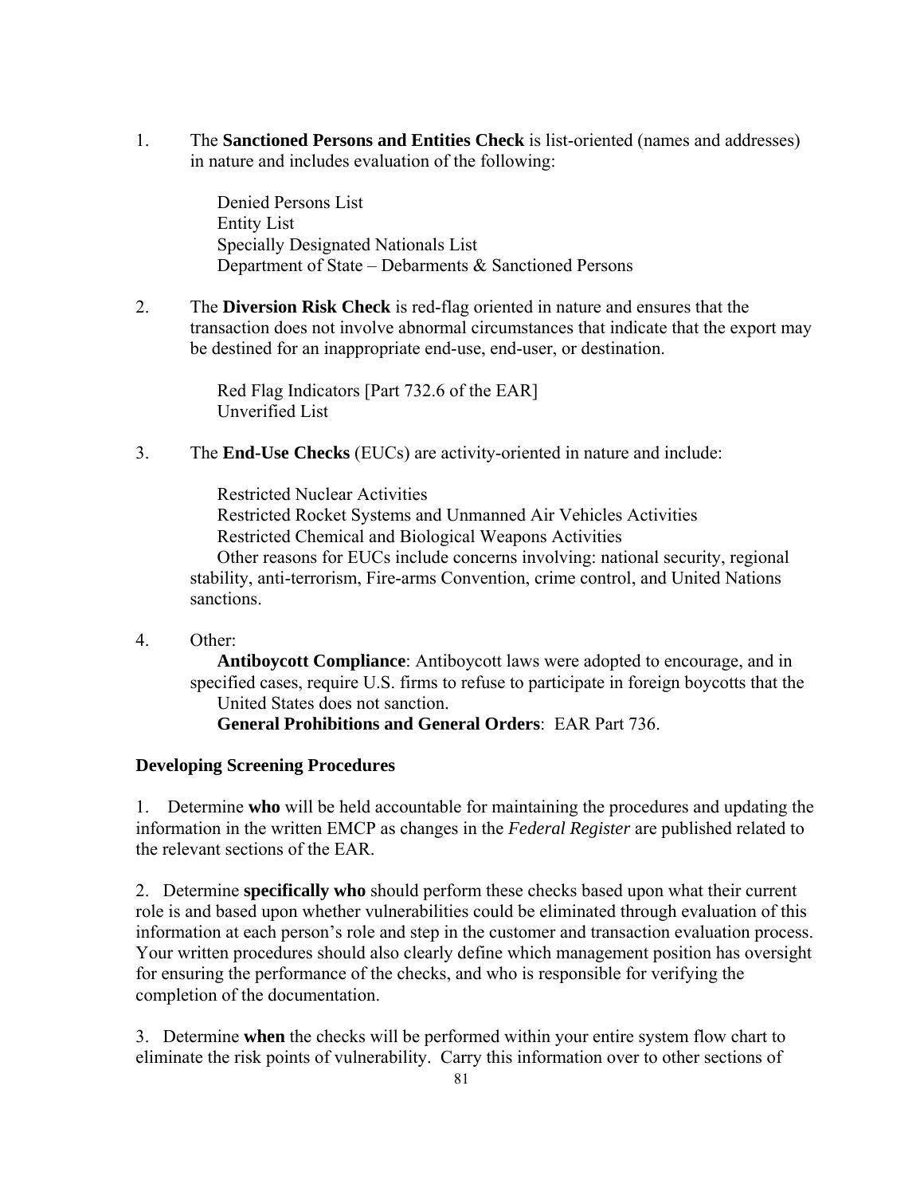1. The **Sanctioned Persons and Entities Check** is list-oriented (names and addresses) in nature and includes evaluation of the following:

   Denied Persons List
   Entity List
   Specially Designated Nationals List
   Department of State – Debarments & Sanctioned Persons

2. The **Diversion Risk Check** is red-flag oriented in nature and ensures that the transaction does not involve abnormal circumstances that indicate that the export may be destined for an inappropriate end-use, end-user, or destination.

   Red Flag Indicators [Part 732.6 of the EAR]
   Unverified List

3. The **End-Use Checks** (EUCs) are activity-oriented in nature and include:

   Restricted Nuclear Activities
   Restricted Rocket Systems and Unmanned Air Vehicles Activities
   Restricted Chemical and Biological Weapons Activities
   Other reasons for EUCs include concerns involving: national security, regional stability, anti-terrorism, Fire-arms Convention, crime control, and United Nations sanctions.

4. Other:
   **Antiboycott Compliance**: Antiboycott laws were adopted to encourage, and in specified cases, require U.S. firms to refuse to participate in foreign boycotts that the United States does not sanction.
   **General Prohibitions and General Orders**: EAR Part 736.

**Developing Screening Procedures**

1. Determine **who** will be held accountable for maintaining the procedures and updating the information in the written EMCP as changes in the *Federal Register* are published related to the relevant sections of the EAR.

2. Determine **specifically who** should perform these checks based upon what their current role is and based upon whether vulnerabilities could be eliminated through evaluation of this information at each person's role and step in the customer and transaction evaluation process. Your written procedures should also clearly define which management position has oversight for ensuring the performance of the checks, and who is responsible for verifying the completion of the documentation.

3. Determine **when** the checks will be performed within your entire system flow chart to eliminate the risk points of vulnerability. Carry this information over to other sections of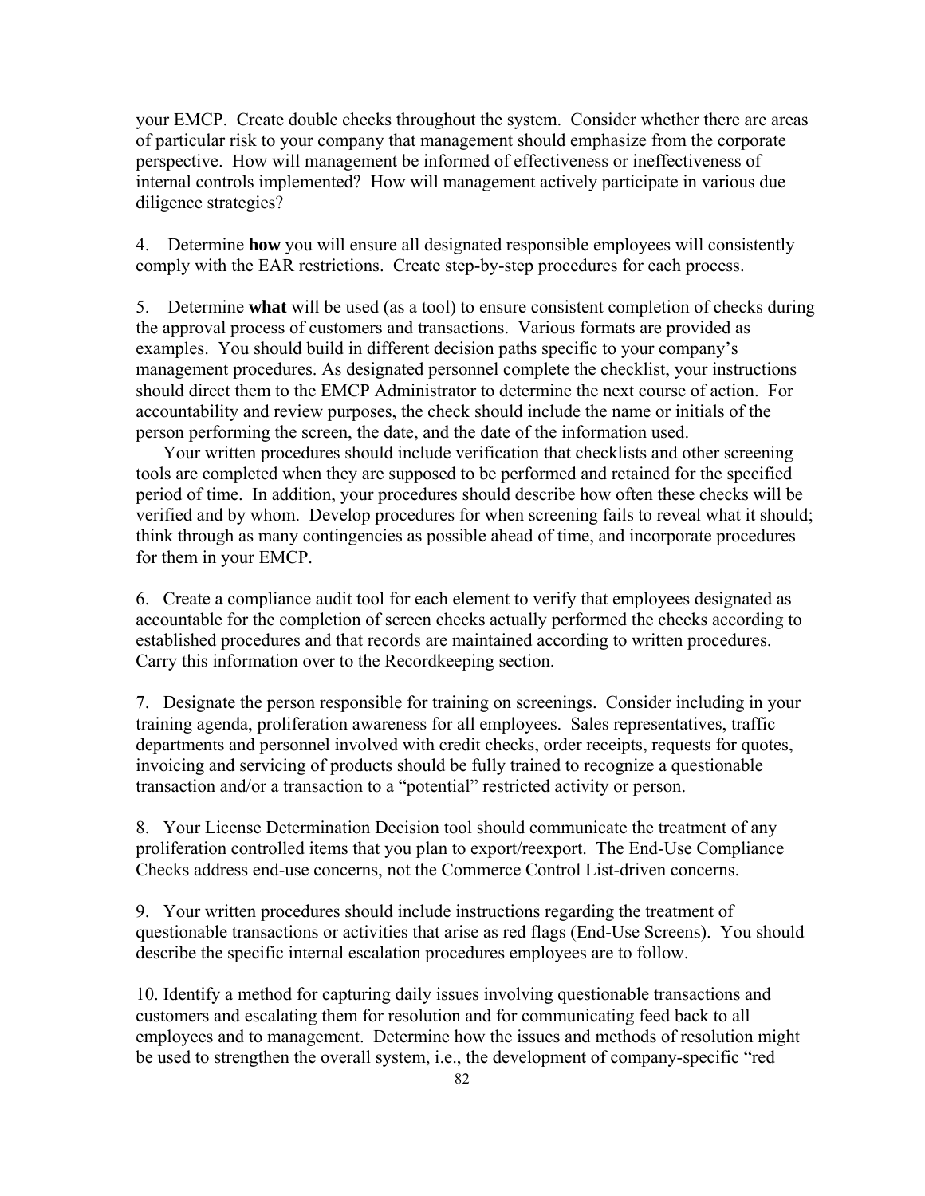your EMCP. Create double checks throughout the system. Consider whether there are areas of particular risk to your company that management should emphasize from the corporate perspective. How will management be informed of effectiveness or ineffectiveness of internal controls implemented? How will management actively participate in various due diligence strategies?

4. Determine **how** you will ensure all designated responsible employees will consistently comply with the EAR restrictions. Create step-by-step procedures for each process.

5. Determine **what** will be used (as a tool) to ensure consistent completion of checks during the approval process of customers and transactions. Various formats are provided as examples. You should build in different decision paths specific to your company's management procedures. As designated personnel complete the checklist, your instructions should direct them to the EMCP Administrator to determine the next course of action. For accountability and review purposes, the check should include the name or initials of the person performing the screen, the date, and the date of the information used.

Your written procedures should include verification that checklists and other screening tools are completed when they are supposed to be performed and retained for the specified period of time. In addition, your procedures should describe how often these checks will be verified and by whom. Develop procedures for when screening fails to reveal what it should; think through as many contingencies as possible ahead of time, and incorporate procedures for them in your EMCP.

6. Create a compliance audit tool for each element to verify that employees designated as accountable for the completion of screen checks actually performed the checks according to established procedures and that records are maintained according to written procedures. Carry this information over to the Recordkeeping section.

7. Designate the person responsible for training on screenings. Consider including in your training agenda, proliferation awareness for all employees. Sales representatives, traffic departments and personnel involved with credit checks, order receipts, requests for quotes, invoicing and servicing of products should be fully trained to recognize a questionable transaction and/or a transaction to a "potential" restricted activity or person.

8. Your License Determination Decision tool should communicate the treatment of any proliferation controlled items that you plan to export/reexport. The End-Use Compliance Checks address end-use concerns, not the Commerce Control List-driven concerns.

9. Your written procedures should include instructions regarding the treatment of questionable transactions or activities that arise as red flags (End-Use Screens). You should describe the specific internal escalation procedures employees are to follow.

10. Identify a method for capturing daily issues involving questionable transactions and customers and escalating them for resolution and for communicating feed back to all employees and to management. Determine how the issues and methods of resolution might be used to strengthen the overall system, i.e., the development of company-specific "red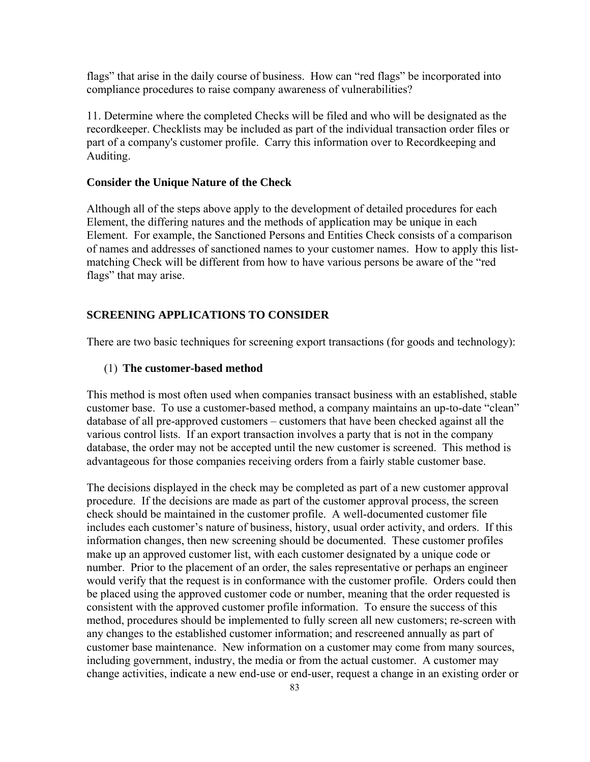flags" that arise in the daily course of business. How can "red flags" be incorporated into compliance procedures to raise company awareness of vulnerabilities?

11. Determine where the completed Checks will be filed and who will be designated as the recordkeeper. Checklists may be included as part of the individual transaction order files or part of a company's customer profile. Carry this information over to Recordkeeping and Auditing.

**Consider the Unique Nature of the Check**

Although all of the steps above apply to the development of detailed procedures for each Element, the differing natures and the methods of application may be unique in each Element. For example, the Sanctioned Persons and Entities Check consists of a comparison of names and addresses of sanctioned names to your customer names. How to apply this list-matching Check will be different from how to have various persons be aware of the "red flags" that may arise.

## SCREENING APPLICATIONS TO CONSIDER

There are two basic techniques for screening export transactions (for goods and technology):

(1) **The customer-based method**

This method is most often used when companies transact business with an established, stable customer base. To use a customer-based method, a company maintains an up-to-date "clean" database of all pre-approved customers – customers that have been checked against all the various control lists. If an export transaction involves a party that is not in the company database, the order may not be accepted until the new customer is screened. This method is advantageous for those companies receiving orders from a fairly stable customer base.

The decisions displayed in the check may be completed as part of a new customer approval procedure. If the decisions are made as part of the customer approval process, the screen check should be maintained in the customer profile. A well-documented customer file includes each customer's nature of business, history, usual order activity, and orders. If this information changes, then new screening should be documented. These customer profiles make up an approved customer list, with each customer designated by a unique code or number. Prior to the placement of an order, the sales representative or perhaps an engineer would verify that the request is in conformance with the customer profile. Orders could then be placed using the approved customer code or number, meaning that the order requested is consistent with the approved customer profile information. To ensure the success of this method, procedures should be implemented to fully screen all new customers; re-screen with any changes to the established customer information; and rescreened annually as part of customer base maintenance. New information on a customer may come from many sources, including government, industry, the media or from the actual customer. A customer may change activities, indicate a new end-use or end-user, request a change in an existing order or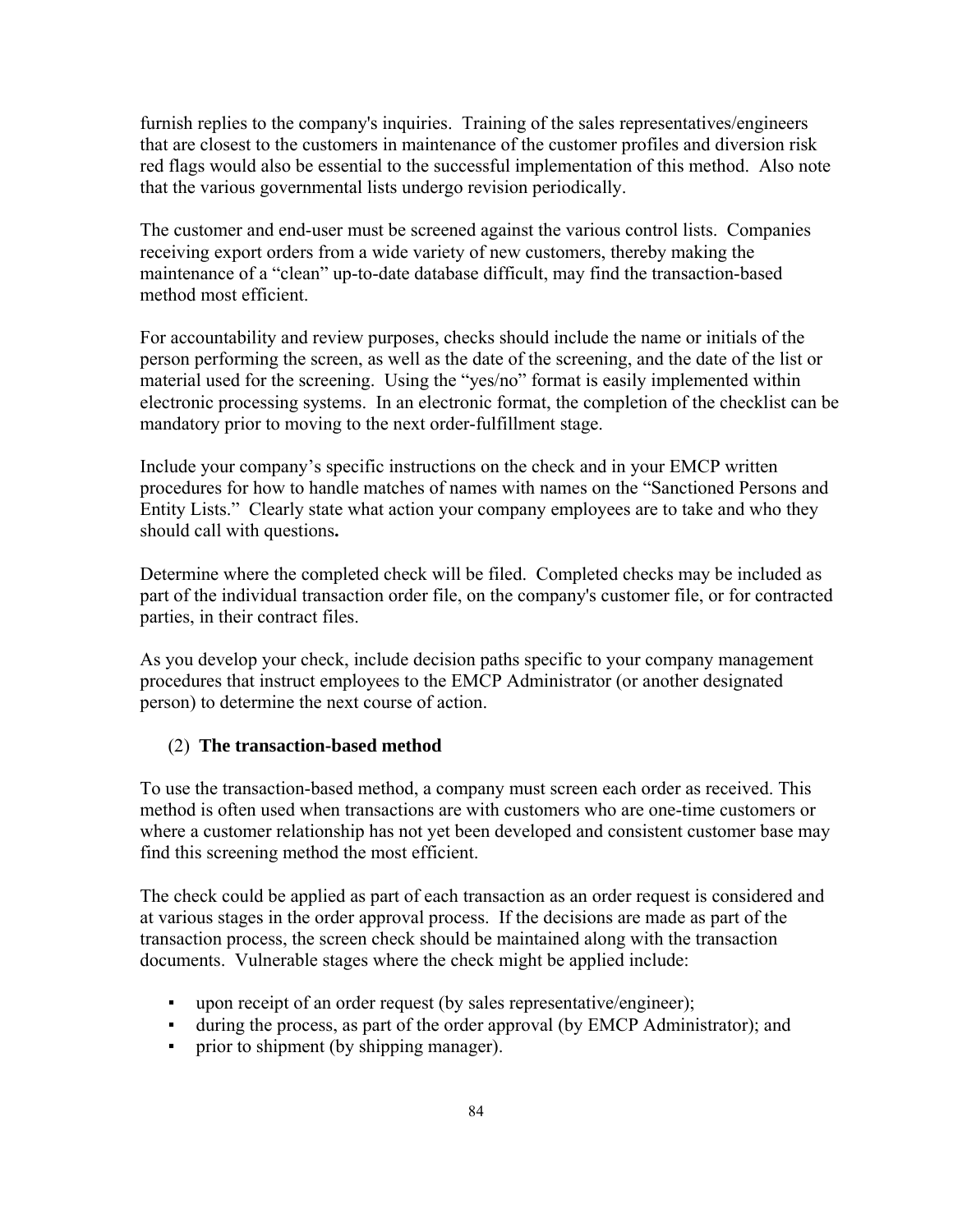furnish replies to the company's inquiries. Training of the sales representatives/engineers that are closest to the customers in maintenance of the customer profiles and diversion risk red flags would also be essential to the successful implementation of this method. Also note that the various governmental lists undergo revision periodically.

The customer and end-user must be screened against the various control lists. Companies receiving export orders from a wide variety of new customers, thereby making the maintenance of a "clean" up-to-date database difficult, may find the transaction-based method most efficient.

For accountability and review purposes, checks should include the name or initials of the person performing the screen, as well as the date of the screening, and the date of the list or material used for the screening. Using the "yes/no" format is easily implemented within electronic processing systems. In an electronic format, the completion of the checklist can be mandatory prior to moving to the next order-fulfillment stage.

Include your company's specific instructions on the check and in your EMCP written procedures for how to handle matches of names with names on the "Sanctioned Persons and Entity Lists." Clearly state what action your company employees are to take and who they should call with questions**.**

Determine where the completed check will be filed. Completed checks may be included as part of the individual transaction order file, on the company's customer file, or for contracted parties, in their contract files.

As you develop your check, include decision paths specific to your company management procedures that instruct employees to the EMCP Administrator (or another designated person) to determine the next course of action.

(2) **The transaction-based method**

To use the transaction-based method, a company must screen each order as received. This method is often used when transactions are with customers who are one-time customers or where a customer relationship has not yet been developed and consistent customer base may find this screening method the most efficient.

The check could be applied as part of each transaction as an order request is considered and at various stages in the order approval process. If the decisions are made as part of the transaction process, the screen check should be maintained along with the transaction documents. Vulnerable stages where the check might be applied include:

- upon receipt of an order request (by sales representative/engineer);
- during the process, as part of the order approval (by EMCP Administrator); and
- prior to shipment (by shipping manager).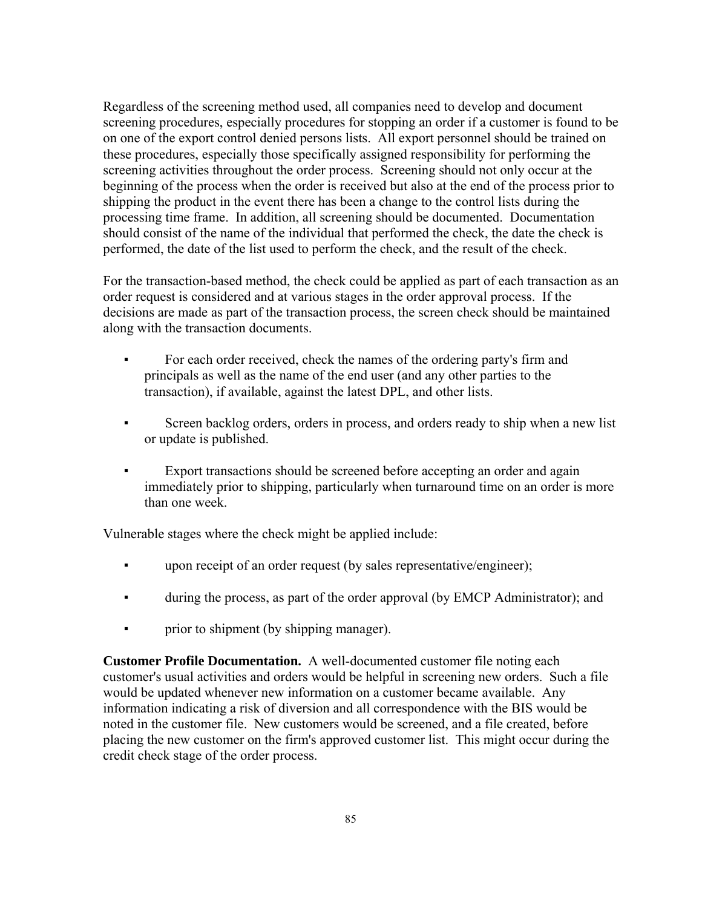Regardless of the screening method used, all companies need to develop and document screening procedures, especially procedures for stopping an order if a customer is found to be on one of the export control denied persons lists. All export personnel should be trained on these procedures, especially those specifically assigned responsibility for performing the screening activities throughout the order process. Screening should not only occur at the beginning of the process when the order is received but also at the end of the process prior to shipping the product in the event there has been a change to the control lists during the processing time frame. In addition, all screening should be documented. Documentation should consist of the name of the individual that performed the check, the date the check is performed, the date of the list used to perform the check, and the result of the check.

For the transaction-based method, the check could be applied as part of each transaction as an order request is considered and at various stages in the order approval process. If the decisions are made as part of the transaction process, the screen check should be maintained along with the transaction documents.

- For each order received, check the names of the ordering party's firm and principals as well as the name of the end user (and any other parties to the transaction), if available, against the latest DPL, and other lists.
- Screen backlog orders, orders in process, and orders ready to ship when a new list or update is published.
- Export transactions should be screened before accepting an order and again immediately prior to shipping, particularly when turnaround time on an order is more than one week.

Vulnerable stages where the check might be applied include:

- upon receipt of an order request (by sales representative/engineer);
- during the process, as part of the order approval (by EMCP Administrator); and
- prior to shipment (by shipping manager).

**Customer Profile Documentation.** A well-documented customer file noting each customer's usual activities and orders would be helpful in screening new orders. Such a file would be updated whenever new information on a customer became available. Any information indicating a risk of diversion and all correspondence with the BIS would be noted in the customer file. New customers would be screened, and a file created, before placing the new customer on the firm's approved customer list. This might occur during the credit check stage of the order process.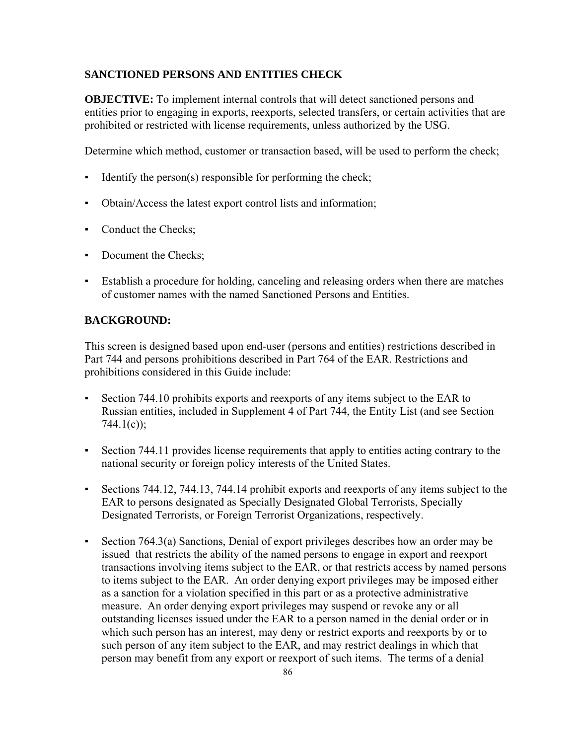**SANCTIONED PERSONS AND ENTITIES CHECK**

**OBJECTIVE:** To implement internal controls that will detect sanctioned persons and entities prior to engaging in exports, reexports, selected transfers, or certain activities that are prohibited or restricted with license requirements, unless authorized by the USG.

Determine which method, customer or transaction based, will be used to perform the check;

- Identify the person(s) responsible for performing the check;
- Obtain/Access the latest export control lists and information;
- Conduct the Checks;
- Document the Checks;
- Establish a procedure for holding, canceling and releasing orders when there are matches of customer names with the named Sanctioned Persons and Entities.

**BACKGROUND:**

This screen is designed based upon end-user (persons and entities) restrictions described in Part 744 and persons prohibitions described in Part 764 of the EAR. Restrictions and prohibitions considered in this Guide include:

- Section 744.10 prohibits exports and reexports of any items subject to the EAR to Russian entities, included in Supplement 4 of Part 744, the Entity List (and see Section 744.1(c));
- Section 744.11 provides license requirements that apply to entities acting contrary to the national security or foreign policy interests of the United States.
- Sections 744.12, 744.13, 744.14 prohibit exports and reexports of any items subject to the EAR to persons designated as Specially Designated Global Terrorists, Specially Designated Terrorists, or Foreign Terrorist Organizations, respectively.
- Section 764.3(a) Sanctions, Denial of export privileges describes how an order may be issued that restricts the ability of the named persons to engage in export and reexport transactions involving items subject to the EAR, or that restricts access by named persons to items subject to the EAR. An order denying export privileges may be imposed either as a sanction for a violation specified in this part or as a protective administrative measure. An order denying export privileges may suspend or revoke any or all outstanding licenses issued under the EAR to a person named in the denial order or in which such person has an interest, may deny or restrict exports and reexports by or to such person of any item subject to the EAR, and may restrict dealings in which that person may benefit from any export or reexport of such items. The terms of a denial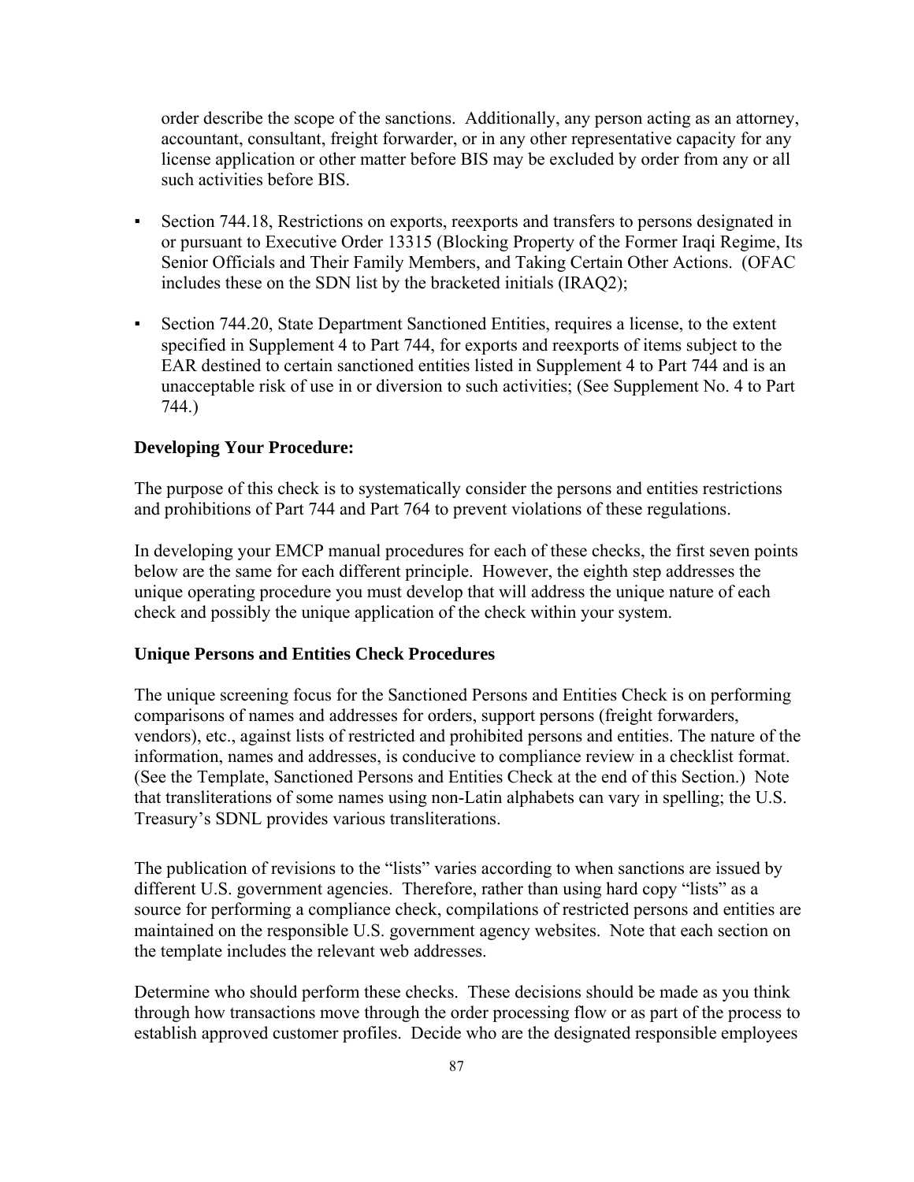order describe the scope of the sanctions. Additionally, any person acting as an attorney, accountant, consultant, freight forwarder, or in any other representative capacity for any license application or other matter before BIS may be excluded by order from any or all such activities before BIS.

- Section 744.18, Restrictions on exports, reexports and transfers to persons designated in or pursuant to Executive Order 13315 (Blocking Property of the Former Iraqi Regime, Its Senior Officials and Their Family Members, and Taking Certain Other Actions. (OFAC includes these on the SDN list by the bracketed initials (IRAQ2);

- Section 744.20, State Department Sanctioned Entities, requires a license, to the extent specified in Supplement 4 to Part 744, for exports and reexports of items subject to the EAR destined to certain sanctioned entities listed in Supplement 4 to Part 744 and is an unacceptable risk of use in or diversion to such activities; (See Supplement No. 4 to Part 744.)

**Developing Your Procedure:**

The purpose of this check is to systematically consider the persons and entities restrictions and prohibitions of Part 744 and Part 764 to prevent violations of these regulations.

In developing your EMCP manual procedures for each of these checks, the first seven points below are the same for each different principle. However, the eighth step addresses the unique operating procedure you must develop that will address the unique nature of each check and possibly the unique application of the check within your system.

**Unique Persons and Entities Check Procedures**

The unique screening focus for the Sanctioned Persons and Entities Check is on performing comparisons of names and addresses for orders, support persons (freight forwarders, vendors), etc., against lists of restricted and prohibited persons and entities. The nature of the information, names and addresses, is conducive to compliance review in a checklist format. (See the Template, Sanctioned Persons and Entities Check at the end of this Section.) Note that transliterations of some names using non-Latin alphabets can vary in spelling; the U.S. Treasury's SDNL provides various transliterations.

The publication of revisions to the "lists" varies according to when sanctions are issued by different U.S. government agencies. Therefore, rather than using hard copy "lists" as a source for performing a compliance check, compilations of restricted persons and entities are maintained on the responsible U.S. government agency websites. Note that each section on the template includes the relevant web addresses.

Determine who should perform these checks. These decisions should be made as you think through how transactions move through the order processing flow or as part of the process to establish approved customer profiles. Decide who are the designated responsible employees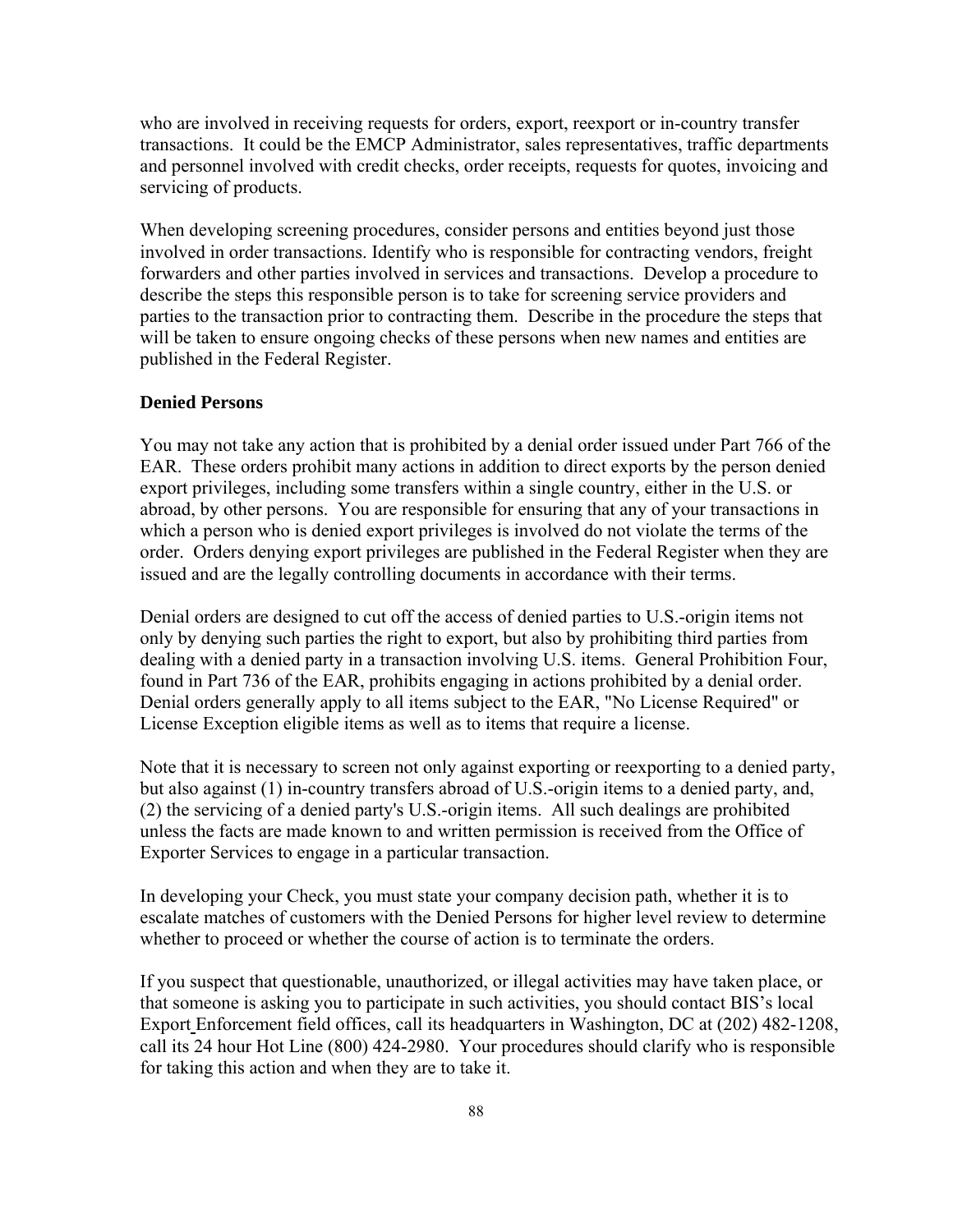who are involved in receiving requests for orders, export, reexport or in-country transfer transactions. It could be the EMCP Administrator, sales representatives, traffic departments and personnel involved with credit checks, order receipts, requests for quotes, invoicing and servicing of products.

When developing screening procedures, consider persons and entities beyond just those involved in order transactions. Identify who is responsible for contracting vendors, freight forwarders and other parties involved in services and transactions. Develop a procedure to describe the steps this responsible person is to take for screening service providers and parties to the transaction prior to contracting them. Describe in the procedure the steps that will be taken to ensure ongoing checks of these persons when new names and entities are published in the Federal Register.

**Denied Persons**

You may not take any action that is prohibited by a denial order issued under Part 766 of the EAR. These orders prohibit many actions in addition to direct exports by the person denied export privileges, including some transfers within a single country, either in the U.S. or abroad, by other persons. You are responsible for ensuring that any of your transactions in which a person who is denied export privileges is involved do not violate the terms of the order. Orders denying export privileges are published in the Federal Register when they are issued and are the legally controlling documents in accordance with their terms.

Denial orders are designed to cut off the access of denied parties to U.S.-origin items not only by denying such parties the right to export, but also by prohibiting third parties from dealing with a denied party in a transaction involving U.S. items. General Prohibition Four, found in Part 736 of the EAR, prohibits engaging in actions prohibited by a denial order. Denial orders generally apply to all items subject to the EAR, "No License Required" or License Exception eligible items as well as to items that require a license.

Note that it is necessary to screen not only against exporting or reexporting to a denied party, but also against (1) in-country transfers abroad of U.S.-origin items to a denied party, and, (2) the servicing of a denied party's U.S.-origin items. All such dealings are prohibited unless the facts are made known to and written permission is received from the Office of Exporter Services to engage in a particular transaction.

In developing your Check, you must state your company decision path, whether it is to escalate matches of customers with the Denied Persons for higher level review to determine whether to proceed or whether the course of action is to terminate the orders.

If you suspect that questionable, unauthorized, or illegal activities may have taken place, or that someone is asking you to participate in such activities, you should contact BIS's local Export Enforcement field offices, call its headquarters in Washington, DC at (202) 482-1208, call its 24 hour Hot Line (800) 424-2980. Your procedures should clarify who is responsible for taking this action and when they are to take it.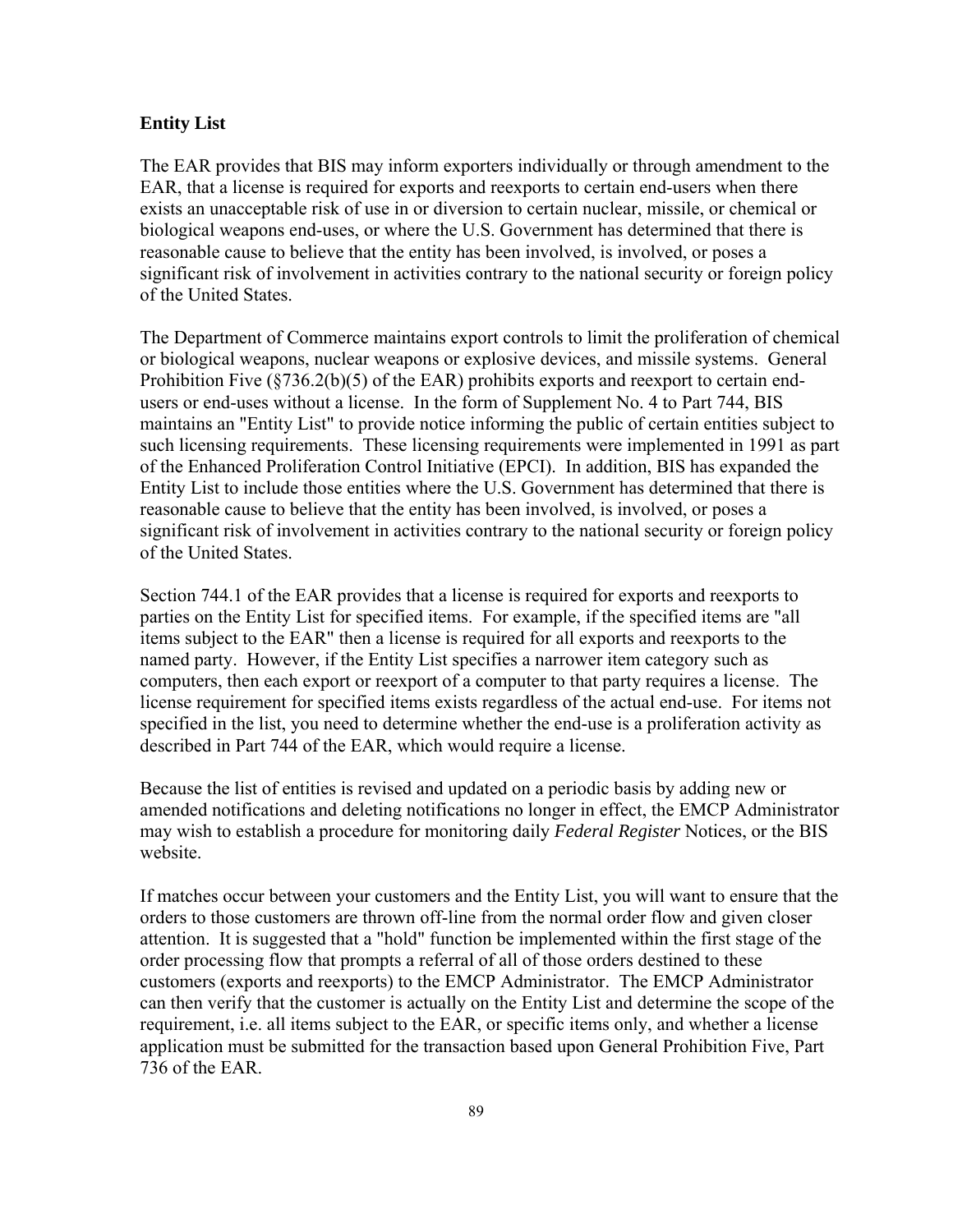**Entity List**

The EAR provides that BIS may inform exporters individually or through amendment to the EAR, that a license is required for exports and reexports to certain end-users when there exists an unacceptable risk of use in or diversion to certain nuclear, missile, or chemical or biological weapons end-uses, or where the U.S. Government has determined that there is reasonable cause to believe that the entity has been involved, is involved, or poses a significant risk of involvement in activities contrary to the national security or foreign policy of the United States.

The Department of Commerce maintains export controls to limit the proliferation of chemical or biological weapons, nuclear weapons or explosive devices, and missile systems. General Prohibition Five (§736.2(b)(5) of the EAR) prohibits exports and reexport to certain end-users or end-uses without a license. In the form of Supplement No. 4 to Part 744, BIS maintains an "Entity List" to provide notice informing the public of certain entities subject to such licensing requirements. These licensing requirements were implemented in 1991 as part of the Enhanced Proliferation Control Initiative (EPCI). In addition, BIS has expanded the Entity List to include those entities where the U.S. Government has determined that there is reasonable cause to believe that the entity has been involved, is involved, or poses a significant risk of involvement in activities contrary to the national security or foreign policy of the United States.

Section 744.1 of the EAR provides that a license is required for exports and reexports to parties on the Entity List for specified items. For example, if the specified items are "all items subject to the EAR" then a license is required for all exports and reexports to the named party. However, if the Entity List specifies a narrower item category such as computers, then each export or reexport of a computer to that party requires a license. The license requirement for specified items exists regardless of the actual end-use. For items not specified in the list, you need to determine whether the end-use is a proliferation activity as described in Part 744 of the EAR, which would require a license.

Because the list of entities is revised and updated on a periodic basis by adding new or amended notifications and deleting notifications no longer in effect, the EMCP Administrator may wish to establish a procedure for monitoring daily *Federal Register* Notices, or the BIS website.

If matches occur between your customers and the Entity List, you will want to ensure that the orders to those customers are thrown off-line from the normal order flow and given closer attention. It is suggested that a "hold" function be implemented within the first stage of the order processing flow that prompts a referral of all of those orders destined to these customers (exports and reexports) to the EMCP Administrator. The EMCP Administrator can then verify that the customer is actually on the Entity List and determine the scope of the requirement, i.e. all items subject to the EAR, or specific items only, and whether a license application must be submitted for the transaction based upon General Prohibition Five, Part 736 of the EAR.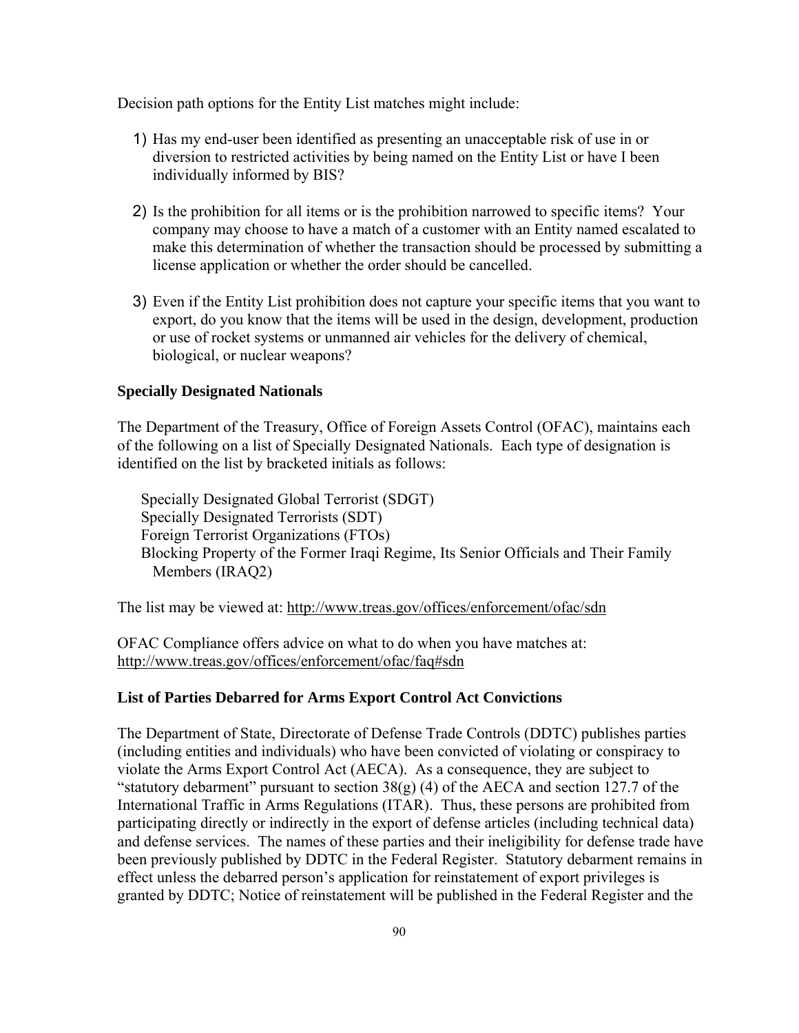Decision path options for the Entity List matches might include:

1) Has my end-user been identified as presenting an unacceptable risk of use in or diversion to restricted activities by being named on the Entity List or have I been individually informed by BIS?

2) Is the prohibition for all items or is the prohibition narrowed to specific items? Your company may choose to have a match of a customer with an Entity named escalated to make this determination of whether the transaction should be processed by submitting a license application or whether the order should be cancelled.

3) Even if the Entity List prohibition does not capture your specific items that you want to export, do you know that the items will be used in the design, development, production or use of rocket systems or unmanned air vehicles for the delivery of chemical, biological, or nuclear weapons?

**Specially Designated Nationals**

The Department of the Treasury, Office of Foreign Assets Control (OFAC), maintains each of the following on a list of Specially Designated Nationals. Each type of designation is identified on the list by bracketed initials as follows:

Specially Designated Global Terrorist (SDGT)
Specially Designated Terrorists (SDT)
Foreign Terrorist Organizations (FTOs)
Blocking Property of the Former Iraqi Regime, Its Senior Officials and Their Family Members (IRAQ2)

The list may be viewed at: http://www.treas.gov/offices/enforcement/ofac/sdn

OFAC Compliance offers advice on what to do when you have matches at: http://www.treas.gov/offices/enforcement/ofac/faq#sdn

**List of Parties Debarred for Arms Export Control Act Convictions**

The Department of State, Directorate of Defense Trade Controls (DDTC) publishes parties (including entities and individuals) who have been convicted of violating or conspiracy to violate the Arms Export Control Act (AECA). As a consequence, they are subject to "statutory debarment" pursuant to section 38(g) (4) of the AECA and section 127.7 of the International Traffic in Arms Regulations (ITAR). Thus, these persons are prohibited from participating directly or indirectly in the export of defense articles (including technical data) and defense services. The names of these parties and their ineligibility for defense trade have been previously published by DDTC in the Federal Register. Statutory debarment remains in effect unless the debarred person's application for reinstatement of export privileges is granted by DDTC; Notice of reinstatement will be published in the Federal Register and the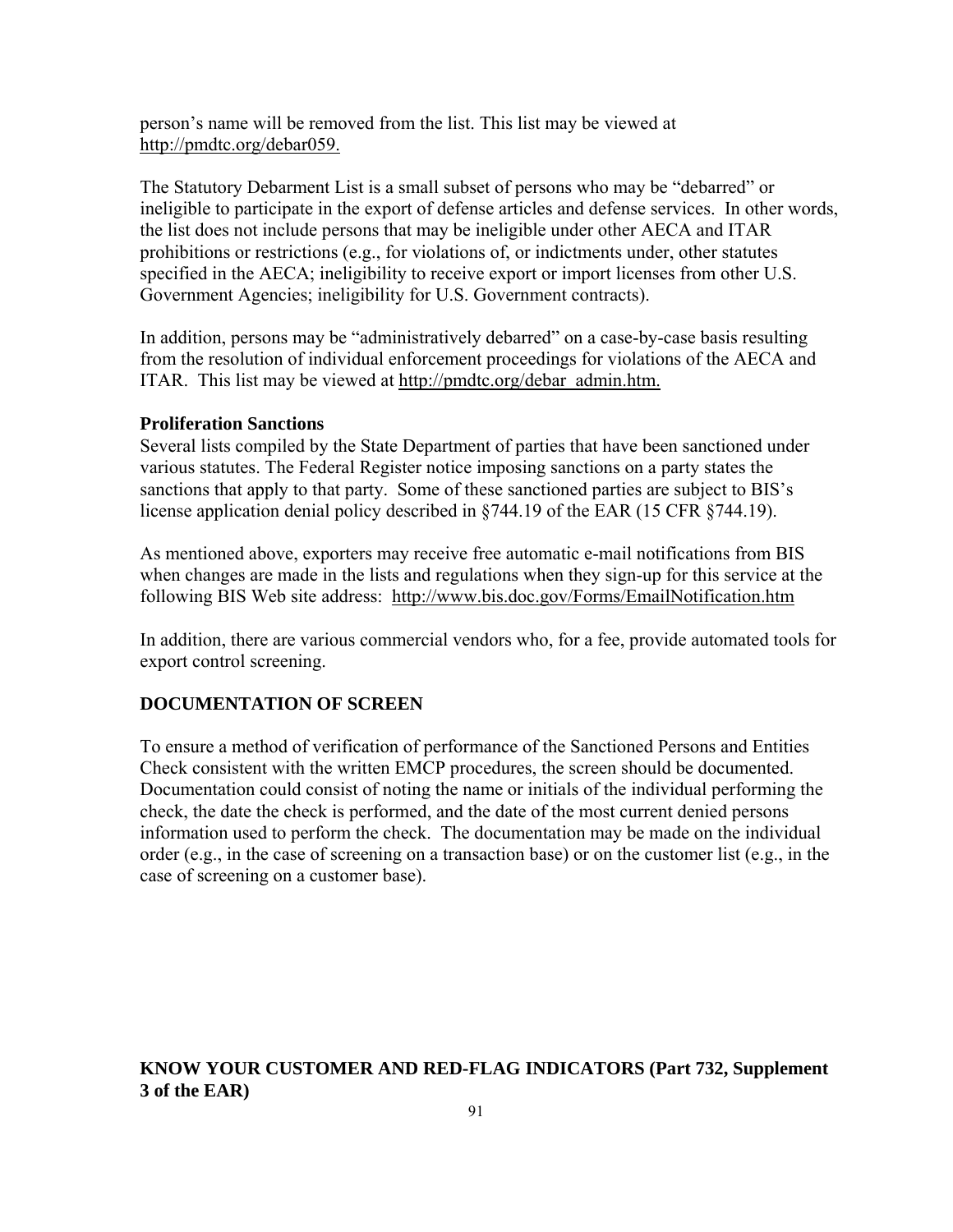person's name will be removed from the list. This list may be viewed at http://pmdtc.org/debar059.

The Statutory Debarment List is a small subset of persons who may be "debarred" or ineligible to participate in the export of defense articles and defense services. In other words, the list does not include persons that may be ineligible under other AECA and ITAR prohibitions or restrictions (e.g., for violations of, or indictments under, other statutes specified in the AECA; ineligibility to receive export or import licenses from other U.S. Government Agencies; ineligibility for U.S. Government contracts).

In addition, persons may be "administratively debarred" on a case-by-case basis resulting from the resolution of individual enforcement proceedings for violations of the AECA and ITAR. This list may be viewed at http://pmdtc.org/debar_admin.htm.

**Proliferation Sanctions**
Several lists compiled by the State Department of parties that have been sanctioned under various statutes. The Federal Register notice imposing sanctions on a party states the sanctions that apply to that party. Some of these sanctioned parties are subject to BIS's license application denial policy described in §744.19 of the EAR (15 CFR §744.19).

As mentioned above, exporters may receive free automatic e-mail notifications from BIS when changes are made in the lists and regulations when they sign-up for this service at the following BIS Web site address: http://www.bis.doc.gov/Forms/EmailNotification.htm

In addition, there are various commercial vendors who, for a fee, provide automated tools for export control screening.

## DOCUMENTATION OF SCREEN

To ensure a method of verification of performance of the Sanctioned Persons and Entities Check consistent with the written EMCP procedures, the screen should be documented. Documentation could consist of noting the name or initials of the individual performing the check, the date the check is performed, and the date of the most current denied persons information used to perform the check. The documentation may be made on the individual order (e.g., in the case of screening on a transaction base) or on the customer list (e.g., in the case of screening on a customer base).

## KNOW YOUR CUSTOMER AND RED-FLAG INDICATORS (Part 732, Supplement 3 of the EAR)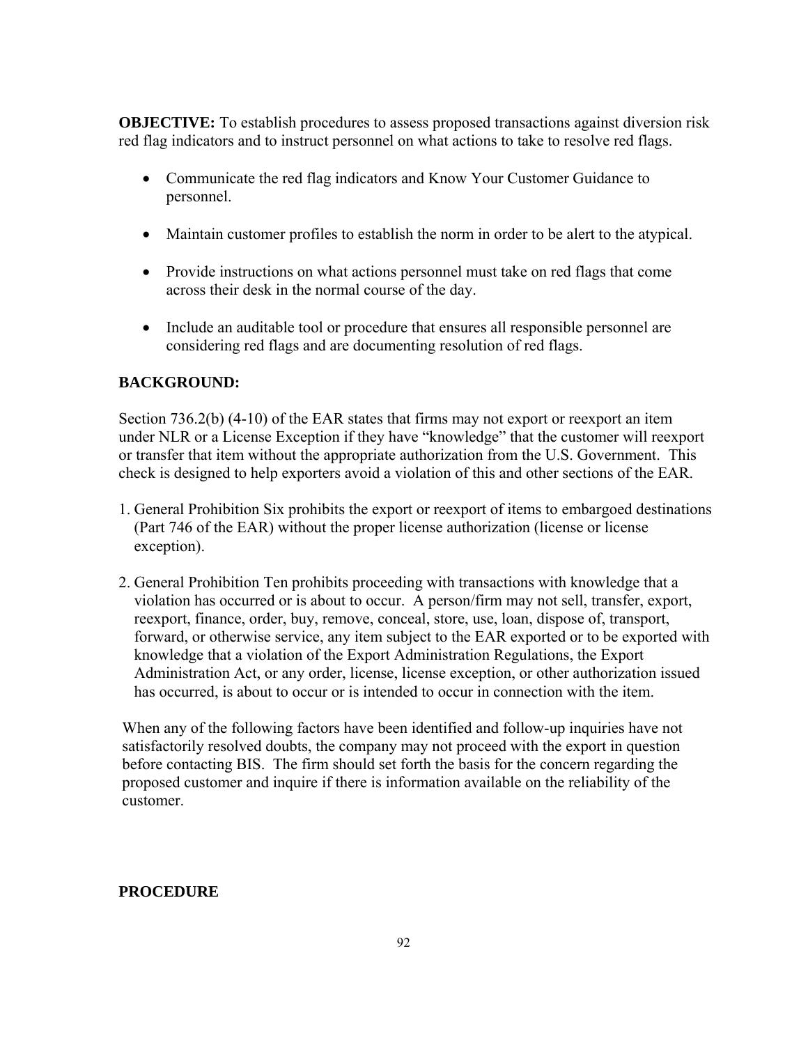**OBJECTIVE:** To establish procedures to assess proposed transactions against diversion risk red flag indicators and to instruct personnel on what actions to take to resolve red flags.

- Communicate the red flag indicators and Know Your Customer Guidance to personnel.
- Maintain customer profiles to establish the norm in order to be alert to the atypical.
- Provide instructions on what actions personnel must take on red flags that come across their desk in the normal course of the day.
- Include an auditable tool or procedure that ensures all responsible personnel are considering red flags and are documenting resolution of red flags.

**BACKGROUND:**

Section 736.2(b) (4-10) of the EAR states that firms may not export or reexport an item under NLR or a License Exception if they have "knowledge" that the customer will reexport or transfer that item without the appropriate authorization from the U.S. Government. This check is designed to help exporters avoid a violation of this and other sections of the EAR.

1. General Prohibition Six prohibits the export or reexport of items to embargoed destinations (Part 746 of the EAR) without the proper license authorization (license or license exception).
2. General Prohibition Ten prohibits proceeding with transactions with knowledge that a violation has occurred or is about to occur. A person/firm may not sell, transfer, export, reexport, finance, order, buy, remove, conceal, store, use, loan, dispose of, transport, forward, or otherwise service, any item subject to the EAR exported or to be exported with knowledge that a violation of the Export Administration Regulations, the Export Administration Act, or any order, license, license exception, or other authorization issued has occurred, is about to occur or is intended to occur in connection with the item.

When any of the following factors have been identified and follow-up inquiries have not satisfactorily resolved doubts, the company may not proceed with the export in question before contacting BIS. The firm should set forth the basis for the concern regarding the proposed customer and inquire if there is information available on the reliability of the customer.

**PROCEDURE**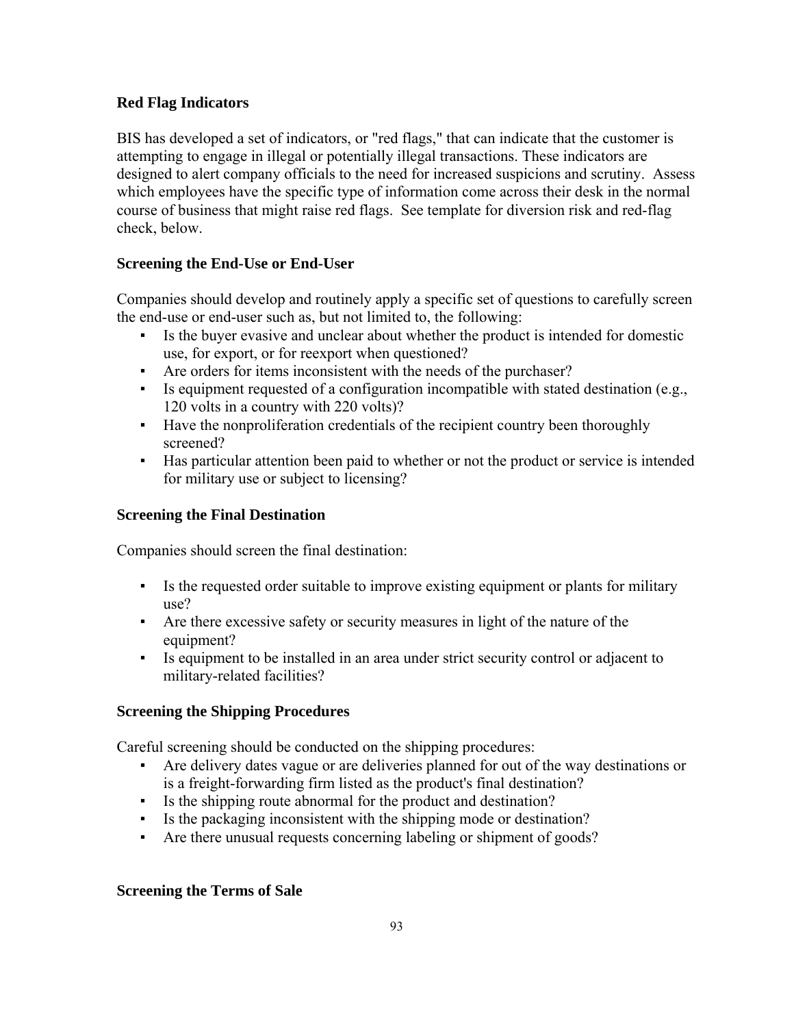## Red Flag Indicators

BIS has developed a set of indicators, or "red flags," that can indicate that the customer is attempting to engage in illegal or potentially illegal transactions. These indicators are designed to alert company officials to the need for increased suspicions and scrutiny. Assess which employees have the specific type of information come across their desk in the normal course of business that might raise red flags. See template for diversion risk and red-flag check, below.

## Screening the End-Use or End-User

Companies should develop and routinely apply a specific set of questions to carefully screen the end-use or end-user such as, but not limited to, the following:

- Is the buyer evasive and unclear about whether the product is intended for domestic use, for export, or for reexport when questioned?
- Are orders for items inconsistent with the needs of the purchaser?
- Is equipment requested of a configuration incompatible with stated destination (e.g., 120 volts in a country with 220 volts)?
- Have the nonproliferation credentials of the recipient country been thoroughly screened?
- Has particular attention been paid to whether or not the product or service is intended for military use or subject to licensing?

## Screening the Final Destination

Companies should screen the final destination:

- Is the requested order suitable to improve existing equipment or plants for military use?
- Are there excessive safety or security measures in light of the nature of the equipment?
- Is equipment to be installed in an area under strict security control or adjacent to military-related facilities?

## Screening the Shipping Procedures

Careful screening should be conducted on the shipping procedures:

- Are delivery dates vague or are deliveries planned for out of the way destinations or is a freight-forwarding firm listed as the product's final destination?
- Is the shipping route abnormal for the product and destination?
- Is the packaging inconsistent with the shipping mode or destination?
- Are there unusual requests concerning labeling or shipment of goods?

## Screening the Terms of Sale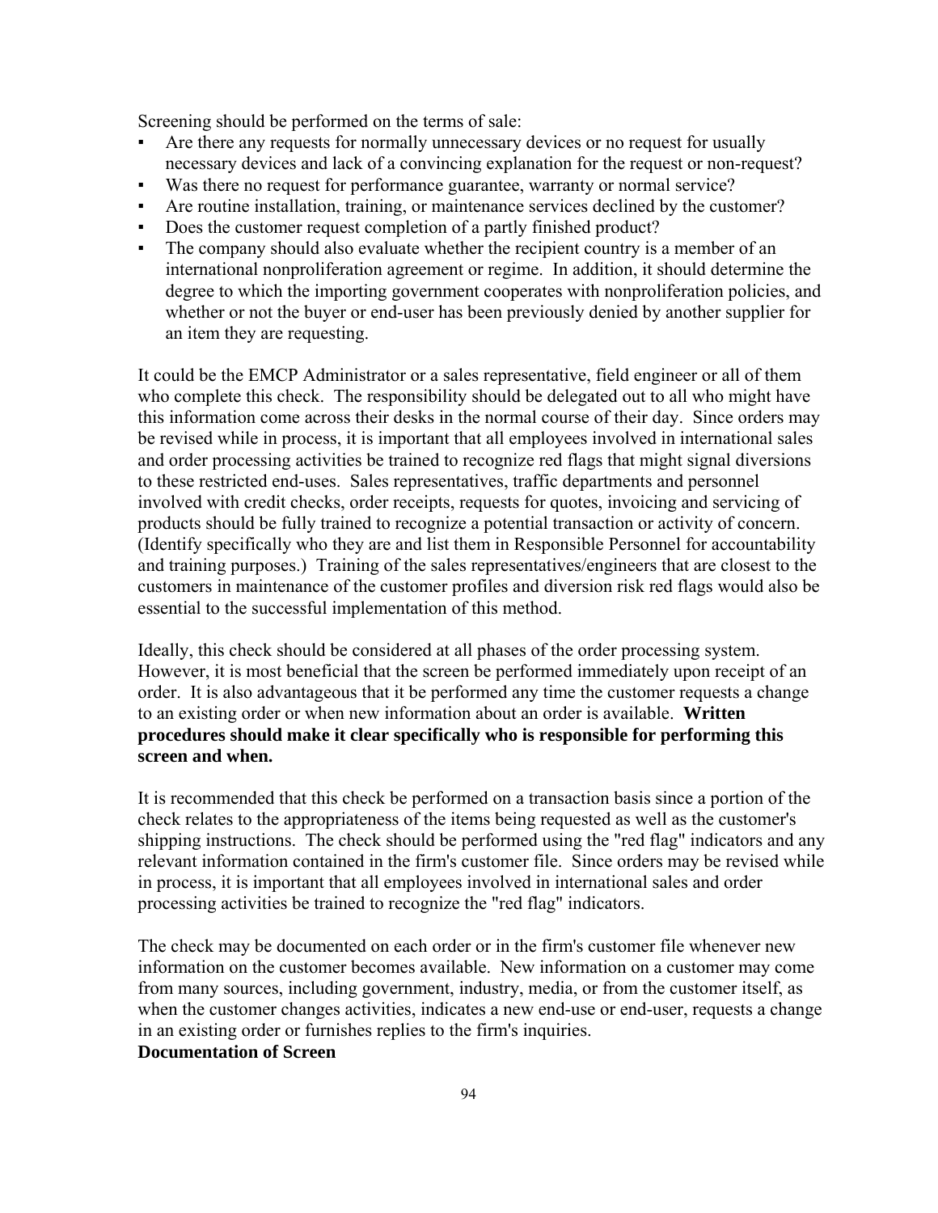Screening should be performed on the terms of sale:

- Are there any requests for normally unnecessary devices or no request for usually necessary devices and lack of a convincing explanation for the request or non-request?
- Was there no request for performance guarantee, warranty or normal service?
- Are routine installation, training, or maintenance services declined by the customer?
- Does the customer request completion of a partly finished product?
- The company should also evaluate whether the recipient country is a member of an international nonproliferation agreement or regime. In addition, it should determine the degree to which the importing government cooperates with nonproliferation policies, and whether or not the buyer or end-user has been previously denied by another supplier for an item they are requesting.

It could be the EMCP Administrator or a sales representative, field engineer or all of them who complete this check. The responsibility should be delegated out to all who might have this information come across their desks in the normal course of their day. Since orders may be revised while in process, it is important that all employees involved in international sales and order processing activities be trained to recognize red flags that might signal diversions to these restricted end-uses. Sales representatives, traffic departments and personnel involved with credit checks, order receipts, requests for quotes, invoicing and servicing of products should be fully trained to recognize a potential transaction or activity of concern. (Identify specifically who they are and list them in Responsible Personnel for accountability and training purposes.) Training of the sales representatives/engineers that are closest to the customers in maintenance of the customer profiles and diversion risk red flags would also be essential to the successful implementation of this method.

Ideally, this check should be considered at all phases of the order processing system. However, it is most beneficial that the screen be performed immediately upon receipt of an order. It is also advantageous that it be performed any time the customer requests a change to an existing order or when new information about an order is available. **Written procedures should make it clear specifically who is responsible for performing this screen and when.**

It is recommended that this check be performed on a transaction basis since a portion of the check relates to the appropriateness of the items being requested as well as the customer's shipping instructions. The check should be performed using the "red flag" indicators and any relevant information contained in the firm's customer file. Since orders may be revised while in process, it is important that all employees involved in international sales and order processing activities be trained to recognize the "red flag" indicators.

The check may be documented on each order or in the firm's customer file whenever new information on the customer becomes available. New information on a customer may come from many sources, including government, industry, media, or from the customer itself, as when the customer changes activities, indicates a new end-use or end-user, requests a change in an existing order or furnishes replies to the firm's inquiries.

**Documentation of Screen**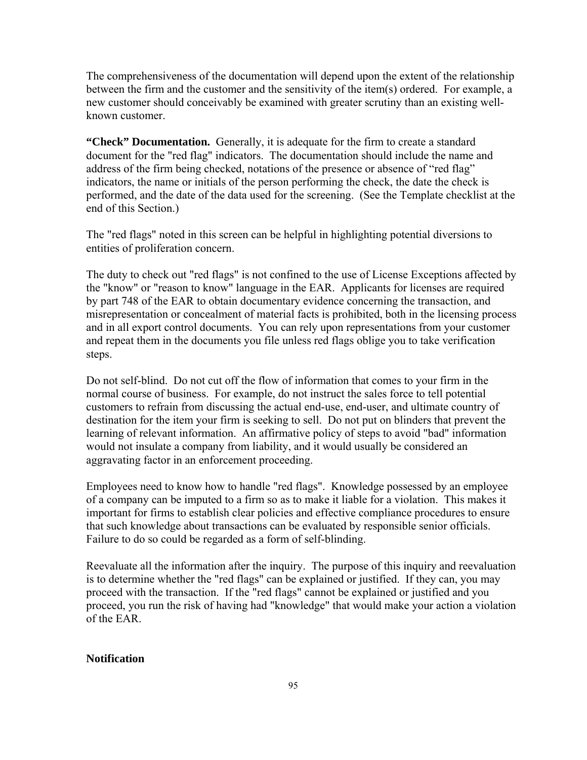The comprehensiveness of the documentation will depend upon the extent of the relationship between the firm and the customer and the sensitivity of the item(s) ordered. For example, a new customer should conceivably be examined with greater scrutiny than an existing well-known customer.

**"Check" Documentation.** Generally, it is adequate for the firm to create a standard document for the "red flag" indicators. The documentation should include the name and address of the firm being checked, notations of the presence or absence of "red flag" indicators, the name or initials of the person performing the check, the date the check is performed, and the date of the data used for the screening. (See the Template checklist at the end of this Section.)

The "red flags" noted in this screen can be helpful in highlighting potential diversions to entities of proliferation concern.

The duty to check out "red flags" is not confined to the use of License Exceptions affected by the "know" or "reason to know" language in the EAR. Applicants for licenses are required by part 748 of the EAR to obtain documentary evidence concerning the transaction, and misrepresentation or concealment of material facts is prohibited, both in the licensing process and in all export control documents. You can rely upon representations from your customer and repeat them in the documents you file unless red flags oblige you to take verification steps.

Do not self-blind. Do not cut off the flow of information that comes to your firm in the normal course of business. For example, do not instruct the sales force to tell potential customers to refrain from discussing the actual end-use, end-user, and ultimate country of destination for the item your firm is seeking to sell. Do not put on blinders that prevent the learning of relevant information. An affirmative policy of steps to avoid "bad" information would not insulate a company from liability, and it would usually be considered an aggravating factor in an enforcement proceeding.

Employees need to know how to handle "red flags". Knowledge possessed by an employee of a company can be imputed to a firm so as to make it liable for a violation. This makes it important for firms to establish clear policies and effective compliance procedures to ensure that such knowledge about transactions can be evaluated by responsible senior officials. Failure to do so could be regarded as a form of self-blinding.

Reevaluate all the information after the inquiry. The purpose of this inquiry and reevaluation is to determine whether the "red flags" can be explained or justified. If they can, you may proceed with the transaction. If the "red flags" cannot be explained or justified and you proceed, you run the risk of having had "knowledge" that would make your action a violation of the EAR.

**Notification**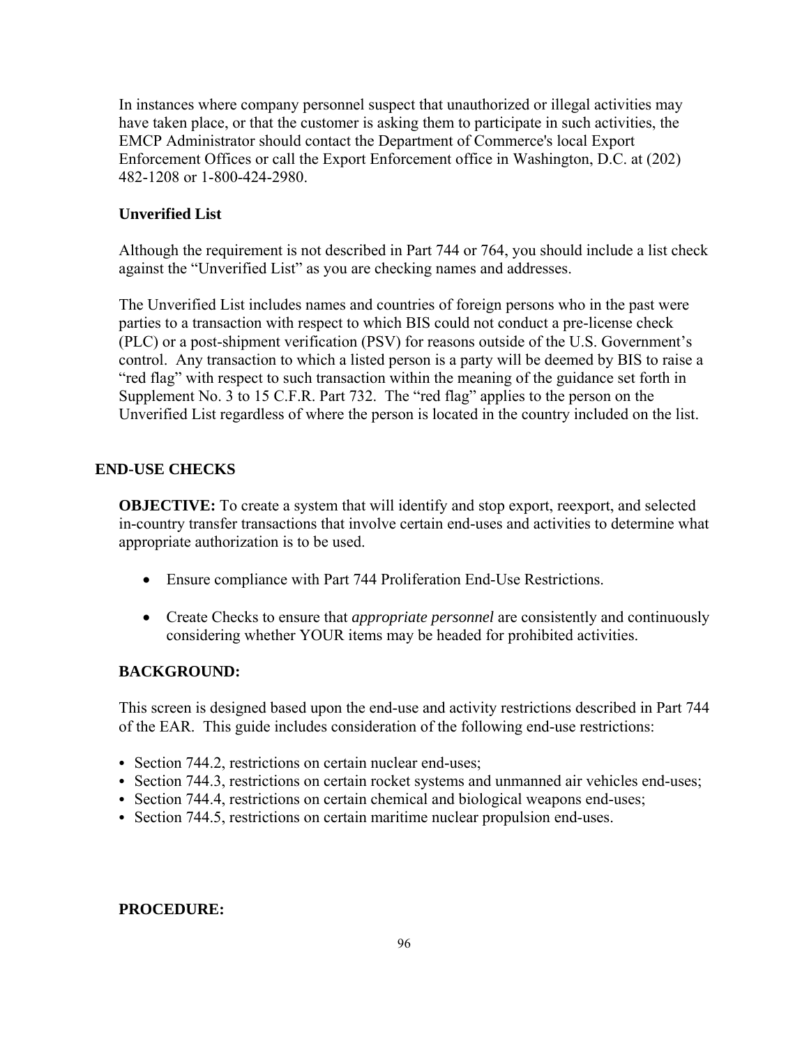In instances where company personnel suspect that unauthorized or illegal activities may have taken place, or that the customer is asking them to participate in such activities, the EMCP Administrator should contact the Department of Commerce's local Export Enforcement Offices or call the Export Enforcement office in Washington, D.C. at (202) 482-1208 or 1-800-424-2980.

**Unverified List**

Although the requirement is not described in Part 744 or 764, you should include a list check against the "Unverified List" as you are checking names and addresses.

The Unverified List includes names and countries of foreign persons who in the past were parties to a transaction with respect to which BIS could not conduct a pre-license check (PLC) or a post-shipment verification (PSV) for reasons outside of the U.S. Government's control. Any transaction to which a listed person is a party will be deemed by BIS to raise a "red flag" with respect to such transaction within the meaning of the guidance set forth in Supplement No. 3 to 15 C.F.R. Part 732. The "red flag" applies to the person on the Unverified List regardless of where the person is located in the country included on the list.

## END-USE CHECKS

**OBJECTIVE:** To create a system that will identify and stop export, reexport, and selected in-country transfer transactions that involve certain end-uses and activities to determine what appropriate authorization is to be used.

- Ensure compliance with Part 744 Proliferation End-Use Restrictions.
- Create Checks to ensure that *appropriate personnel* are consistently and continuously considering whether YOUR items may be headed for prohibited activities.

**BACKGROUND:**

This screen is designed based upon the end-use and activity restrictions described in Part 744 of the EAR. This guide includes consideration of the following end-use restrictions:

- Section 744.2, restrictions on certain nuclear end-uses;
- Section 744.3, restrictions on certain rocket systems and unmanned air vehicles end-uses;
- Section 744.4, restrictions on certain chemical and biological weapons end-uses;
- Section 744.5, restrictions on certain maritime nuclear propulsion end-uses.

**PROCEDURE:**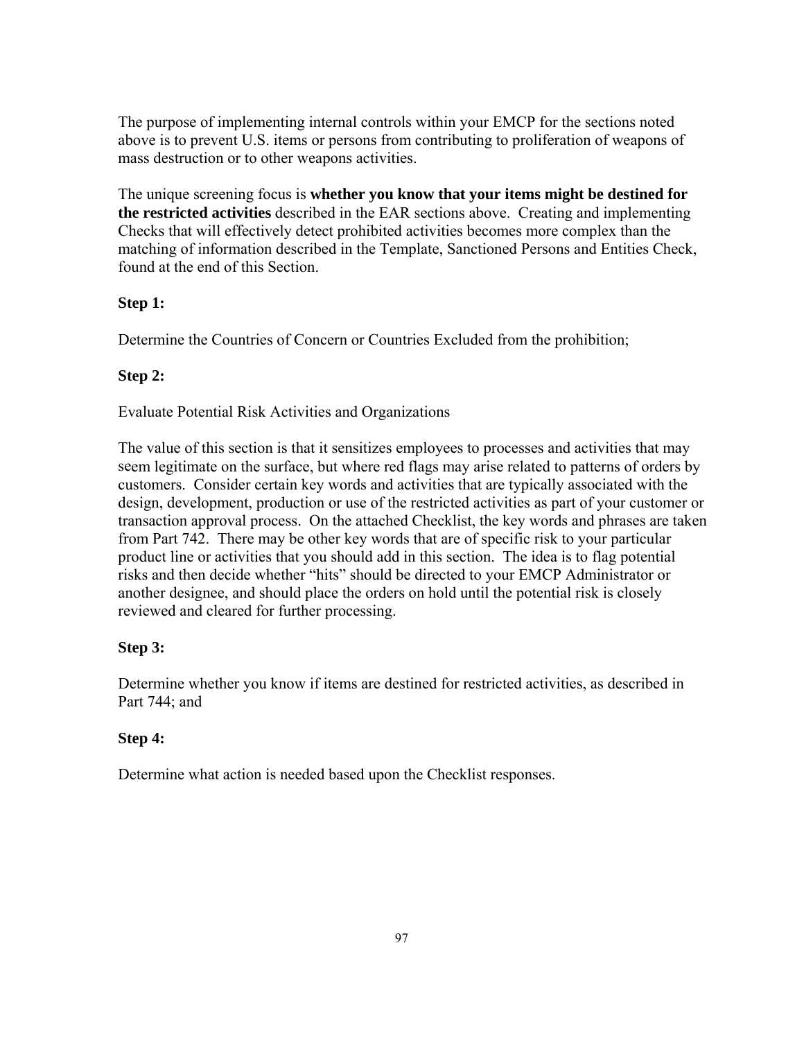The purpose of implementing internal controls within your EMCP for the sections noted above is to prevent U.S. items or persons from contributing to proliferation of weapons of mass destruction or to other weapons activities.

The unique screening focus is **whether you know that your items might be destined for the restricted activities** described in the EAR sections above. Creating and implementing Checks that will effectively detect prohibited activities becomes more complex than the matching of information described in the Template, Sanctioned Persons and Entities Check, found at the end of this Section.

**Step 1:**

Determine the Countries of Concern or Countries Excluded from the prohibition;

**Step 2:**

Evaluate Potential Risk Activities and Organizations

The value of this section is that it sensitizes employees to processes and activities that may seem legitimate on the surface, but where red flags may arise related to patterns of orders by customers. Consider certain key words and activities that are typically associated with the design, development, production or use of the restricted activities as part of your customer or transaction approval process. On the attached Checklist, the key words and phrases are taken from Part 742. There may be other key words that are of specific risk to your particular product line or activities that you should add in this section. The idea is to flag potential risks and then decide whether "hits" should be directed to your EMCP Administrator or another designee, and should place the orders on hold until the potential risk is closely reviewed and cleared for further processing.

**Step 3:**

Determine whether you know if items are destined for restricted activities, as described in Part 744; and

**Step 4:**

Determine what action is needed based upon the Checklist responses.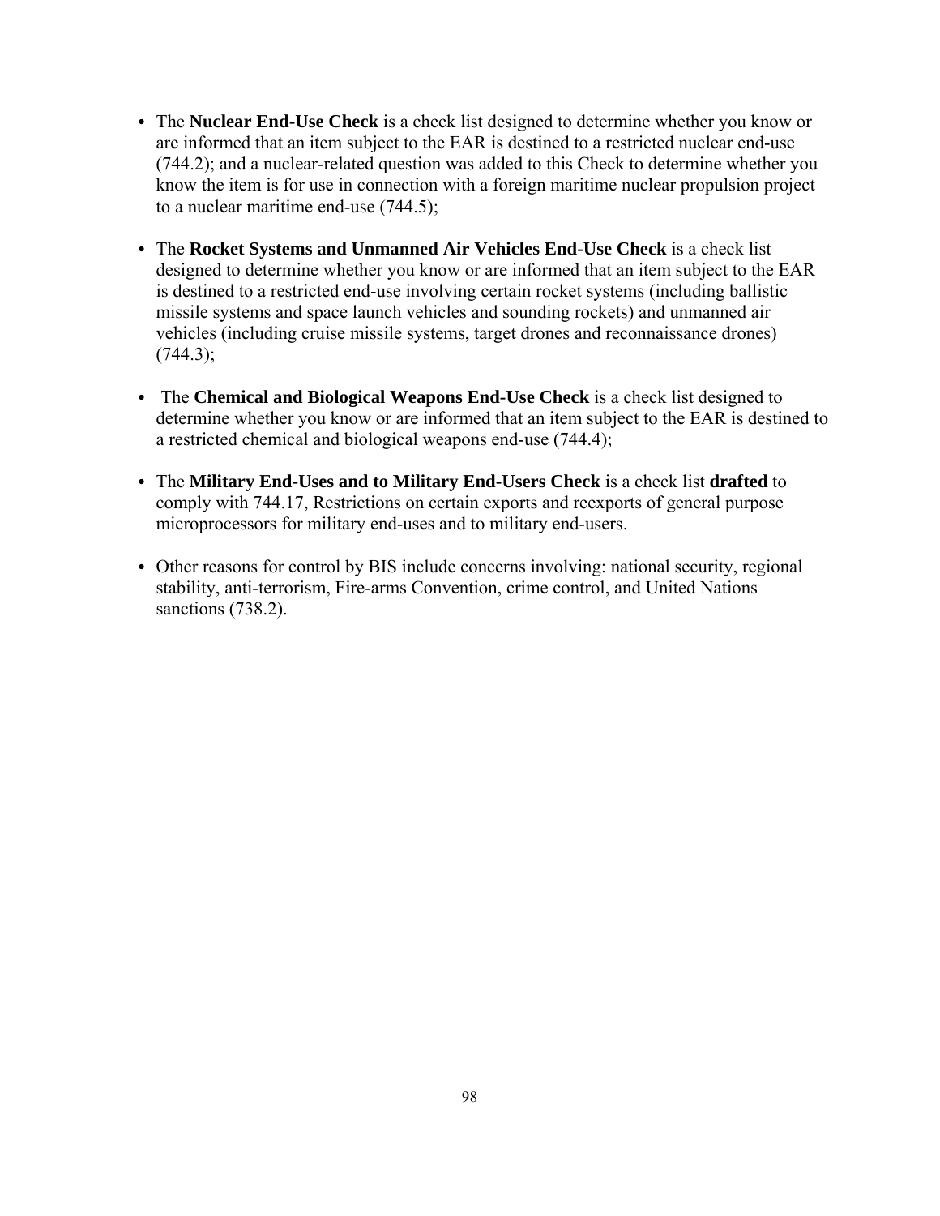- The **Nuclear End-Use Check** is a check list designed to determine whether you know or are informed that an item subject to the EAR is destined to a restricted nuclear end-use (744.2); and a nuclear-related question was added to this Check to determine whether you know the item is for use in connection with a foreign maritime nuclear propulsion project to a nuclear maritime end-use (744.5);

- The **Rocket Systems and Unmanned Air Vehicles End-Use Check** is a check list designed to determine whether you know or are informed that an item subject to the EAR is destined to a restricted end-use involving certain rocket systems (including ballistic missile systems and space launch vehicles and sounding rockets) and unmanned air vehicles (including cruise missile systems, target drones and reconnaissance drones) (744.3);

- The **Chemical and Biological Weapons End-Use Check** is a check list designed to determine whether you know or are informed that an item subject to the EAR is destined to a restricted chemical and biological weapons end-use (744.4);

- The **Military End-Uses and to Military End-Users Check** is a check list **drafted** to comply with 744.17, Restrictions on certain exports and reexports of general purpose microprocessors for military end-uses and to military end-users.

- Other reasons for control by BIS include concerns involving: national security, regional stability, anti-terrorism, Fire-arms Convention, crime control, and United Nations sanctions (738.2).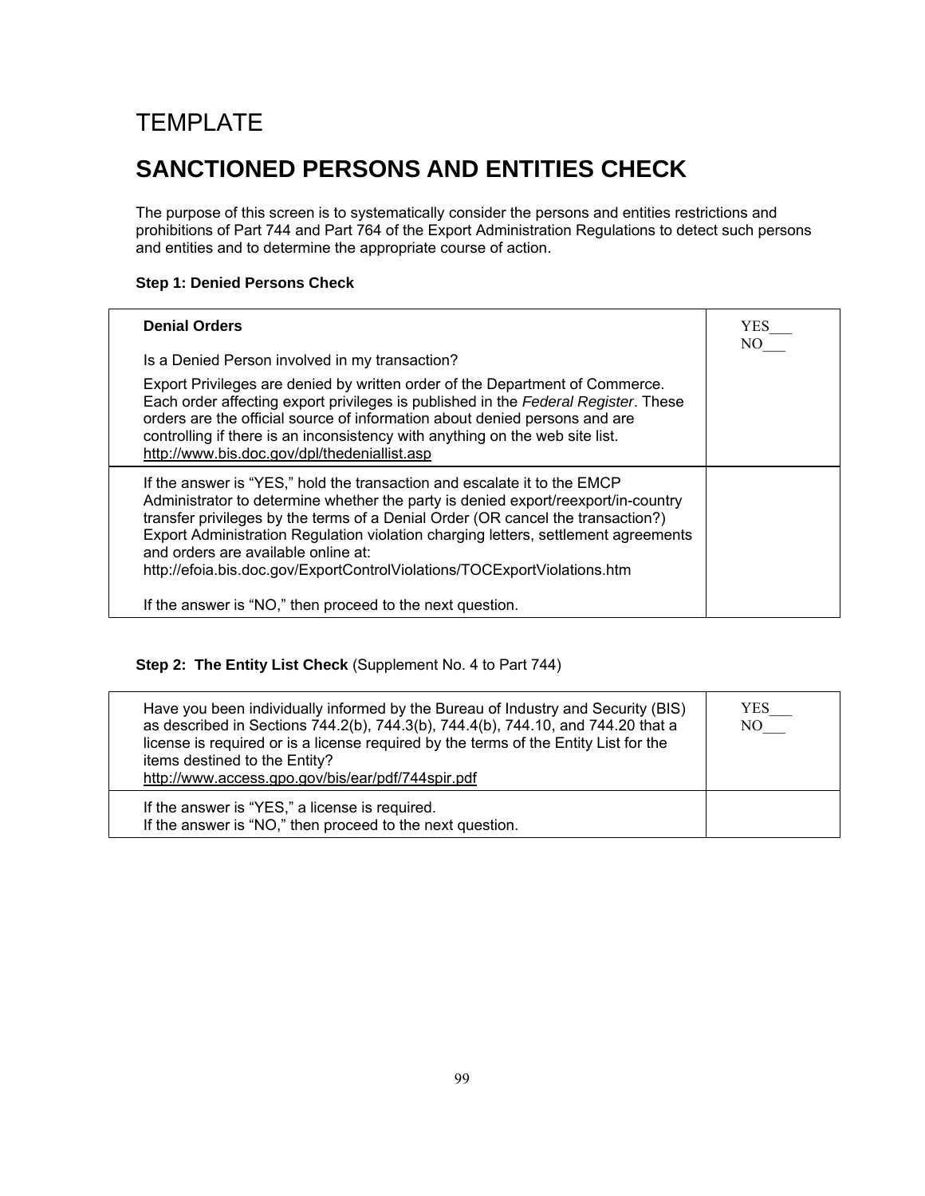# TEMPLATE

# SANCTIONED PERSONS AND ENTITIES CHECK

The purpose of this screen is to systematically consider the persons and entities restrictions and prohibitions of Part 744 and Part 764 of the Export Administration Regulations to detect such persons and entities and to determine the appropriate course of action.

**Step 1: Denied Persons Check**

| | |
|---|---|
| **Denial Orders**<br><br>Is a Denied Person involved in my transaction?<br><br>Export Privileges are denied by written order of the Department of Commerce. Each order affecting export privileges is published in the *Federal Register*. These orders are the official source of information about denied persons and are controlling if there is an inconsistency with anything on the web site list.<br>http://www.bis.doc.gov/dpl/thedeniallist.asp | YES___<br>NO___ |
| If the answer is "YES," hold the transaction and escalate it to the EMCP Administrator to determine whether the party is denied export/reexport/in-country transfer privileges by the terms of a Denial Order (OR cancel the transaction?) Export Administration Regulation violation charging letters, settlement agreements and orders are available online at:<br>http://efoia.bis.doc.gov/ExportControlViolations/TOCExportViolations.htm<br><br>If the answer is "NO," then proceed to the next question. | |

**Step 2: The Entity List Check** (Supplement No. 4 to Part 744)

| | |
|---|---|
| Have you been individually informed by the Bureau of Industry and Security (BIS) as described in Sections 744.2(b), 744.3(b), 744.4(b), 744.10, and 744.20 that a license is required or is a license required by the terms of the Entity List for the items destined to the Entity?<br>http://www.access.gpo.gov/bis/ear/pdf/744spir.pdf | YES___<br>NO___ |
| If the answer is "YES," a license is required.<br>If the answer is "NO," then proceed to the next question. | |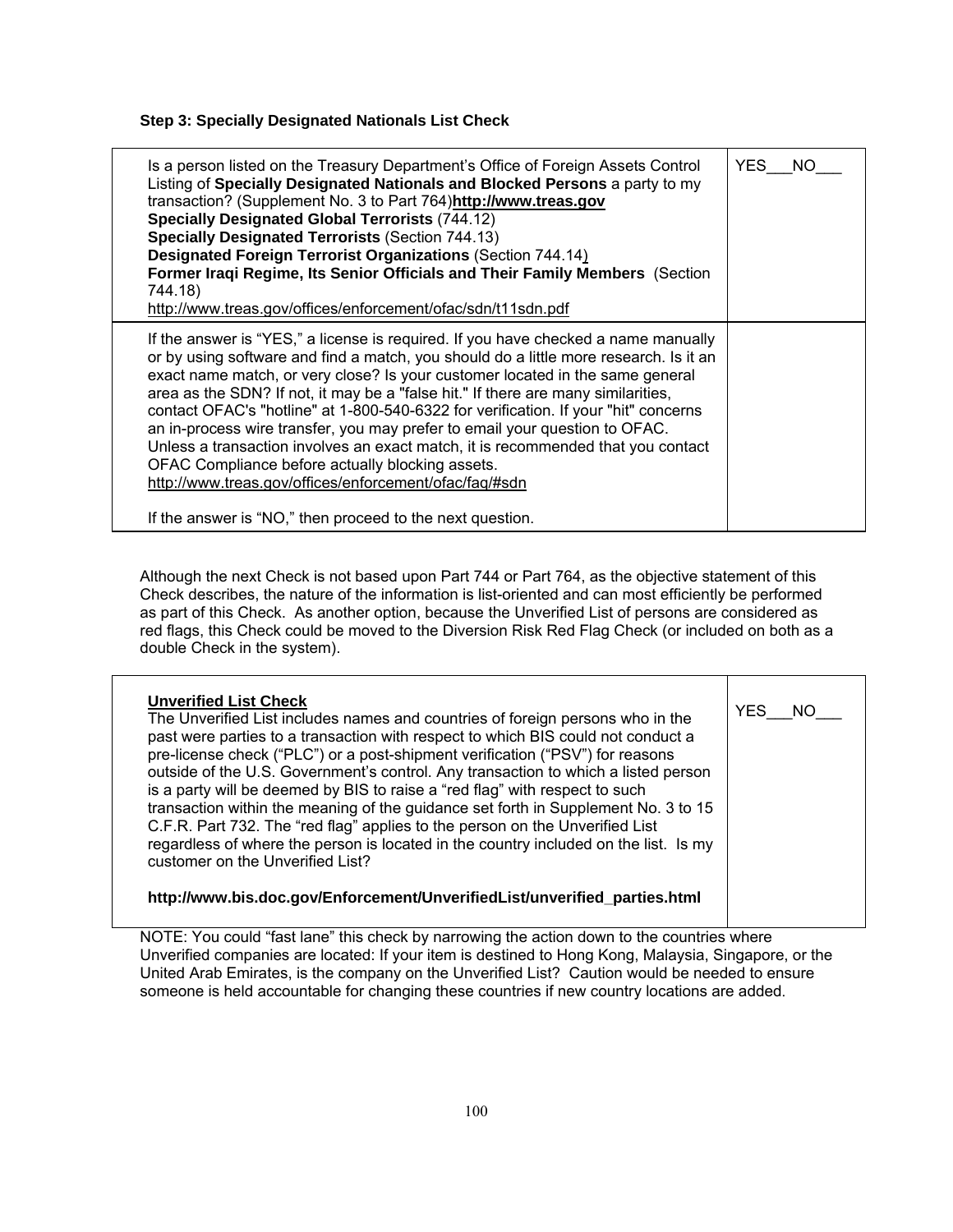**Step 3: Specially Designated Nationals List Check**

| | |
|---|---|
| Is a person listed on the Treasury Department's Office of Foreign Assets Control Listing of **Specially Designated Nationals and Blocked Persons** a party to my transaction? (Supplement No. 3 to Part 764)**http://www.treas.gov**<br>**Specially Designated Global Terrorists** (744.12)<br>**Specially Designated Terrorists** (Section 744.13)<br>**Designated Foreign Terrorist Organizations** (Section 744.14)<br>**Former Iraqi Regime, Its Senior Officials and Their Family Members** (Section 744.18)<br>http://www.treas.gov/offices/enforcement/ofac/sdn/t11sdn.pdf | YES___NO___ |
| If the answer is "YES," a license is required. If you have checked a name manually or by using software and find a match, you should do a little more research. Is it an exact name match, or very close? Is your customer located in the same general area as the SDN? If not, it may be a "false hit." If there are many similarities, contact OFAC's "hotline" at 1-800-540-6322 for verification. If your "hit" concerns an in-process wire transfer, you may prefer to email your question to OFAC. Unless a transaction involves an exact match, it is recommended that you contact OFAC Compliance before actually blocking assets.<br>http://www.treas.gov/offices/enforcement/ofac/faq/#sdn<br><br>If the answer is "NO," then proceed to the next question. | |

Although the next Check is not based upon Part 744 or Part 764, as the objective statement of this Check describes, the nature of the information is list-oriented and can most efficiently be performed as part of this Check. As another option, because the Unverified List of persons are considered as red flags, this Check could be moved to the Diversion Risk Red Flag Check (or included on both as a double Check in the system).

| | |
|---|---|
| **Unverified List Check**<br>The Unverified List includes names and countries of foreign persons who in the past were parties to a transaction with respect to which BIS could not conduct a pre-license check ("PLC") or a post-shipment verification ("PSV") for reasons outside of the U.S. Government's control. Any transaction to which a listed person is a party will be deemed by BIS to raise a "red flag" with respect to such transaction within the meaning of the guidance set forth in Supplement No. 3 to 15 C.F.R. Part 732. The "red flag" applies to the person on the Unverified List regardless of where the person is located in the country included on the list. Is my customer on the Unverified List?<br><br>**http://www.bis.doc.gov/Enforcement/UnverifiedList/unverified_parties.html** | YES___NO___ |

NOTE: You could "fast lane" this check by narrowing the action down to the countries where Unverified companies are located: If your item is destined to Hong Kong, Malaysia, Singapore, or the United Arab Emirates, is the company on the Unverified List? Caution would be needed to ensure someone is held accountable for changing these countries if new country locations are added.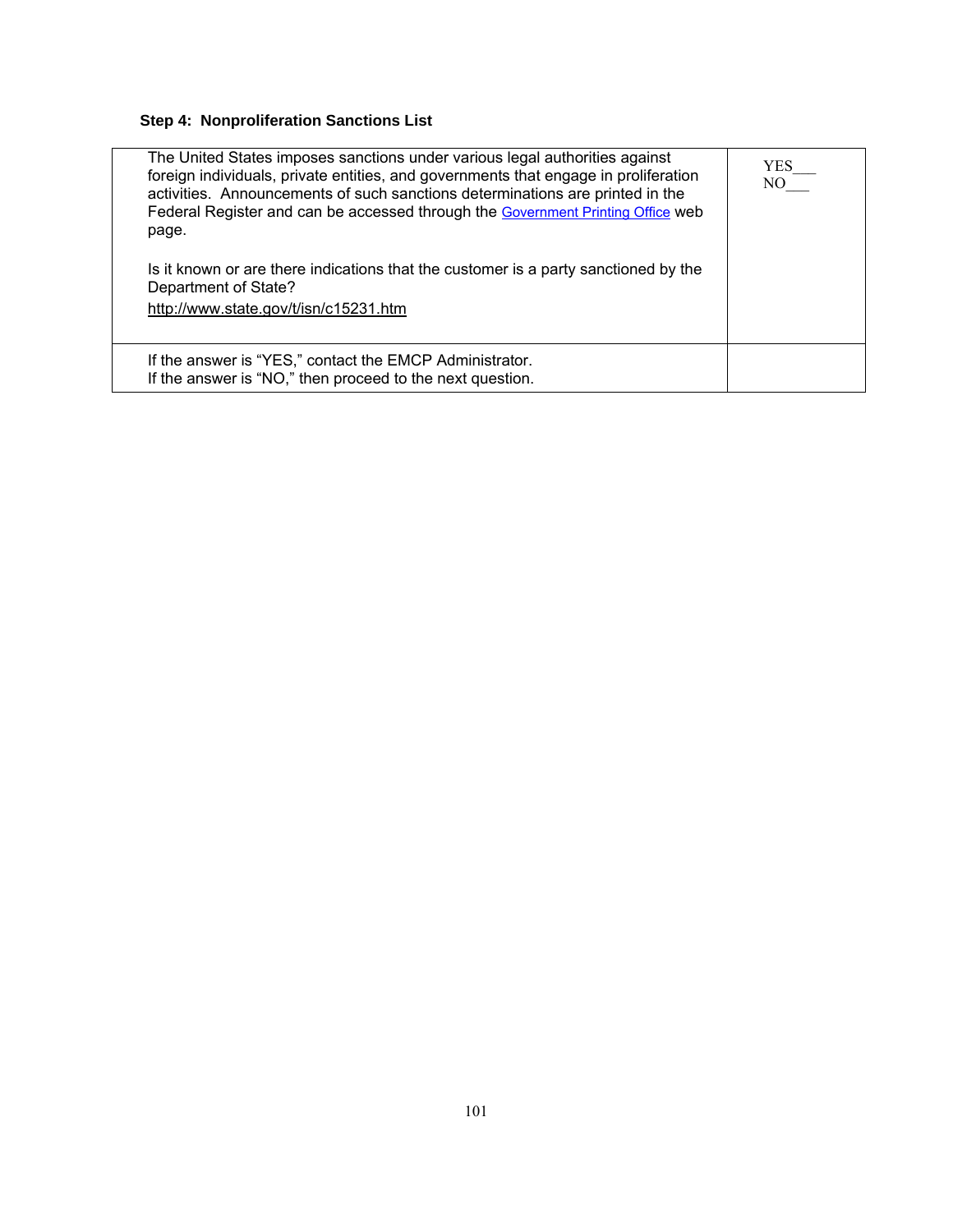**Step 4: Nonproliferation Sanctions List**

| | |
|---|---|
| The United States imposes sanctions under various legal authorities against foreign individuals, private entities, and governments that engage in proliferation activities. Announcements of such sanctions determinations are printed in the Federal Register and can be accessed through the Government Printing Office web page.<br><br>Is it known or are there indications that the customer is a party sanctioned by the Department of State?<br>http://www.state.gov/t/isn/c15231.htm | YES___<br>NO___ |
| If the answer is "YES," contact the EMCP Administrator.<br>If the answer is "NO," then proceed to the next question. | |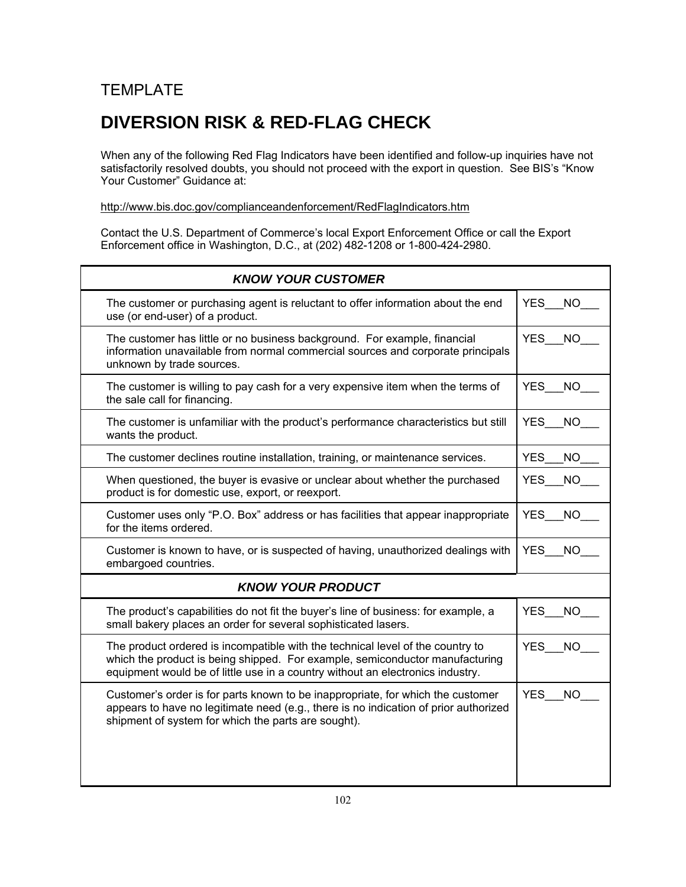TEMPLATE

# DIVERSION RISK & RED-FLAG CHECK

When any of the following Red Flag Indicators have been identified and follow-up inquiries have not satisfactorily resolved doubts, you should not proceed with the export in question. See BIS's "Know Your Customer" Guidance at:

http://www.bis.doc.gov/complianceandenforcement/RedFlagIndicators.htm

Contact the U.S. Department of Commerce's local Export Enforcement Office or call the Export Enforcement office in Washington, D.C., at (202) 482-1208 or 1-800-424-2980.

| ***KNOW YOUR CUSTOMER*** | |
|---|---|
| The customer or purchasing agent is reluctant to offer information about the end use (or end-user) of a product. | YES___NO___ |
| The customer has little or no business background. For example, financial information unavailable from normal commercial sources and corporate principals unknown by trade sources. | YES___NO___ |
| The customer is willing to pay cash for a very expensive item when the terms of the sale call for financing. | YES___NO___ |
| The customer is unfamiliar with the product's performance characteristics but still wants the product. | YES___NO___ |
| The customer declines routine installation, training, or maintenance services. | YES___NO___ |
| When questioned, the buyer is evasive or unclear about whether the purchased product is for domestic use, export, or reexport. | YES___NO___ |
| Customer uses only "P.O. Box" address or has facilities that appear inappropriate for the items ordered. | YES___NO___ |
| Customer is known to have, or is suspected of having, unauthorized dealings with embargoed countries. | YES___NO___ |
| ***KNOW YOUR PRODUCT*** | |
| The product's capabilities do not fit the buyer's line of business: for example, a small bakery places an order for several sophisticated lasers. | YES___NO___ |
| The product ordered is incompatible with the technical level of the country to which the product is being shipped. For example, semiconductor manufacturing equipment would be of little use in a country without an electronics industry. | YES___NO___ |
| Customer's order is for parts known to be inappropriate, for which the customer appears to have no legitimate need (e.g., there is no indication of prior authorized shipment of system for which the parts are sought). | YES___NO___ |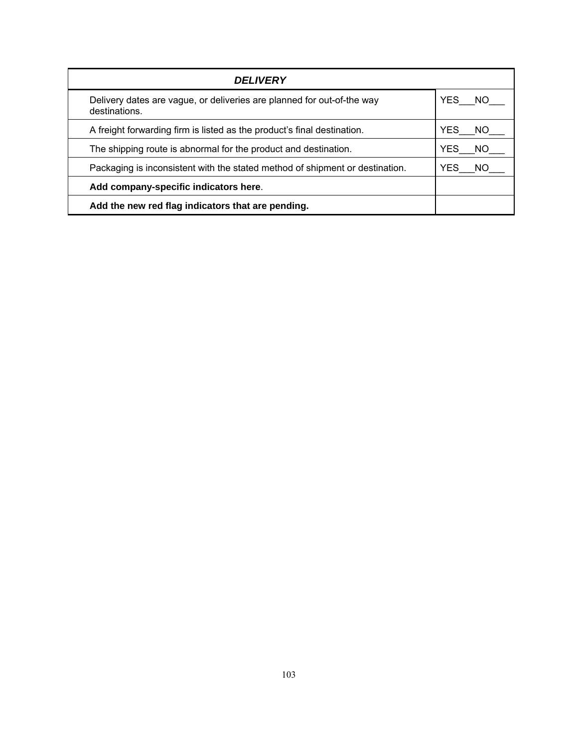| *DELIVERY* | |
|---|---|
| Delivery dates are vague, or deliveries are planned for out-of-the way destinations. | YES___NO___ |
| A freight forwarding firm is listed as the product's final destination. | YES___NO___ |
| The shipping route is abnormal for the product and destination. | YES___NO___ |
| Packaging is inconsistent with the stated method of shipment or destination. | YES___NO___ |
| **Add company-specific indicators here**. | |
| **Add the new red flag indicators that are pending.** | |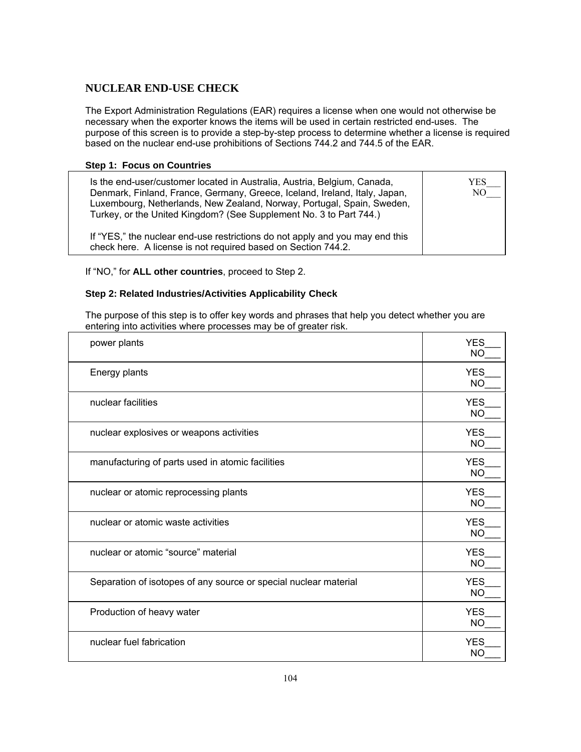## NUCLEAR END-USE CHECK

The Export Administration Regulations (EAR) requires a license when one would not otherwise be necessary when the exporter knows the items will be used in certain restricted end-uses. The purpose of this screen is to provide a step-by-step process to determine whether a license is required based on the nuclear end-use prohibitions of Sections 744.2 and 744.5 of the EAR.

**Step 1: Focus on Countries**

| | |
|---|---|
| Is the end-user/customer located in Australia, Austria, Belgium, Canada, Denmark, Finland, France, Germany, Greece, Iceland, Ireland, Italy, Japan, Luxembourg, Netherlands, New Zealand, Norway, Portugal, Spain, Sweden, Turkey, or the United Kingdom? (See Supplement No. 3 to Part 744.)<br><br>If "YES," the nuclear end-use restrictions do not apply and you may end this check here. A license is not required based on Section 744.2. | YES___ NO___ |

If "NO," for **ALL other countries**, proceed to Step 2.

**Step 2: Related Industries/Activities Applicability Check**

The purpose of this step is to offer key words and phrases that help you detect whether you are entering into activities where processes may be of greater risk.

| | |
|---|---|
| power plants | YES___ NO___ |
| Energy plants | YES___ NO___ |
| nuclear facilities | YES___ NO___ |
| nuclear explosives or weapons activities | YES___ NO___ |
| manufacturing of parts used in atomic facilities | YES___ NO___ |
| nuclear or atomic reprocessing plants | YES___ NO___ |
| nuclear or atomic waste activities | YES___ NO___ |
| nuclear or atomic "source" material | YES___ NO___ |
| Separation of isotopes of any source or special nuclear material | YES___ NO___ |
| Production of heavy water | YES___ NO___ |
| nuclear fuel fabrication | YES___ NO___ |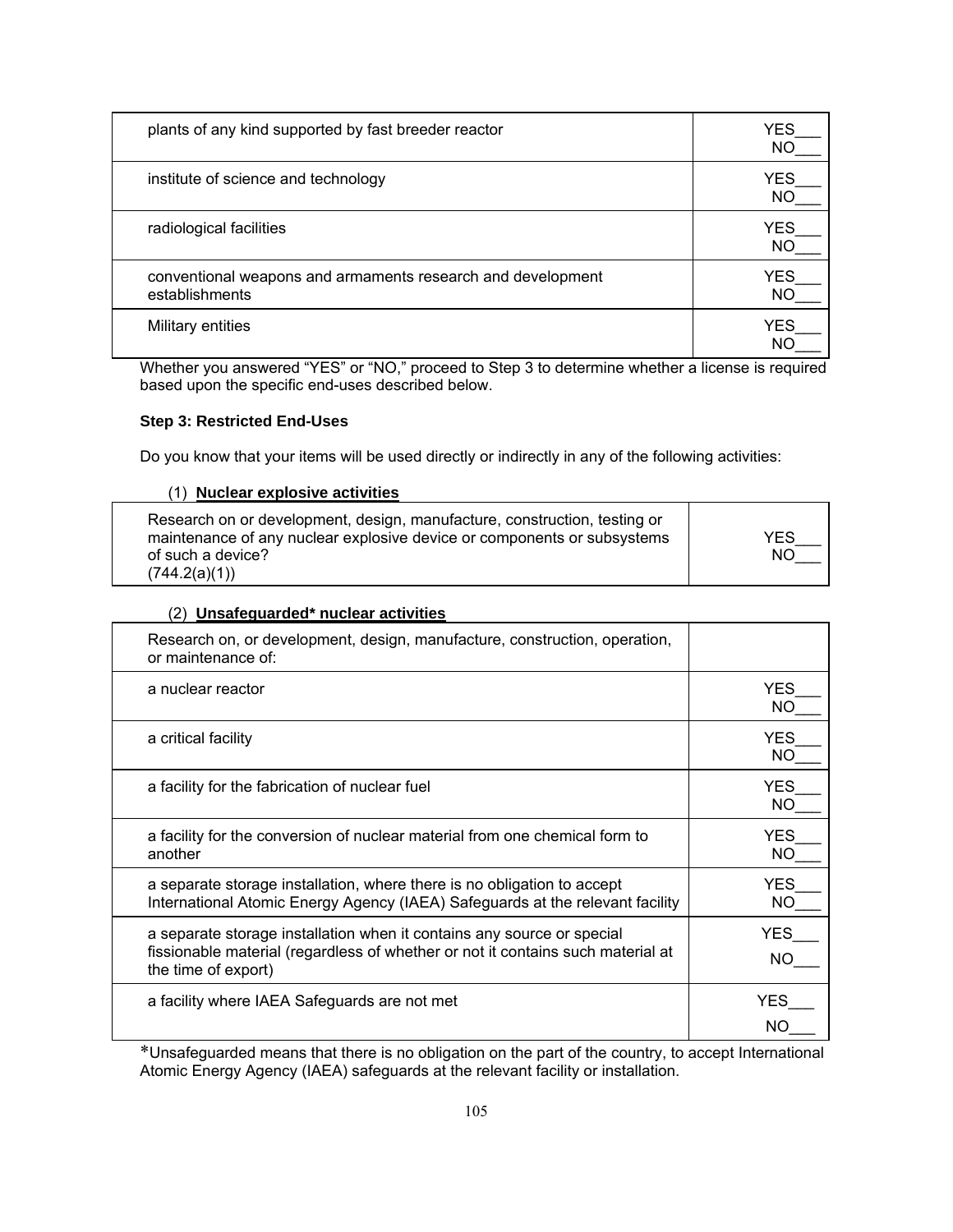| | |
|---|---|
| plants of any kind supported by fast breeder reactor | YES___<br>NO___ |
| institute of science and technology | YES___<br>NO___ |
| radiological facilities | YES___<br>NO___ |
| conventional weapons and armaments research and development establishments | YES___<br>NO___ |
| Military entities | YES___<br>NO___ |

Whether you answered "YES" or "NO," proceed to Step 3 to determine whether a license is required based upon the specific end-uses described below.

**Step 3: Restricted End-Uses**

Do you know that your items will be used directly or indirectly in any of the following activities:

(1) **Nuclear explosive activities**

| | |
|---|---|
| Research on or development, design, manufacture, construction, testing or maintenance of any nuclear explosive device or components or subsystems of such a device?<br>(744.2(a)(1)) | YES___<br>NO___ |

(2) **Unsafeguarded* nuclear activities**

| | |
|---|---|
| Research on, or development, design, manufacture, construction, operation, or maintenance of: | |
| a nuclear reactor | YES___<br>NO___ |
| a critical facility | YES___<br>NO___ |
| a facility for the fabrication of nuclear fuel | YES___<br>NO___ |
| a facility for the conversion of nuclear material from one chemical form to another | YES___<br>NO___ |
| a separate storage installation, where there is no obligation to accept International Atomic Energy Agency (IAEA) Safeguards at the relevant facility | YES___<br>NO___ |
| a separate storage installation when it contains any source or special fissionable material (regardless of whether or not it contains such material at the time of export) | YES___<br>NO___ |
| a facility where IAEA Safeguards are not met | YES___<br>NO___ |

*Unsafeguarded means that there is no obligation on the part of the country, to accept International Atomic Energy Agency (IAEA) safeguards at the relevant facility or installation.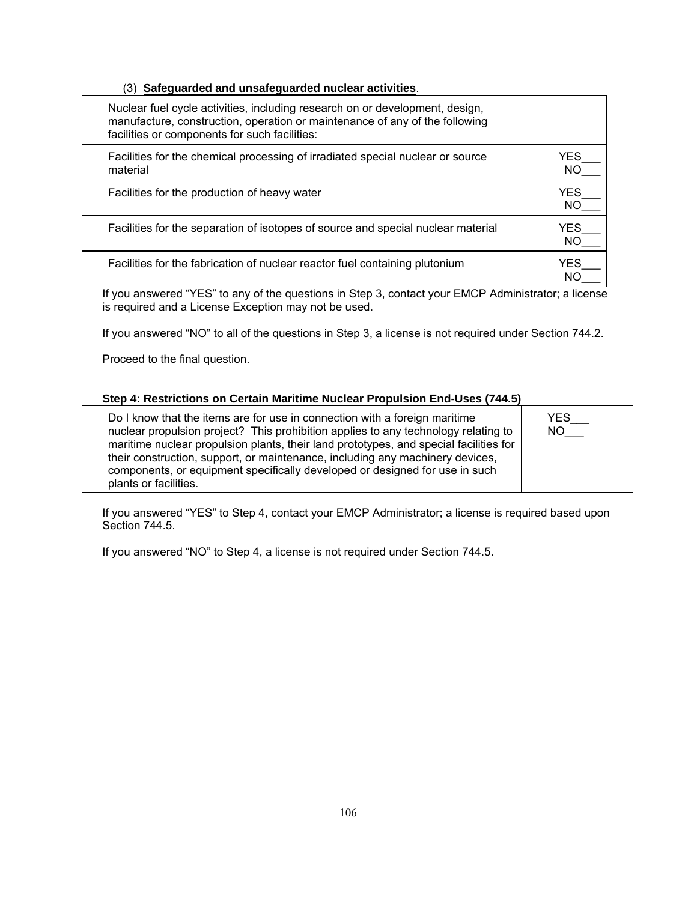(3) **Safeguarded and unsafeguarded nuclear activities**.

| Nuclear fuel cycle activities, including research on or development, design, manufacture, construction, operation or maintenance of any of the following facilities or components for such facilities: | |
|---|---|
| Facilities for the chemical processing of irradiated special nuclear or source material | YES___ NO___ |
| Facilities for the production of heavy water | YES___ NO___ |
| Facilities for the separation of isotopes of source and special nuclear material | YES___ NO___ |
| Facilities for the fabrication of nuclear reactor fuel containing plutonium | YES___ NO___ |

If you answered “YES” to any of the questions in Step 3, contact your EMCP Administrator; a license is required and a License Exception may not be used.

If you answered “NO” to all of the questions in Step 3, a license is not required under Section 744.2.

Proceed to the final question.

**Step 4: Restrictions on Certain Maritime Nuclear Propulsion End-Uses (744.5)**

| Do I know that the items are for use in connection with a foreign maritime nuclear propulsion project? This prohibition applies to any technology relating to maritime nuclear propulsion plants, their land prototypes, and special facilities for their construction, support, or maintenance, including any machinery devices, components, or equipment specifically developed or designed for use in such plants or facilities. | YES___ NO___ |
|---|---|

If you answered “YES” to Step 4, contact your EMCP Administrator; a license is required based upon Section 744.5.

If you answered “NO” to Step 4, a license is not required under Section 744.5.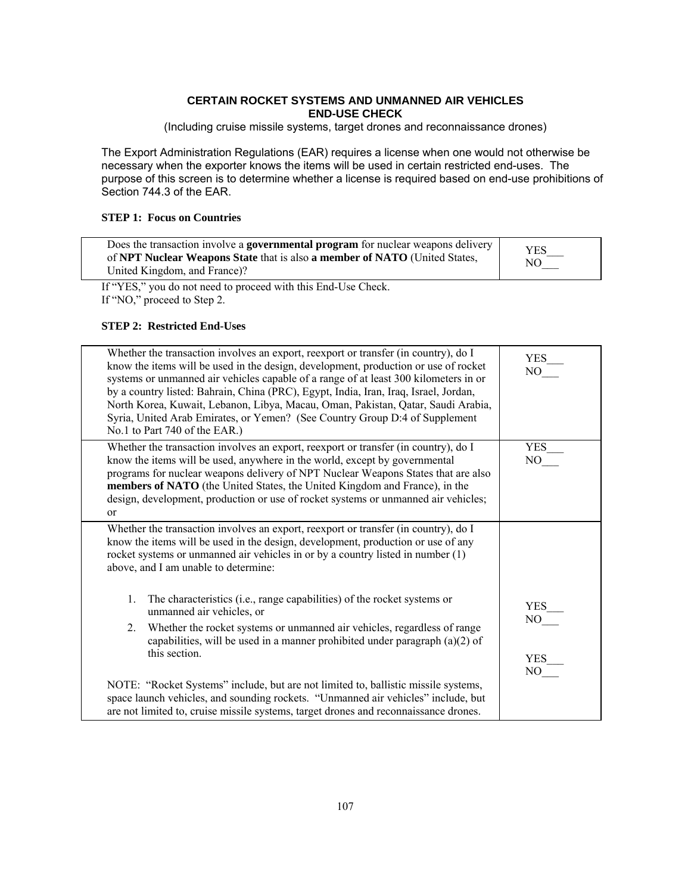## CERTAIN ROCKET SYSTEMS AND UNMANNED AIR VEHICLES END-USE CHECK

(Including cruise missile systems, target drones and reconnaissance drones)

The Export Administration Regulations (EAR) requires a license when one would not otherwise be necessary when the exporter knows the items will be used in certain restricted end-uses. The purpose of this screen is to determine whether a license is required based on end-use prohibitions of Section 744.3 of the EAR.

### STEP 1: Focus on Countries

| | |
|---|---|
| Does the transaction involve a **governmental program** for nuclear weapons delivery of **NPT Nuclear Weapons State** that is also **a member of NATO** (United States, United Kingdom, and France)? | YES___ NO___ |

If "YES," you do not need to proceed with this End-Use Check.
If "NO," proceed to Step 2.

### STEP 2: Restricted End-Uses

| | |
|---|---|
| Whether the transaction involves an export, reexport or transfer (in country), do I know the items will be used in the design, development, production or use of rocket systems or unmanned air vehicles capable of a range of at least 300 kilometers in or by a country listed: Bahrain, China (PRC), Egypt, India, Iran, Iraq, Israel, Jordan, North Korea, Kuwait, Lebanon, Libya, Macau, Oman, Pakistan, Qatar, Saudi Arabia, Syria, United Arab Emirates, or Yemen? (See Country Group D:4 of Supplement No.1 to Part 740 of the EAR.) | YES___ NO___ |
| Whether the transaction involves an export, reexport or transfer (in country), do I know the items will be used, anywhere in the world, except by governmental programs for nuclear weapons delivery of NPT Nuclear Weapons States that are also **members of NATO** (the United States, the United Kingdom and France), in the design, development, production or use of rocket systems or unmanned air vehicles; or | YES___ NO___ |
| Whether the transaction involves an export, reexport or transfer (in country), do I know the items will be used in the design, development, production or use of any rocket systems or unmanned air vehicles in or by a country listed in number (1) above, and I am unable to determine: | |
| 1. The characteristics (i.e., range capabilities) of the rocket systems or unmanned air vehicles, or | YES___ NO___ |
| 2. Whether the rocket systems or unmanned air vehicles, regardless of range capabilities, will be used in a manner prohibited under paragraph (a)(2) of this section. | YES___ NO___ |
| NOTE: "Rocket Systems" include, but are not limited to, ballistic missile systems, space launch vehicles, and sounding rockets. "Unmanned air vehicles" include, but are not limited to, cruise missile systems, target drones and reconnaissance drones. | |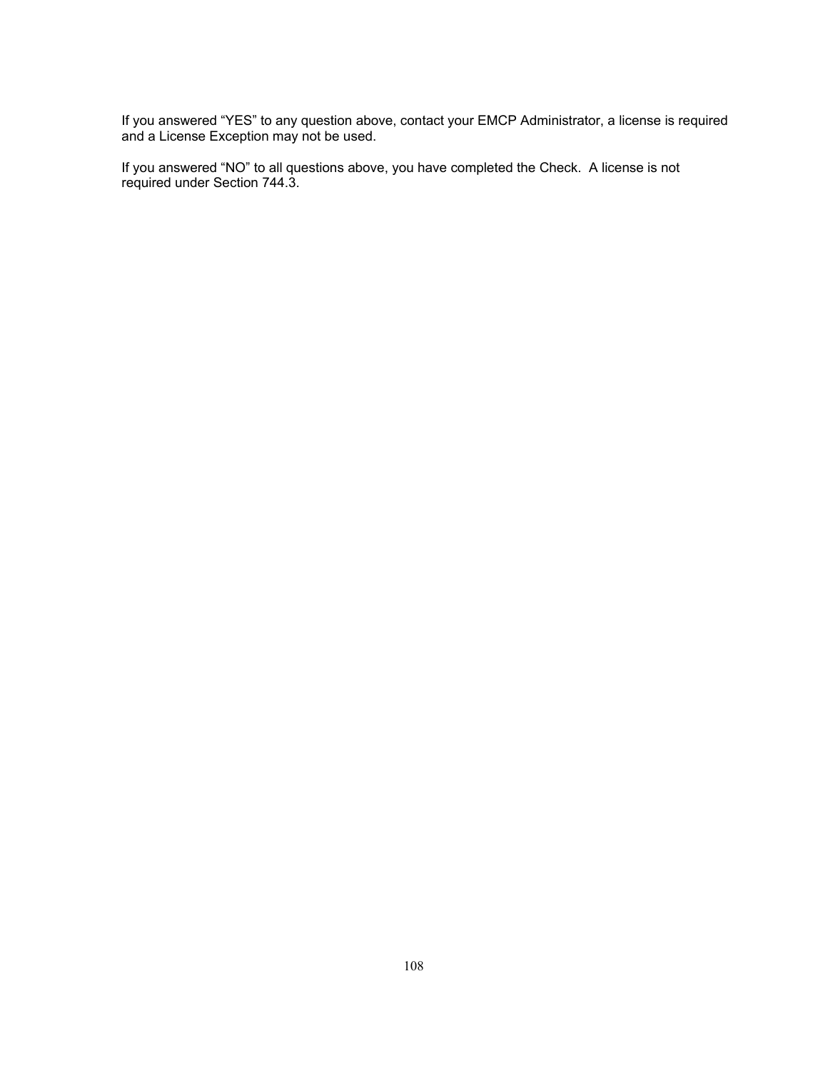If you answered "YES" to any question above, contact your EMCP Administrator, a license is required and a License Exception may not be used.

If you answered "NO" to all questions above, you have completed the Check. A license is not required under Section 744.3.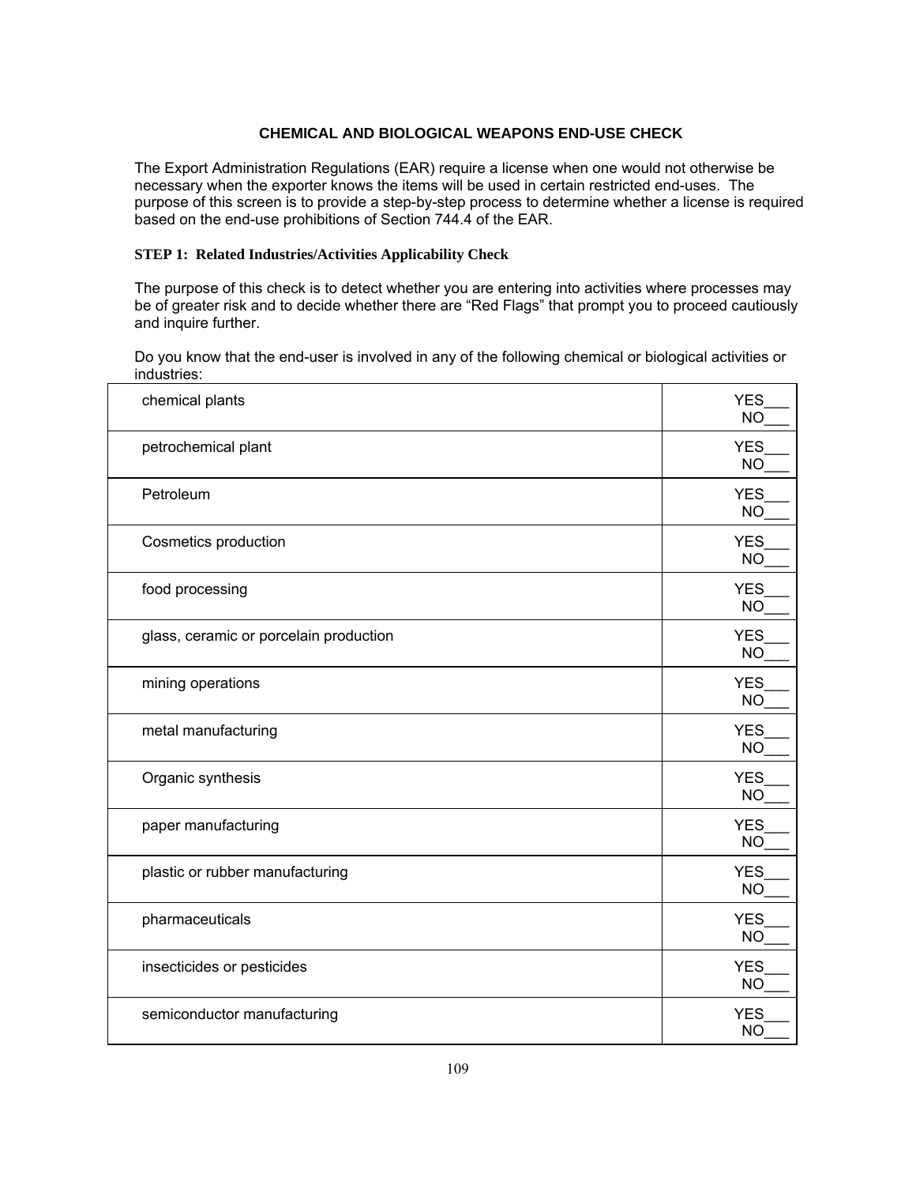**CHEMICAL AND BIOLOGICAL WEAPONS END-USE CHECK**

The Export Administration Regulations (EAR) require a license when one would not otherwise be necessary when the exporter knows the items will be used in certain restricted end-uses. The purpose of this screen is to provide a step-by-step process to determine whether a license is required based on the end-use prohibitions of Section 744.4 of the EAR.

**STEP 1: Related Industries/Activities Applicability Check**

The purpose of this check is to detect whether you are entering into activities where processes may be of greater risk and to decide whether there are "Red Flags" that prompt you to proceed cautiously and inquire further.

Do you know that the end-user is involved in any of the following chemical or biological activities or industries:

| | |
|---|---|
| chemical plants | YES___ NO___ |
| petrochemical plant | YES___ NO___ |
| Petroleum | YES___ NO___ |
| Cosmetics production | YES___ NO___ |
| food processing | YES___ NO___ |
| glass, ceramic or porcelain production | YES___ NO___ |
| mining operations | YES___ NO___ |
| metal manufacturing | YES___ NO___ |
| Organic synthesis | YES___ NO___ |
| paper manufacturing | YES___ NO___ |
| plastic or rubber manufacturing | YES___ NO___ |
| pharmaceuticals | YES___ NO___ |
| insecticides or pesticides | YES___ NO___ |
| semiconductor manufacturing | YES___ NO___ |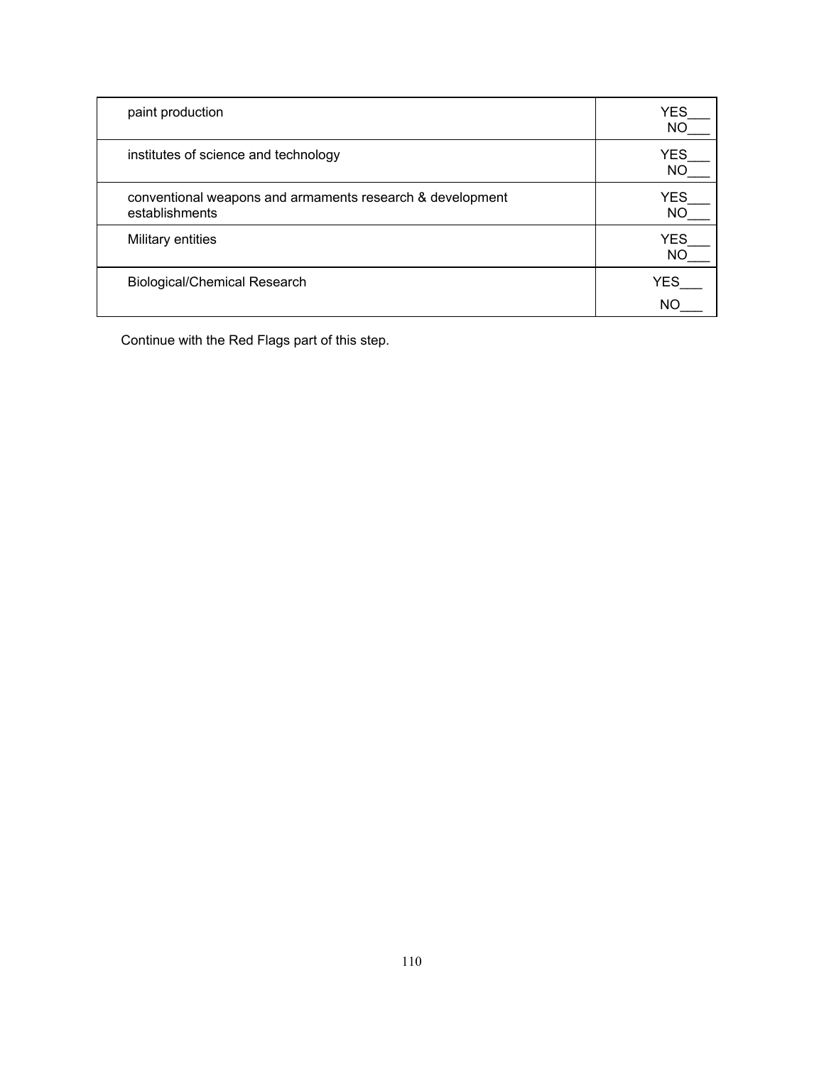| | |
|---|---|
| paint production | YES___ NO___ |
| institutes of science and technology | YES___ NO___ |
| conventional weapons and armaments research & development establishments | YES___ NO___ |
| Military entities | YES___ NO___ |
| Biological/Chemical Research | YES___ NO___ |

Continue with the Red Flags part of this step.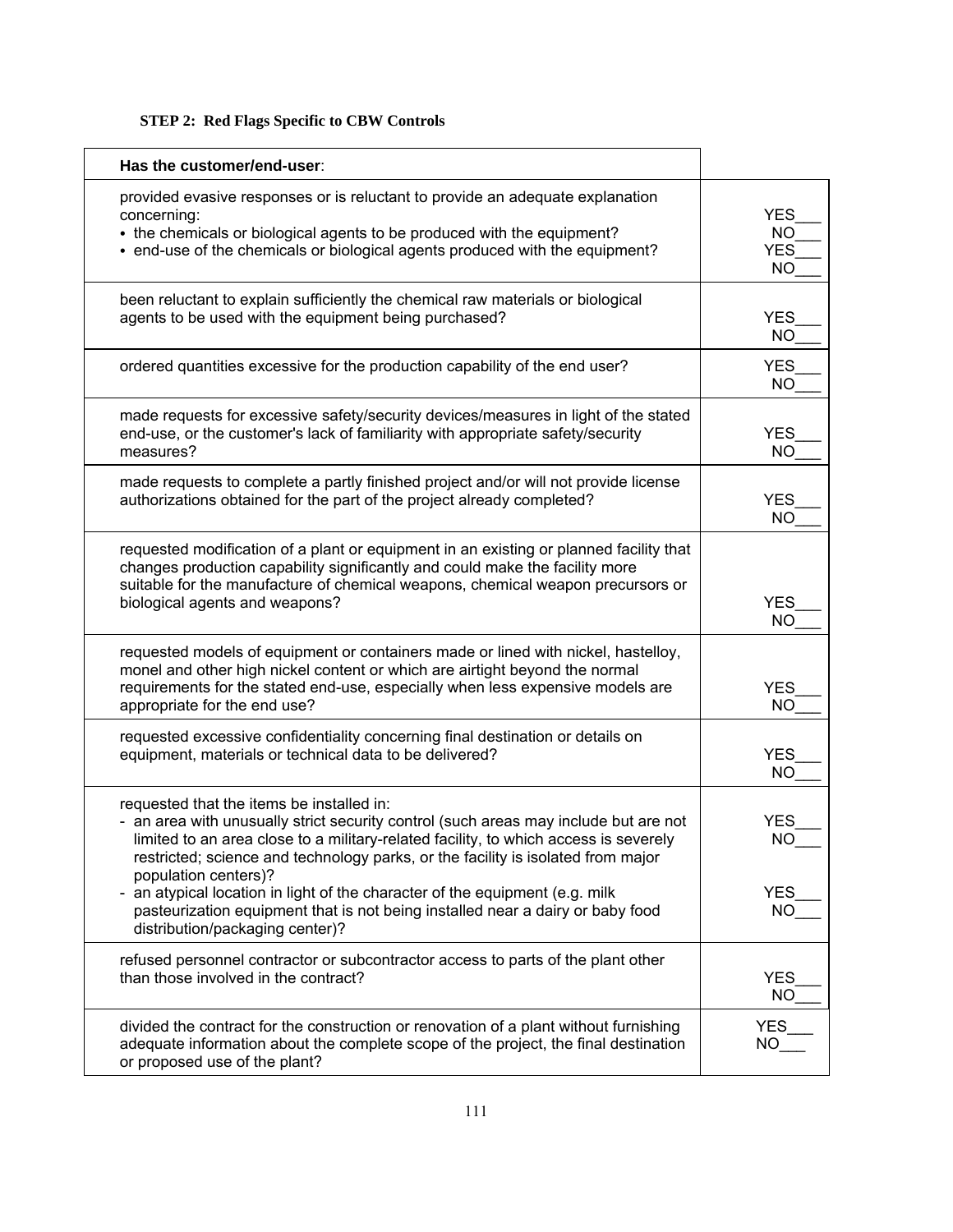### STEP 2: Red Flags Specific to CBW Controls

| **Has the customer/end-user**: | |
|---|---|
| provided evasive responses or is reluctant to provide an adequate explanation concerning:<br>• the chemicals or biological agents to be produced with the equipment?<br>• end-use of the chemicals or biological agents produced with the equipment? | YES___<br>NO___<br>YES___<br>NO___ |
| been reluctant to explain sufficiently the chemical raw materials or biological agents to be used with the equipment being purchased? | YES___<br>NO___ |
| ordered quantities excessive for the production capability of the end user? | YES___<br>NO___ |
| made requests for excessive safety/security devices/measures in light of the stated end-use, or the customer's lack of familiarity with appropriate safety/security measures? | YES___<br>NO___ |
| made requests to complete a partly finished project and/or will not provide license authorizations obtained for the part of the project already completed? | YES___<br>NO___ |
| requested modification of a plant or equipment in an existing or planned facility that changes production capability significantly and could make the facility more suitable for the manufacture of chemical weapons, chemical weapon precursors or biological agents and weapons? | YES___<br>NO___ |
| requested models of equipment or containers made or lined with nickel, hastelloy, monel and other high nickel content or which are airtight beyond the normal requirements for the stated end-use, especially when less expensive models are appropriate for the end use? | YES___<br>NO___ |
| requested excessive confidentiality concerning final destination or details on equipment, materials or technical data to be delivered? | YES___<br>NO___ |
| requested that the items be installed in:<br>- an area with unusually strict security control (such areas may include but are not limited to an area close to a military-related facility, to which access is severely restricted; science and technology parks, or the facility is isolated from major population centers)?<br>- an atypical location in light of the character of the equipment (e.g. milk pasteurization equipment that is not being installed near a dairy or baby food distribution/packaging center)? | YES___<br>NO___<br><br>YES___<br>NO___ |
| refused personnel contractor or subcontractor access to parts of the plant other than those involved in the contract? | YES___<br>NO___ |
| divided the contract for the construction or renovation of a plant without furnishing adequate information about the complete scope of the project, the final destination or proposed use of the plant? | YES___<br>NO___ |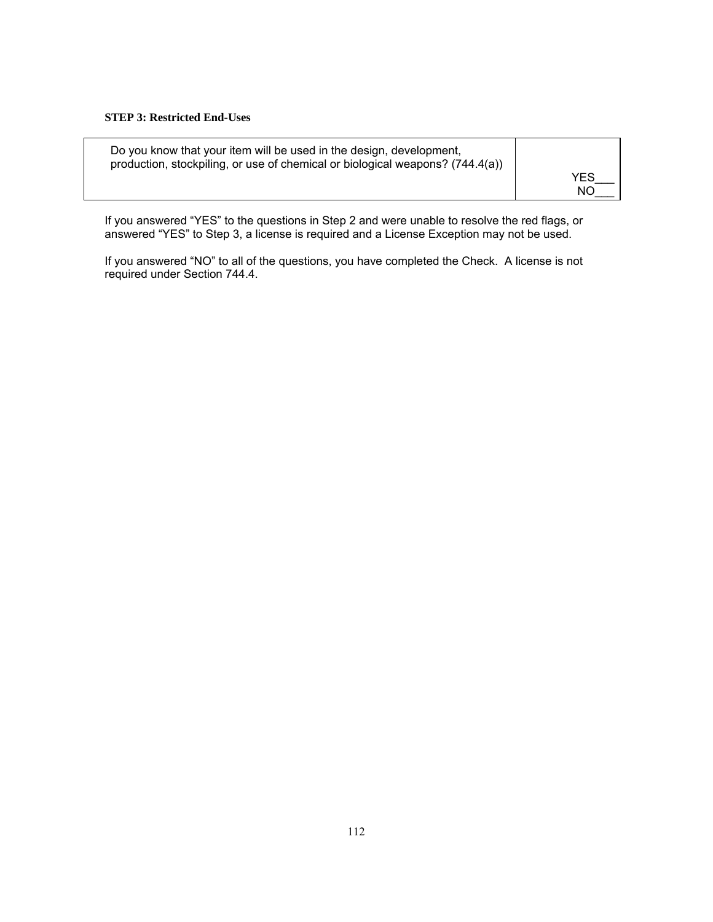**STEP 3: Restricted End-Uses**

| | |
|---|---|
| Do you know that your item will be used in the design, development, production, stockpiling, or use of chemical or biological weapons? (744.4(a)) | YES___ NO___ |

If you answered "YES" to the questions in Step 2 and were unable to resolve the red flags, or answered "YES" to Step 3, a license is required and a License Exception may not be used.

If you answered "NO" to all of the questions, you have completed the Check. A license is not required under Section 744.4.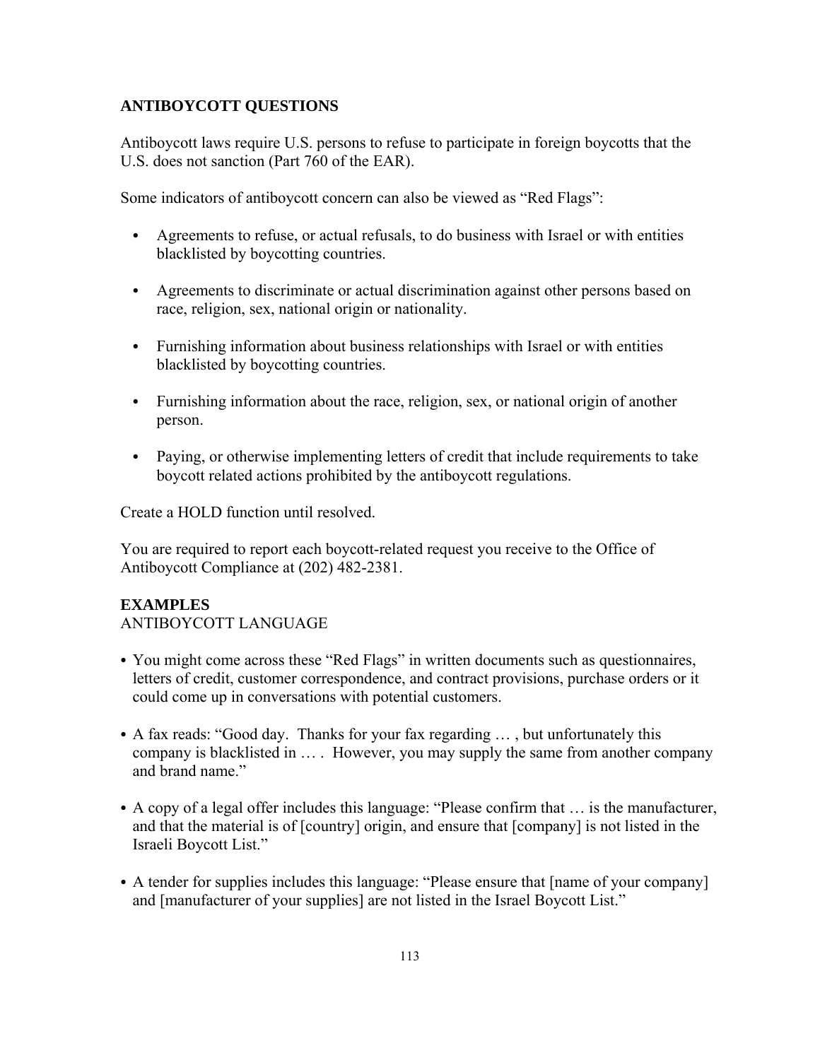## ANTIBOYCOTT QUESTIONS

Antiboycott laws require U.S. persons to refuse to participate in foreign boycotts that the U.S. does not sanction (Part 760 of the EAR).

Some indicators of antiboycott concern can also be viewed as "Red Flags":

- Agreements to refuse, or actual refusals, to do business with Israel or with entities blacklisted by boycotting countries.
- Agreements to discriminate or actual discrimination against other persons based on race, religion, sex, national origin or nationality.
- Furnishing information about business relationships with Israel or with entities blacklisted by boycotting countries.
- Furnishing information about the race, religion, sex, or national origin of another person.
- Paying, or otherwise implementing letters of credit that include requirements to take boycott related actions prohibited by the antiboycott regulations.

Create a HOLD function until resolved.

You are required to report each boycott-related request you receive to the Office of Antiboycott Compliance at (202) 482-2381.

**EXAMPLES**
ANTIBOYCOTT LANGUAGE

- You might come across these "Red Flags" in written documents such as questionnaires, letters of credit, customer correspondence, and contract provisions, purchase orders or it could come up in conversations with potential customers.
- A fax reads: "Good day. Thanks for your fax regarding … , but unfortunately this company is blacklisted in … . However, you may supply the same from another company and brand name."
- A copy of a legal offer includes this language: "Please confirm that … is the manufacturer, and that the material is of [country] origin, and ensure that [company] is not listed in the Israeli Boycott List."
- A tender for supplies includes this language: "Please ensure that [name of your company] and [manufacturer of your supplies] are not listed in the Israel Boycott List."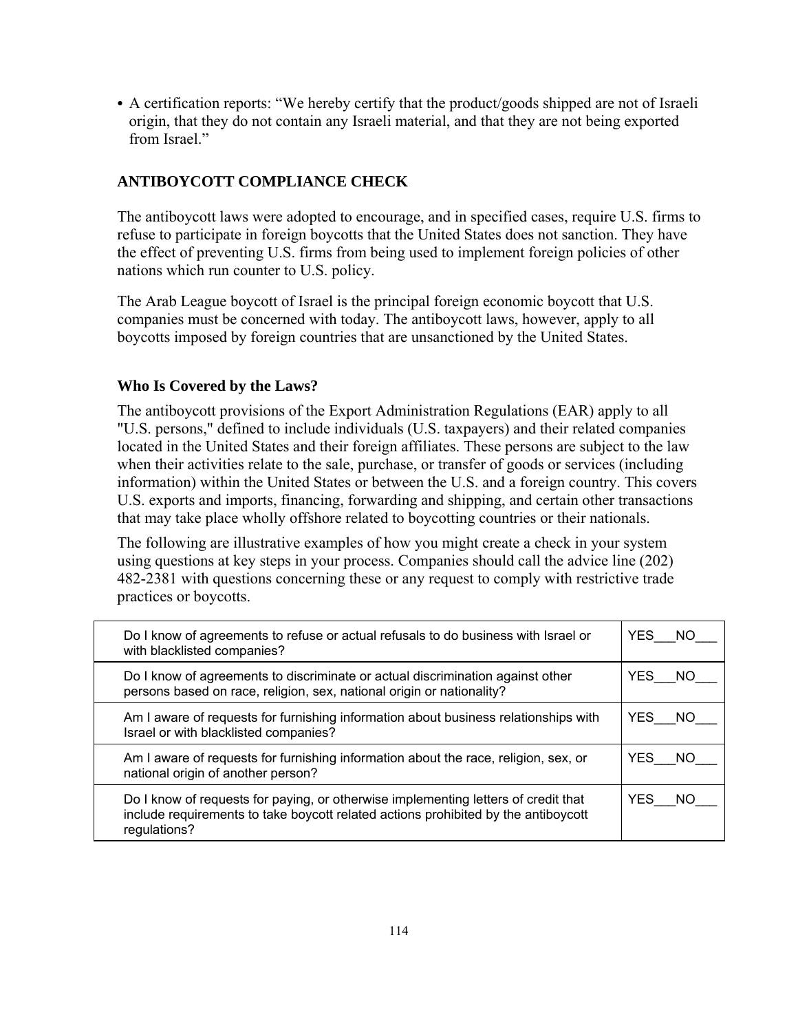- A certification reports: "We hereby certify that the product/goods shipped are not of Israeli origin, that they do not contain any Israeli material, and that they are not being exported from Israel."

## ANTIBOYCOTT COMPLIANCE CHECK

The antiboycott laws were adopted to encourage, and in specified cases, require U.S. firms to refuse to participate in foreign boycotts that the United States does not sanction. They have the effect of preventing U.S. firms from being used to implement foreign policies of other nations which run counter to U.S. policy.

The Arab League boycott of Israel is the principal foreign economic boycott that U.S. companies must be concerned with today. The antiboycott laws, however, apply to all boycotts imposed by foreign countries that are unsanctioned by the United States.

### Who Is Covered by the Laws?

The antiboycott provisions of the Export Administration Regulations (EAR) apply to all "U.S. persons," defined to include individuals (U.S. taxpayers) and their related companies located in the United States and their foreign affiliates. These persons are subject to the law when their activities relate to the sale, purchase, or transfer of goods or services (including information) within the United States or between the U.S. and a foreign country. This covers U.S. exports and imports, financing, forwarding and shipping, and certain other transactions that may take place wholly offshore related to boycotting countries or their nationals.

The following are illustrative examples of how you might create a check in your system using questions at key steps in your process. Companies should call the advice line (202) 482-2381 with questions concerning these or any request to comply with restrictive trade practices or boycotts.

| Question | Answer |
|---|---|
| Do I know of agreements to refuse or actual refusals to do business with Israel or with blacklisted companies? | YES___NO___ |
| Do I know of agreements to discriminate or actual discrimination against other persons based on race, religion, sex, national origin or nationality? | YES___NO___ |
| Am I aware of requests for furnishing information about business relationships with Israel or with blacklisted companies? | YES___NO___ |
| Am I aware of requests for furnishing information about the race, religion, sex, or national origin of another person? | YES___NO___ |
| Do I know of requests for paying, or otherwise implementing letters of credit that include requirements to take boycott related actions prohibited by the antiboycott regulations? | YES___NO___ |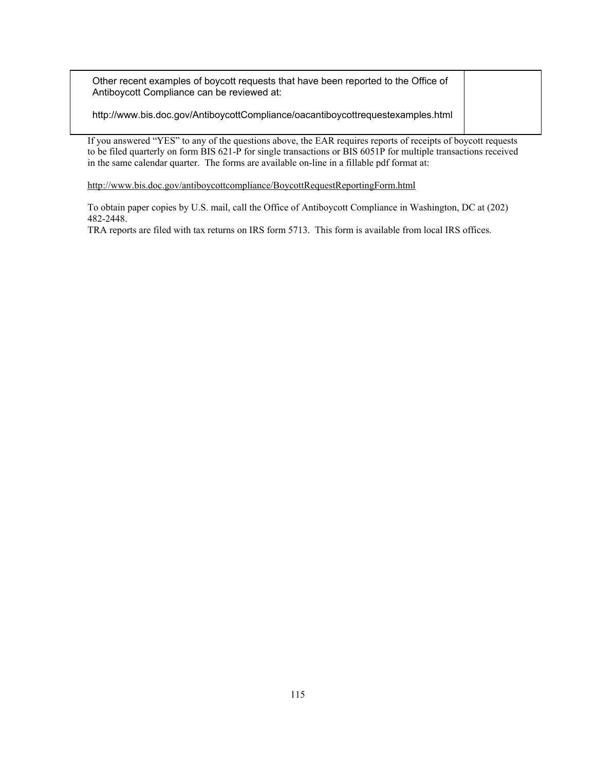| Other recent examples of boycott requests that have been reported to the Office of Antiboycott Compliance can be reviewed at:<br><br>http://www.bis.doc.gov/AntiboycottCompliance/oacantiboycottrequestexamples.html | |
|---|---|

If you answered "YES" to any of the questions above, the EAR requires reports of receipts of boycott requests to be filed quarterly on form BIS 621-P for single transactions or BIS 6051P for multiple transactions received in the same calendar quarter. The forms are available on-line in a fillable pdf format at:

http://www.bis.doc.gov/antiboycottcompliance/BoycottRequestReportingForm.html

To obtain paper copies by U.S. mail, call the Office of Antiboycott Compliance in Washington, DC at (202) 482-2448.
TRA reports are filed with tax returns on IRS form 5713. This form is available from local IRS offices.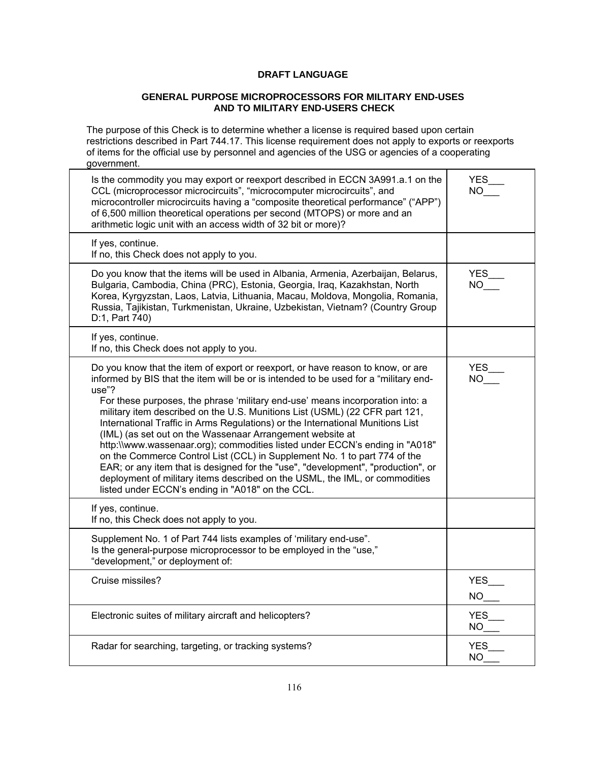**DRAFT LANGUAGE**

**GENERAL PURPOSE MICROPROCESSORS FOR MILITARY END-USES AND TO MILITARY END-USERS CHECK**

The purpose of this Check is to determine whether a license is required based upon certain restrictions described in Part 744.17. This license requirement does not apply to exports or reexports of items for the official use by personnel and agencies of the USG or agencies of a cooperating government.

| | |
|---|---|
| Is the commodity you may export or reexport described in ECCN 3A991.a.1 on the CCL (microprocessor microcircuits", "microcomputer microcircuits", and microcontroller microcircuits having a "composite theoretical performance" ("APP") of 6,500 million theoretical operations per second (MTOPS) or more and an arithmetic logic unit with an access width of 32 bit or more)? | YES___ NO___ |
| If yes, continue.<br>If no, this Check does not apply to you. | |
| Do you know that the items will be used in Albania, Armenia, Azerbaijan, Belarus, Bulgaria, Cambodia, China (PRC), Estonia, Georgia, Iraq, Kazakhstan, North Korea, Kyrgyzstan, Laos, Latvia, Lithuania, Macau, Moldova, Mongolia, Romania, Russia, Tajikistan, Turkmenistan, Ukraine, Uzbekistan, Vietnam? (Country Group D:1, Part 740) | YES___ NO___ |
| If yes, continue.<br>If no, this Check does not apply to you. | |
| Do you know that the item of export or reexport, or have reason to know, or are informed by BIS that the item will be or is intended to be used for a "military end-use"?<br>For these purposes, the phrase 'military end-use' means incorporation into: a military item described on the U.S. Munitions List (USML) (22 CFR part 121, International Traffic in Arms Regulations) or the International Munitions List (IML) (as set out on the Wassenaar Arrangement website at http:\\www.wassenaar.org); commodities listed under ECCN's ending in "A018" on the Commerce Control List (CCL) in Supplement No. 1 to part 774 of the EAR; or any item that is designed for the "use", "development", "production", or deployment of military items described on the USML, the IML, or commodities listed under ECCN's ending in "A018" on the CCL. | YES___ NO___ |
| If yes, continue.<br>If no, this Check does not apply to you. | |
| Supplement No. 1 of Part 744 lists examples of 'military end-use'.<br>Is the general-purpose microprocessor to be employed in the "use," "development," or deployment of: | |
| Cruise missiles? | YES___ NO___ |
| Electronic suites of military aircraft and helicopters? | YES___ NO___ |
| Radar for searching, targeting, or tracking systems? | YES___ NO___ |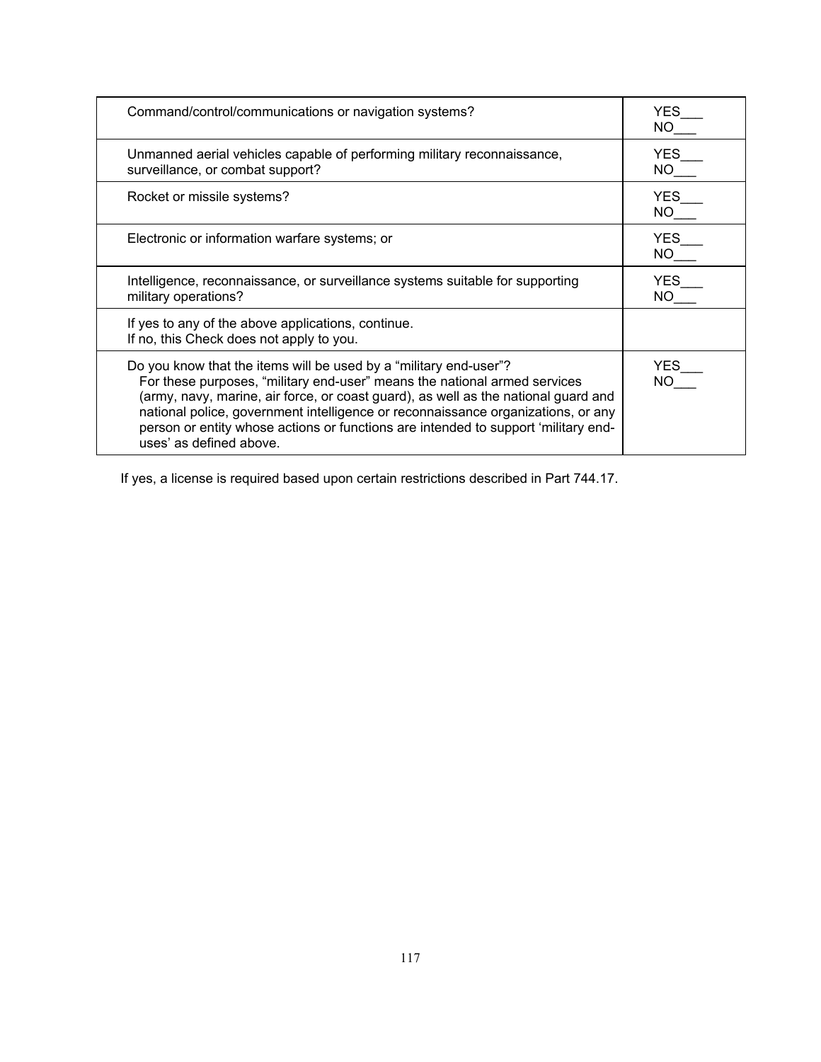| | |
|---|---|
| Command/control/communications or navigation systems? | YES___<br>NO___ |
| Unmanned aerial vehicles capable of performing military reconnaissance, surveillance, or combat support? | YES___<br>NO___ |
| Rocket or missile systems? | YES___<br>NO___ |
| Electronic or information warfare systems; or | YES___<br>NO___ |
| Intelligence, reconnaissance, or surveillance systems suitable for supporting military operations? | YES___<br>NO___ |
| If yes to any of the above applications, continue.<br>If no, this Check does not apply to you. | |
| Do you know that the items will be used by a “military end-user”?<br>For these purposes, “military end-user” means the national armed services (army, navy, marine, air force, or coast guard), as well as the national guard and national police, government intelligence or reconnaissance organizations, or any person or entity whose actions or functions are intended to support ‘military end-uses’ as defined above. | YES___<br>NO___ |

If yes, a license is required based upon certain restrictions described in Part 744.17.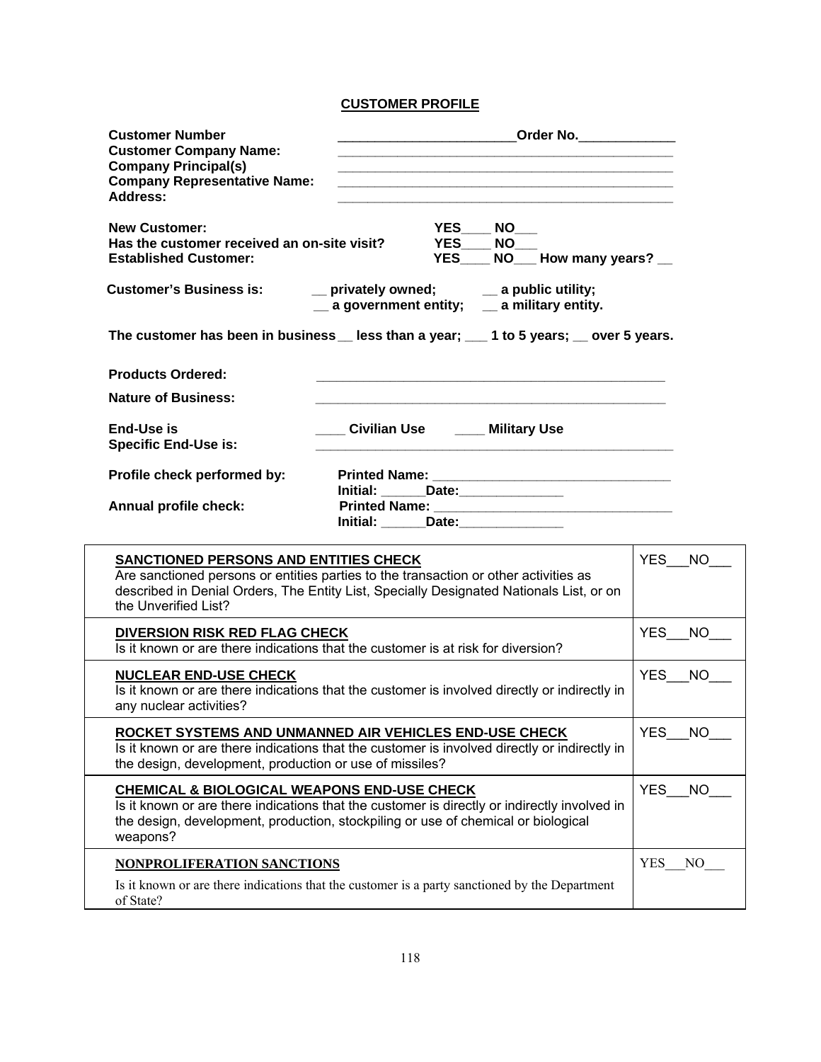## CUSTOMER PROFILE

**Customer Number** ________________________ **Order No.** _____________

**Customer Company Name:** ______________________________________________

**Company Principal(s)** ______________________________________________

**Company Representative Name:** ______________________________________________

**Address:** ______________________________________________

**New Customer:** **YES____ NO___**

**Has the customer received an on-site visit?** **YES____ NO___**

**Established Customer:** **YES____ NO___ How many years? __**

**Customer's Business is:** **__ privately owned; __ a public utility; __ a government entity; __ a military entity.**

**The customer has been in business __ less than a year; ___ 1 to 5 years; __ over 5 years.**

**Products Ordered:** ______________________________________________

**Nature of Business:** ______________________________________________

**End-Use is** **____ Civilian Use ____ Military Use**

**Specific End-Use is:** ______________________________________________

**Profile check performed by:** **Printed Name:** ________________________________
**Initial:** ______**Date:**______________

**Annual profile check:** **Printed Name:** ________________________________
**Initial:** ______**Date:**______________

| | |
|---|---|
| **SANCTIONED PERSONS AND ENTITIES CHECK**<br>Are sanctioned persons or entities parties to the transaction or other activities as described in Denial Orders, The Entity List, Specially Designated Nationals List, or on the Unverified List? | YES___NO___ |
| **DIVERSION RISK RED FLAG CHECK**<br>Is it known or are there indications that the customer is at risk for diversion? | YES___NO___ |
| **NUCLEAR END-USE CHECK**<br>Is it known or are there indications that the customer is involved directly or indirectly in any nuclear activities? | YES___NO___ |
| **ROCKET SYSTEMS AND UNMANNED AIR VEHICLES END-USE CHECK**<br>Is it known or are there indications that the customer is involved directly or indirectly in the design, development, production or use of missiles? | YES___NO___ |
| **CHEMICAL & BIOLOGICAL WEAPONS END-USE CHECK**<br>Is it known or are there indications that the customer is directly or indirectly involved in the design, development, production, stockpiling or use of chemical or biological weapons? | YES___NO___ |
| **NONPROLIFERATION SANCTIONS**<br>Is it known or are there indications that the customer is a party sanctioned by the Department of State? | YES___NO___ |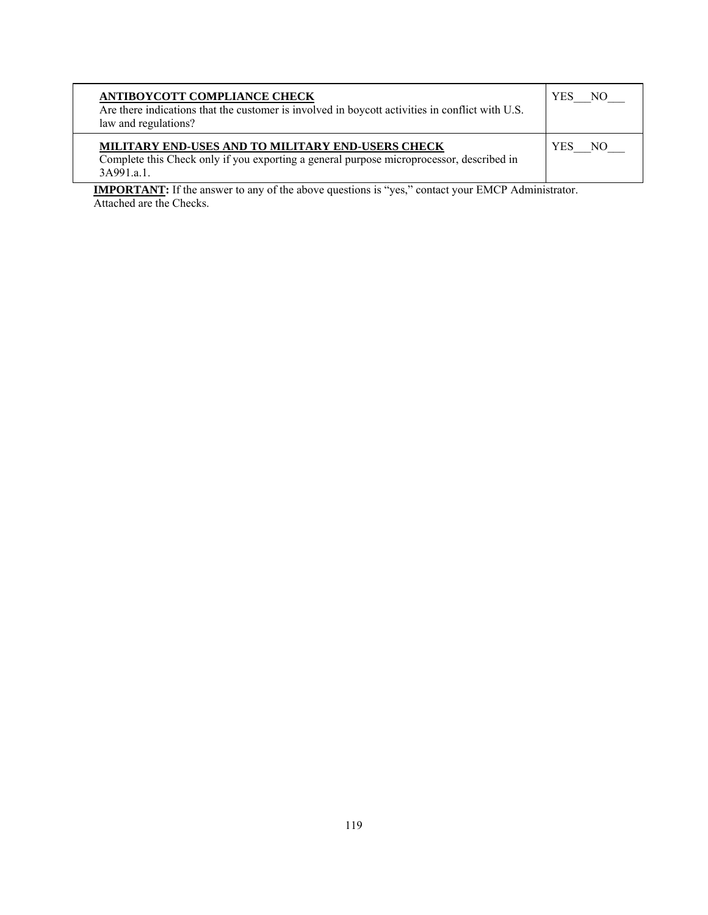| Check | Response |
|---|---|
| **ANTIBOYCOTT COMPLIANCE CHECK**<br>Are there indications that the customer is involved in boycott activities in conflict with U.S. law and regulations? | YES___ NO___ |
| **MILITARY END-USES AND TO MILITARY END-USERS CHECK**<br>Complete this Check only if you exporting a general purpose microprocessor, described in 3A991.a.1. | YES___ NO___ |

**IMPORTANT:** If the answer to any of the above questions is "yes," contact your EMCP Administrator. Attached are the Checks.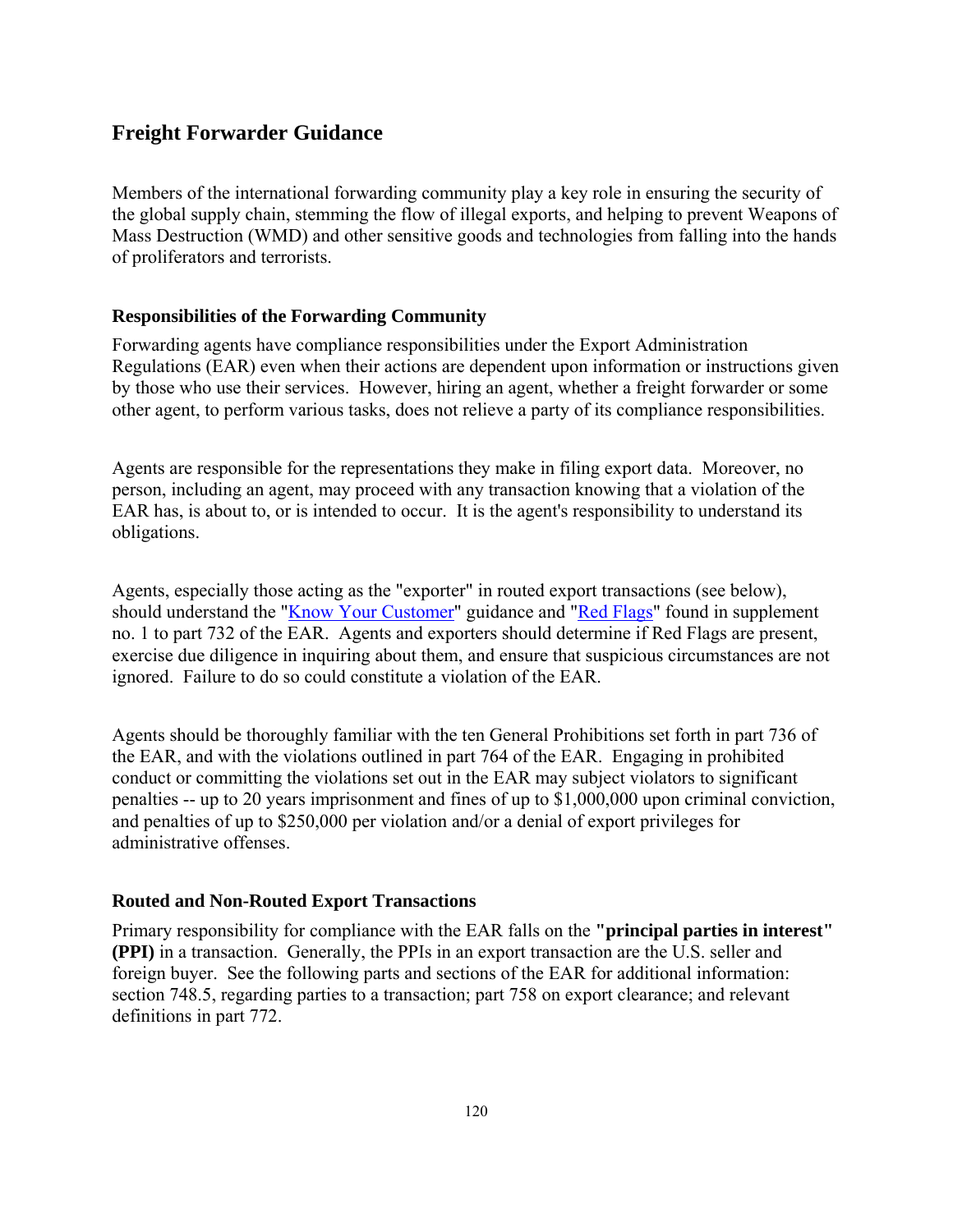## Freight Forwarder Guidance

Members of the international forwarding community play a key role in ensuring the security of the global supply chain, stemming the flow of illegal exports, and helping to prevent Weapons of Mass Destruction (WMD) and other sensitive goods and technologies from falling into the hands of proliferators and terrorists.

### Responsibilities of the Forwarding Community

Forwarding agents have compliance responsibilities under the Export Administration Regulations (EAR) even when their actions are dependent upon information or instructions given by those who use their services. However, hiring an agent, whether a freight forwarder or some other agent, to perform various tasks, does not relieve a party of its compliance responsibilities.

Agents are responsible for the representations they make in filing export data. Moreover, no person, including an agent, may proceed with any transaction knowing that a violation of the EAR has, is about to, or is intended to occur. It is the agent's responsibility to understand its obligations.

Agents, especially those acting as the "exporter" in routed export transactions (see below), should understand the "Know Your Customer" guidance and "Red Flags" found in supplement no. 1 to part 732 of the EAR. Agents and exporters should determine if Red Flags are present, exercise due diligence in inquiring about them, and ensure that suspicious circumstances are not ignored. Failure to do so could constitute a violation of the EAR.

Agents should be thoroughly familiar with the ten General Prohibitions set forth in part 736 of the EAR, and with the violations outlined in part 764 of the EAR. Engaging in prohibited conduct or committing the violations set out in the EAR may subject violators to significant penalties -- up to 20 years imprisonment and fines of up to $1,000,000 upon criminal conviction, and penalties of up to $250,000 per violation and/or a denial of export privileges for administrative offenses.

### Routed and Non-Routed Export Transactions

Primary responsibility for compliance with the EAR falls on the **"principal parties in interest" (PPI)** in a transaction. Generally, the PPIs in an export transaction are the U.S. seller and foreign buyer. See the following parts and sections of the EAR for additional information: section 748.5, regarding parties to a transaction; part 758 on export clearance; and relevant definitions in part 772.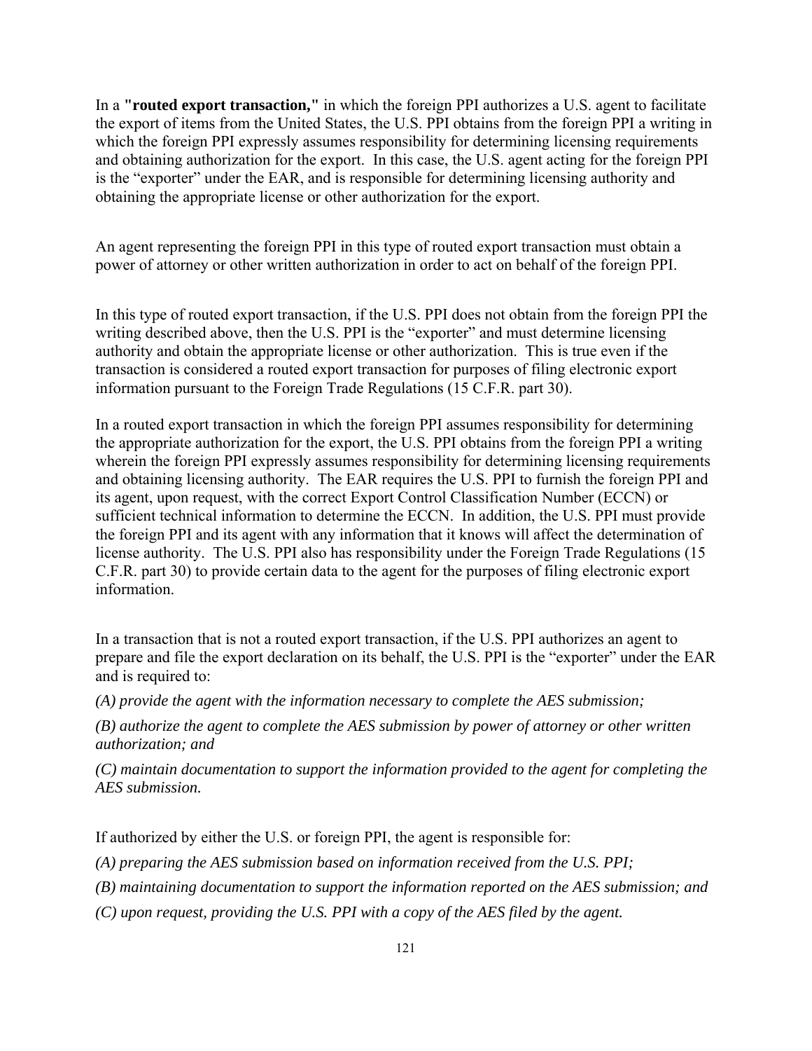In a **"routed export transaction,"** in which the foreign PPI authorizes a U.S. agent to facilitate the export of items from the United States, the U.S. PPI obtains from the foreign PPI a writing in which the foreign PPI expressly assumes responsibility for determining licensing requirements and obtaining authorization for the export. In this case, the U.S. agent acting for the foreign PPI is the "exporter" under the EAR, and is responsible for determining licensing authority and obtaining the appropriate license or other authorization for the export.

An agent representing the foreign PPI in this type of routed export transaction must obtain a power of attorney or other written authorization in order to act on behalf of the foreign PPI.

In this type of routed export transaction, if the U.S. PPI does not obtain from the foreign PPI the writing described above, then the U.S. PPI is the "exporter" and must determine licensing authority and obtain the appropriate license or other authorization. This is true even if the transaction is considered a routed export transaction for purposes of filing electronic export information pursuant to the Foreign Trade Regulations (15 C.F.R. part 30).

In a routed export transaction in which the foreign PPI assumes responsibility for determining the appropriate authorization for the export, the U.S. PPI obtains from the foreign PPI a writing wherein the foreign PPI expressly assumes responsibility for determining licensing requirements and obtaining licensing authority. The EAR requires the U.S. PPI to furnish the foreign PPI and its agent, upon request, with the correct Export Control Classification Number (ECCN) or sufficient technical information to determine the ECCN. In addition, the U.S. PPI must provide the foreign PPI and its agent with any information that it knows will affect the determination of license authority. The U.S. PPI also has responsibility under the Foreign Trade Regulations (15 C.F.R. part 30) to provide certain data to the agent for the purposes of filing electronic export information.

In a transaction that is not a routed export transaction, if the U.S. PPI authorizes an agent to prepare and file the export declaration on its behalf, the U.S. PPI is the "exporter" under the EAR and is required to:

*(A) provide the agent with the information necessary to complete the AES submission;*

*(B) authorize the agent to complete the AES submission by power of attorney or other written authorization; and*

*(C) maintain documentation to support the information provided to the agent for completing the AES submission.*

If authorized by either the U.S. or foreign PPI, the agent is responsible for:

*(A) preparing the AES submission based on information received from the U.S. PPI;*

*(B) maintaining documentation to support the information reported on the AES submission; and*

*(C) upon request, providing the U.S. PPI with a copy of the AES filed by the agent.*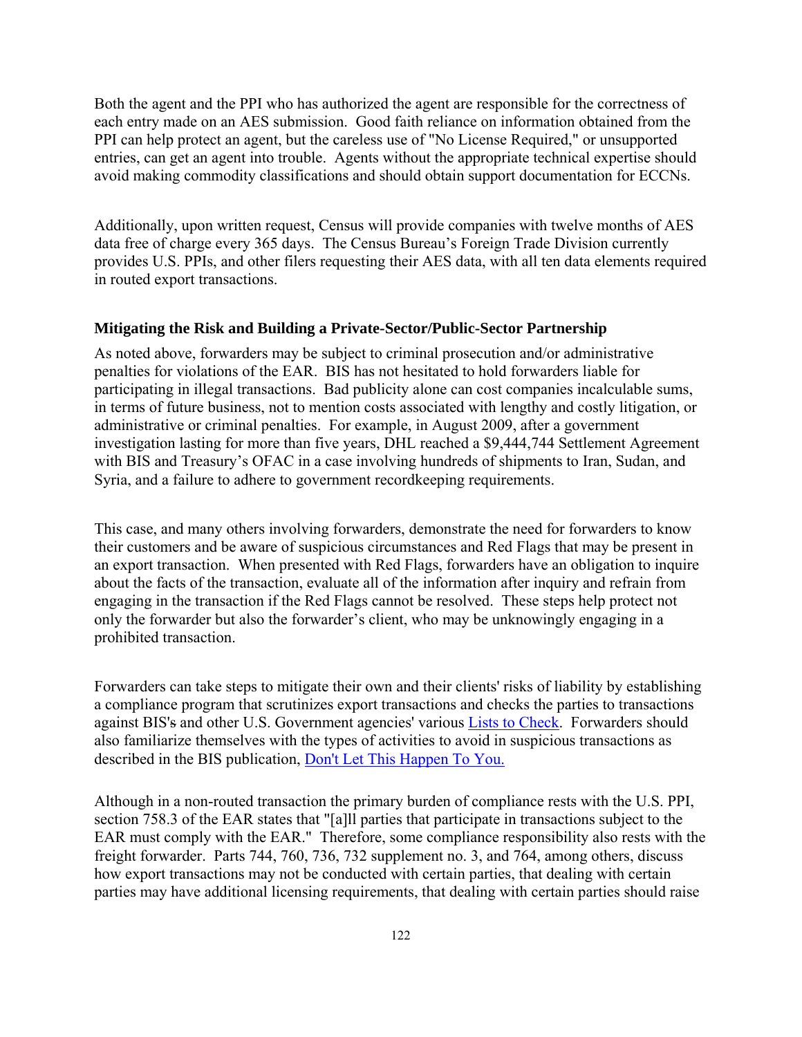Both the agent and the PPI who has authorized the agent are responsible for the correctness of each entry made on an AES submission. Good faith reliance on information obtained from the PPI can help protect an agent, but the careless use of "No License Required," or unsupported entries, can get an agent into trouble. Agents without the appropriate technical expertise should avoid making commodity classifications and should obtain support documentation for ECCNs.

Additionally, upon written request, Census will provide companies with twelve months of AES data free of charge every 365 days. The Census Bureau's Foreign Trade Division currently provides U.S. PPIs, and other filers requesting their AES data, with all ten data elements required in routed export transactions.

**Mitigating the Risk and Building a Private-Sector/Public-Sector Partnership**

As noted above, forwarders may be subject to criminal prosecution and/or administrative penalties for violations of the EAR. BIS has not hesitated to hold forwarders liable for participating in illegal transactions. Bad publicity alone can cost companies incalculable sums, in terms of future business, not to mention costs associated with lengthy and costly litigation, or administrative or criminal penalties. For example, in August 2009, after a government investigation lasting for more than five years, DHL reached a $9,444,744 Settlement Agreement with BIS and Treasury's OFAC in a case involving hundreds of shipments to Iran, Sudan, and Syria, and a failure to adhere to government recordkeeping requirements.

This case, and many others involving forwarders, demonstrate the need for forwarders to know their customers and be aware of suspicious circumstances and Red Flags that may be present in an export transaction. When presented with Red Flags, forwarders have an obligation to inquire about the facts of the transaction, evaluate all of the information after inquiry and refrain from engaging in the transaction if the Red Flags cannot be resolved. These steps help protect not only the forwarder but also the forwarder's client, who may be unknowingly engaging in a prohibited transaction.

Forwarders can take steps to mitigate their own and their clients' risks of liability by establishing a compliance program that scrutinizes export transactions and checks the parties to transactions against BIS's and other U.S. Government agencies' various Lists to Check. Forwarders should also familiarize themselves with the types of activities to avoid in suspicious transactions as described in the BIS publication, Don't Let This Happen To You.

Although in a non-routed transaction the primary burden of compliance rests with the U.S. PPI, section 758.3 of the EAR states that "[a]ll parties that participate in transactions subject to the EAR must comply with the EAR." Therefore, some compliance responsibility also rests with the freight forwarder. Parts 744, 760, 736, 732 supplement no. 3, and 764, among others, discuss how export transactions may not be conducted with certain parties, that dealing with certain parties may have additional licensing requirements, that dealing with certain parties should raise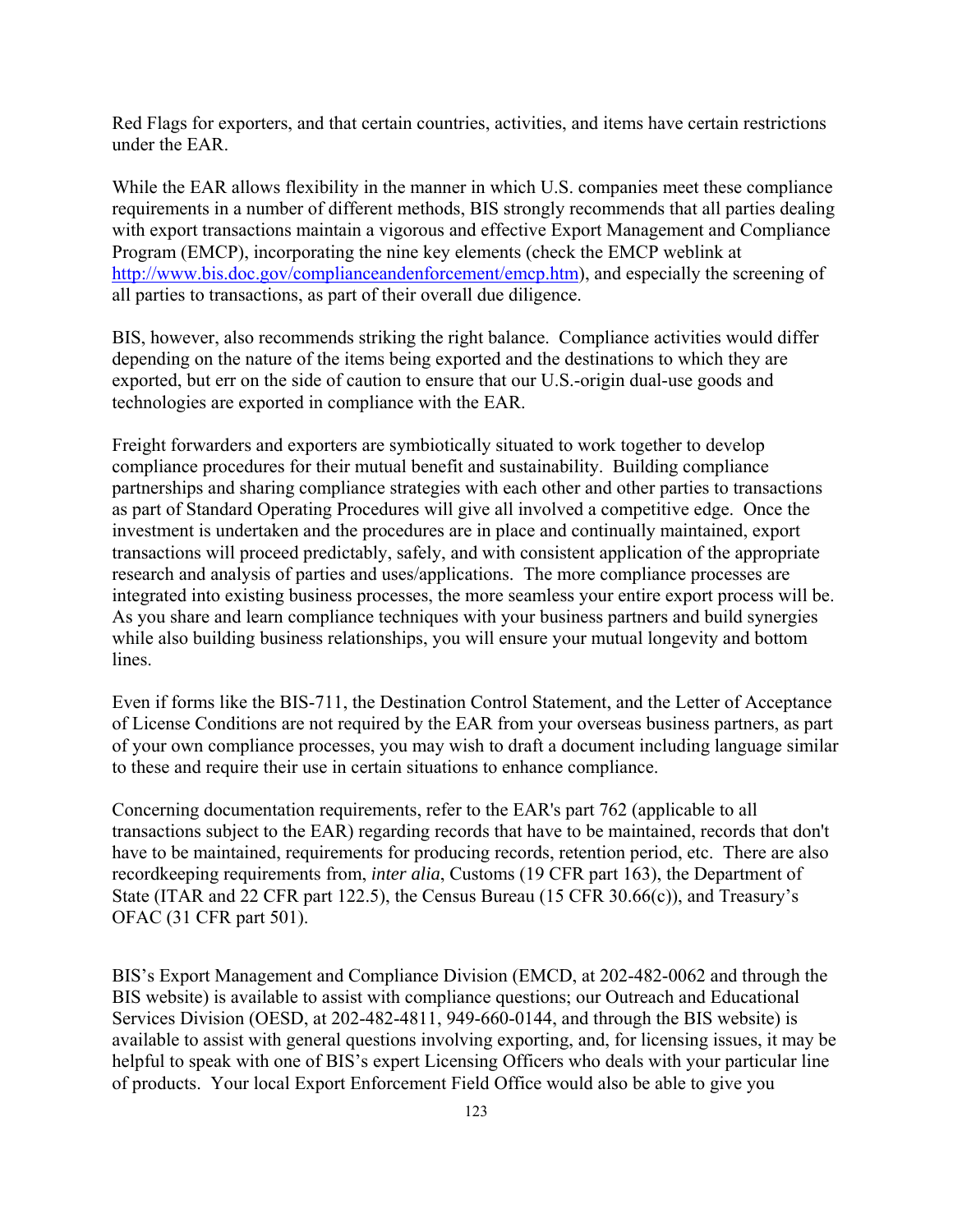Red Flags for exporters, and that certain countries, activities, and items have certain restrictions under the EAR.

While the EAR allows flexibility in the manner in which U.S. companies meet these compliance requirements in a number of different methods, BIS strongly recommends that all parties dealing with export transactions maintain a vigorous and effective Export Management and Compliance Program (EMCP), incorporating the nine key elements (check the EMCP weblink at [http://www.bis.doc.gov/complianceandenforcement/emcp.htm](http://www.bis.doc.gov/complianceandenforcement/emcp.htm)), and especially the screening of all parties to transactions, as part of their overall due diligence.

BIS, however, also recommends striking the right balance. Compliance activities would differ depending on the nature of the items being exported and the destinations to which they are exported, but err on the side of caution to ensure that our U.S.-origin dual-use goods and technologies are exported in compliance with the EAR.

Freight forwarders and exporters are symbiotically situated to work together to develop compliance procedures for their mutual benefit and sustainability. Building compliance partnerships and sharing compliance strategies with each other and other parties to transactions as part of Standard Operating Procedures will give all involved a competitive edge. Once the investment is undertaken and the procedures are in place and continually maintained, export transactions will proceed predictably, safely, and with consistent application of the appropriate research and analysis of parties and uses/applications. The more compliance processes are integrated into existing business processes, the more seamless your entire export process will be. As you share and learn compliance techniques with your business partners and build synergies while also building business relationships, you will ensure your mutual longevity and bottom lines.

Even if forms like the BIS-711, the Destination Control Statement, and the Letter of Acceptance of License Conditions are not required by the EAR from your overseas business partners, as part of your own compliance processes, you may wish to draft a document including language similar to these and require their use in certain situations to enhance compliance.

Concerning documentation requirements, refer to the EAR's part 762 (applicable to all transactions subject to the EAR) regarding records that have to be maintained, records that don't have to be maintained, requirements for producing records, retention period, etc. There are also recordkeeping requirements from, *inter alia*, Customs (19 CFR part 163), the Department of State (ITAR and 22 CFR part 122.5), the Census Bureau (15 CFR 30.66(c)), and Treasury's OFAC (31 CFR part 501).

BIS's Export Management and Compliance Division (EMCD, at 202-482-0062 and through the BIS website) is available to assist with compliance questions; our Outreach and Educational Services Division (OESD, at 202-482-4811, 949-660-0144, and through the BIS website) is available to assist with general questions involving exporting, and, for licensing issues, it may be helpful to speak with one of BIS's expert Licensing Officers who deals with your particular line of products. Your local Export Enforcement Field Office would also be able to give you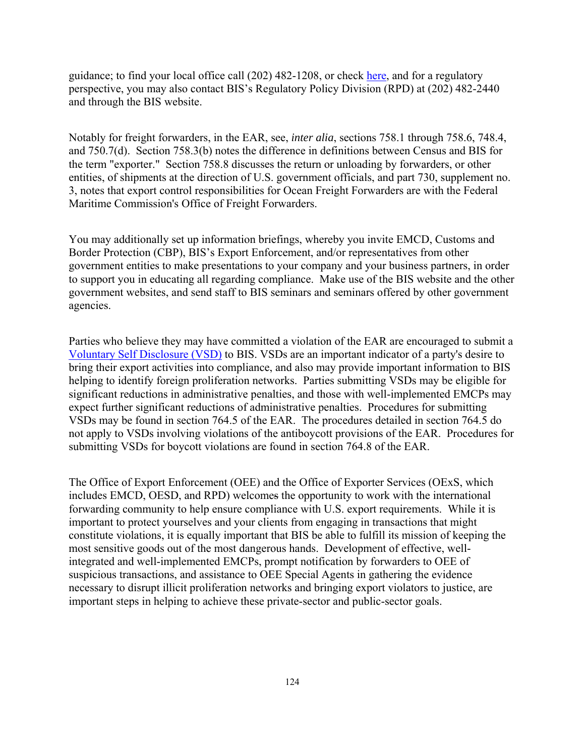guidance; to find your local office call (202) 482-1208, or check here, and for a regulatory perspective, you may also contact BIS's Regulatory Policy Division (RPD) at (202) 482-2440 and through the BIS website.

Notably for freight forwarders, in the EAR, see, *inter alia*, sections 758.1 through 758.6, 748.4, and 750.7(d). Section 758.3(b) notes the difference in definitions between Census and BIS for the term "exporter." Section 758.8 discusses the return or unloading by forwarders, or other entities, of shipments at the direction of U.S. government officials, and part 730, supplement no. 3, notes that export control responsibilities for Ocean Freight Forwarders are with the Federal Maritime Commission's Office of Freight Forwarders.

You may additionally set up information briefings, whereby you invite EMCD, Customs and Border Protection (CBP), BIS's Export Enforcement, and/or representatives from other government entities to make presentations to your company and your business partners, in order to support you in educating all regarding compliance. Make use of the BIS website and the other government websites, and send staff to BIS seminars and seminars offered by other government agencies.

Parties who believe they may have committed a violation of the EAR are encouraged to submit a Voluntary Self Disclosure (VSD) to BIS. VSDs are an important indicator of a party's desire to bring their export activities into compliance, and also may provide important information to BIS helping to identify foreign proliferation networks. Parties submitting VSDs may be eligible for significant reductions in administrative penalties, and those with well-implemented EMCPs may expect further significant reductions of administrative penalties. Procedures for submitting VSDs may be found in section 764.5 of the EAR. The procedures detailed in section 764.5 do not apply to VSDs involving violations of the antiboycott provisions of the EAR. Procedures for submitting VSDs for boycott violations are found in section 764.8 of the EAR.

The Office of Export Enforcement (OEE) and the Office of Exporter Services (OExS, which includes EMCD, OESD, and RPD) welcomes the opportunity to work with the international forwarding community to help ensure compliance with U.S. export requirements. While it is important to protect yourselves and your clients from engaging in transactions that might constitute violations, it is equally important that BIS be able to fulfill its mission of keeping the most sensitive goods out of the most dangerous hands. Development of effective, well-integrated and well-implemented EMCPs, prompt notification by forwarders to OEE of suspicious transactions, and assistance to OEE Special Agents in gathering the evidence necessary to disrupt illicit proliferation networks and bringing export violators to justice, are important steps in helping to achieve these private-sector and public-sector goals.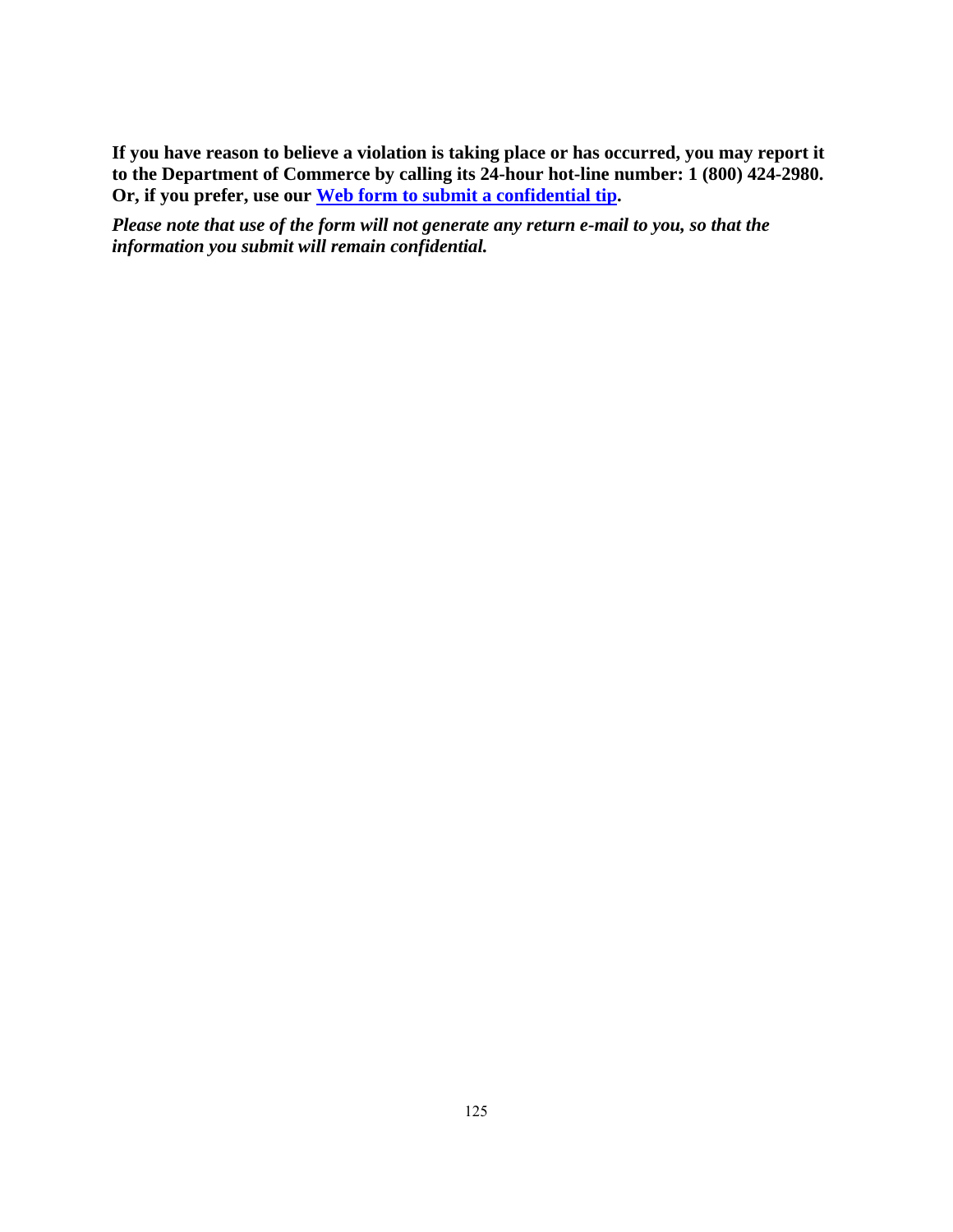**If you have reason to believe a violation is taking place or has occurred, you may report it to the Department of Commerce by calling its 24-hour hot-line number: 1 (800) 424-2980. Or, if you prefer, use our Web form to submit a confidential tip.**

***Please note that use of the form will not generate any return e-mail to you, so that the information you submit will remain confidential.***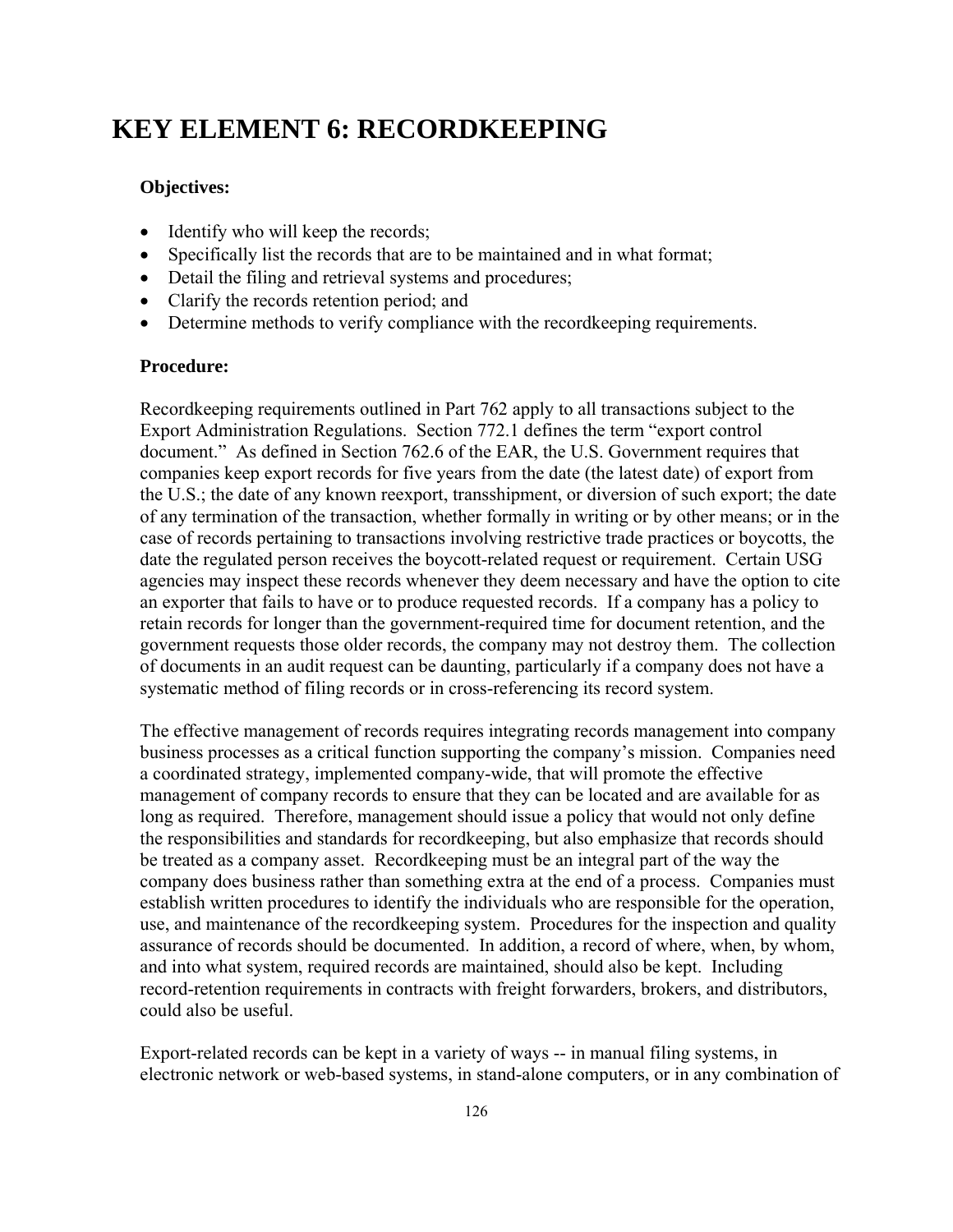# KEY ELEMENT 6: RECORDKEEPING

**Objectives:**

- Identify who will keep the records;
- Specifically list the records that are to be maintained and in what format;
- Detail the filing and retrieval systems and procedures;
- Clarify the records retention period; and
- Determine methods to verify compliance with the recordkeeping requirements.

**Procedure:**

Recordkeeping requirements outlined in Part 762 apply to all transactions subject to the Export Administration Regulations. Section 772.1 defines the term "export control document." As defined in Section 762.6 of the EAR, the U.S. Government requires that companies keep export records for five years from the date (the latest date) of export from the U.S.; the date of any known reexport, transshipment, or diversion of such export; the date of any termination of the transaction, whether formally in writing or by other means; or in the case of records pertaining to transactions involving restrictive trade practices or boycotts, the date the regulated person receives the boycott-related request or requirement. Certain USG agencies may inspect these records whenever they deem necessary and have the option to cite an exporter that fails to have or to produce requested records. If a company has a policy to retain records for longer than the government-required time for document retention, and the government requests those older records, the company may not destroy them. The collection of documents in an audit request can be daunting, particularly if a company does not have a systematic method of filing records or in cross-referencing its record system.

The effective management of records requires integrating records management into company business processes as a critical function supporting the company's mission. Companies need a coordinated strategy, implemented company-wide, that will promote the effective management of company records to ensure that they can be located and are available for as long as required. Therefore, management should issue a policy that would not only define the responsibilities and standards for recordkeeping, but also emphasize that records should be treated as a company asset. Recordkeeping must be an integral part of the way the company does business rather than something extra at the end of a process. Companies must establish written procedures to identify the individuals who are responsible for the operation, use, and maintenance of the recordkeeping system. Procedures for the inspection and quality assurance of records should be documented. In addition, a record of where, when, by whom, and into what system, required records are maintained, should also be kept. Including record-retention requirements in contracts with freight forwarders, brokers, and distributors, could also be useful.

Export-related records can be kept in a variety of ways -- in manual filing systems, in electronic network or web-based systems, in stand-alone computers, or in any combination of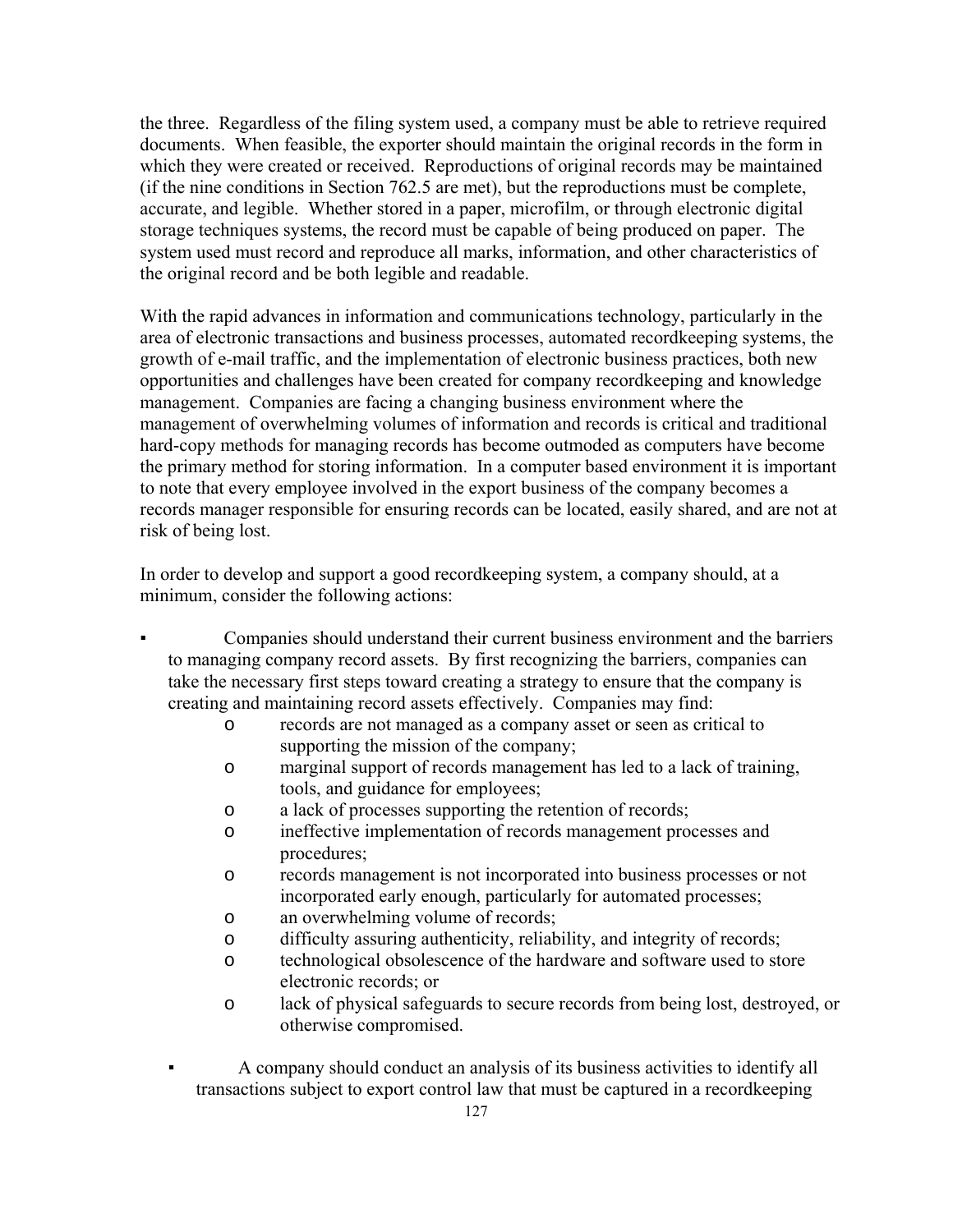the three. Regardless of the filing system used, a company must be able to retrieve required documents. When feasible, the exporter should maintain the original records in the form in which they were created or received. Reproductions of original records may be maintained (if the nine conditions in Section 762.5 are met), but the reproductions must be complete, accurate, and legible. Whether stored in a paper, microfilm, or through electronic digital storage techniques systems, the record must be capable of being produced on paper. The system used must record and reproduce all marks, information, and other characteristics of the original record and be both legible and readable.

With the rapid advances in information and communications technology, particularly in the area of electronic transactions and business processes, automated recordkeeping systems, the growth of e-mail traffic, and the implementation of electronic business practices, both new opportunities and challenges have been created for company recordkeeping and knowledge management. Companies are facing a changing business environment where the management of overwhelming volumes of information and records is critical and traditional hard-copy methods for managing records has become outmoded as computers have become the primary method for storing information. In a computer based environment it is important to note that every employee involved in the export business of the company becomes a records manager responsible for ensuring records can be located, easily shared, and are not at risk of being lost.

In order to develop and support a good recordkeeping system, a company should, at a minimum, consider the following actions:

- Companies should understand their current business environment and the barriers to managing company record assets. By first recognizing the barriers, companies can take the necessary first steps toward creating a strategy to ensure that the company is creating and maintaining record assets effectively. Companies may find:
  - records are not managed as a company asset or seen as critical to supporting the mission of the company;
  - marginal support of records management has led to a lack of training, tools, and guidance for employees;
  - a lack of processes supporting the retention of records;
  - ineffective implementation of records management processes and procedures;
  - records management is not incorporated into business processes or not incorporated early enough, particularly for automated processes;
  - an overwhelming volume of records;
  - difficulty assuring authenticity, reliability, and integrity of records;
  - technological obsolescence of the hardware and software used to store electronic records; or
  - lack of physical safeguards to secure records from being lost, destroyed, or otherwise compromised.
- A company should conduct an analysis of its business activities to identify all transactions subject to export control law that must be captured in a recordkeeping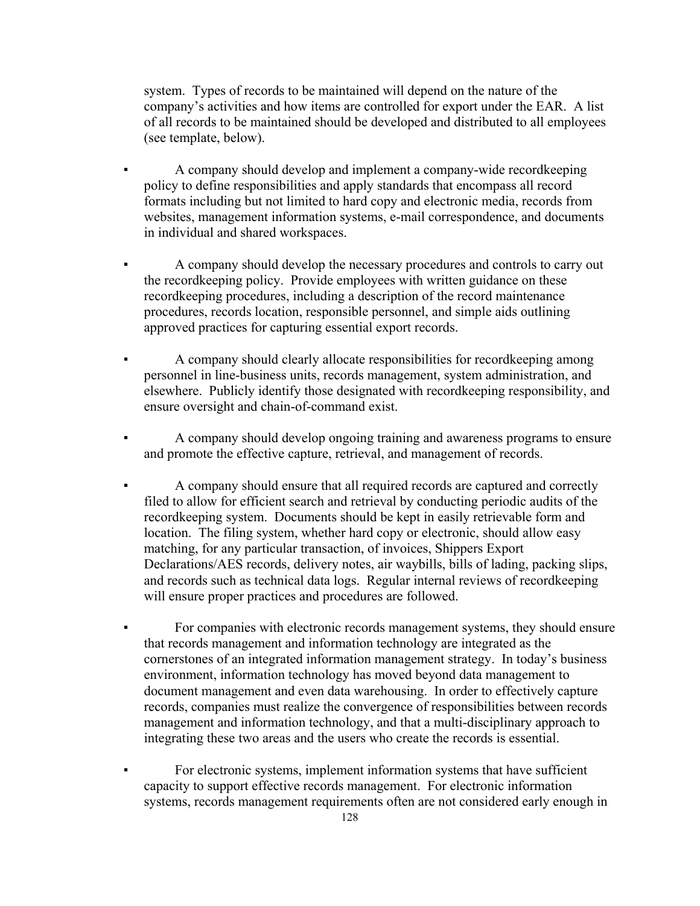system. Types of records to be maintained will depend on the nature of the company's activities and how items are controlled for export under the EAR. A list of all records to be maintained should be developed and distributed to all employees (see template, below).

- A company should develop and implement a company-wide recordkeeping policy to define responsibilities and apply standards that encompass all record formats including but not limited to hard copy and electronic media, records from websites, management information systems, e-mail correspondence, and documents in individual and shared workspaces.

- A company should develop the necessary procedures and controls to carry out the recordkeeping policy. Provide employees with written guidance on these recordkeeping procedures, including a description of the record maintenance procedures, records location, responsible personnel, and simple aids outlining approved practices for capturing essential export records.

- A company should clearly allocate responsibilities for recordkeeping among personnel in line-business units, records management, system administration, and elsewhere. Publicly identify those designated with recordkeeping responsibility, and ensure oversight and chain-of-command exist.

- A company should develop ongoing training and awareness programs to ensure and promote the effective capture, retrieval, and management of records.

- A company should ensure that all required records are captured and correctly filed to allow for efficient search and retrieval by conducting periodic audits of the recordkeeping system. Documents should be kept in easily retrievable form and location. The filing system, whether hard copy or electronic, should allow easy matching, for any particular transaction, of invoices, Shippers Export Declarations/AES records, delivery notes, air waybills, bills of lading, packing slips, and records such as technical data logs. Regular internal reviews of recordkeeping will ensure proper practices and procedures are followed.

- For companies with electronic records management systems, they should ensure that records management and information technology are integrated as the cornerstones of an integrated information management strategy. In today's business environment, information technology has moved beyond data management to document management and even data warehousing. In order to effectively capture records, companies must realize the convergence of responsibilities between records management and information technology, and that a multi-disciplinary approach to integrating these two areas and the users who create the records is essential.

- For electronic systems, implement information systems that have sufficient capacity to support effective records management. For electronic information systems, records management requirements often are not considered early enough in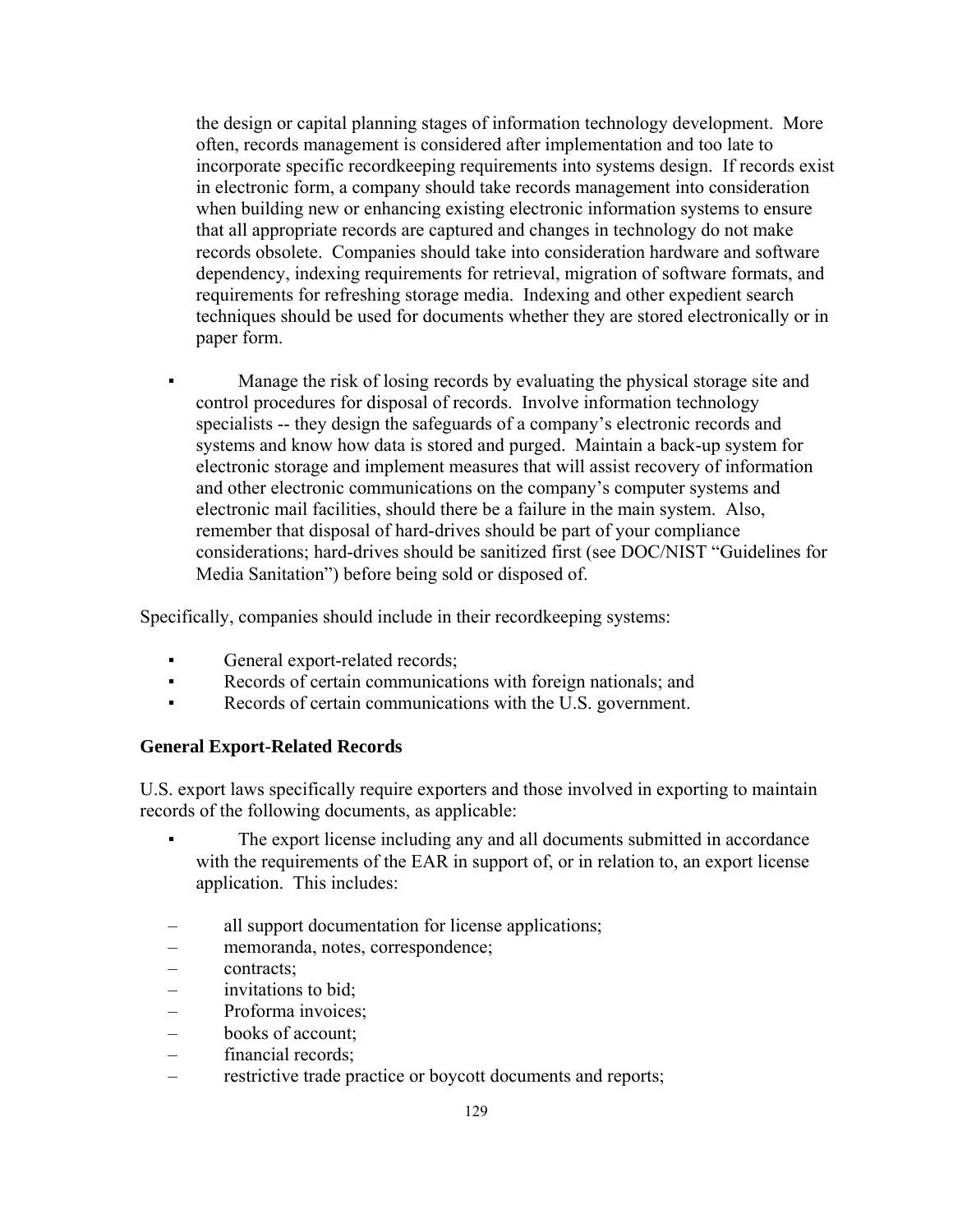the design or capital planning stages of information technology development. More often, records management is considered after implementation and too late to incorporate specific recordkeeping requirements into systems design. If records exist in electronic form, a company should take records management into consideration when building new or enhancing existing electronic information systems to ensure that all appropriate records are captured and changes in technology do not make records obsolete. Companies should take into consideration hardware and software dependency, indexing requirements for retrieval, migration of software formats, and requirements for refreshing storage media. Indexing and other expedient search techniques should be used for documents whether they are stored electronically or in paper form.

- Manage the risk of losing records by evaluating the physical storage site and control procedures for disposal of records. Involve information technology specialists -- they design the safeguards of a company's electronic records and systems and know how data is stored and purged. Maintain a back-up system for electronic storage and implement measures that will assist recovery of information and other electronic communications on the company's computer systems and electronic mail facilities, should there be a failure in the main system. Also, remember that disposal of hard-drives should be part of your compliance considerations; hard-drives should be sanitized first (see DOC/NIST "Guidelines for Media Sanitation") before being sold or disposed of.

Specifically, companies should include in their recordkeeping systems:

- General export-related records;
- Records of certain communications with foreign nationals; and
- Records of certain communications with the U.S. government.

**General Export-Related Records**

U.S. export laws specifically require exporters and those involved in exporting to maintain records of the following documents, as applicable:

- The export license including any and all documents submitted in accordance with the requirements of the EAR in support of, or in relation to, an export license application. This includes:

  - all support documentation for license applications;
  - memoranda, notes, correspondence;
  - contracts;
  - invitations to bid;
  - Proforma invoices;
  - books of account;
  - financial records;
  - restrictive trade practice or boycott documents and reports;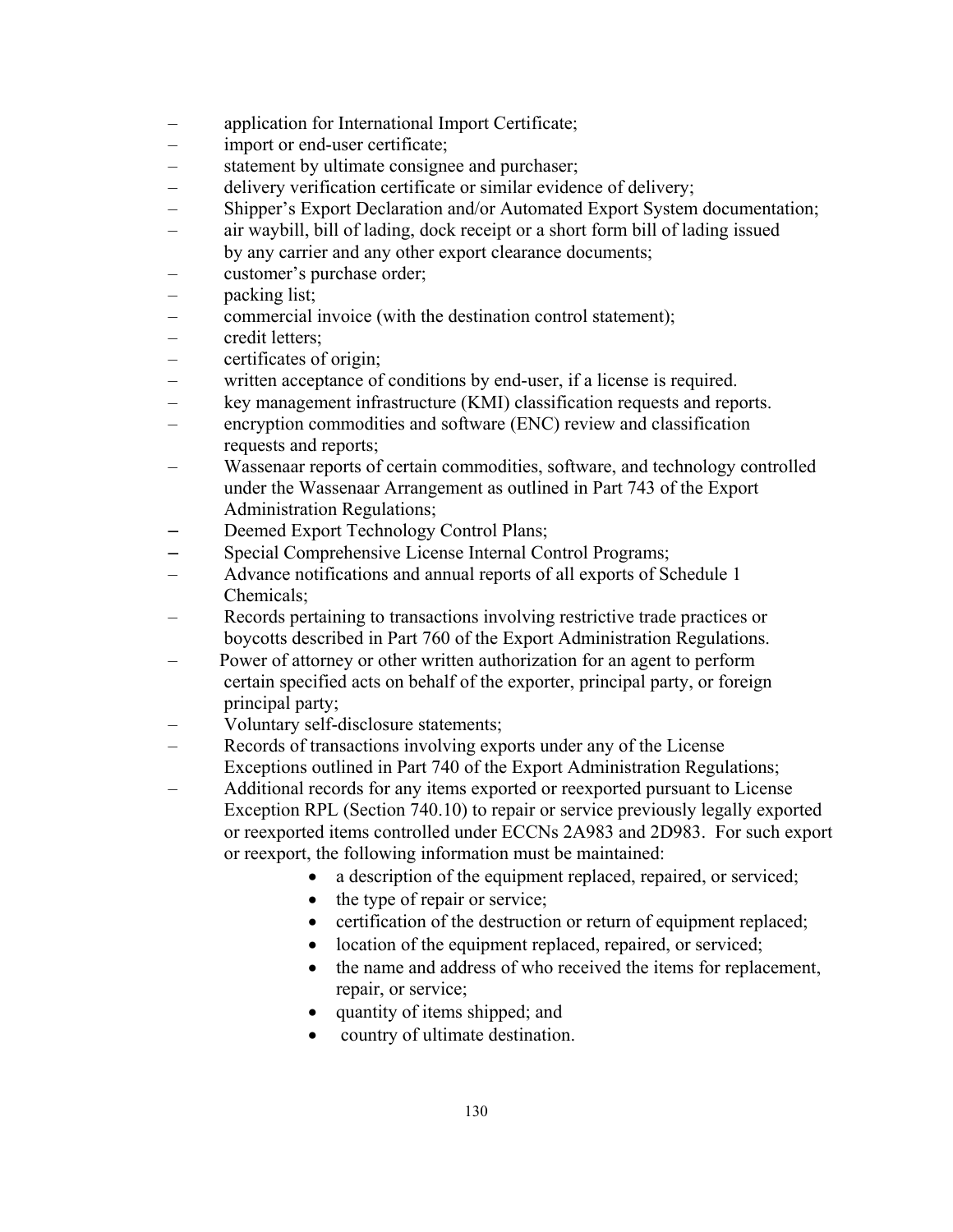- application for International Import Certificate;
- import or end-user certificate;
- statement by ultimate consignee and purchaser;
- delivery verification certificate or similar evidence of delivery;
- Shipper's Export Declaration and/or Automated Export System documentation;
- air waybill, bill of lading, dock receipt or a short form bill of lading issued by any carrier and any other export clearance documents;
- customer's purchase order;
- packing list;
- commercial invoice (with the destination control statement);
- credit letters;
- certificates of origin;
- written acceptance of conditions by end-user, if a license is required.
- key management infrastructure (KMI) classification requests and reports.
- encryption commodities and software (ENC) review and classification requests and reports;
- Wassenaar reports of certain commodities, software, and technology controlled under the Wassenaar Arrangement as outlined in Part 743 of the Export Administration Regulations;
- Deemed Export Technology Control Plans;
- Special Comprehensive License Internal Control Programs;
- Advance notifications and annual reports of all exports of Schedule 1 Chemicals;
- Records pertaining to transactions involving restrictive trade practices or boycotts described in Part 760 of the Export Administration Regulations.
- Power of attorney or other written authorization for an agent to perform certain specified acts on behalf of the exporter, principal party, or foreign principal party;
- Voluntary self-disclosure statements;
- Records of transactions involving exports under any of the License Exceptions outlined in Part 740 of the Export Administration Regulations;
- Additional records for any items exported or reexported pursuant to License Exception RPL (Section 740.10) to repair or service previously legally exported or reexported items controlled under ECCNs 2A983 and 2D983. For such export or reexport, the following information must be maintained:
  - a description of the equipment replaced, repaired, or serviced;
  - the type of repair or service;
  - certification of the destruction or return of equipment replaced;
  - location of the equipment replaced, repaired, or serviced;
  - the name and address of who received the items for replacement, repair, or service;
  - quantity of items shipped; and
  - country of ultimate destination.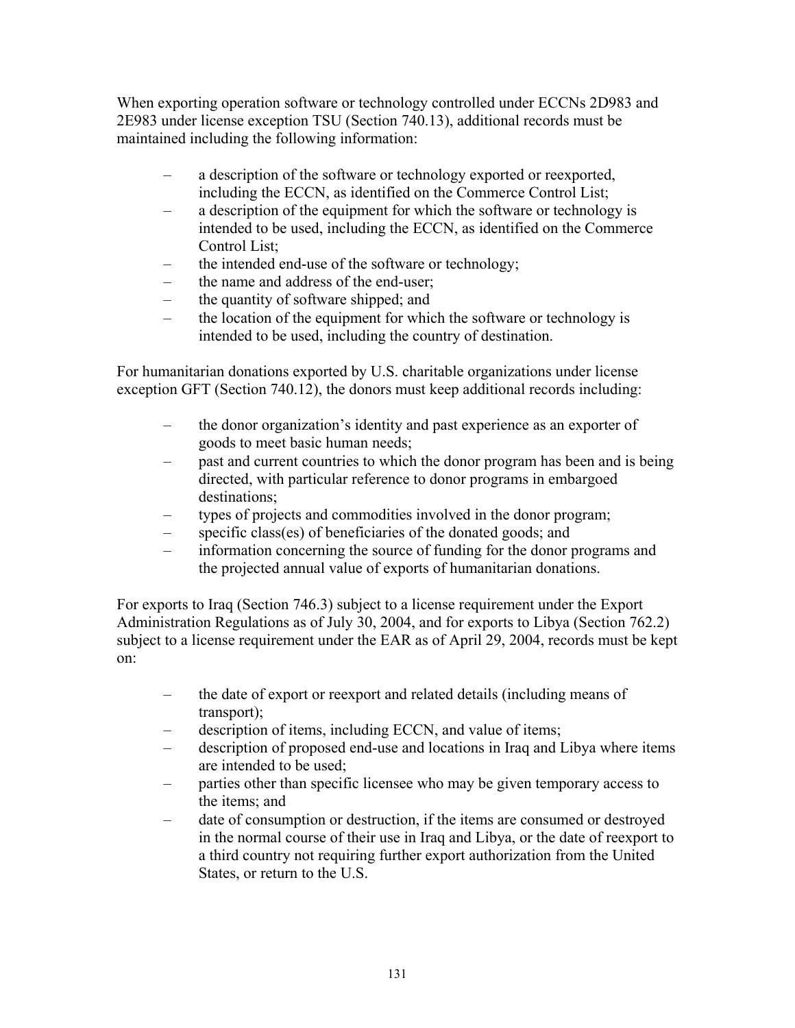When exporting operation software or technology controlled under ECCNs 2D983 and 2E983 under license exception TSU (Section 740.13), additional records must be maintained including the following information:

- a description of the software or technology exported or reexported, including the ECCN, as identified on the Commerce Control List;
- a description of the equipment for which the software or technology is intended to be used, including the ECCN, as identified on the Commerce Control List;
- the intended end-use of the software or technology;
- the name and address of the end-user;
- the quantity of software shipped; and
- the location of the equipment for which the software or technology is intended to be used, including the country of destination.

For humanitarian donations exported by U.S. charitable organizations under license exception GFT (Section 740.12), the donors must keep additional records including:

- the donor organization's identity and past experience as an exporter of goods to meet basic human needs;
- past and current countries to which the donor program has been and is being directed, with particular reference to donor programs in embargoed destinations;
- types of projects and commodities involved in the donor program;
- specific class(es) of beneficiaries of the donated goods; and
- information concerning the source of funding for the donor programs and the projected annual value of exports of humanitarian donations.

For exports to Iraq (Section 746.3) subject to a license requirement under the Export Administration Regulations as of July 30, 2004, and for exports to Libya (Section 762.2) subject to a license requirement under the EAR as of April 29, 2004, records must be kept on:

- the date of export or reexport and related details (including means of transport);
- description of items, including ECCN, and value of items;
- description of proposed end-use and locations in Iraq and Libya where items are intended to be used;
- parties other than specific licensee who may be given temporary access to the items; and
- date of consumption or destruction, if the items are consumed or destroyed in the normal course of their use in Iraq and Libya, or the date of reexport to a third country not requiring further export authorization from the United States, or return to the U.S.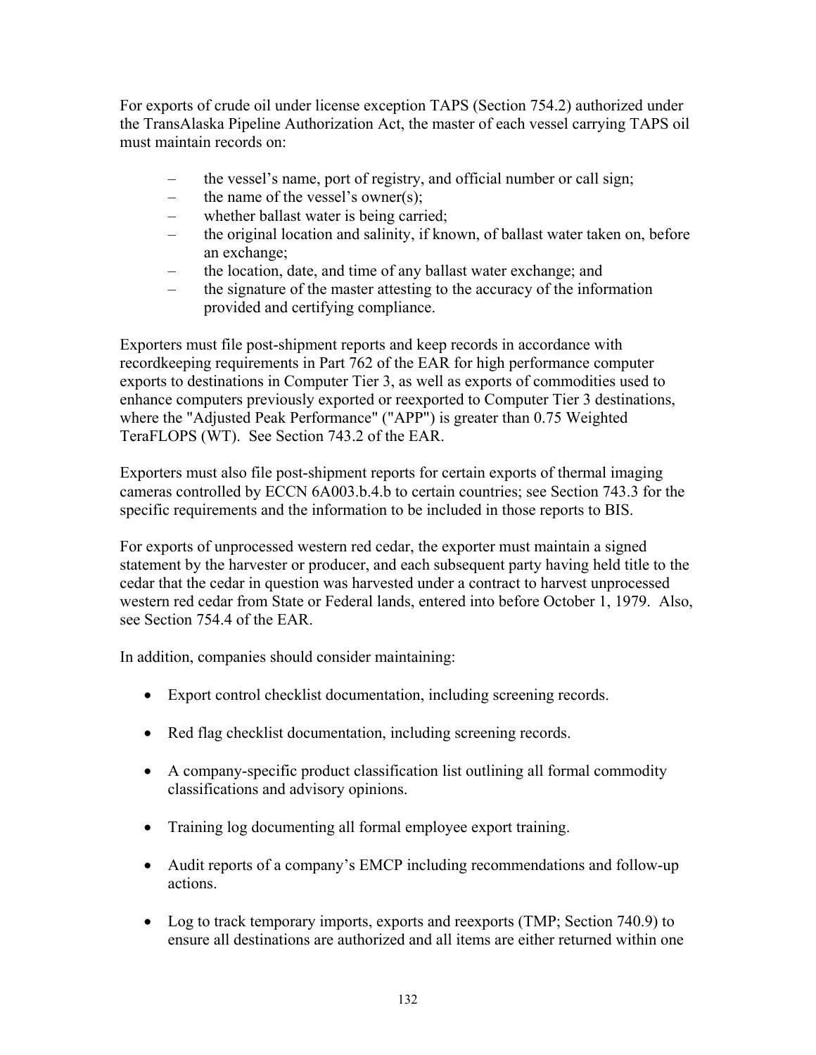For exports of crude oil under license exception TAPS (Section 754.2) authorized under the TransAlaska Pipeline Authorization Act, the master of each vessel carrying TAPS oil must maintain records on:

- the vessel's name, port of registry, and official number or call sign;
- the name of the vessel's owner(s);
- whether ballast water is being carried;
- the original location and salinity, if known, of ballast water taken on, before an exchange;
- the location, date, and time of any ballast water exchange; and
- the signature of the master attesting to the accuracy of the information provided and certifying compliance.

Exporters must file post-shipment reports and keep records in accordance with recordkeeping requirements in Part 762 of the EAR for high performance computer exports to destinations in Computer Tier 3, as well as exports of commodities used to enhance computers previously exported or reexported to Computer Tier 3 destinations, where the "Adjusted Peak Performance" ("APP") is greater than 0.75 Weighted TeraFLOPS (WT). See Section 743.2 of the EAR.

Exporters must also file post-shipment reports for certain exports of thermal imaging cameras controlled by ECCN 6A003.b.4.b to certain countries; see Section 743.3 for the specific requirements and the information to be included in those reports to BIS.

For exports of unprocessed western red cedar, the exporter must maintain a signed statement by the harvester or producer, and each subsequent party having held title to the cedar that the cedar in question was harvested under a contract to harvest unprocessed western red cedar from State or Federal lands, entered into before October 1, 1979. Also, see Section 754.4 of the EAR.

In addition, companies should consider maintaining:

- Export control checklist documentation, including screening records.
- Red flag checklist documentation, including screening records.
- A company-specific product classification list outlining all formal commodity classifications and advisory opinions.
- Training log documenting all formal employee export training.
- Audit reports of a company's EMCP including recommendations and follow-up actions.
- Log to track temporary imports, exports and reexports (TMP; Section 740.9) to ensure all destinations are authorized and all items are either returned within one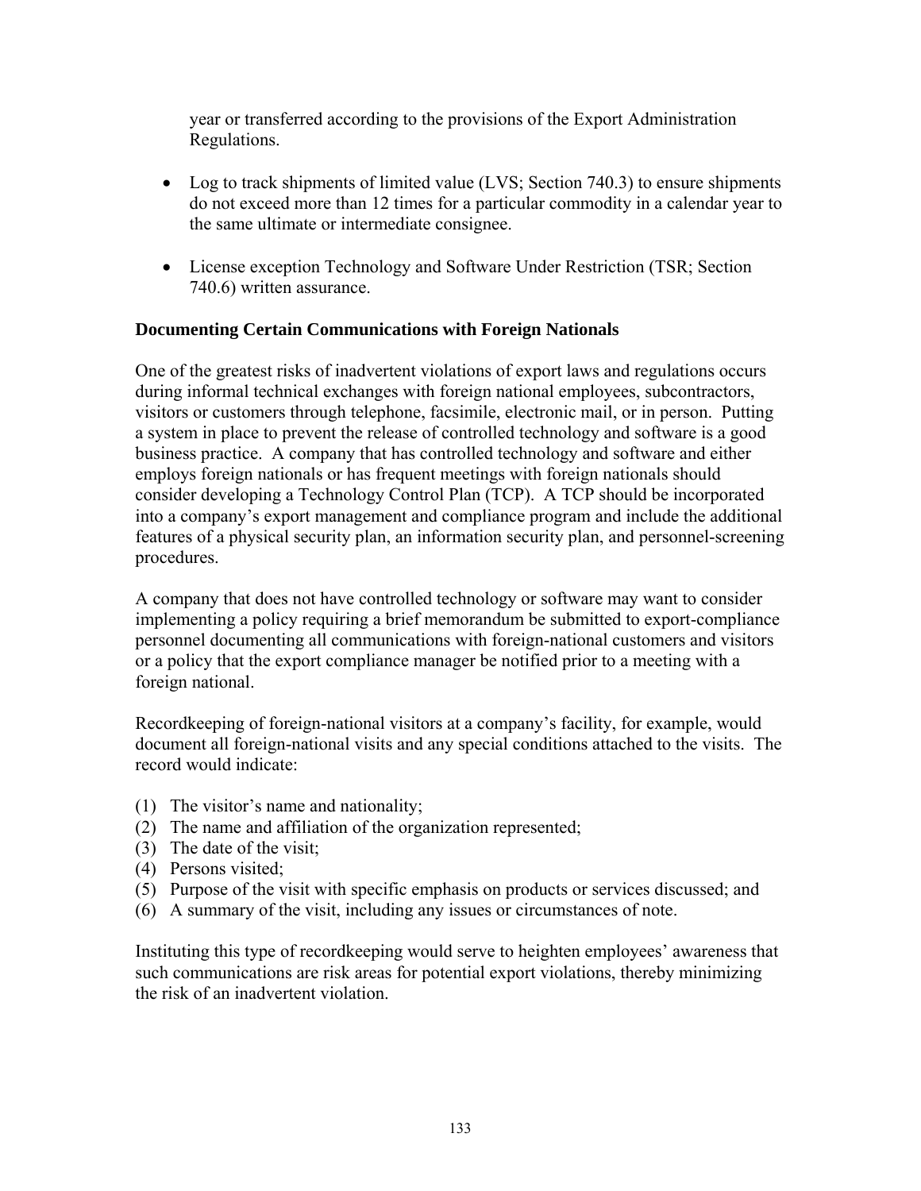year or transferred according to the provisions of the Export Administration Regulations.

- Log to track shipments of limited value (LVS; Section 740.3) to ensure shipments do not exceed more than 12 times for a particular commodity in a calendar year to the same ultimate or intermediate consignee.

- License exception Technology and Software Under Restriction (TSR; Section 740.6) written assurance.

**Documenting Certain Communications with Foreign Nationals**

One of the greatest risks of inadvertent violations of export laws and regulations occurs during informal technical exchanges with foreign national employees, subcontractors, visitors or customers through telephone, facsimile, electronic mail, or in person. Putting a system in place to prevent the release of controlled technology and software is a good business practice. A company that has controlled technology and software and either employs foreign nationals or has frequent meetings with foreign nationals should consider developing a Technology Control Plan (TCP). A TCP should be incorporated into a company's export management and compliance program and include the additional features of a physical security plan, an information security plan, and personnel-screening procedures.

A company that does not have controlled technology or software may want to consider implementing a policy requiring a brief memorandum be submitted to export-compliance personnel documenting all communications with foreign-national customers and visitors or a policy that the export compliance manager be notified prior to a meeting with a foreign national.

Recordkeeping of foreign-national visitors at a company's facility, for example, would document all foreign-national visits and any special conditions attached to the visits. The record would indicate:

(1) The visitor's name and nationality;
(2) The name and affiliation of the organization represented;
(3) The date of the visit;
(4) Persons visited;
(5) Purpose of the visit with specific emphasis on products or services discussed; and
(6) A summary of the visit, including any issues or circumstances of note.

Instituting this type of recordkeeping would serve to heighten employees' awareness that such communications are risk areas for potential export violations, thereby minimizing the risk of an inadvertent violation.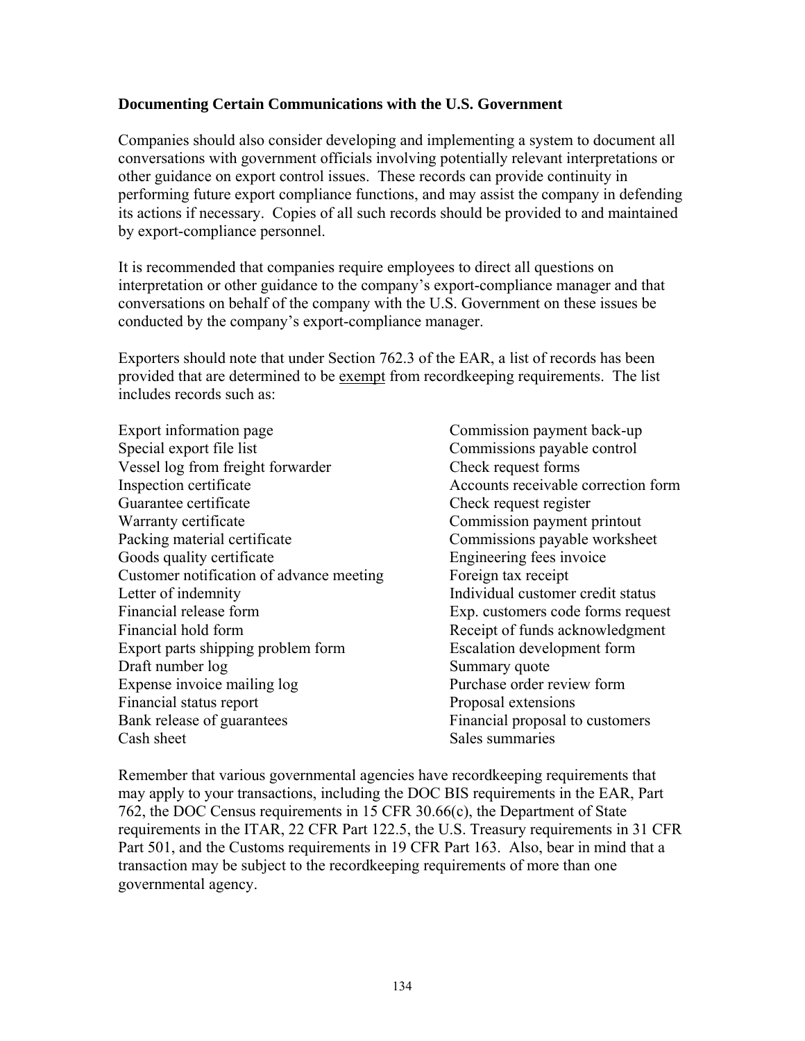### Documenting Certain Communications with the U.S. Government

Companies should also consider developing and implementing a system to document all conversations with government officials involving potentially relevant interpretations or other guidance on export control issues. These records can provide continuity in performing future export compliance functions, and may assist the company in defending its actions if necessary. Copies of all such records should be provided to and maintained by export-compliance personnel.

It is recommended that companies require employees to direct all questions on interpretation or other guidance to the company's export-compliance manager and that conversations on behalf of the company with the U.S. Government on these issues be conducted by the company's export-compliance manager.

Exporters should note that under Section 762.3 of the EAR, a list of records has been provided that are determined to be <u>exempt</u> from recordkeeping requirements. The list includes records such as:

- Export information page
- Special export file list
- Vessel log from freight forwarder
- Inspection certificate
- Guarantee certificate
- Warranty certificate
- Packing material certificate
- Goods quality certificate
- Customer notification of advance meeting
- Letter of indemnity
- Financial release form
- Financial hold form
- Export parts shipping problem form
- Draft number log
- Expense invoice mailing log
- Financial status report
- Bank release of guarantees
- Cash sheet
- Commission payment back-up
- Commissions payable control
- Check request forms
- Accounts receivable correction form
- Check request register
- Commission payment printout
- Commissions payable worksheet
- Engineering fees invoice
- Foreign tax receipt
- Individual customer credit status
- Exp. customers code forms request
- Receipt of funds acknowledgment
- Escalation development form
- Summary quote
- Purchase order review form
- Proposal extensions
- Financial proposal to customers
- Sales summaries

Remember that various governmental agencies have recordkeeping requirements that may apply to your transactions, including the DOC BIS requirements in the EAR, Part 762, the DOC Census requirements in 15 CFR 30.66(c), the Department of State requirements in the ITAR, 22 CFR Part 122.5, the U.S. Treasury requirements in 31 CFR Part 501, and the Customs requirements in 19 CFR Part 163. Also, bear in mind that a transaction may be subject to the recordkeeping requirements of more than one governmental agency.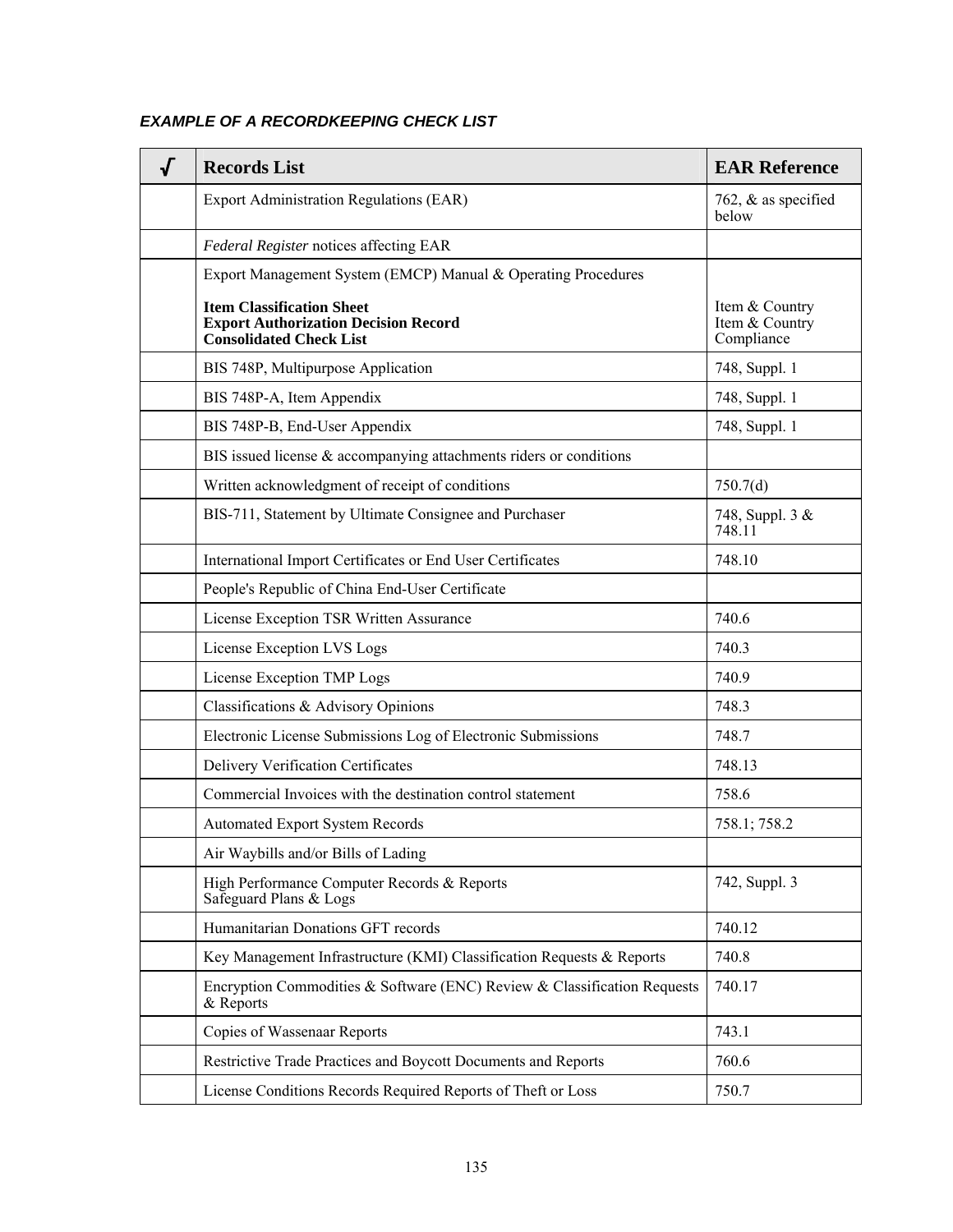***EXAMPLE OF A RECORDKEEPING CHECK LIST***

| √ | Records List | EAR Reference |
|---|---|---|
| | Export Administration Regulations (EAR) | 762, & as specified below |
| | *Federal Register* notices affecting EAR | |
| | Export Management System (EMCP) Manual & Operating Procedures<br><br>**Item Classification Sheet**<br>**Export Authorization Decision Record**<br>**Consolidated Check List** | <br><br>Item & Country<br>Item & Country<br>Compliance |
| | BIS 748P, Multipurpose Application | 748, Suppl. 1 |
| | BIS 748P-A, Item Appendix | 748, Suppl. 1 |
| | BIS 748P-B, End-User Appendix | 748, Suppl. 1 |
| | BIS issued license & accompanying attachments riders or conditions | |
| | Written acknowledgment of receipt of conditions | 750.7(d) |
| | BIS-711, Statement by Ultimate Consignee and Purchaser | 748, Suppl. 3 & 748.11 |
| | International Import Certificates or End User Certificates | 748.10 |
| | People's Republic of China End-User Certificate | |
| | License Exception TSR Written Assurance | 740.6 |
| | License Exception LVS Logs | 740.3 |
| | License Exception TMP Logs | 740.9 |
| | Classifications & Advisory Opinions | 748.3 |
| | Electronic License Submissions Log of Electronic Submissions | 748.7 |
| | Delivery Verification Certificates | 748.13 |
| | Commercial Invoices with the destination control statement | 758.6 |
| | Automated Export System Records | 758.1; 758.2 |
| | Air Waybills and/or Bills of Lading | |
| | High Performance Computer Records & Reports<br>Safeguard Plans & Logs | 742, Suppl. 3 |
| | Humanitarian Donations GFT records | 740.12 |
| | Key Management Infrastructure (KMI) Classification Requests & Reports | 740.8 |
| | Encryption Commodities & Software (ENC) Review & Classification Requests & Reports | 740.17 |
| | Copies of Wassenaar Reports | 743.1 |
| | Restrictive Trade Practices and Boycott Documents and Reports | 760.6 |
| | License Conditions Records Required Reports of Theft or Loss | 750.7 |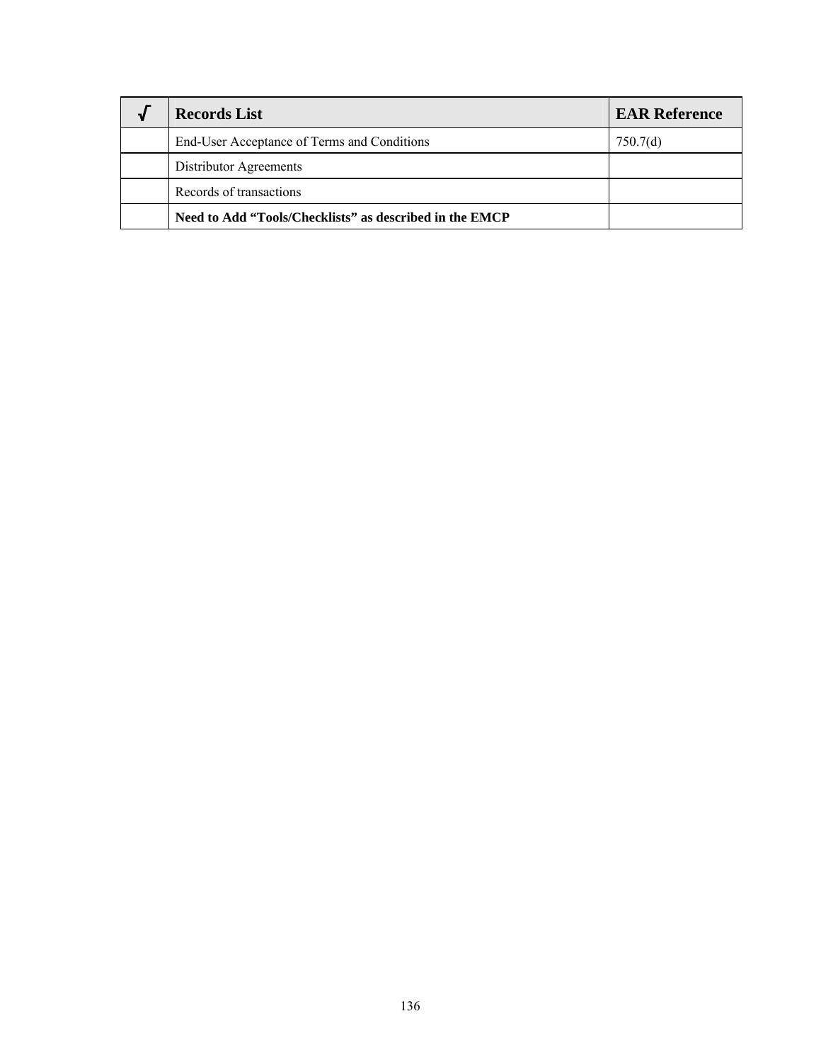| √ | Records List | EAR Reference |
|---|---|---|
| | End-User Acceptance of Terms and Conditions | 750.7(d) |
| | Distributor Agreements | |
| | Records of transactions | |
| | **Need to Add “Tools/Checklists” as described in the EMCP** | |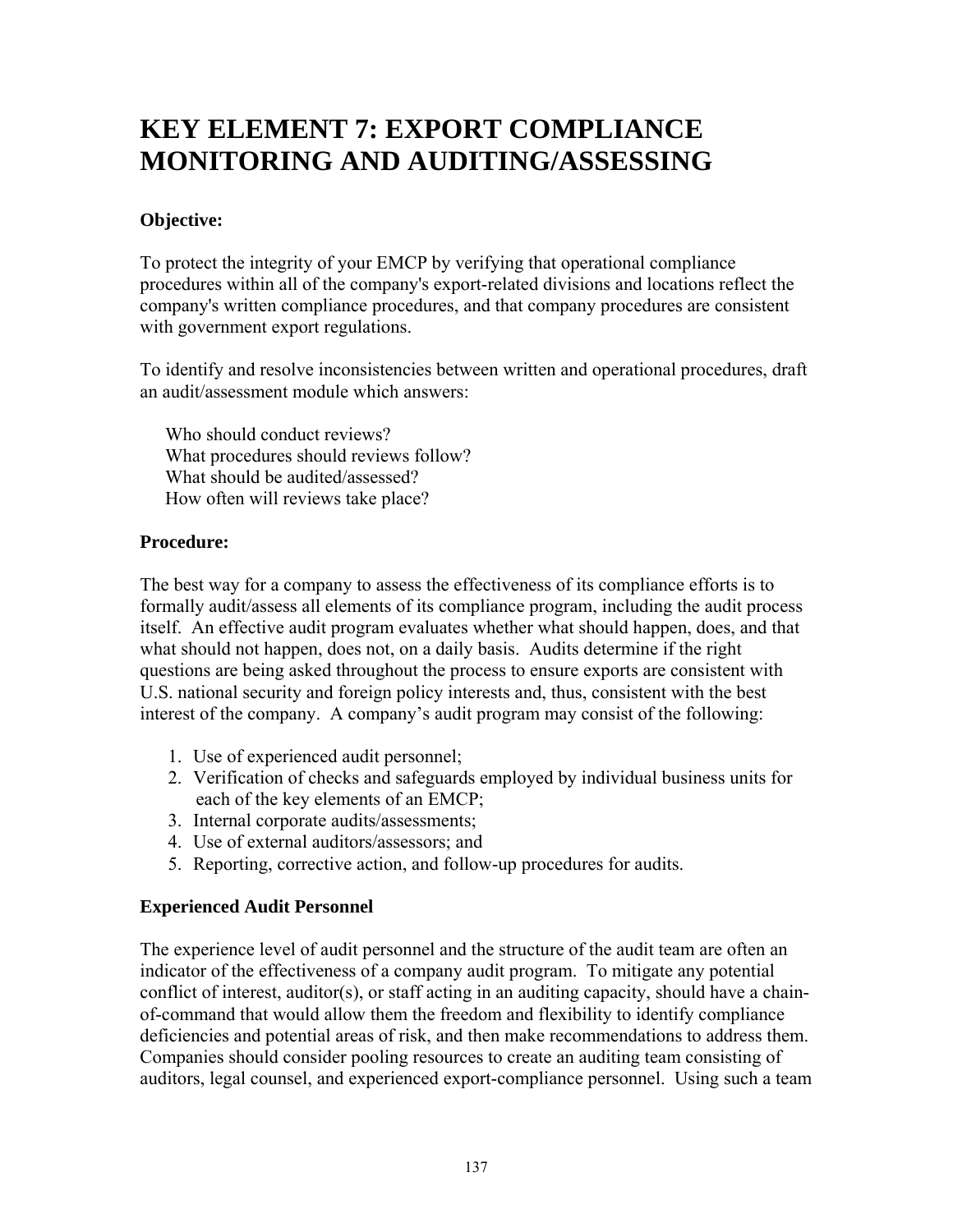# KEY ELEMENT 7: EXPORT COMPLIANCE MONITORING AND AUDITING/ASSESSING

**Objective:**

To protect the integrity of your EMCP by verifying that operational compliance procedures within all of the company's export-related divisions and locations reflect the company's written compliance procedures, and that company procedures are consistent with government export regulations.

To identify and resolve inconsistencies between written and operational procedures, draft an audit/assessment module which answers:

Who should conduct reviews?
What procedures should reviews follow?
What should be audited/assessed?
How often will reviews take place?

**Procedure:**

The best way for a company to assess the effectiveness of its compliance efforts is to formally audit/assess all elements of its compliance program, including the audit process itself. An effective audit program evaluates whether what should happen, does, and that what should not happen, does not, on a daily basis. Audits determine if the right questions are being asked throughout the process to ensure exports are consistent with U.S. national security and foreign policy interests and, thus, consistent with the best interest of the company. A company's audit program may consist of the following:

1. Use of experienced audit personnel;
2. Verification of checks and safeguards employed by individual business units for each of the key elements of an EMCP;
3. Internal corporate audits/assessments;
4. Use of external auditors/assessors; and
5. Reporting, corrective action, and follow-up procedures for audits.

**Experienced Audit Personnel**

The experience level of audit personnel and the structure of the audit team are often an indicator of the effectiveness of a company audit program. To mitigate any potential conflict of interest, auditor(s), or staff acting in an auditing capacity, should have a chain-of-command that would allow them the freedom and flexibility to identify compliance deficiencies and potential areas of risk, and then make recommendations to address them. Companies should consider pooling resources to create an auditing team consisting of auditors, legal counsel, and experienced export-compliance personnel. Using such a team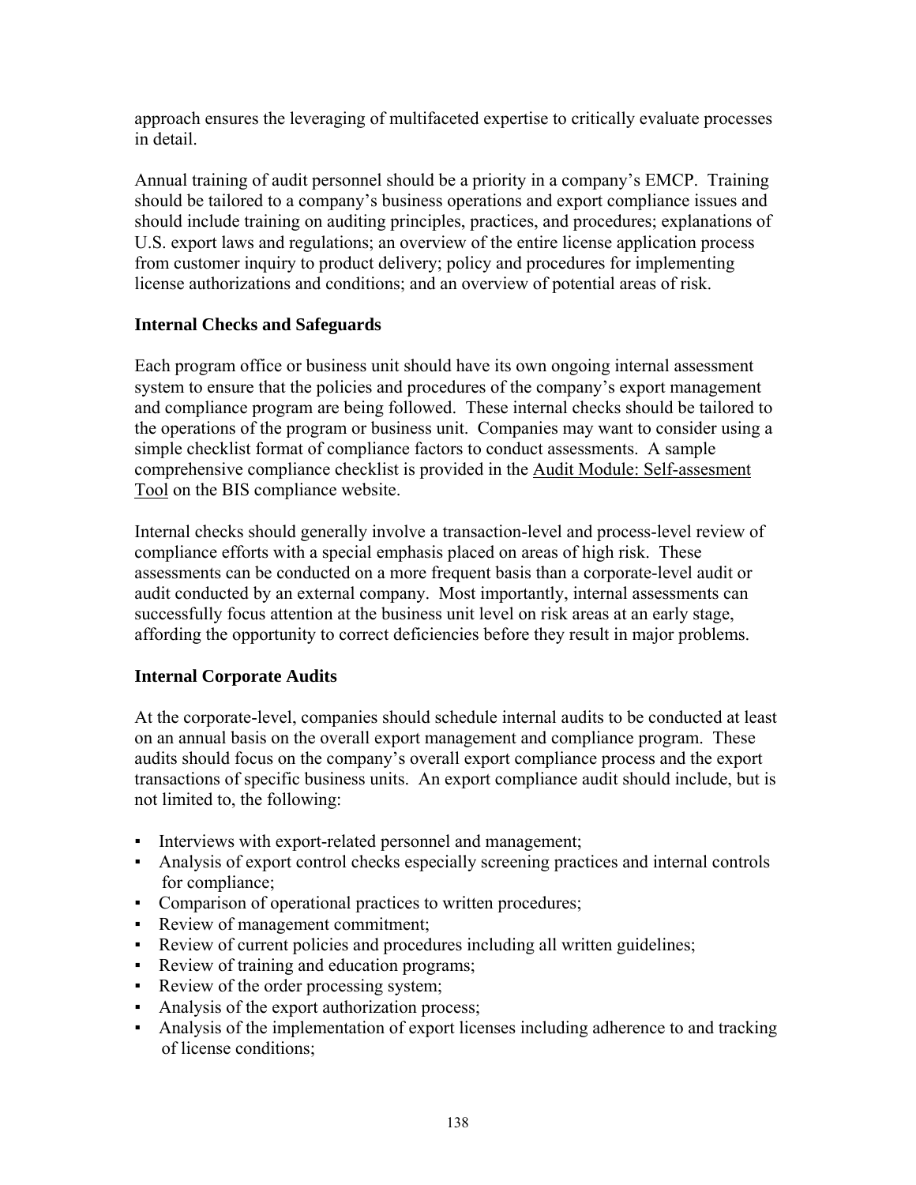approach ensures the leveraging of multifaceted expertise to critically evaluate processes in detail.

Annual training of audit personnel should be a priority in a company's EMCP. Training should be tailored to a company's business operations and export compliance issues and should include training on auditing principles, practices, and procedures; explanations of U.S. export laws and regulations; an overview of the entire license application process from customer inquiry to product delivery; policy and procedures for implementing license authorizations and conditions; and an overview of potential areas of risk.

### Internal Checks and Safeguards

Each program office or business unit should have its own ongoing internal assessment system to ensure that the policies and procedures of the company's export management and compliance program are being followed. These internal checks should be tailored to the operations of the program or business unit. Companies may want to consider using a simple checklist format of compliance factors to conduct assessments. A sample comprehensive compliance checklist is provided in the Audit Module: Self-assesment Tool on the BIS compliance website.

Internal checks should generally involve a transaction-level and process-level review of compliance efforts with a special emphasis placed on areas of high risk. These assessments can be conducted on a more frequent basis than a corporate-level audit or audit conducted by an external company. Most importantly, internal assessments can successfully focus attention at the business unit level on risk areas at an early stage, affording the opportunity to correct deficiencies before they result in major problems.

### Internal Corporate Audits

At the corporate-level, companies should schedule internal audits to be conducted at least on an annual basis on the overall export management and compliance program. These audits should focus on the company's overall export compliance process and the export transactions of specific business units. An export compliance audit should include, but is not limited to, the following:

- Interviews with export-related personnel and management;
- Analysis of export control checks especially screening practices and internal controls for compliance;
- Comparison of operational practices to written procedures;
- Review of management commitment;
- Review of current policies and procedures including all written guidelines;
- Review of training and education programs;
- Review of the order processing system;
- Analysis of the export authorization process;
- Analysis of the implementation of export licenses including adherence to and tracking of license conditions;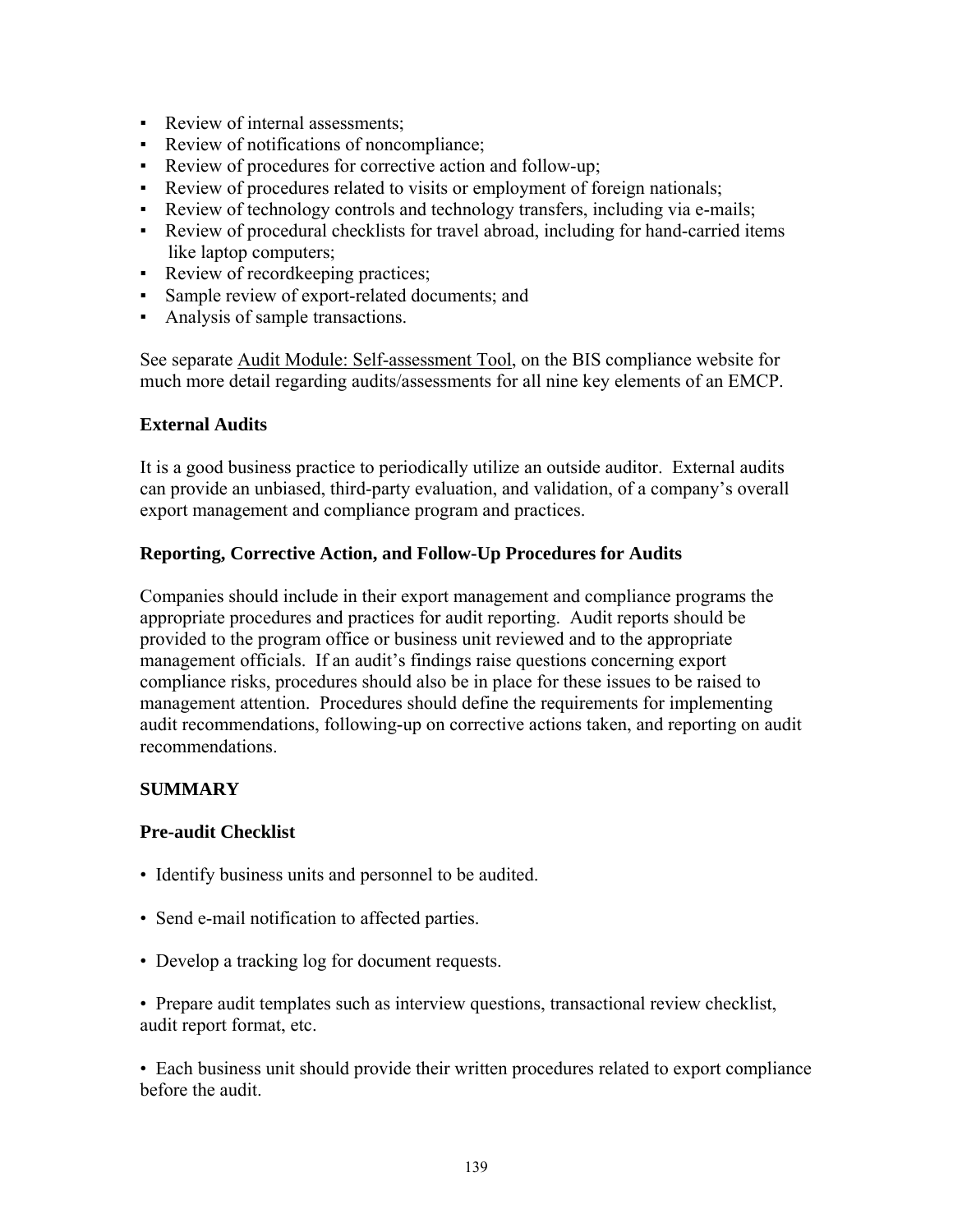- Review of internal assessments;
- Review of notifications of noncompliance;
- Review of procedures for corrective action and follow-up;
- Review of procedures related to visits or employment of foreign nationals;
- Review of technology controls and technology transfers, including via e-mails;
- Review of procedural checklists for travel abroad, including for hand-carried items like laptop computers;
- Review of recordkeeping practices;
- Sample review of export-related documents; and
- Analysis of sample transactions.

See separate Audit Module: Self-assessment Tool, on the BIS compliance website for much more detail regarding audits/assessments for all nine key elements of an EMCP.

### External Audits

It is a good business practice to periodically utilize an outside auditor. External audits can provide an unbiased, third-party evaluation, and validation, of a company's overall export management and compliance program and practices.

### Reporting, Corrective Action, and Follow-Up Procedures for Audits

Companies should include in their export management and compliance programs the appropriate procedures and practices for audit reporting. Audit reports should be provided to the program office or business unit reviewed and to the appropriate management officials. If an audit's findings raise questions concerning export compliance risks, procedures should also be in place for these issues to be raised to management attention. Procedures should define the requirements for implementing audit recommendations, following-up on corrective actions taken, and reporting on audit recommendations.

## SUMMARY

### Pre-audit Checklist

- Identify business units and personnel to be audited.

- Send e-mail notification to affected parties.

- Develop a tracking log for document requests.

- Prepare audit templates such as interview questions, transactional review checklist, audit report format, etc.

- Each business unit should provide their written procedures related to export compliance before the audit.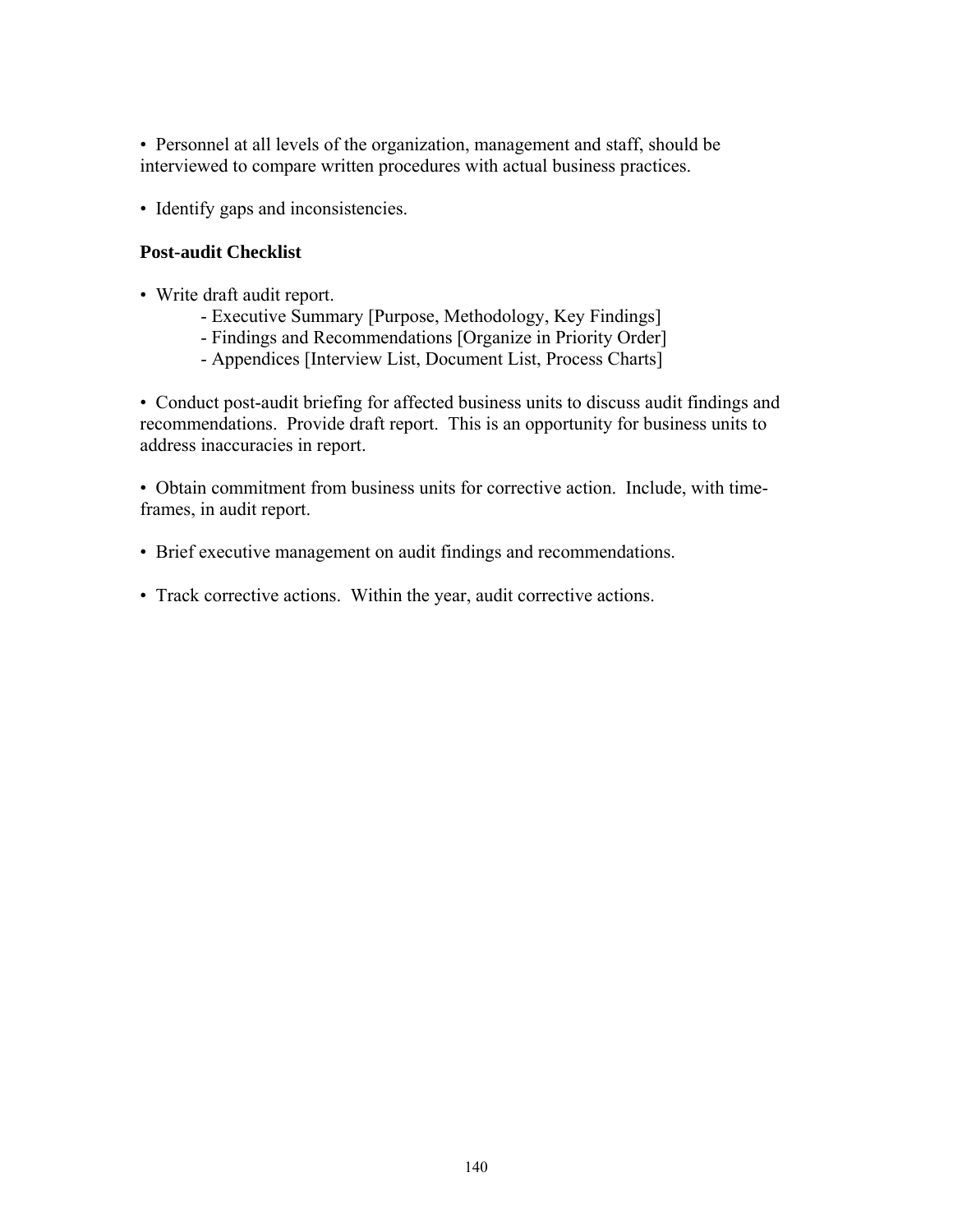- Personnel at all levels of the organization, management and staff, should be interviewed to compare written procedures with actual business practices.

- Identify gaps and inconsistencies.

### Post-audit Checklist

- Write draft audit report.
  - Executive Summary [Purpose, Methodology, Key Findings]
  - Findings and Recommendations [Organize in Priority Order]
  - Appendices [Interview List, Document List, Process Charts]

- Conduct post-audit briefing for affected business units to discuss audit findings and recommendations. Provide draft report. This is an opportunity for business units to address inaccuracies in report.

- Obtain commitment from business units for corrective action. Include, with time-frames, in audit report.

- Brief executive management on audit findings and recommendations.

- Track corrective actions. Within the year, audit corrective actions.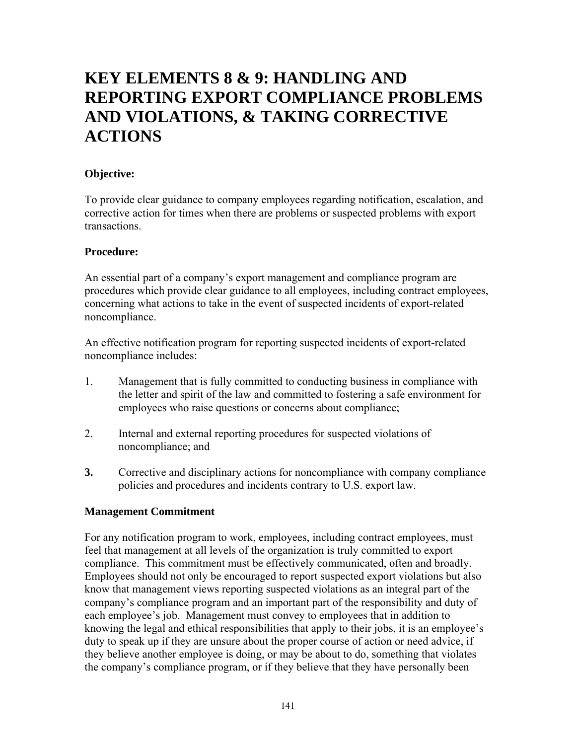# KEY ELEMENTS 8 & 9: HANDLING AND REPORTING EXPORT COMPLIANCE PROBLEMS AND VIOLATIONS, & TAKING CORRECTIVE ACTIONS

**Objective:**

To provide clear guidance to company employees regarding notification, escalation, and corrective action for times when there are problems or suspected problems with export transactions.

**Procedure:**

An essential part of a company's export management and compliance program are procedures which provide clear guidance to all employees, including contract employees, concerning what actions to take in the event of suspected incidents of export-related noncompliance.

An effective notification program for reporting suspected incidents of export-related noncompliance includes:

1. Management that is fully committed to conducting business in compliance with the letter and spirit of the law and committed to fostering a safe environment for employees who raise questions or concerns about compliance;

2. Internal and external reporting procedures for suspected violations of noncompliance; and

3. Corrective and disciplinary actions for noncompliance with company compliance policies and procedures and incidents contrary to U.S. export law.

**Management Commitment**

For any notification program to work, employees, including contract employees, must feel that management at all levels of the organization is truly committed to export compliance. This commitment must be effectively communicated, often and broadly. Employees should not only be encouraged to report suspected export violations but also know that management views reporting suspected violations as an integral part of the company's compliance program and an important part of the responsibility and duty of each employee's job. Management must convey to employees that in addition to knowing the legal and ethical responsibilities that apply to their jobs, it is an employee's duty to speak up if they are unsure about the proper course of action or need advice, if they believe another employee is doing, or may be about to do, something that violates the company's compliance program, or if they believe that they have personally been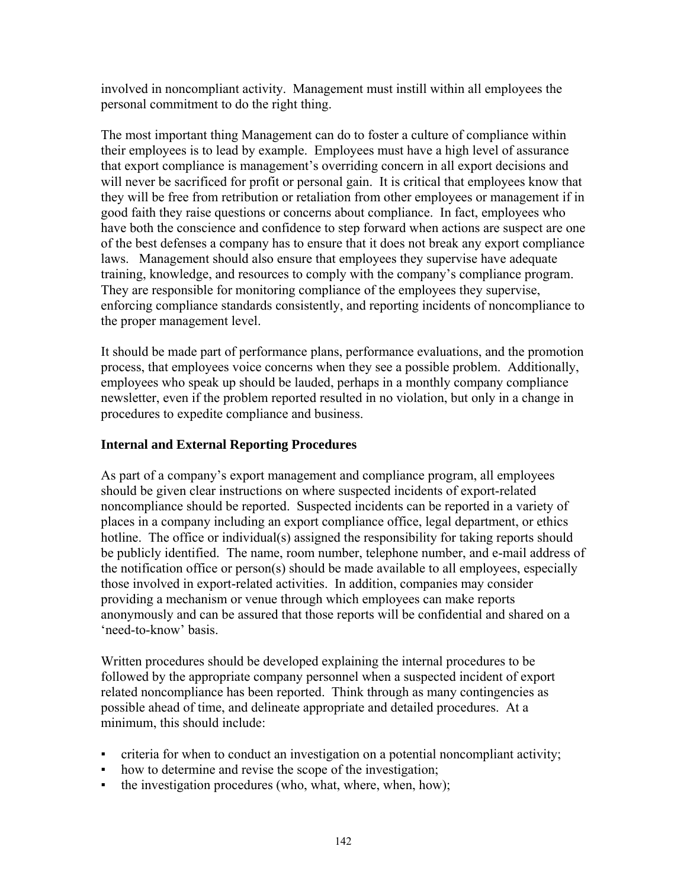involved in noncompliant activity. Management must instill within all employees the personal commitment to do the right thing.

The most important thing Management can do to foster a culture of compliance within their employees is to lead by example. Employees must have a high level of assurance that export compliance is management's overriding concern in all export decisions and will never be sacrificed for profit or personal gain. It is critical that employees know that they will be free from retribution or retaliation from other employees or management if in good faith they raise questions or concerns about compliance. In fact, employees who have both the conscience and confidence to step forward when actions are suspect are one of the best defenses a company has to ensure that it does not break any export compliance laws. Management should also ensure that employees they supervise have adequate training, knowledge, and resources to comply with the company's compliance program. They are responsible for monitoring compliance of the employees they supervise, enforcing compliance standards consistently, and reporting incidents of noncompliance to the proper management level.

It should be made part of performance plans, performance evaluations, and the promotion process, that employees voice concerns when they see a possible problem. Additionally, employees who speak up should be lauded, perhaps in a monthly company compliance newsletter, even if the problem reported resulted in no violation, but only in a change in procedures to expedite compliance and business.

**Internal and External Reporting Procedures**

As part of a company's export management and compliance program, all employees should be given clear instructions on where suspected incidents of export-related noncompliance should be reported. Suspected incidents can be reported in a variety of places in a company including an export compliance office, legal department, or ethics hotline. The office or individual(s) assigned the responsibility for taking reports should be publicly identified. The name, room number, telephone number, and e-mail address of the notification office or person(s) should be made available to all employees, especially those involved in export-related activities. In addition, companies may consider providing a mechanism or venue through which employees can make reports anonymously and can be assured that those reports will be confidential and shared on a 'need-to-know' basis.

Written procedures should be developed explaining the internal procedures to be followed by the appropriate company personnel when a suspected incident of export related noncompliance has been reported. Think through as many contingencies as possible ahead of time, and delineate appropriate and detailed procedures. At a minimum, this should include:

- criteria for when to conduct an investigation on a potential noncompliant activity;
- how to determine and revise the scope of the investigation;
- the investigation procedures (who, what, where, when, how);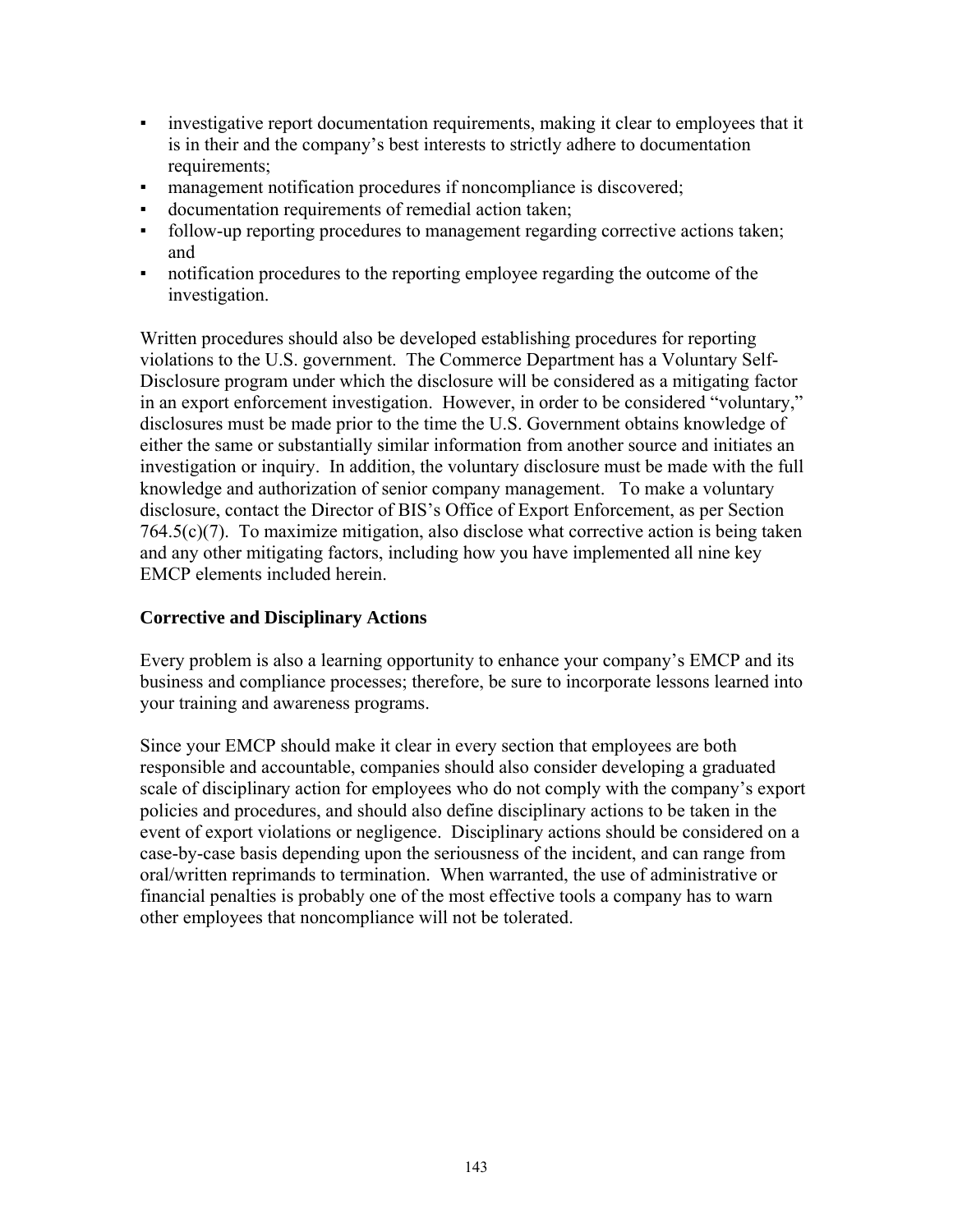- investigative report documentation requirements, making it clear to employees that it is in their and the company's best interests to strictly adhere to documentation requirements;
- management notification procedures if noncompliance is discovered;
- documentation requirements of remedial action taken;
- follow-up reporting procedures to management regarding corrective actions taken; and
- notification procedures to the reporting employee regarding the outcome of the investigation.

Written procedures should also be developed establishing procedures for reporting violations to the U.S. government. The Commerce Department has a Voluntary Self-Disclosure program under which the disclosure will be considered as a mitigating factor in an export enforcement investigation. However, in order to be considered "voluntary," disclosures must be made prior to the time the U.S. Government obtains knowledge of either the same or substantially similar information from another source and initiates an investigation or inquiry. In addition, the voluntary disclosure must be made with the full knowledge and authorization of senior company management. To make a voluntary disclosure, contact the Director of BIS's Office of Export Enforcement, as per Section 764.5(c)(7). To maximize mitigation, also disclose what corrective action is being taken and any other mitigating factors, including how you have implemented all nine key EMCP elements included herein.

**Corrective and Disciplinary Actions**

Every problem is also a learning opportunity to enhance your company's EMCP and its business and compliance processes; therefore, be sure to incorporate lessons learned into your training and awareness programs.

Since your EMCP should make it clear in every section that employees are both responsible and accountable, companies should also consider developing a graduated scale of disciplinary action for employees who do not comply with the company's export policies and procedures, and should also define disciplinary actions to be taken in the event of export violations or negligence. Disciplinary actions should be considered on a case-by-case basis depending upon the seriousness of the incident, and can range from oral/written reprimands to termination. When warranted, the use of administrative or financial penalties is probably one of the most effective tools a company has to warn other employees that noncompliance will not be tolerated.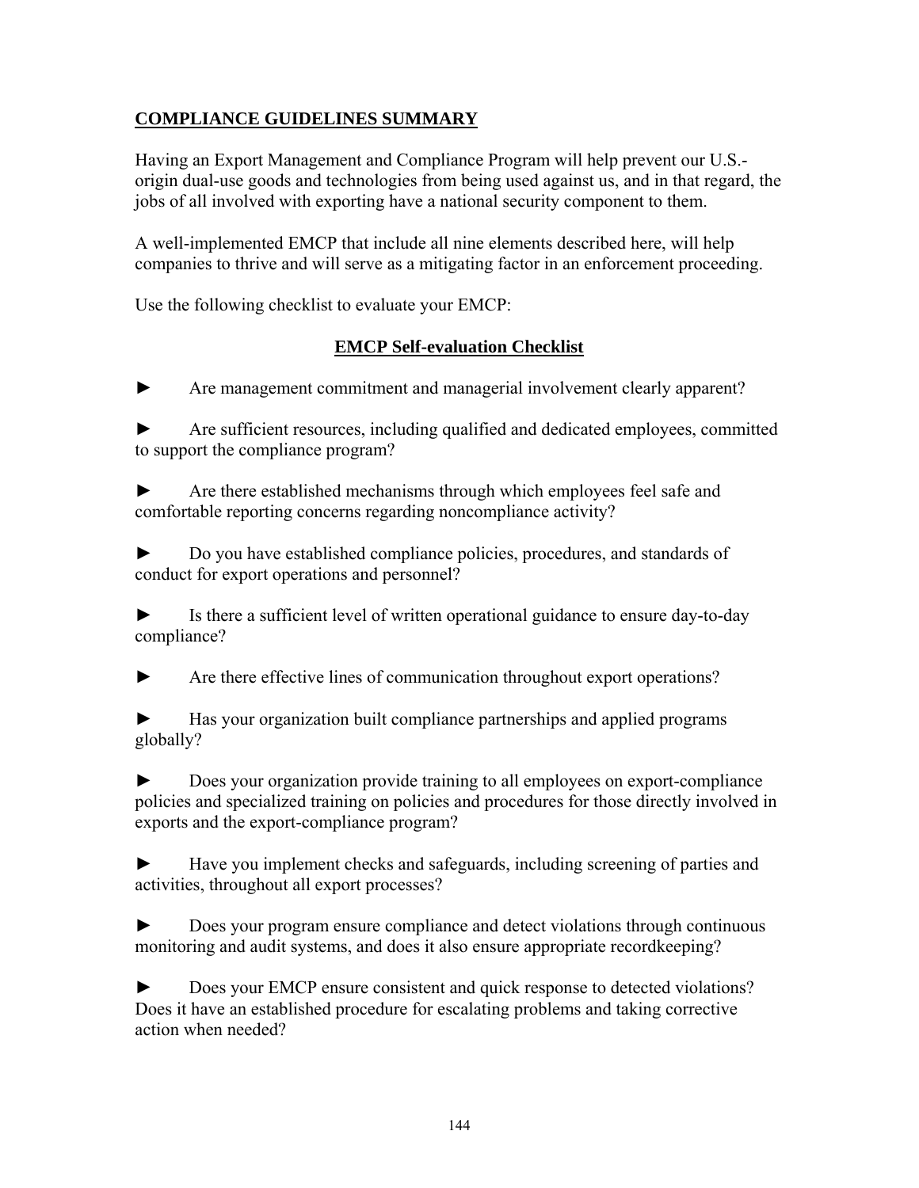## COMPLIANCE GUIDELINES SUMMARY

Having an Export Management and Compliance Program will help prevent our U.S.-origin dual-use goods and technologies from being used against us, and in that regard, the jobs of all involved with exporting have a national security component to them.

A well-implemented EMCP that include all nine elements described here, will help companies to thrive and will serve as a mitigating factor in an enforcement proceeding.

Use the following checklist to evaluate your EMCP:

### EMCP Self-evaluation Checklist

► Are management commitment and managerial involvement clearly apparent?

► Are sufficient resources, including qualified and dedicated employees, committed to support the compliance program?

► Are there established mechanisms through which employees feel safe and comfortable reporting concerns regarding noncompliance activity?

► Do you have established compliance policies, procedures, and standards of conduct for export operations and personnel?

► Is there a sufficient level of written operational guidance to ensure day-to-day compliance?

► Are there effective lines of communication throughout export operations?

► Has your organization built compliance partnerships and applied programs globally?

► Does your organization provide training to all employees on export-compliance policies and specialized training on policies and procedures for those directly involved in exports and the export-compliance program?

► Have you implement checks and safeguards, including screening of parties and activities, throughout all export processes?

► Does your program ensure compliance and detect violations through continuous monitoring and audit systems, and does it also ensure appropriate recordkeeping?

► Does your EMCP ensure consistent and quick response to detected violations? Does it have an established procedure for escalating problems and taking corrective action when needed?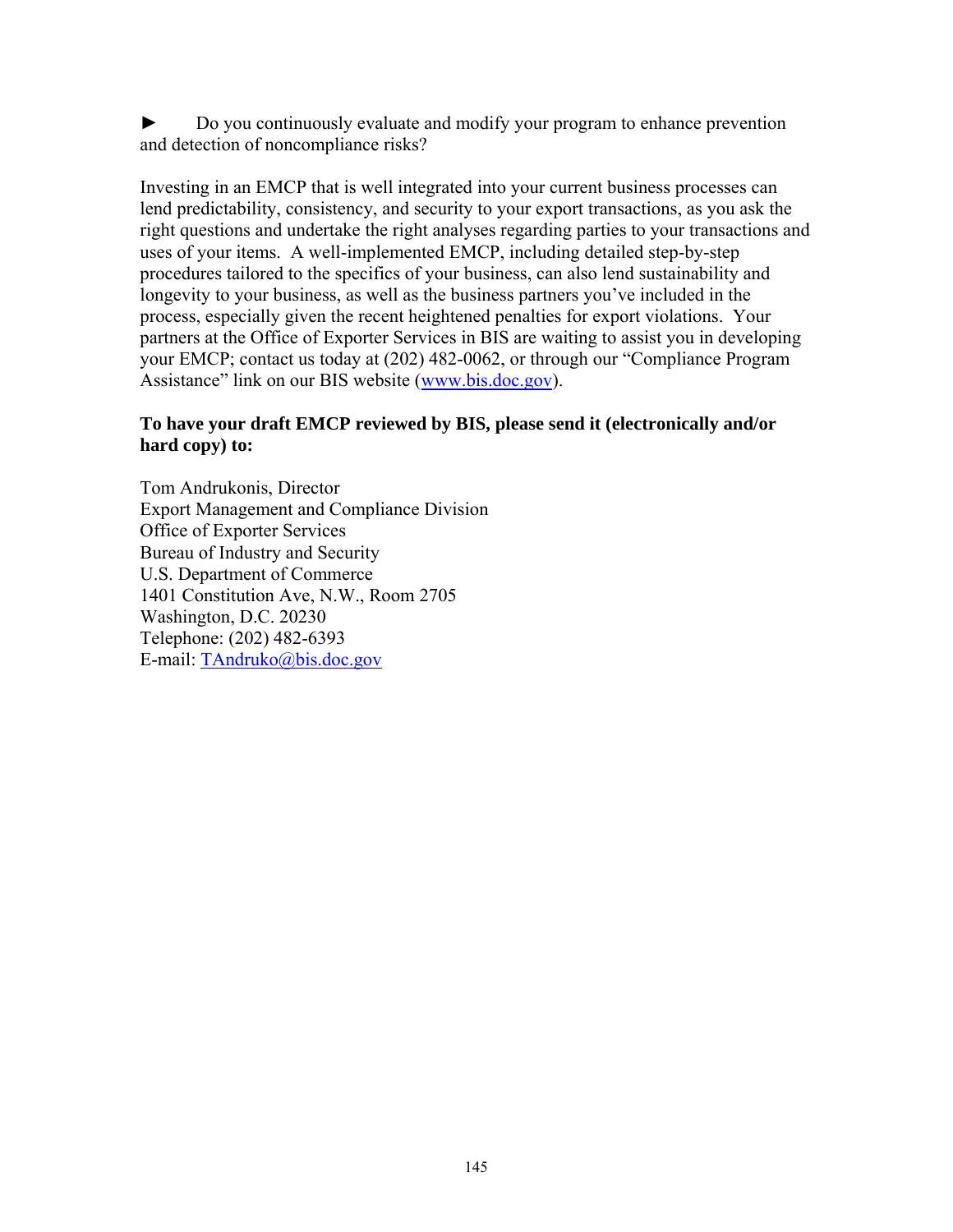► Do you continuously evaluate and modify your program to enhance prevention and detection of noncompliance risks?

Investing in an EMCP that is well integrated into your current business processes can lend predictability, consistency, and security to your export transactions, as you ask the right questions and undertake the right analyses regarding parties to your transactions and uses of your items. A well-implemented EMCP, including detailed step-by-step procedures tailored to the specifics of your business, can also lend sustainability and longevity to your business, as well as the business partners you've included in the process, especially given the recent heightened penalties for export violations. Your partners at the Office of Exporter Services in BIS are waiting to assist you in developing your EMCP; contact us today at (202) 482-0062, or through our "Compliance Program Assistance" link on our BIS website (www.bis.doc.gov).

**To have your draft EMCP reviewed by BIS, please send it (electronically and/or hard copy) to:**

Tom Andrukonis, Director
Export Management and Compliance Division
Office of Exporter Services
Bureau of Industry and Security
U.S. Department of Commerce
1401 Constitution Ave, N.W., Room 2705
Washington, D.C. 20230
Telephone: (202) 482-6393
E-mail: TAndruko@bis.doc.gov